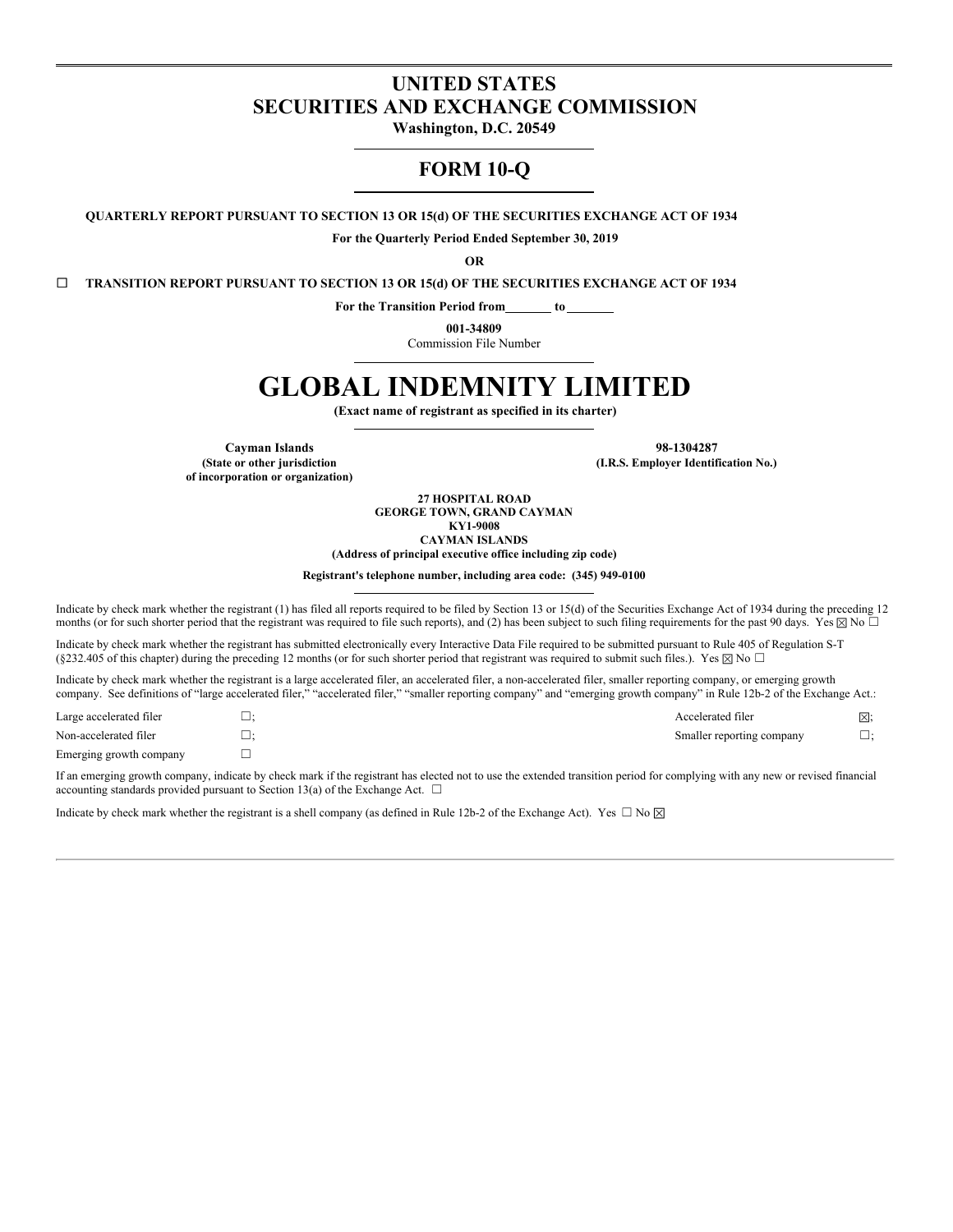# UNITED STATES
# SECURITIES AND EXCHANGE COMMISSION

**Washington, D.C. 20549**

## FORM 10-Q

**QUARTERLY REPORT PURSUANT TO SECTION 13 OR 15(d) OF THE SECURITIES EXCHANGE ACT OF 1934**

**For the Quarterly Period Ended September 30, 2019**

**OR**

☐ **TRANSITION REPORT PURSUANT TO SECTION 13 OR 15(d) OF THE SECURITIES EXCHANGE ACT OF 1934**

**For the Transition Period from\_\_\_\_\_\_\_ to\_\_\_\_\_\_\_**

**001-34809**
Commission File Number

# GLOBAL INDEMNITY LIMITED

**(Exact name of registrant as specified in its charter)**

| **Cayman Islands** | **98-1304287** |
|---|---|
| **(State or other jurisdiction of incorporation or organization)** | **(I.R.S. Employer Identification No.)** |

**27 HOSPITAL ROAD**
**GEORGE TOWN, GRAND CAYMAN**
**KY1-9008**
**CAYMAN ISLANDS**
**(Address of principal executive office including zip code)**

**Registrant's telephone number, including area code: (345) 949-0100**

Indicate by check mark whether the registrant (1) has filed all reports required to be filed by Section 13 or 15(d) of the Securities Exchange Act of 1934 during the preceding 12 months (or for such shorter period that the registrant was required to file such reports), and (2) has been subject to such filing requirements for the past 90 days. Yes ☒ No ☐

Indicate by check mark whether the registrant has submitted electronically every Interactive Data File required to be submitted pursuant to Rule 405 of Regulation S-T (§232.405 of this chapter) during the preceding 12 months (or for such shorter period that registrant was required to submit such files.). Yes ☒ No ☐

Indicate by check mark whether the registrant is a large accelerated filer, an accelerated filer, a non-accelerated filer, smaller reporting company, or emerging growth company. See definitions of "large accelerated filer," "accelerated filer," "smaller reporting company" and "emerging growth company" in Rule 12b-2 of the Exchange Act.:

| | | | |
|---|---|---|---|
| Large accelerated filer | ☐; | Accelerated filer | ☒; |
| Non-accelerated filer | ☐; | Smaller reporting company | ☐; |
| Emerging growth company | ☐ | | |

If an emerging growth company, indicate by check mark if the registrant has elected not to use the extended transition period for complying with any new or revised financial accounting standards provided pursuant to Section 13(a) of the Exchange Act. ☐

Indicate by check mark whether the registrant is a shell company (as defined in Rule 12b-2 of the Exchange Act). Yes ☐ No ☒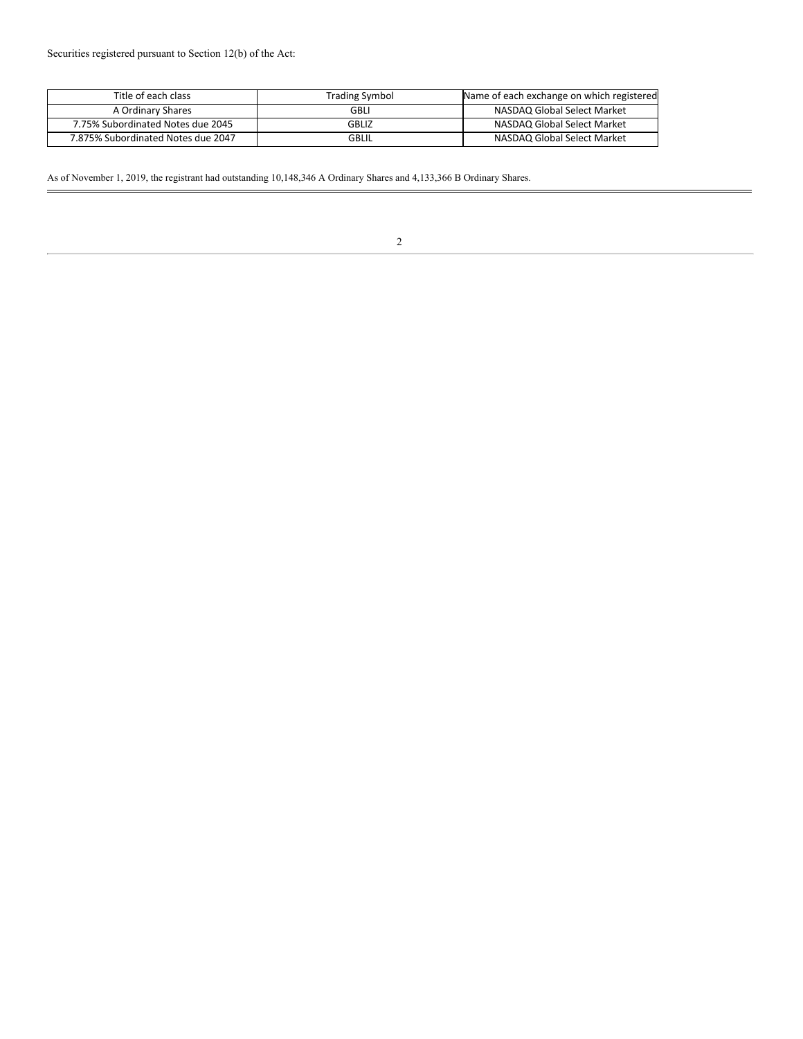Securities registered pursuant to Section 12(b) of the Act:

| Title of each class | Trading Symbol | Name of each exchange on which registered |
| --- | --- | --- |
| A Ordinary Shares | GBLI | NASDAQ Global Select Market |
| 7.75% Subordinated Notes due 2045 | GBLIZ | NASDAQ Global Select Market |
| 7.875% Subordinated Notes due 2047 | GBLIL | NASDAQ Global Select Market |

As of November 1, 2019, the registrant had outstanding 10,148,346 A Ordinary Shares and 4,133,366 B Ordinary Shares.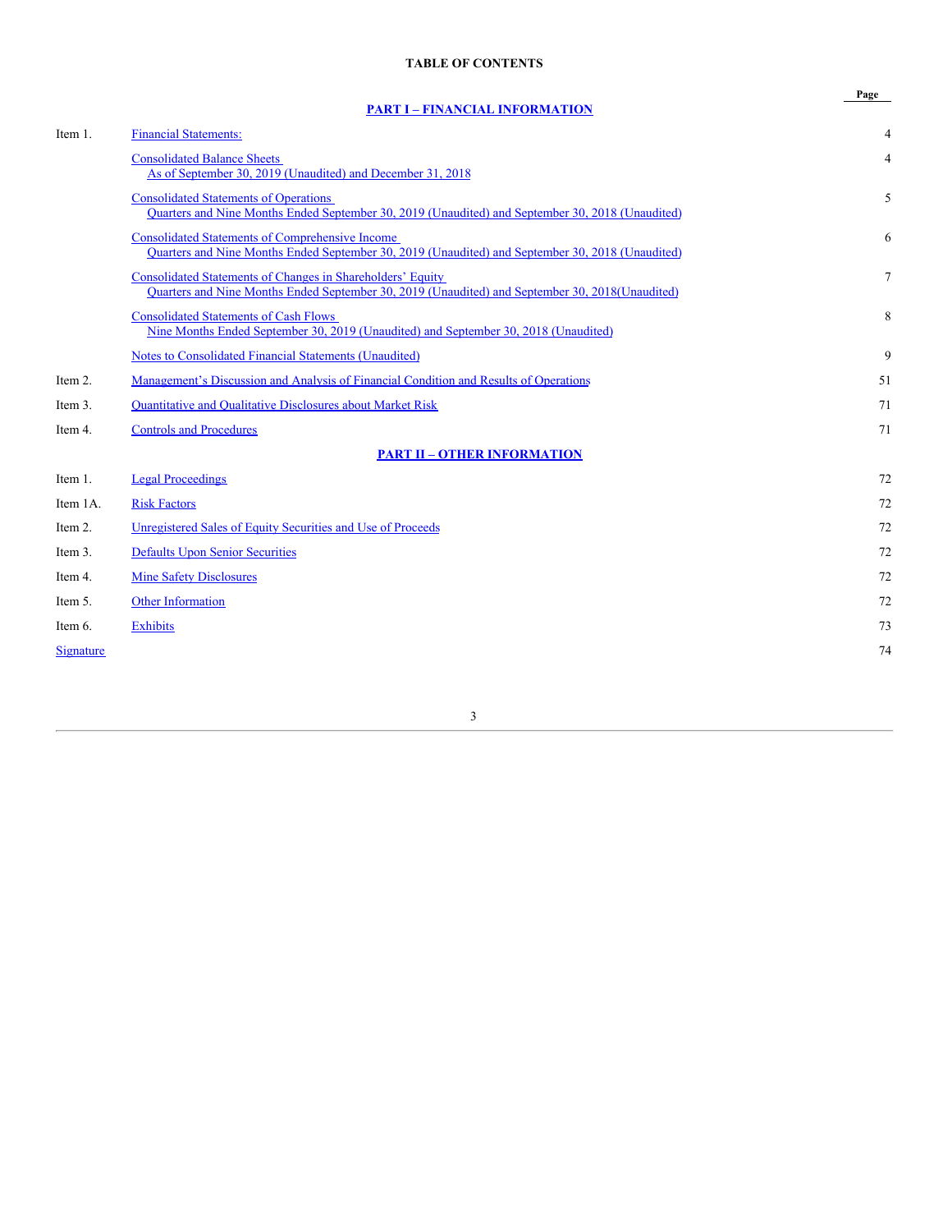# TABLE OF CONTENTS

| | | Page |
|---|---|---|
| | **PART I – FINANCIAL INFORMATION** | |
| Item 1. | Financial Statements: | 4 |
| | Consolidated Balance Sheets<br>As of September 30, 2019 (Unaudited) and December 31, 2018 | 4 |
| | Consolidated Statements of Operations<br>Quarters and Nine Months Ended September 30, 2019 (Unaudited) and September 30, 2018 (Unaudited) | 5 |
| | Consolidated Statements of Comprehensive Income<br>Quarters and Nine Months Ended September 30, 2019 (Unaudited) and September 30, 2018 (Unaudited) | 6 |
| | Consolidated Statements of Changes in Shareholders' Equity<br>Quarters and Nine Months Ended September 30, 2019 (Unaudited) and September 30, 2018(Unaudited) | 7 |
| | Consolidated Statements of Cash Flows<br>Nine Months Ended September 30, 2019 (Unaudited) and September 30, 2018 (Unaudited) | 8 |
| | Notes to Consolidated Financial Statements (Unaudited) | 9 |
| Item 2. | Management's Discussion and Analysis of Financial Condition and Results of Operations | 51 |
| Item 3. | Quantitative and Qualitative Disclosures about Market Risk | 71 |
| Item 4. | Controls and Procedures | 71 |
| | **PART II – OTHER INFORMATION** | |
| Item 1. | Legal Proceedings | 72 |
| Item 1A. | Risk Factors | 72 |
| Item 2. | Unregistered Sales of Equity Securities and Use of Proceeds | 72 |
| Item 3. | Defaults Upon Senior Securities | 72 |
| Item 4. | Mine Safety Disclosures | 72 |
| Item 5. | Other Information | 72 |
| Item 6. | Exhibits | 73 |
| Signature | | 74 |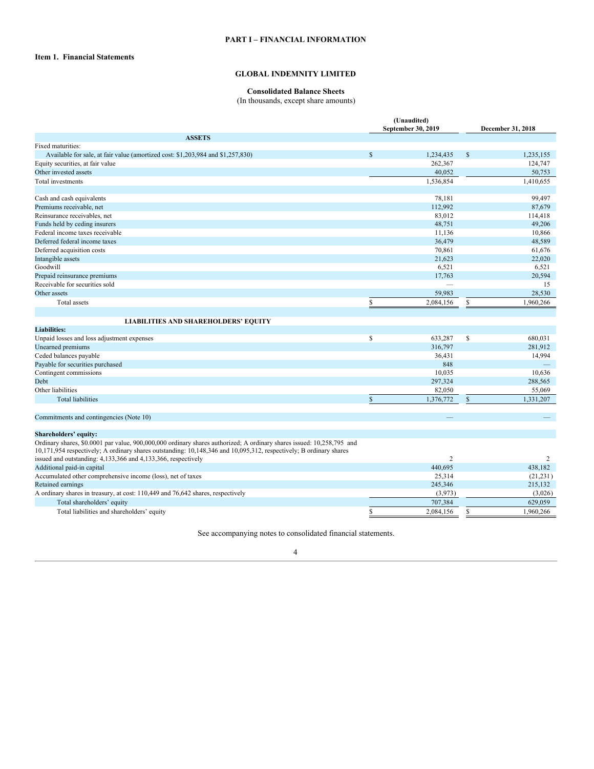# PART I – FINANCIAL INFORMATION

## Item 1. Financial Statements

### GLOBAL INDEMNITY LIMITED

**Consolidated Balance Sheets**
(In thousands, except share amounts)

| | (Unaudited) September 30, 2019 | December 31, 2018 |
|---|---|---|
| **ASSETS** | | |
| Fixed maturities: | | |
| Available for sale, at fair value (amortized cost: $1,203,984 and $1,257,830) | $ 1,234,435 | $ 1,235,155 |
| Equity securities, at fair value | 262,367 | 124,747 |
| Other invested assets | 40,052 | 50,753 |
| Total investments | 1,536,854 | 1,410,655 |
| | | |
| Cash and cash equivalents | 78,181 | 99,497 |
| Premiums receivable, net | 112,992 | 87,679 |
| Reinsurance receivables, net | 83,012 | 114,418 |
| Funds held by ceding insurers | 48,751 | 49,206 |
| Federal income taxes receivable | 11,136 | 10,866 |
| Deferred federal income taxes | 36,479 | 48,589 |
| Deferred acquisition costs | 70,861 | 61,676 |
| Intangible assets | 21,623 | 22,020 |
| Goodwill | 6,521 | 6,521 |
| Prepaid reinsurance premiums | 17,763 | 20,594 |
| Receivable for securities sold | — | 15 |
| Other assets | 59,983 | 28,530 |
| Total assets | $ 2,084,156 | $ 1,960,266 |
| | | |
| **LIABILITIES AND SHAREHOLDERS' EQUITY** | | |
| **Liabilities:** | | |
| Unpaid losses and loss adjustment expenses | $ 633,287 | $ 680,031 |
| Unearned premiums | 316,797 | 281,912 |
| Ceded balances payable | 36,431 | 14,994 |
| Payable for securities purchased | 848 | — |
| Contingent commissions | 10,035 | 10,636 |
| Debt | 297,324 | 288,565 |
| Other liabilities | 82,050 | 55,069 |
| Total liabilities | $ 1,376,772 | $ 1,331,207 |
| | | |
| Commitments and contingencies (Note 10) | — | — |
| | | |
| **Shareholders' equity:** | | |
| Ordinary shares, $0.0001 par value, 900,000,000 ordinary shares authorized; A ordinary shares issued: 10,258,795 and 10,171,954 respectively; A ordinary shares outstanding: 10,148,346 and 10,095,312, respectively; B ordinary shares issued and outstanding: 4,133,366 and 4,133,366, respectively | 2 | 2 |
| Additional paid-in capital | 440,695 | 438,182 |
| Accumulated other comprehensive income (loss), net of taxes | 25,314 | (21,231) |
| Retained earnings | 245,346 | 215,132 |
| A ordinary shares in treasury, at cost: 110,449 and 76,642 shares, respectively | (3,973) | (3,026) |
| Total shareholders' equity | 707,384 | 629,059 |
| Total liabilities and shareholders' equity | $ 2,084,156 | $ 1,960,266 |

See accompanying notes to consolidated financial statements.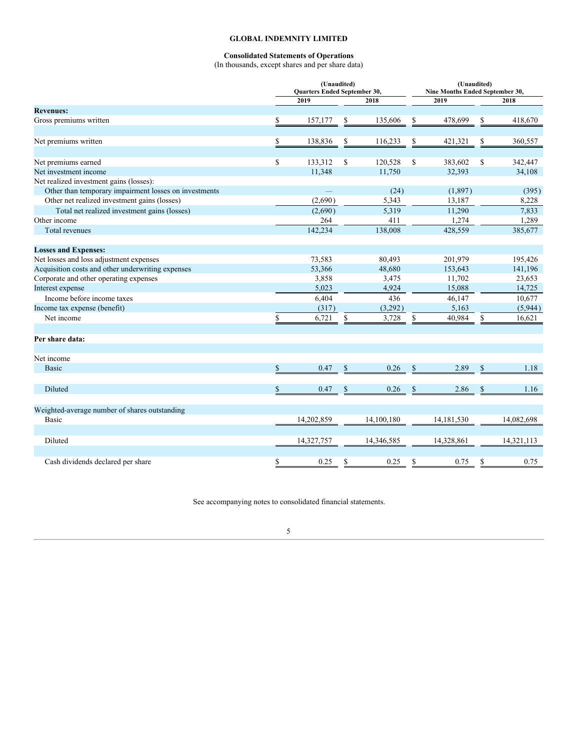**GLOBAL INDEMNITY LIMITED**

**Consolidated Statements of Operations**
(In thousands, except shares and per share data)

| | (Unaudited) Quarters Ended September 30, | | (Unaudited) Nine Months Ended September 30, | |
|---|---|---|---|---|
| | 2019 | 2018 | 2019 | 2018 |
| **Revenues:** | | | | |
| Gross premiums written | $ 157,177 | $ 135,606 | $ 478,699 | $ 418,670 |
| Net premiums written | $ 138,836 | $ 116,233 | $ 421,321 | $ 360,557 |
| Net premiums earned | $ 133,312 | $ 120,528 | $ 383,602 | $ 342,447 |
| Net investment income | 11,348 | 11,750 | 32,393 | 34,108 |
| Net realized investment gains (losses): | | | | |
| Other than temporary impairment losses on investments | — | (24) | (1,897) | (395) |
| Other net realized investment gains (losses) | (2,690) | 5,343 | 13,187 | 8,228 |
| Total net realized investment gains (losses) | (2,690) | 5,319 | 11,290 | 7,833 |
| Other income | 264 | 411 | 1,274 | 1,289 |
| Total revenues | 142,234 | 138,008 | 428,559 | 385,677 |
| **Losses and Expenses:** | | | | |
| Net losses and loss adjustment expenses | 73,583 | 80,493 | 201,979 | 195,426 |
| Acquisition costs and other underwriting expenses | 53,366 | 48,680 | 153,643 | 141,196 |
| Corporate and other operating expenses | 3,858 | 3,475 | 11,702 | 23,653 |
| Interest expense | 5,023 | 4,924 | 15,088 | 14,725 |
| Income before income taxes | 6,404 | 436 | 46,147 | 10,677 |
| Income tax expense (benefit) | (317) | (3,292) | 5,163 | (5,944) |
| Net income | $ 6,721 | $ 3,728 | $ 40,984 | $ 16,621 |
| **Per share data:** | | | | |
| Net income | | | | |
| Basic | $ 0.47 | $ 0.26 | $ 2.89 | $ 1.18 |
| Diluted | $ 0.47 | $ 0.26 | $ 2.86 | $ 1.16 |
| Weighted-average number of shares outstanding | | | | |
| Basic | 14,202,859 | 14,100,180 | 14,181,530 | 14,082,698 |
| Diluted | 14,327,757 | 14,346,585 | 14,328,861 | 14,321,113 |
| Cash dividends declared per share | $ 0.25 | $ 0.25 | $ 0.75 | $ 0.75 |

See accompanying notes to consolidated financial statements.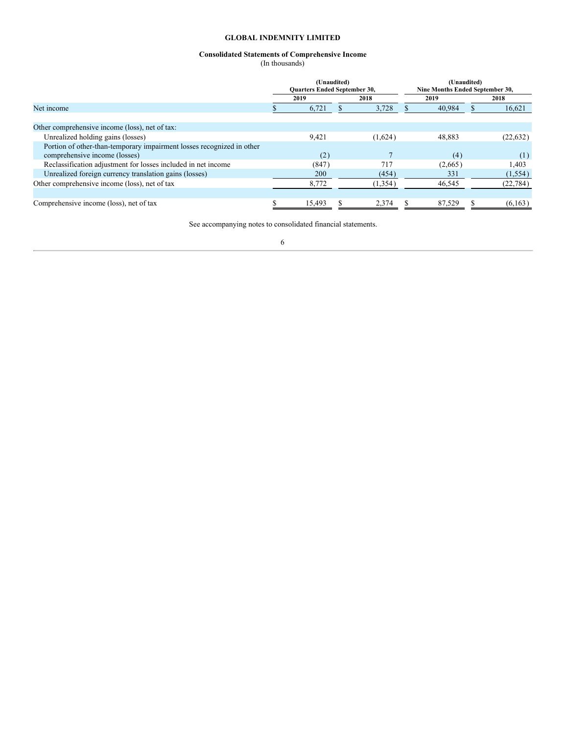**GLOBAL INDEMNITY LIMITED**

**Consolidated Statements of Comprehensive Income**
(In thousands)

| | (Unaudited) Quarters Ended September 30, | | (Unaudited) Nine Months Ended September 30, | |
|---|---|---|---|---|
| | 2019 | 2018 | 2019 | 2018 |
| Net income | $ 6,721 | $ 3,728 | $ 40,984 | $ 16,621 |
| | | | | |
| Other comprehensive income (loss), net of tax: | | | | |
| Unrealized holding gains (losses) | 9,421 | (1,624) | 48,883 | (22,632) |
| Portion of other-than-temporary impairment losses recognized in other comprehensive income (losses) | (2) | 7 | (4) | (1) |
| Reclassification adjustment for losses included in net income | (847) | 717 | (2,665) | 1,403 |
| Unrealized foreign currency translation gains (losses) | 200 | (454) | 331 | (1,554) |
| Other comprehensive income (loss), net of tax | 8,772 | (1,354) | 46,545 | (22,784) |
| | | | | |
| Comprehensive income (loss), net of tax | $ 15,493 | $ 2,374 | $ 87,529 | $ (6,163) |

See accompanying notes to consolidated financial statements.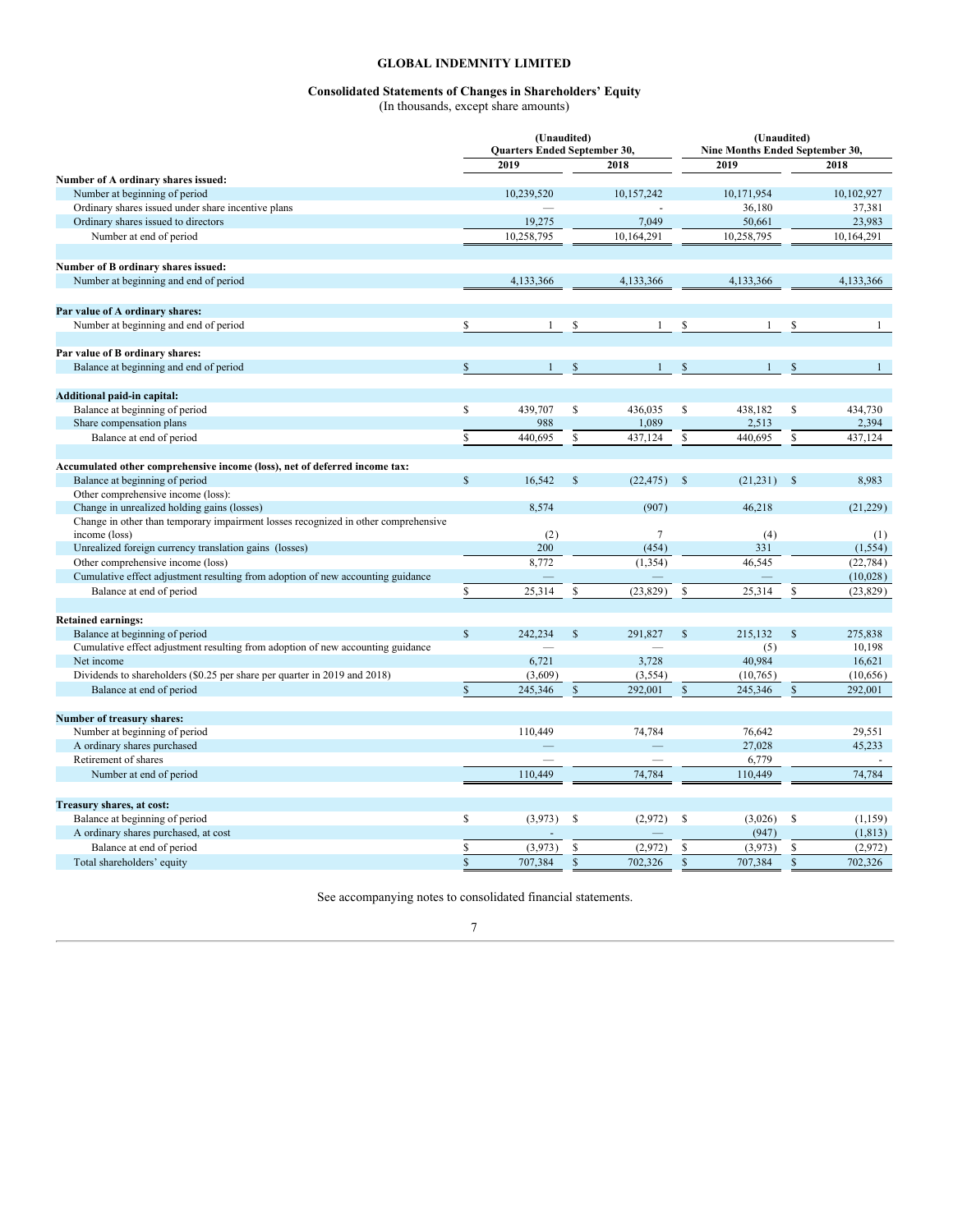# GLOBAL INDEMNITY LIMITED

## Consolidated Statements of Changes in Shareholders' Equity

(In thousands, except share amounts)

| | (Unaudited) Quarters Ended September 30, | | (Unaudited) Nine Months Ended September 30, | |
|---|---|---|---|---|
| | 2019 | 2018 | 2019 | 2018 |
| **Number of A ordinary shares issued:** | | | | |
| Number at beginning of period | 10,239,520 | 10,157,242 | 10,171,954 | 10,102,927 |
| Ordinary shares issued under share incentive plans | — | - | 36,180 | 37,381 |
| Ordinary shares issued to directors | 19,275 | 7,049 | 50,661 | 23,983 |
| Number at end of period | 10,258,795 | 10,164,291 | 10,258,795 | 10,164,291 |
| **Number of B ordinary shares issued:** | | | | |
| Number at beginning and end of period | 4,133,366 | 4,133,366 | 4,133,366 | 4,133,366 |
| **Par value of A ordinary shares:** | | | | |
| Number at beginning and end of period | $ 1 | $ 1 | $ 1 | $ 1 |
| **Par value of B ordinary shares:** | | | | |
| Balance at beginning and end of period | $ 1 | $ 1 | $ 1 | $ 1 |
| **Additional paid-in capital:** | | | | |
| Balance at beginning of period | $ 439,707 | $ 436,035 | $ 438,182 | $ 434,730 |
| Share compensation plans | 988 | 1,089 | 2,513 | 2,394 |
| Balance at end of period | $ 440,695 | $ 437,124 | $ 440,695 | $ 437,124 |
| **Accumulated other comprehensive income (loss), net of deferred income tax:** | | | | |
| Balance at beginning of period | $ 16,542 | $ (22,475) | $ (21,231) | $ 8,983 |
| Other comprehensive income (loss): | | | | |
| Change in unrealized holding gains (losses) | 8,574 | (907) | 46,218 | (21,229) |
| Change in other than temporary impairment losses recognized in other comprehensive income (loss) | (2) | 7 | (4) | (1) |
| Unrealized foreign currency translation gains (losses) | 200 | (454) | 331 | (1,554) |
| Other comprehensive income (loss) | 8,772 | (1,354) | 46,545 | (22,784) |
| Cumulative effect adjustment resulting from adoption of new accounting guidance | — | — | — | (10,028) |
| Balance at end of period | $ 25,314 | $ (23,829) | $ 25,314 | $ (23,829) |
| **Retained earnings:** | | | | |
| Balance at beginning of period | $ 242,234 | $ 291,827 | $ 215,132 | $ 275,838 |
| Cumulative effect adjustment resulting from adoption of new accounting guidance | — | — | (5) | 10,198 |
| Net income | 6,721 | 3,728 | 40,984 | 16,621 |
| Dividends to shareholders ($0.25 per share per quarter in 2019 and 2018) | (3,609) | (3,554) | (10,765) | (10,656) |
| Balance at end of period | $ 245,346 | $ 292,001 | $ 245,346 | $ 292,001 |
| **Number of treasury shares:** | | | | |
| Number at beginning of period | 110,449 | 74,784 | 76,642 | 29,551 |
| A ordinary shares purchased | — | — | 27,028 | 45,233 |
| Retirement of shares | — | — | 6,779 | - |
| Number at end of period | 110,449 | 74,784 | 110,449 | 74,784 |
| **Treasury shares, at cost:** | | | | |
| Balance at beginning of period | $ (3,973) | $ (2,972) | $ (3,026) | $ (1,159) |
| A ordinary shares purchased, at cost | - | — | (947) | (1,813) |
| Balance at end of period | $ (3,973) | $ (2,972) | $ (3,973) | $ (2,972) |
| Total shareholders' equity | $ 707,384 | $ 702,326 | $ 707,384 | $ 702,326 |

See accompanying notes to consolidated financial statements.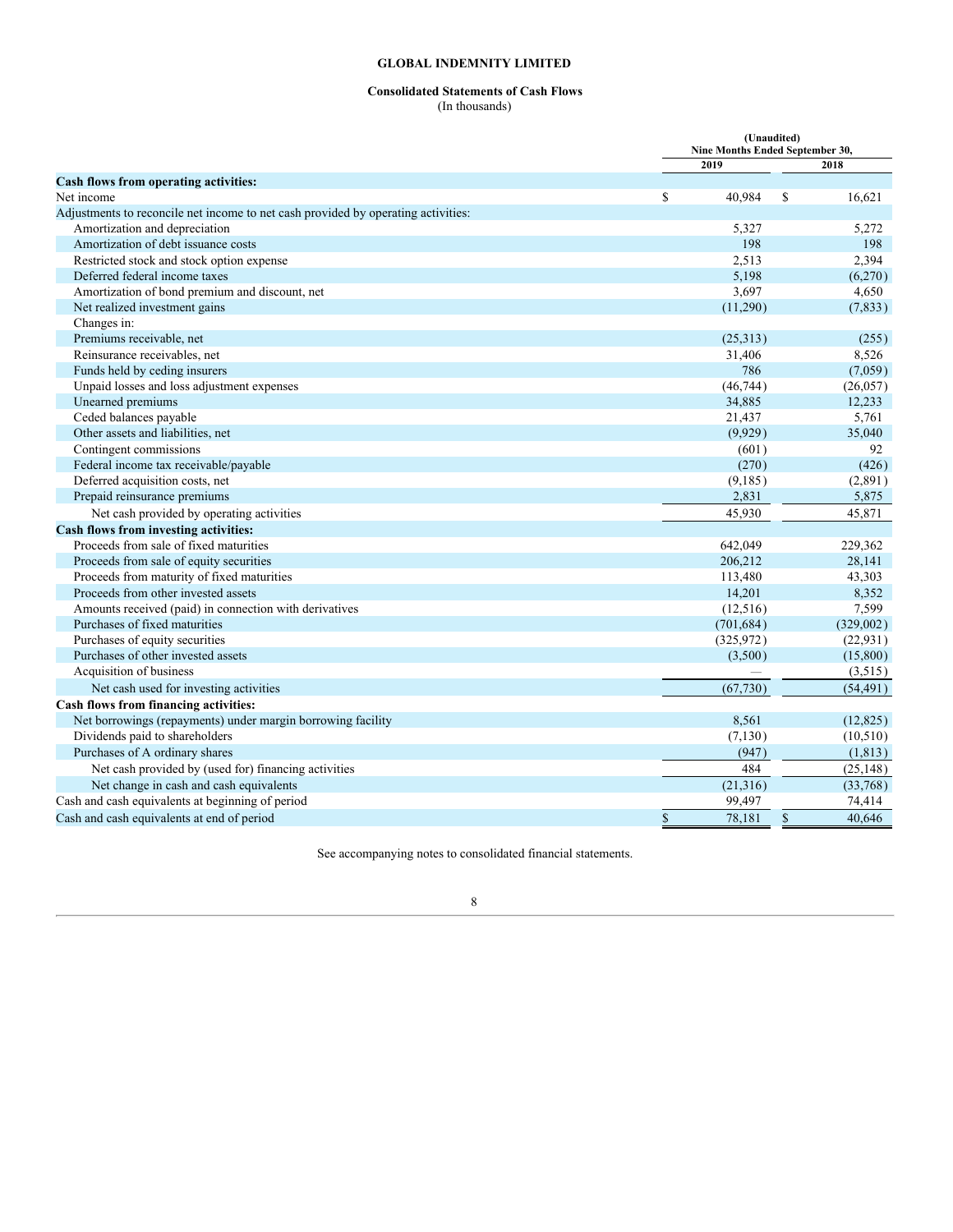**GLOBAL INDEMNITY LIMITED**

**Consolidated Statements of Cash Flows**
(In thousands)

| | (Unaudited) Nine Months Ended September 30, | |
|---|---|---|
| | 2019 | 2018 |
| **Cash flows from operating activities:** | | |
| Net income | $ 40,984 | $ 16,621 |
| Adjustments to reconcile net income to net cash provided by operating activities: | | |
| Amortization and depreciation | 5,327 | 5,272 |
| Amortization of debt issuance costs | 198 | 198 |
| Restricted stock and stock option expense | 2,513 | 2,394 |
| Deferred federal income taxes | 5,198 | (6,270) |
| Amortization of bond premium and discount, net | 3,697 | 4,650 |
| Net realized investment gains | (11,290) | (7,833) |
| Changes in: | | |
| Premiums receivable, net | (25,313) | (255) |
| Reinsurance receivables, net | 31,406 | 8,526 |
| Funds held by ceding insurers | 786 | (7,059) |
| Unpaid losses and loss adjustment expenses | (46,744) | (26,057) |
| Unearned premiums | 34,885 | 12,233 |
| Ceded balances payable | 21,437 | 5,761 |
| Other assets and liabilities, net | (9,929) | 35,040 |
| Contingent commissions | (601) | 92 |
| Federal income tax receivable/payable | (270) | (426) |
| Deferred acquisition costs, net | (9,185) | (2,891) |
| Prepaid reinsurance premiums | 2,831 | 5,875 |
| Net cash provided by operating activities | 45,930 | 45,871 |
| **Cash flows from investing activities:** | | |
| Proceeds from sale of fixed maturities | 642,049 | 229,362 |
| Proceeds from sale of equity securities | 206,212 | 28,141 |
| Proceeds from maturity of fixed maturities | 113,480 | 43,303 |
| Proceeds from other invested assets | 14,201 | 8,352 |
| Amounts received (paid) in connection with derivatives | (12,516) | 7,599 |
| Purchases of fixed maturities | (701,684) | (329,002) |
| Purchases of equity securities | (325,972) | (22,931) |
| Purchases of other invested assets | (3,500) | (15,800) |
| Acquisition of business | — | (3,515) |
| Net cash used for investing activities | (67,730) | (54,491) |
| **Cash flows from financing activities:** | | |
| Net borrowings (repayments) under margin borrowing facility | 8,561 | (12,825) |
| Dividends paid to shareholders | (7,130) | (10,510) |
| Purchases of A ordinary shares | (947) | (1,813) |
| Net cash provided by (used for) financing activities | 484 | (25,148) |
| Net change in cash and cash equivalents | (21,316) | (33,768) |
| Cash and cash equivalents at beginning of period | 99,497 | 74,414 |
| Cash and cash equivalents at end of period | $ 78,181 | $ 40,646 |

See accompanying notes to consolidated financial statements.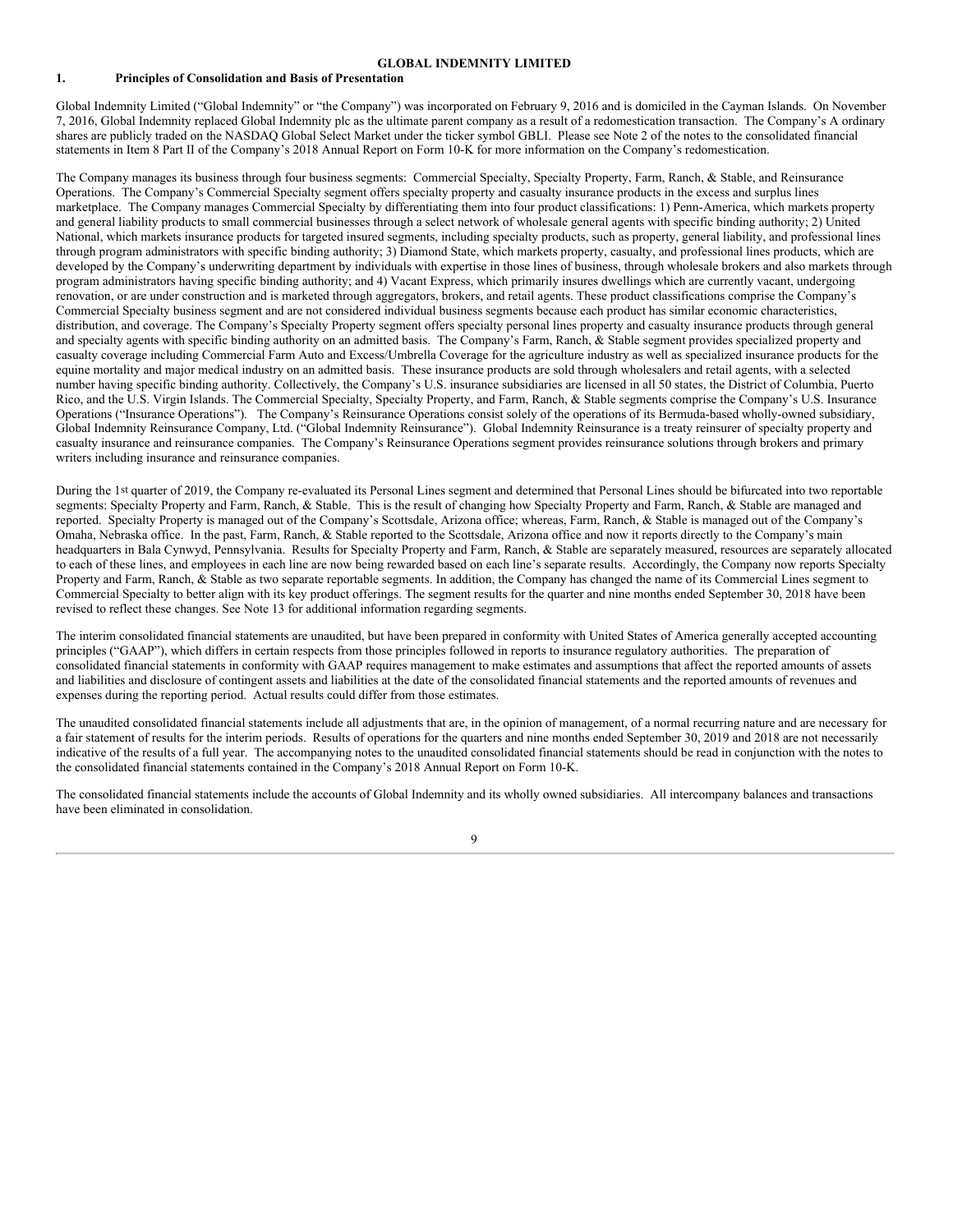**GLOBAL INDEMNITY LIMITED**

## 1. Principles of Consolidation and Basis of Presentation

Global Indemnity Limited ("Global Indemnity" or "the Company") was incorporated on February 9, 2016 and is domiciled in the Cayman Islands. On November 7, 2016, Global Indemnity replaced Global Indemnity plc as the ultimate parent company as a result of a redomestication transaction. The Company's A ordinary shares are publicly traded on the NASDAQ Global Select Market under the ticker symbol GBLI. Please see Note 2 of the notes to the consolidated financial statements in Item 8 Part II of the Company's 2018 Annual Report on Form 10-K for more information on the Company's redomestication.

The Company manages its business through four business segments: Commercial Specialty, Specialty Property, Farm, Ranch, & Stable, and Reinsurance Operations. The Company's Commercial Specialty segment offers specialty property and casualty insurance products in the excess and surplus lines marketplace. The Company manages Commercial Specialty by differentiating them into four product classifications: 1) Penn-America, which markets property and general liability products to small commercial businesses through a select network of wholesale general agents with specific binding authority; 2) United National, which markets insurance products for targeted insured segments, including specialty products, such as property, general liability, and professional lines through program administrators with specific binding authority; 3) Diamond State, which markets property, casualty, and professional lines products, which are developed by the Company's underwriting department by individuals with expertise in those lines of business, through wholesale brokers and also markets through program administrators having specific binding authority; and 4) Vacant Express, which primarily insures dwellings which are currently vacant, undergoing renovation, or are under construction and is marketed through aggregators, brokers, and retail agents. These product classifications comprise the Company's Commercial Specialty business segment and are not considered individual business segments because each product has similar economic characteristics, distribution, and coverage. The Company's Specialty Property segment offers specialty personal lines property and casualty insurance products through general and specialty agents with specific binding authority on an admitted basis. The Company's Farm, Ranch, & Stable segment provides specialized property and casualty coverage including Commercial Farm Auto and Excess/Umbrella Coverage for the agriculture industry as well as specialized insurance products for the equine mortality and major medical industry on an admitted basis. These insurance products are sold through wholesalers and retail agents, with a selected number having specific binding authority. Collectively, the Company's U.S. insurance subsidiaries are licensed in all 50 states, the District of Columbia, Puerto Rico, and the U.S. Virgin Islands. The Commercial Specialty, Specialty Property, and Farm, Ranch, & Stable segments comprise the Company's U.S. Insurance Operations ("Insurance Operations"). The Company's Reinsurance Operations consist solely of the operations of its Bermuda-based wholly-owned subsidiary, Global Indemnity Reinsurance Company, Ltd. ("Global Indemnity Reinsurance"). Global Indemnity Reinsurance is a treaty reinsurer of specialty property and casualty insurance and reinsurance companies. The Company's Reinsurance Operations segment provides reinsurance solutions through brokers and primary writers including insurance and reinsurance companies.

During the 1st quarter of 2019, the Company re-evaluated its Personal Lines segment and determined that Personal Lines should be bifurcated into two reportable segments: Specialty Property and Farm, Ranch, & Stable. This is the result of changing how Specialty Property and Farm, Ranch, & Stable are managed and reported. Specialty Property is managed out of the Company's Scottsdale, Arizona office; whereas, Farm, Ranch, & Stable is managed out of the Company's Omaha, Nebraska office. In the past, Farm, Ranch, & Stable reported to the Scottsdale, Arizona office and now it reports directly to the Company's main headquarters in Bala Cynwyd, Pennsylvania. Results for Specialty Property and Farm, Ranch, & Stable are separately measured, resources are separately allocated to each of these lines, and employees in each line are now being rewarded based on each line's separate results. Accordingly, the Company now reports Specialty Property and Farm, Ranch, & Stable as two separate reportable segments. In addition, the Company has changed the name of its Commercial Lines segment to Commercial Specialty to better align with its key product offerings. The segment results for the quarter and nine months ended September 30, 2018 have been revised to reflect these changes. See Note 13 for additional information regarding segments.

The interim consolidated financial statements are unaudited, but have been prepared in conformity with United States of America generally accepted accounting principles ("GAAP"), which differs in certain respects from those principles followed in reports to insurance regulatory authorities. The preparation of consolidated financial statements in conformity with GAAP requires management to make estimates and assumptions that affect the reported amounts of assets and liabilities and disclosure of contingent assets and liabilities at the date of the consolidated financial statements and the reported amounts of revenues and expenses during the reporting period. Actual results could differ from those estimates.

The unaudited consolidated financial statements include all adjustments that are, in the opinion of management, of a normal recurring nature and are necessary for a fair statement of results for the interim periods. Results of operations for the quarters and nine months ended September 30, 2019 and 2018 are not necessarily indicative of the results of a full year. The accompanying notes to the unaudited consolidated financial statements should be read in conjunction with the notes to the consolidated financial statements contained in the Company's 2018 Annual Report on Form 10-K.

The consolidated financial statements include the accounts of Global Indemnity and its wholly owned subsidiaries. All intercompany balances and transactions have been eliminated in consolidation.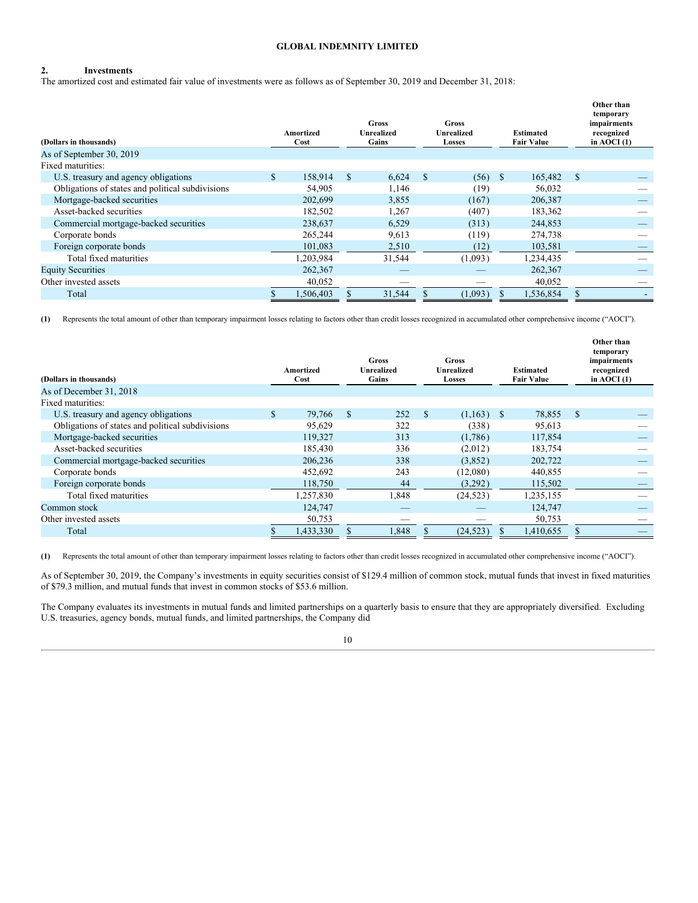## 2. Investments

The amortized cost and estimated fair value of investments were as follows as of September 30, 2019 and December 31, 2018:

| (Dollars in thousands) | Amortized Cost | Gross Unrealized Gains | Gross Unrealized Losses | Estimated Fair Value | Other than temporary impairments recognized in AOCI (1) |
|---|---|---|---|---|---|
| As of September 30, 2019 | | | | | |
| Fixed maturities: | | | | | |
| U.S. treasury and agency obligations | $ 158,914 | $ 6,624 | $ (56) | $ 165,482 | $ — |
| Obligations of states and political subdivisions | 54,905 | 1,146 | (19) | 56,032 | — |
| Mortgage-backed securities | 202,699 | 3,855 | (167) | 206,387 | — |
| Asset-backed securities | 182,502 | 1,267 | (407) | 183,362 | — |
| Commercial mortgage-backed securities | 238,637 | 6,529 | (313) | 244,853 | — |
| Corporate bonds | 265,244 | 9,613 | (119) | 274,738 | — |
| Foreign corporate bonds | 101,083 | 2,510 | (12) | 103,581 | — |
| Total fixed maturities | 1,203,984 | 31,544 | (1,093) | 1,234,435 | — |
| Equity Securities | 262,367 | — | — | 262,367 | — |
| Other invested assets | 40,052 | — | — | 40,052 | — |
| Total | $ 1,506,403 | $ 31,544 | $ (1,093) | $ 1,536,854 | $ - |

**(1)** Represents the total amount of other than temporary impairment losses relating to factors other than credit losses recognized in accumulated other comprehensive income ("AOCI").

| (Dollars in thousands) | Amortized Cost | Gross Unrealized Gains | Gross Unrealized Losses | Estimated Fair Value | Other than temporary impairments recognized in AOCI (1) |
|---|---|---|---|---|---|
| As of December 31, 2018 | | | | | |
| Fixed maturities: | | | | | |
| U.S. treasury and agency obligations | $ 79,766 | $ 252 | $ (1,163) | $ 78,855 | $ — |
| Obligations of states and political subdivisions | 95,629 | 322 | (338) | 95,613 | — |
| Mortgage-backed securities | 119,327 | 313 | (1,786) | 117,854 | — |
| Asset-backed securities | 185,430 | 336 | (2,012) | 183,754 | — |
| Commercial mortgage-backed securities | 206,236 | 338 | (3,852) | 202,722 | — |
| Corporate bonds | 452,692 | 243 | (12,080) | 440,855 | — |
| Foreign corporate bonds | 118,750 | 44 | (3,292) | 115,502 | — |
| Total fixed maturities | 1,257,830 | 1,848 | (24,523) | 1,235,155 | — |
| Common stock | 124,747 | — | — | 124,747 | — |
| Other invested assets | 50,753 | — | — | 50,753 | — |
| Total | $ 1,433,330 | $ 1,848 | $ (24,523) | $ 1,410,655 | $ — |

**(1)** Represents the total amount of other than temporary impairment losses relating to factors other than credit losses recognized in accumulated other comprehensive income ("AOCI").

As of September 30, 2019, the Company's investments in equity securities consist of $129.4 million of common stock, mutual funds that invest in fixed maturities of $79.3 million, and mutual funds that invest in common stocks of $53.6 million.

The Company evaluates its investments in mutual funds and limited partnerships on a quarterly basis to ensure that they are appropriately diversified. Excluding U.S. treasuries, agency bonds, mutual funds, and limited partnerships, the Company did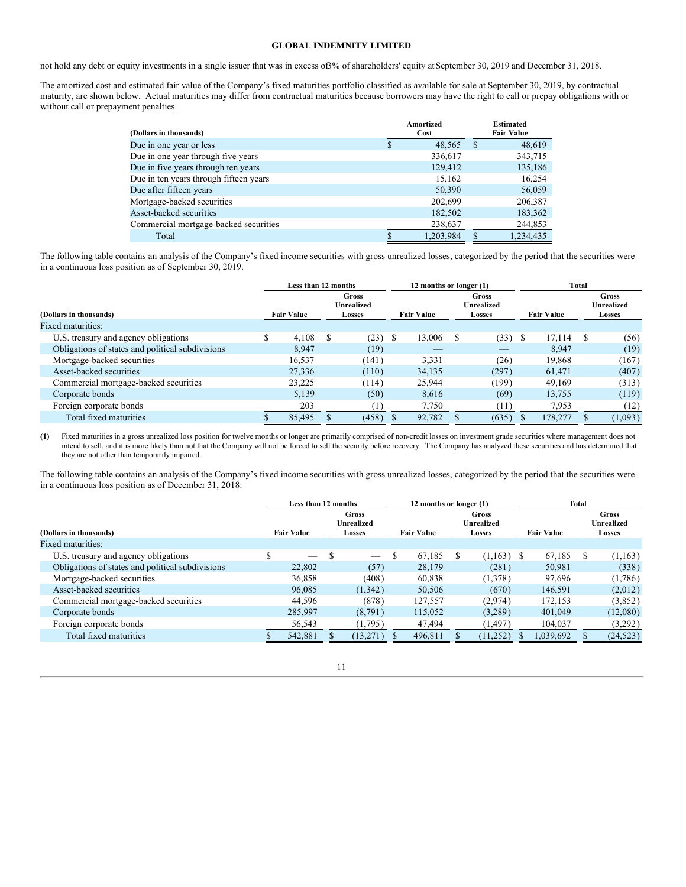not hold any debt or equity investments in a single issuer that was in excess of 3% of shareholders' equity at September 30, 2019 and December 31, 2018.

The amortized cost and estimated fair value of the Company's fixed maturities portfolio classified as available for sale at September 30, 2019, by contractual maturity, are shown below. Actual maturities may differ from contractual maturities because borrowers may have the right to call or prepay obligations with or without call or prepayment penalties.

| (Dollars in thousands) | Amortized Cost | Estimated Fair Value |
|---|---|---|
| Due in one year or less | $ 48,565 | $ 48,619 |
| Due in one year through five years | 336,617 | 343,715 |
| Due in five years through ten years | 129,412 | 135,186 |
| Due in ten years through fifteen years | 15,162 | 16,254 |
| Due after fifteen years | 50,390 | 56,059 |
| Mortgage-backed securities | 202,699 | 206,387 |
| Asset-backed securities | 182,502 | 183,362 |
| Commercial mortgage-backed securities | 238,637 | 244,853 |
| Total | $ 1,203,984 | $ 1,234,435 |

The following table contains an analysis of the Company's fixed income securities with gross unrealized losses, categorized by the period that the securities were in a continuous loss position as of September 30, 2019.

| | Less than 12 months | | 12 months or longer (1) | | Total | |
|---|---|---|---|---|---|---|
| (Dollars in thousands) | Fair Value | Gross Unrealized Losses | Fair Value | Gross Unrealized Losses | Fair Value | Gross Unrealized Losses |
| Fixed maturities: | | | | | | |
| U.S. treasury and agency obligations | $ 4,108 | $ (23) | $ 13,006 | $ (33) | $ 17,114 | $ (56) |
| Obligations of states and political subdivisions | 8,947 | (19) | — | — | 8,947 | (19) |
| Mortgage-backed securities | 16,537 | (141) | 3,331 | (26) | 19,868 | (167) |
| Asset-backed securities | 27,336 | (110) | 34,135 | (297) | 61,471 | (407) |
| Commercial mortgage-backed securities | 23,225 | (114) | 25,944 | (199) | 49,169 | (313) |
| Corporate bonds | 5,139 | (50) | 8,616 | (69) | 13,755 | (119) |
| Foreign corporate bonds | 203 | (1) | 7,750 | (11) | 7,953 | (12) |
| Total fixed maturities | $ 85,495 | $ (458) | $ 92,782 | $ (635) | $ 178,277 | $ (1,093) |

(1) Fixed maturities in a gross unrealized loss position for twelve months or longer are primarily comprised of non-credit losses on investment grade securities where management does not intend to sell, and it is more likely than not that the Company will not be forced to sell the security before recovery. The Company has analyzed these securities and has determined that they are not other than temporarily impaired.

The following table contains an analysis of the Company's fixed income securities with gross unrealized losses, categorized by the period that the securities were in a continuous loss position as of December 31, 2018:

| | Less than 12 months | | 12 months or longer (1) | | Total | |
|---|---|---|---|---|---|---|
| (Dollars in thousands) | Fair Value | Gross Unrealized Losses | Fair Value | Gross Unrealized Losses | Fair Value | Gross Unrealized Losses |
| Fixed maturities: | | | | | | |
| U.S. treasury and agency obligations | $ — | $ — | $ 67,185 | $ (1,163) | $ 67,185 | $ (1,163) |
| Obligations of states and political subdivisions | 22,802 | (57) | 28,179 | (281) | 50,981 | (338) |
| Mortgage-backed securities | 36,858 | (408) | 60,838 | (1,378) | 97,696 | (1,786) |
| Asset-backed securities | 96,085 | (1,342) | 50,506 | (670) | 146,591 | (2,012) |
| Commercial mortgage-backed securities | 44,596 | (878) | 127,557 | (2,974) | 172,153 | (3,852) |
| Corporate bonds | 285,997 | (8,791) | 115,052 | (3,289) | 401,049 | (12,080) |
| Foreign corporate bonds | 56,543 | (1,795) | 47,494 | (1,497) | 104,037 | (3,292) |
| Total fixed maturities | $ 542,881 | $ (13,271) | $ 496,811 | $ (11,252) | $ 1,039,692 | $ (24,523) |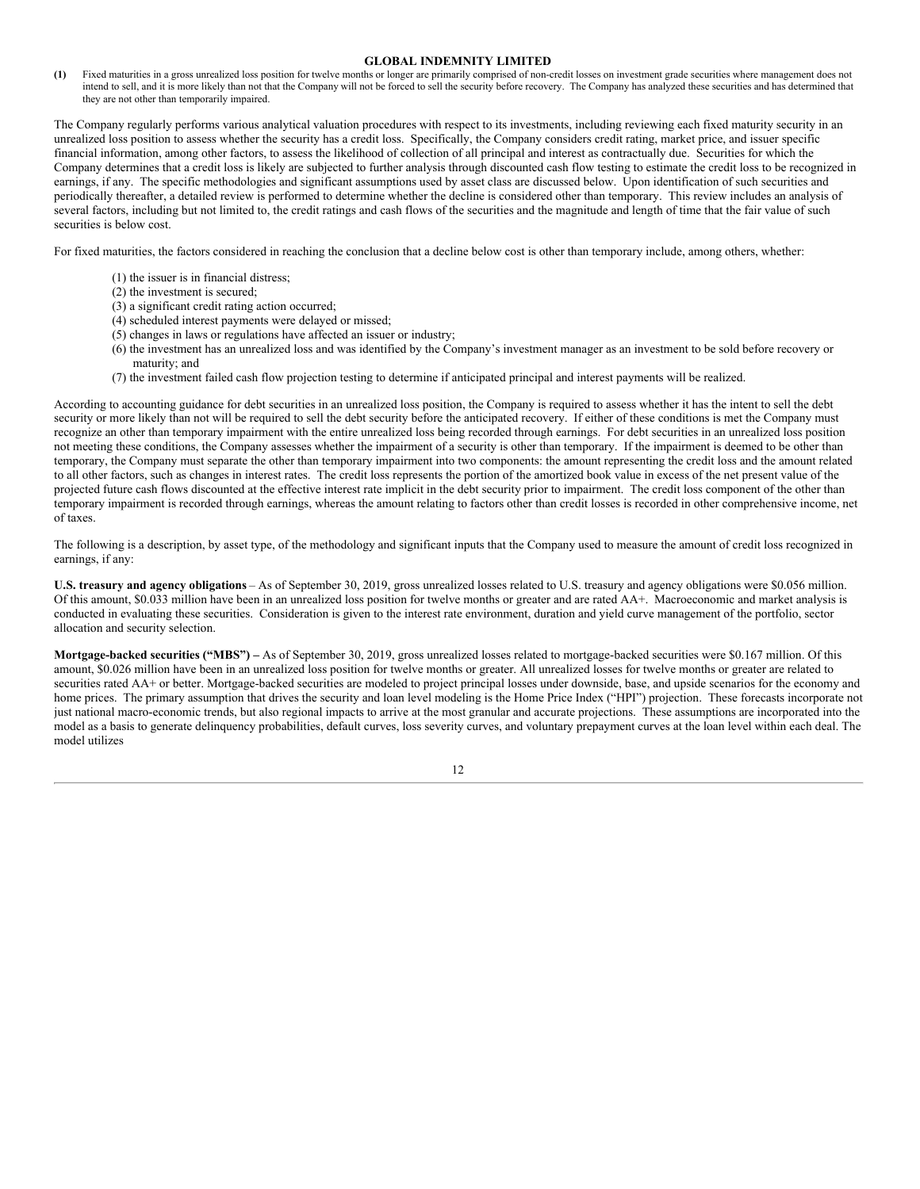**(1)** Fixed maturities in a gross unrealized loss position for twelve months or longer are primarily comprised of non-credit losses on investment grade securities where management does not intend to sell, and it is more likely than not that the Company will not be forced to sell the security before recovery. The Company has analyzed these securities and has determined that they are not other than temporarily impaired.

The Company regularly performs various analytical valuation procedures with respect to its investments, including reviewing each fixed maturity security in an unrealized loss position to assess whether the security has a credit loss. Specifically, the Company considers credit rating, market price, and issuer specific financial information, among other factors, to assess the likelihood of collection of all principal and interest as contractually due. Securities for which the Company determines that a credit loss is likely are subjected to further analysis through discounted cash flow testing to estimate the credit loss to be recognized in earnings, if any. The specific methodologies and significant assumptions used by asset class are discussed below. Upon identification of such securities and periodically thereafter, a detailed review is performed to determine whether the decline is considered other than temporary. This review includes an analysis of several factors, including but not limited to, the credit ratings and cash flows of the securities and the magnitude and length of time that the fair value of such securities is below cost.

For fixed maturities, the factors considered in reaching the conclusion that a decline below cost is other than temporary include, among others, whether:

(1) the issuer is in financial distress;
(2) the investment is secured;
(3) a significant credit rating action occurred;
(4) scheduled interest payments were delayed or missed;
(5) changes in laws or regulations have affected an issuer or industry;
(6) the investment has an unrealized loss and was identified by the Company's investment manager as an investment to be sold before recovery or maturity; and
(7) the investment failed cash flow projection testing to determine if anticipated principal and interest payments will be realized.

According to accounting guidance for debt securities in an unrealized loss position, the Company is required to assess whether it has the intent to sell the debt security or more likely than not will be required to sell the debt security before the anticipated recovery. If either of these conditions is met the Company must recognize an other than temporary impairment with the entire unrealized loss being recorded through earnings. For debt securities in an unrealized loss position not meeting these conditions, the Company assesses whether the impairment of a security is other than temporary. If the impairment is deemed to be other than temporary, the Company must separate the other than temporary impairment into two components: the amount representing the credit loss and the amount related to all other factors, such as changes in interest rates. The credit loss represents the portion of the amortized book value in excess of the net present value of the projected future cash flows discounted at the effective interest rate implicit in the debt security prior to impairment. The credit loss component of the other than temporary impairment is recorded through earnings, whereas the amount relating to factors other than credit losses is recorded in other comprehensive income, net of taxes.

The following is a description, by asset type, of the methodology and significant inputs that the Company used to measure the amount of credit loss recognized in earnings, if any:

**U.S. treasury and agency obligations** – As of September 30, 2019, gross unrealized losses related to U.S. treasury and agency obligations were $0.056 million. Of this amount, $0.033 million have been in an unrealized loss position for twelve months or greater and are rated AA+. Macroeconomic and market analysis is conducted in evaluating these securities. Consideration is given to the interest rate environment, duration and yield curve management of the portfolio, sector allocation and security selection.

**Mortgage-backed securities ("MBS")** – As of September 30, 2019, gross unrealized losses related to mortgage-backed securities were $0.167 million. Of this amount, $0.026 million have been in an unrealized loss position for twelve months or greater. All unrealized losses for twelve months or greater are related to securities rated AA+ or better. Mortgage-backed securities are modeled to project principal losses under downside, base, and upside scenarios for the economy and home prices. The primary assumption that drives the security and loan level modeling is the Home Price Index ("HPI") projection. These forecasts incorporate not just national macro-economic trends, but also regional impacts to arrive at the most granular and accurate projections. These assumptions are incorporated into the model as a basis to generate delinquency probabilities, default curves, loss severity curves, and voluntary prepayment curves at the loan level within each deal. The model utilizes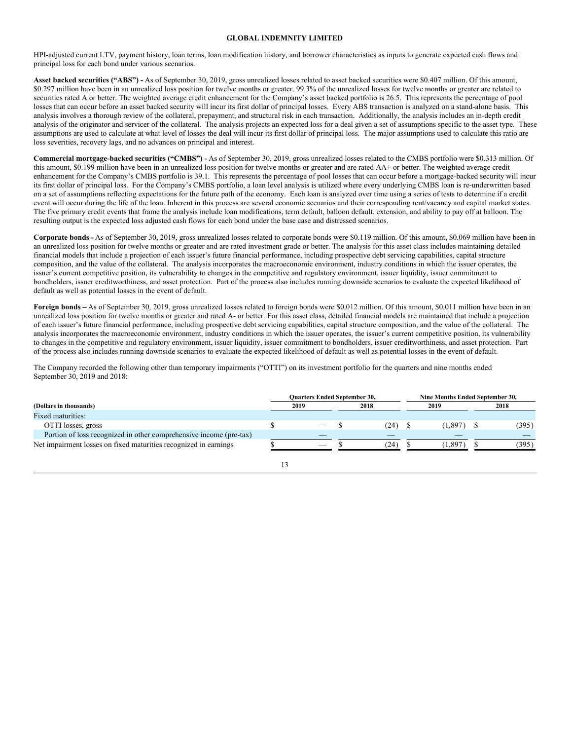HPI-adjusted current LTV, payment history, loan terms, loan modification history, and borrower characteristics as inputs to generate expected cash flows and principal loss for each bond under various scenarios.

**Asset backed securities ("ABS") -** As of September 30, 2019, gross unrealized losses related to asset backed securities were $0.407 million. Of this amount, $0.297 million have been in an unrealized loss position for twelve months or greater. 99.3% of the unrealized losses for twelve months or greater are related to securities rated A or better. The weighted average credit enhancement for the Company's asset backed portfolio is 26.5. This represents the percentage of pool losses that can occur before an asset backed security will incur its first dollar of principal losses. Every ABS transaction is analyzed on a stand-alone basis. This analysis involves a thorough review of the collateral, prepayment, and structural risk in each transaction. Additionally, the analysis includes an in-depth credit analysis of the originator and servicer of the collateral. The analysis projects an expected loss for a deal given a set of assumptions specific to the asset type. These assumptions are used to calculate at what level of losses the deal will incur its first dollar of principal loss. The major assumptions used to calculate this ratio are loss severities, recovery lags, and no advances on principal and interest.

**Commercial mortgage-backed securities ("CMBS") -** As of September 30, 2019, gross unrealized losses related to the CMBS portfolio were $0.313 million. Of this amount, $0.199 million have been in an unrealized loss position for twelve months or greater and are rated AA+ or better. The weighted average credit enhancement for the Company's CMBS portfolio is 39.1. This represents the percentage of pool losses that can occur before a mortgage-backed security will incur its first dollar of principal loss. For the Company's CMBS portfolio, a loan level analysis is utilized where every underlying CMBS loan is re-underwritten based on a set of assumptions reflecting expectations for the future path of the economy. Each loan is analyzed over time using a series of tests to determine if a credit event will occur during the life of the loan. Inherent in this process are several economic scenarios and their corresponding rent/vacancy and capital market states. The five primary credit events that frame the analysis include loan modifications, term default, balloon default, extension, and ability to pay off at balloon. The resulting output is the expected loss adjusted cash flows for each bond under the base case and distressed scenarios.

**Corporate bonds -** As of September 30, 2019, gross unrealized losses related to corporate bonds were $0.119 million. Of this amount, $0.069 million have been in an unrealized loss position for twelve months or greater and are rated investment grade or better. The analysis for this asset class includes maintaining detailed financial models that include a projection of each issuer's future financial performance, including prospective debt servicing capabilities, capital structure composition, and the value of the collateral. The analysis incorporates the macroeconomic environment, industry conditions in which the issuer operates, the issuer's current competitive position, its vulnerability to changes in the competitive and regulatory environment, issuer liquidity, issuer commitment to bondholders, issuer creditworthiness, and asset protection. Part of the process also includes running downside scenarios to evaluate the expected likelihood of default as well as potential losses in the event of default.

**Foreign bonds –** As of September 30, 2019, gross unrealized losses related to foreign bonds were $0.012 million. Of this amount, $0.011 million have been in an unrealized loss position for twelve months or greater and rated A- or better. For this asset class, detailed financial models are maintained that include a projection of each issuer's future financial performance, including prospective debt servicing capabilities, capital structure composition, and the value of the collateral. The analysis incorporates the macroeconomic environment, industry conditions in which the issuer operates, the issuer's current competitive position, its vulnerability to changes in the competitive and regulatory environment, issuer liquidity, issuer commitment to bondholders, issuer creditworthiness, and asset protection. Part of the process also includes running downside scenarios to evaluate the expected likelihood of default as well as potential losses in the event of default.

The Company recorded the following other than temporary impairments ("OTTI") on its investment portfolio for the quarters and nine months ended September 30, 2019 and 2018:

| | Quarters Ended September 30, | | Nine Months Ended September 30, | |
|---|---|---|---|---|
| (Dollars in thousands) | 2019 | 2018 | 2019 | 2018 |
| Fixed maturities: | | | | |
| OTTI losses, gross | $ — | $ (24) | $ (1,897) | $ (395) |
| Portion of loss recognized in other comprehensive income (pre-tax) | — | — | — | — |
| Net impairment losses on fixed maturities recognized in earnings | $ — | $ (24) | $ (1,897) | $ (395) |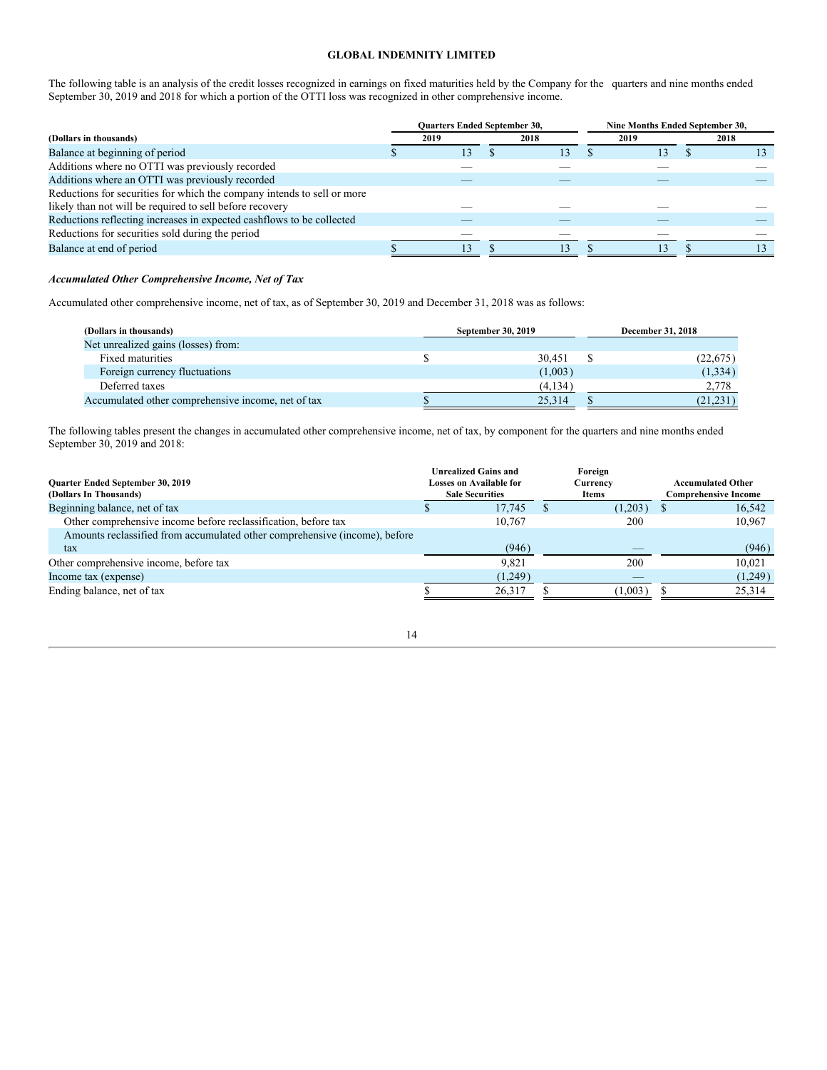**GLOBAL INDEMNITY LIMITED**

The following table is an analysis of the credit losses recognized in earnings on fixed maturities held by the Company for the quarters and nine months ended September 30, 2019 and 2018 for which a portion of the OTTI loss was recognized in other comprehensive income.

| | Quarters Ended September 30, | | Nine Months Ended September 30, | |
|---|---|---|---|---|
| **(Dollars in thousands)** | **2019** | **2018** | **2019** | **2018** |
| Balance at beginning of period | $ 13 | $ 13 | $ 13 | $ 13 |
| Additions where no OTTI was previously recorded | — | — | — | — |
| Additions where an OTTI was previously recorded | — | — | — | — |
| Reductions for securities for which the company intends to sell or more likely than not will be required to sell before recovery | — | — | — | — |
| Reductions reflecting increases in expected cashflows to be collected | — | — | — | — |
| Reductions for securities sold during the period | — | — | — | — |
| Balance at end of period | $ 13 | $ 13 | $ 13 | $ 13 |

***Accumulated Other Comprehensive Income, Net of Tax***

Accumulated other comprehensive income, net of tax, as of September 30, 2019 and December 31, 2018 was as follows:

| **(Dollars in thousands)** | **September 30, 2019** | **December 31, 2018** |
|---|---|---|
| Net unrealized gains (losses) from: | | |
| Fixed maturities | $ 30,451 | $ (22,675) |
| Foreign currency fluctuations | (1,003) | (1,334) |
| Deferred taxes | (4,134) | 2,778 |
| Accumulated other comprehensive income, net of tax | $ 25,314 | $ (21,231) |

The following tables present the changes in accumulated other comprehensive income, net of tax, by component for the quarters and nine months ended September 30, 2019 and 2018:

| **Quarter Ended September 30, 2019 (Dollars In Thousands)** | **Unrealized Gains and Losses on Available for Sale Securities** | **Foreign Currency Items** | **Accumulated Other Comprehensive Income** |
|---|---|---|---|
| Beginning balance, net of tax | $ 17,745 | $ (1,203) | $ 16,542 |
| Other comprehensive income before reclassification, before tax | 10,767 | 200 | 10,967 |
| Amounts reclassified from accumulated other comprehensive (income), before tax | (946) | — | (946) |
| Other comprehensive income, before tax | 9,821 | 200 | 10,021 |
| Income tax (expense) | (1,249) | — | (1,249) |
| Ending balance, net of tax | $ 26,317 | $ (1,003) | $ 25,314 |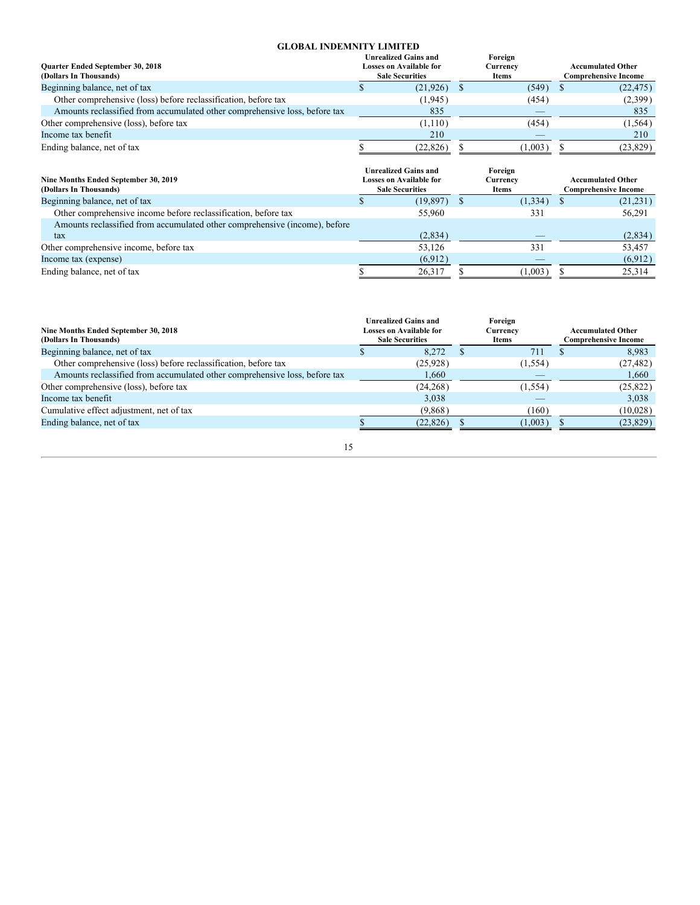**GLOBAL INDEMNITY LIMITED**

| Quarter Ended September 30, 2018 (Dollars In Thousands) | Unrealized Gains and Losses on Available for Sale Securities | Foreign Currency Items | Accumulated Other Comprehensive Income |
|---|---|---|---|
| Beginning balance, net of tax | $ (21,926) | $ (549) | $ (22,475) |
| Other comprehensive (loss) before reclassification, before tax | (1,945) | (454) | (2,399) |
| Amounts reclassified from accumulated other comprehensive loss, before tax | 835 | — | 835 |
| Other comprehensive (loss), before tax | (1,110) | (454) | (1,564) |
| Income tax benefit | 210 | — | 210 |
| Ending balance, net of tax | $ (22,826) | $ (1,003) | $ (23,829) |

| Nine Months Ended September 30, 2019 (Dollars In Thousands) | Unrealized Gains and Losses on Available for Sale Securities | Foreign Currency Items | Accumulated Other Comprehensive Income |
|---|---|---|---|
| Beginning balance, net of tax | $ (19,897) | $ (1,334) | $ (21,231) |
| Other comprehensive income before reclassification, before tax | 55,960 | 331 | 56,291 |
| Amounts reclassified from accumulated other comprehensive (income), before tax | (2,834) | — | (2,834) |
| Other comprehensive income, before tax | 53,126 | 331 | 53,457 |
| Income tax (expense) | (6,912) | — | (6,912) |
| Ending balance, net of tax | $ 26,317 | $ (1,003) | $ 25,314 |

| Nine Months Ended September 30, 2018 (Dollars In Thousands) | Unrealized Gains and Losses on Available for Sale Securities | Foreign Currency Items | Accumulated Other Comprehensive Income |
|---|---|---|---|
| Beginning balance, net of tax | $ 8,272 | $ 711 | $ 8,983 |
| Other comprehensive (loss) before reclassification, before tax | (25,928) | (1,554) | (27,482) |
| Amounts reclassified from accumulated other comprehensive loss, before tax | 1,660 | — | 1,660 |
| Other comprehensive (loss), before tax | (24,268) | (1,554) | (25,822) |
| Income tax benefit | 3,038 | — | 3,038 |
| Cumulative effect adjustment, net of tax | (9,868) | (160) | (10,028) |
| Ending balance, net of tax | $ (22,826) | $ (1,003) | $ (23,829) |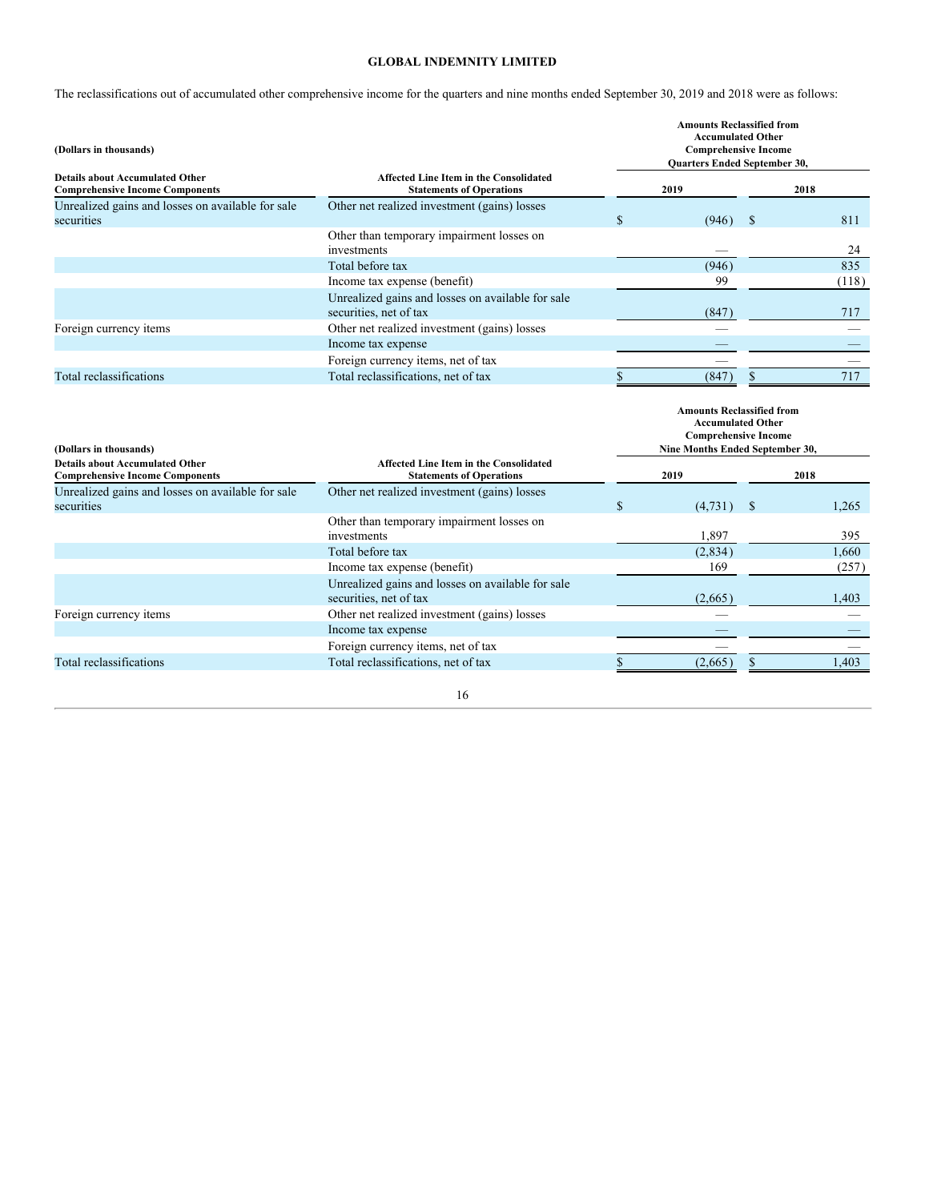**GLOBAL INDEMNITY LIMITED**

The reclassifications out of accumulated other comprehensive income for the quarters and nine months ended September 30, 2019 and 2018 were as follows:

| (Dollars in thousands) | | Amounts Reclassified from Accumulated Other Comprehensive Income Quarters Ended September 30, | |
|---|---|---|---|
| **Details about Accumulated Other Comprehensive Income Components** | **Affected Line Item in the Consolidated Statements of Operations** | **2019** | **2018** |
| Unrealized gains and losses on available for sale securities | Other net realized investment (gains) losses | $ (946) | $ 811 |
| | Other than temporary impairment losses on investments | — | 24 |
| | Total before tax | (946) | 835 |
| | Income tax expense (benefit) | 99 | (118) |
| | Unrealized gains and losses on available for sale securities, net of tax | (847) | 717 |
| Foreign currency items | Other net realized investment (gains) losses | — | — |
| | Income tax expense | — | — |
| | Foreign currency items, net of tax | — | — |
| Total reclassifications | Total reclassifications, net of tax | $ (847) | $ 717 |

| (Dollars in thousands) | | Amounts Reclassified from Accumulated Other Comprehensive Income Nine Months Ended September 30, | |
|---|---|---|---|
| **Details about Accumulated Other Comprehensive Income Components** | **Affected Line Item in the Consolidated Statements of Operations** | **2019** | **2018** |
| Unrealized gains and losses on available for sale securities | Other net realized investment (gains) losses | $ (4,731) | $ 1,265 |
| | Other than temporary impairment losses on investments | 1,897 | 395 |
| | Total before tax | (2,834) | 1,660 |
| | Income tax expense (benefit) | 169 | (257) |
| | Unrealized gains and losses on available for sale securities, net of tax | (2,665) | 1,403 |
| Foreign currency items | Other net realized investment (gains) losses | — | — |
| | Income tax expense | — | — |
| | Foreign currency items, net of tax | — | — |
| Total reclassifications | Total reclassifications, net of tax | $ (2,665) | $ 1,403 |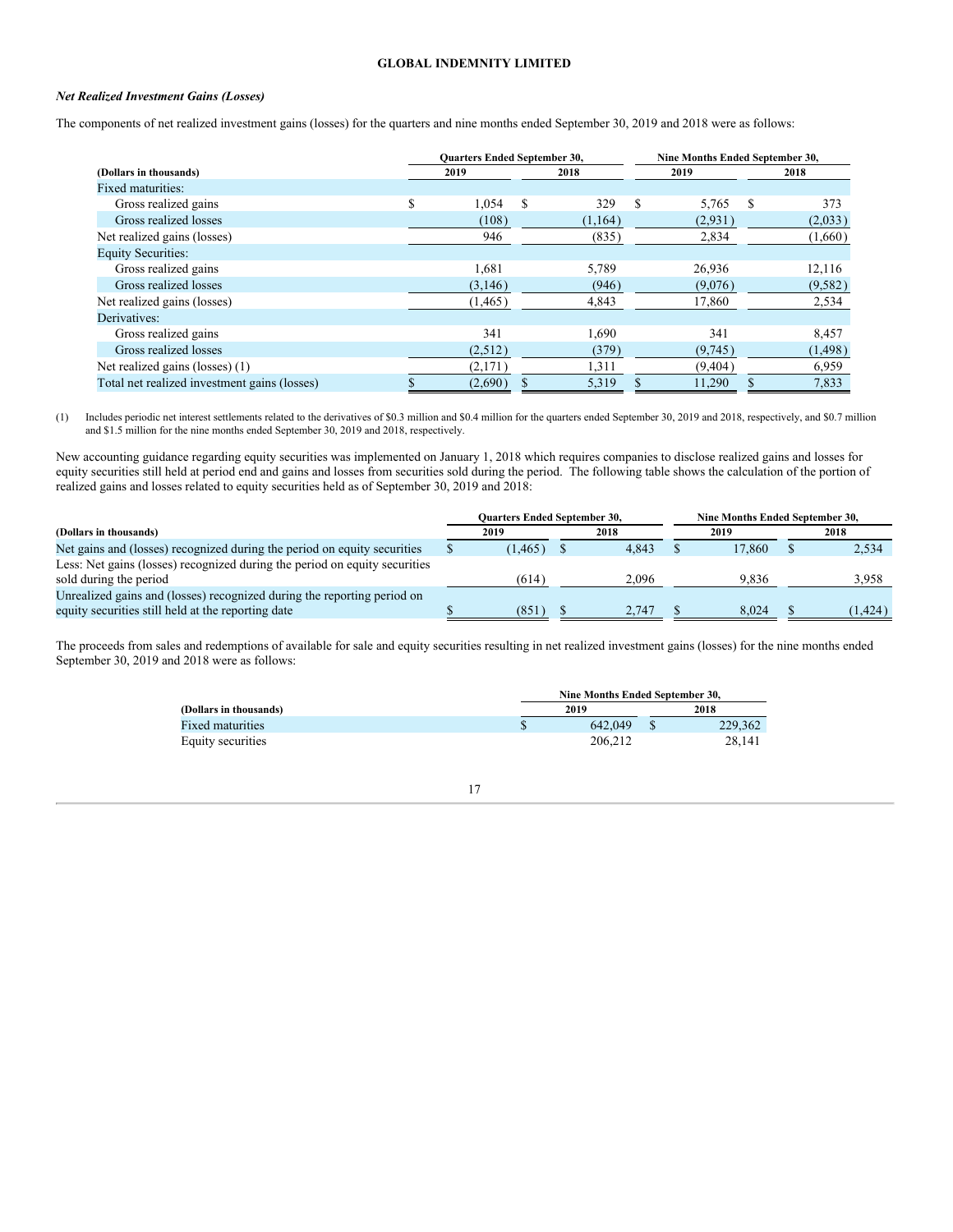### *Net Realized Investment Gains (Losses)*

The components of net realized investment gains (losses) for the quarters and nine months ended September 30, 2019 and 2018 were as follows:

| (Dollars in thousands) | Quarters Ended September 30, 2019 | Quarters Ended September 30, 2018 | Nine Months Ended September 30, 2019 | Nine Months Ended September 30, 2018 |
|---|---|---|---|---|
| Fixed maturities: | | | | |
| Gross realized gains | $ 1,054 | $ 329 | $ 5,765 | $ 373 |
| Gross realized losses | (108) | (1,164) | (2,931) | (2,033) |
| Net realized gains (losses) | 946 | (835) | 2,834 | (1,660) |
| Equity Securities: | | | | |
| Gross realized gains | 1,681 | 5,789 | 26,936 | 12,116 |
| Gross realized losses | (3,146) | (946) | (9,076) | (9,582) |
| Net realized gains (losses) | (1,465) | 4,843 | 17,860 | 2,534 |
| Derivatives: | | | | |
| Gross realized gains | 341 | 1,690 | 341 | 8,457 |
| Gross realized losses | (2,512) | (379) | (9,745) | (1,498) |
| Net realized gains (losses) (1) | (2,171) | 1,311 | (9,404) | 6,959 |
| Total net realized investment gains (losses) | $ (2,690) | $ 5,319 | $ 11,290 | $ 7,833 |

(1) Includes periodic net interest settlements related to the derivatives of $0.3 million and $0.4 million for the quarters ended September 30, 2019 and 2018, respectively, and $0.7 million and $1.5 million for the nine months ended September 30, 2019 and 2018, respectively.

New accounting guidance regarding equity securities was implemented on January 1, 2018 which requires companies to disclose realized gains and losses for equity securities still held at period end and gains and losses from securities sold during the period. The following table shows the calculation of the portion of realized gains and losses related to equity securities held as of September 30, 2019 and 2018:

| (Dollars in thousands) | Quarters Ended September 30, 2019 | Quarters Ended September 30, 2018 | Nine Months Ended September 30, 2019 | Nine Months Ended September 30, 2018 |
|---|---|---|---|---|
| Net gains and (losses) recognized during the period on equity securities | $ (1,465) | $ 4,843 | $ 17,860 | $ 2,534 |
| Less: Net gains (losses) recognized during the period on equity securities sold during the period | (614) | 2,096 | 9,836 | 3,958 |
| Unrealized gains and (losses) recognized during the reporting period on equity securities still held at the reporting date | $ (851) | $ 2,747 | $ 8,024 | $ (1,424) |

The proceeds from sales and redemptions of available for sale and equity securities resulting in net realized investment gains (losses) for the nine months ended September 30, 2019 and 2018 were as follows:

| (Dollars in thousands) | Nine Months Ended September 30, 2019 | Nine Months Ended September 30, 2018 |
|---|---|---|
| Fixed maturities | $ 642,049 | $ 229,362 |
| Equity securities | 206,212 | 28,141 |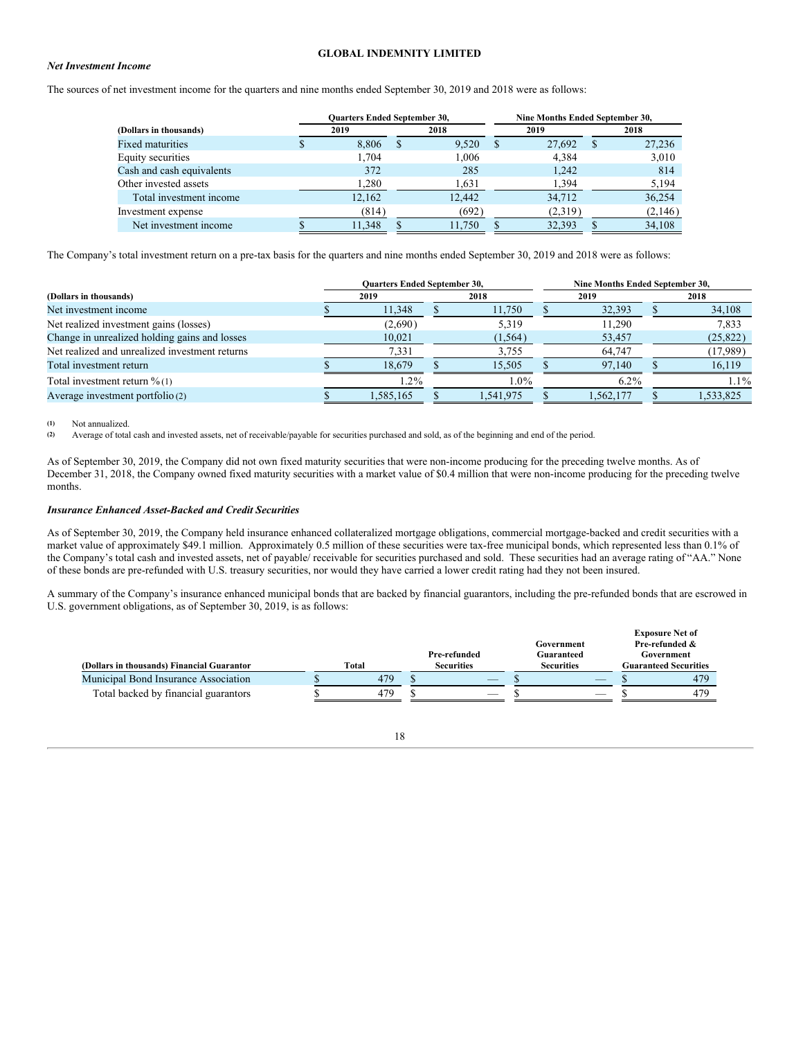GLOBAL INDEMNITY LIMITED

### *Net Investment Income*

The sources of net investment income for the quarters and nine months ended September 30, 2019 and 2018 were as follows:

| (Dollars in thousands) | Quarters Ended September 30, 2019 | Quarters Ended September 30, 2018 | Nine Months Ended September 30, 2019 | Nine Months Ended September 30, 2018 |
|---|---|---|---|---|
| Fixed maturities | $ 8,806 | $ 9,520 | $ 27,692 | $ 27,236 |
| Equity securities | 1,704 | 1,006 | 4,384 | 3,010 |
| Cash and cash equivalents | 372 | 285 | 1,242 | 814 |
| Other invested assets | 1,280 | 1,631 | 1,394 | 5,194 |
| Total investment income | 12,162 | 12,442 | 34,712 | 36,254 |
| Investment expense | (814) | (692) | (2,319) | (2,146) |
| Net investment income | $ 11,348 | $ 11,750 | $ 32,393 | $ 34,108 |

The Company's total investment return on a pre-tax basis for the quarters and nine months ended September 30, 2019 and 2018 were as follows:

| (Dollars in thousands) | Quarters Ended September 30, 2019 | Quarters Ended September 30, 2018 | Nine Months Ended September 30, 2019 | Nine Months Ended September 30, 2018 |
|---|---|---|---|---|
| Net investment income | $ 11,348 | $ 11,750 | $ 32,393 | $ 34,108 |
| Net realized investment gains (losses) | (2,690) | 5,319 | 11,290 | 7,833 |
| Change in unrealized holding gains and losses | 10,021 | (1,564) | 53,457 | (25,822) |
| Net realized and unrealized investment returns | 7,331 | 3,755 | 64,747 | (17,989) |
| Total investment return | $ 18,679 | $ 15,505 | $ 97,140 | $ 16,119 |
| Total investment return % (1) | 1.2% | 1.0% | 6.2% | 1.1% |
| Average investment portfolio (2) | $ 1,585,165 | $ 1,541,975 | $ 1,562,177 | $ 1,533,825 |

(1) Not annualized.

(2) Average of total cash and invested assets, net of receivable/payable for securities purchased and sold, as of the beginning and end of the period.

As of September 30, 2019, the Company did not own fixed maturity securities that were non-income producing for the preceding twelve months. As of December 31, 2018, the Company owned fixed maturity securities with a market value of $0.4 million that were non-income producing for the preceding twelve months.

### *Insurance Enhanced Asset-Backed and Credit Securities*

As of September 30, 2019, the Company held insurance enhanced collateralized mortgage obligations, commercial mortgage-backed and credit securities with a market value of approximately $49.1 million. Approximately 0.5 million of these securities were tax-free municipal bonds, which represented less than 0.1% of the Company's total cash and invested assets, net of payable/ receivable for securities purchased and sold. These securities had an average rating of "AA." None of these bonds are pre-refunded with U.S. treasury securities, nor would they have carried a lower credit rating had they not been insured.

A summary of the Company's insurance enhanced municipal bonds that are backed by financial guarantors, including the pre-refunded bonds that are escrowed in U.S. government obligations, as of September 30, 2019, is as follows:

| (Dollars in thousands) Financial Guarantor | Total | Pre-refunded Securities | Government Guaranteed Securities | Exposure Net of Pre-refunded & Government Guaranteed Securities |
|---|---|---|---|---|
| Municipal Bond Insurance Association | $ 479 | $ — | $ — | $ 479 |
| Total backed by financial guarantors | $ 479 | $ — | $ — | $ 479 |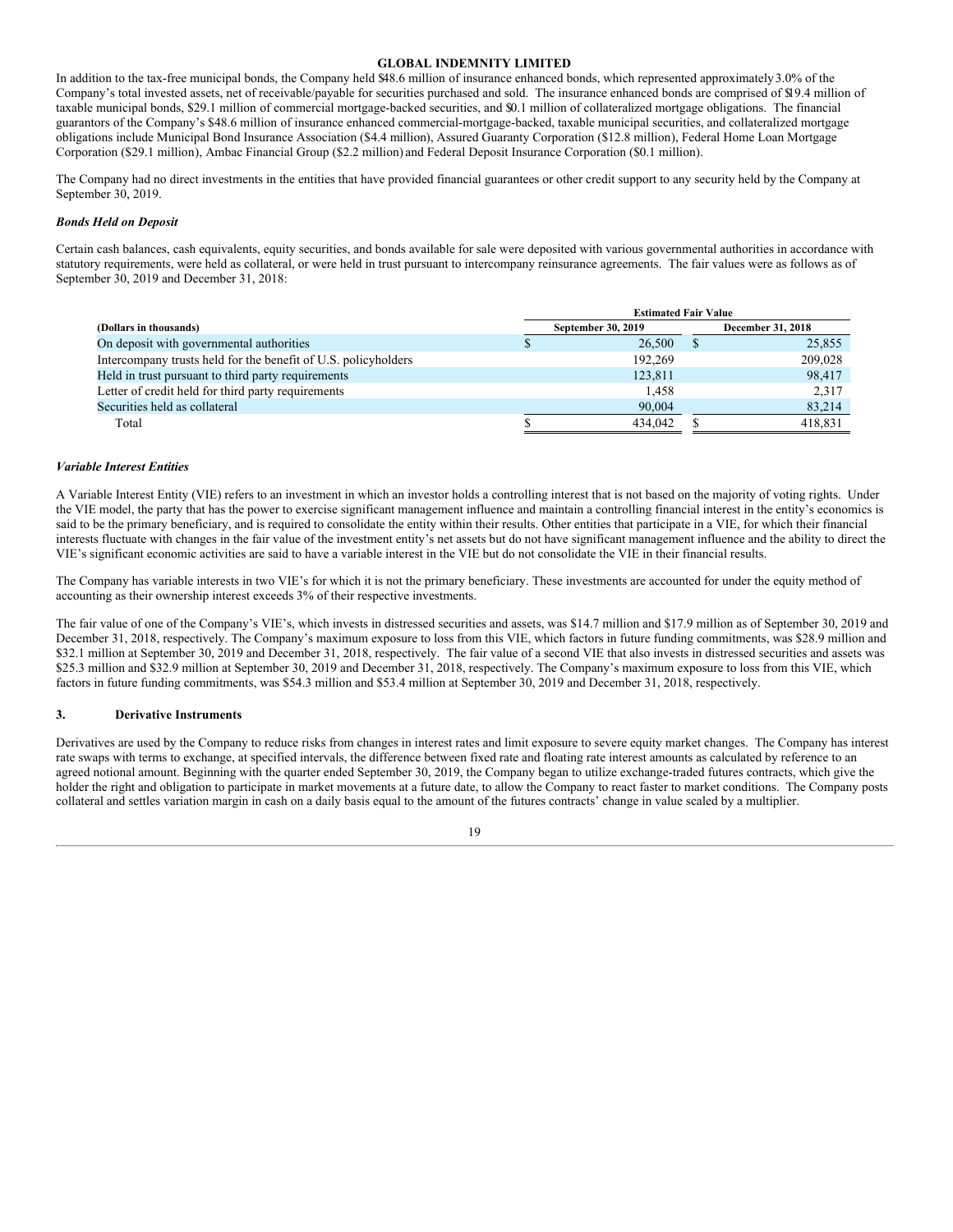In addition to the tax-free municipal bonds, the Company held $48.6 million of insurance enhanced bonds, which represented approximately 3.0% of the Company's total invested assets, net of receivable/payable for securities purchased and sold. The insurance enhanced bonds are comprised of $19.4 million of taxable municipal bonds, $29.1 million of commercial mortgage-backed securities, and $0.1 million of collateralized mortgage obligations. The financial guarantors of the Company's $48.6 million of insurance enhanced commercial-mortgage-backed, taxable municipal securities, and collateralized mortgage obligations include Municipal Bond Insurance Association ($4.4 million), Assured Guaranty Corporation ($12.8 million), Federal Home Loan Mortgage Corporation ($29.1 million), Ambac Financial Group ($2.2 million) and Federal Deposit Insurance Corporation ($0.1 million).

The Company had no direct investments in the entities that have provided financial guarantees or other credit support to any security held by the Company at September 30, 2019.

***Bonds Held on Deposit***

Certain cash balances, cash equivalents, equity securities, and bonds available for sale were deposited with various governmental authorities in accordance with statutory requirements, were held as collateral, or were held in trust pursuant to intercompany reinsurance agreements. The fair values were as follows as of September 30, 2019 and December 31, 2018:

| | Estimated Fair Value | |
|---|---|---|
| **(Dollars in thousands)** | **September 30, 2019** | **December 31, 2018** |
| On deposit with governmental authorities | $ 26,500 | $ 25,855 |
| Intercompany trusts held for the benefit of U.S. policyholders | 192,269 | 209,028 |
| Held in trust pursuant to third party requirements | 123,811 | 98,417 |
| Letter of credit held for third party requirements | 1,458 | 2,317 |
| Securities held as collateral | 90,004 | 83,214 |
| Total | $ 434,042 | $ 418,831 |

***Variable Interest Entities***

A Variable Interest Entity (VIE) refers to an investment in which an investor holds a controlling interest that is not based on the majority of voting rights. Under the VIE model, the party that has the power to exercise significant management influence and maintain a controlling financial interest in the entity's economics is said to be the primary beneficiary, and is required to consolidate the entity within their results. Other entities that participate in a VIE, for which their financial interests fluctuate with changes in the fair value of the investment entity's net assets but do not have significant management influence and the ability to direct the VIE's significant economic activities are said to have a variable interest in the VIE but do not consolidate the VIE in their financial results.

The Company has variable interests in two VIE's for which it is not the primary beneficiary. These investments are accounted for under the equity method of accounting as their ownership interest exceeds 3% of their respective investments.

The fair value of one of the Company's VIE's, which invests in distressed securities and assets, was $14.7 million and $17.9 million as of September 30, 2019 and December 31, 2018, respectively. The Company's maximum exposure to loss from this VIE, which factors in future funding commitments, was $28.9 million and $32.1 million at September 30, 2019 and December 31, 2018, respectively. The fair value of a second VIE that also invests in distressed securities and assets was $25.3 million and $32.9 million at September 30, 2019 and December 31, 2018, respectively. The Company's maximum exposure to loss from this VIE, which factors in future funding commitments, was $54.3 million and $53.4 million at September 30, 2019 and December 31, 2018, respectively.

## 3. Derivative Instruments

Derivatives are used by the Company to reduce risks from changes in interest rates and limit exposure to severe equity market changes. The Company has interest rate swaps with terms to exchange, at specified intervals, the difference between fixed rate and floating rate interest amounts as calculated by reference to an agreed notional amount. Beginning with the quarter ended September 30, 2019, the Company began to utilize exchange-traded futures contracts, which give the holder the right and obligation to participate in market movements at a future date, to allow the Company to react faster to market conditions. The Company posts collateral and settles variation margin in cash on a daily basis equal to the amount of the futures contracts' change in value scaled by a multiplier.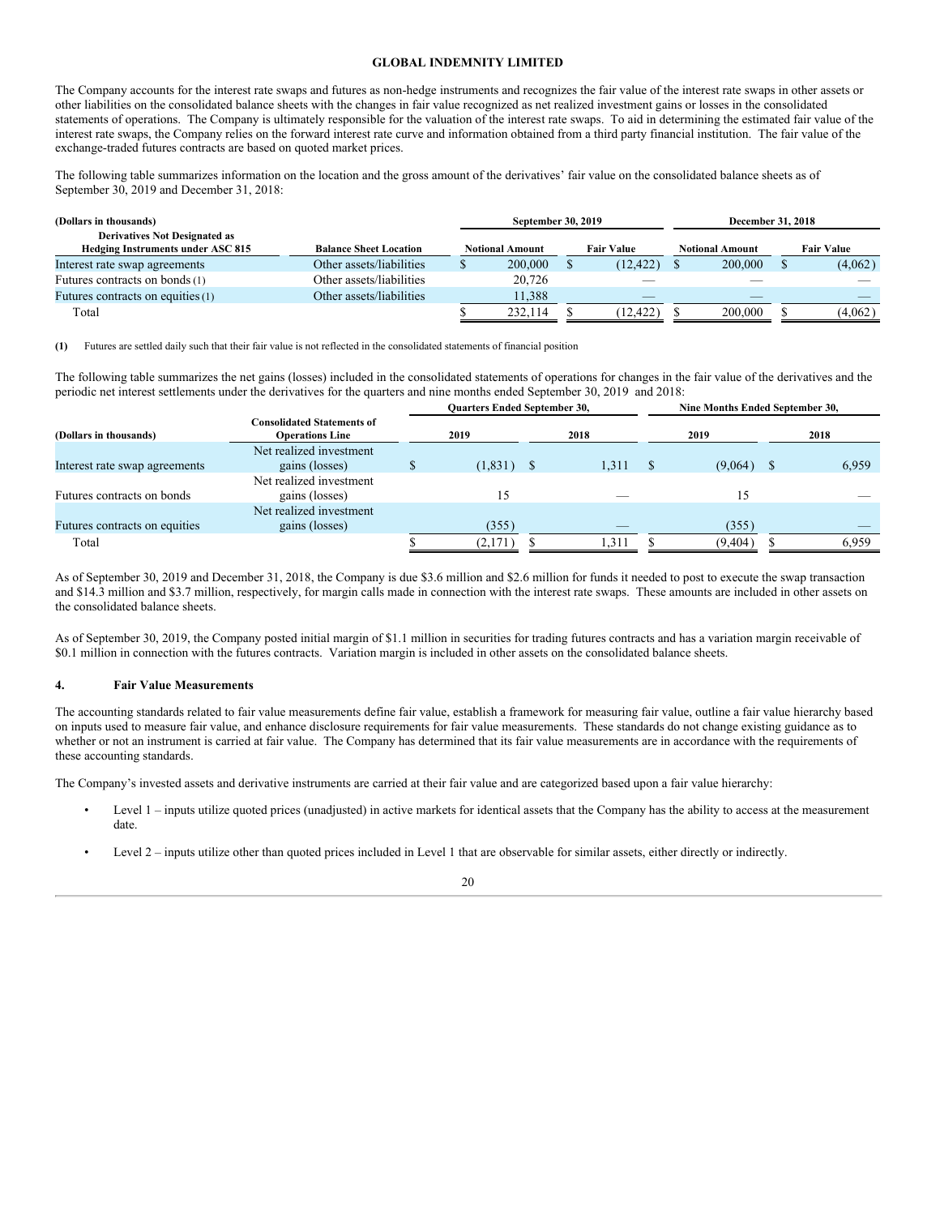The Company accounts for the interest rate swaps and futures as non-hedge instruments and recognizes the fair value of the interest rate swaps in other assets or other liabilities on the consolidated balance sheets with the changes in fair value recognized as net realized investment gains or losses in the consolidated statements of operations. The Company is ultimately responsible for the valuation of the interest rate swaps. To aid in determining the estimated fair value of the interest rate swaps, the Company relies on the forward interest rate curve and information obtained from a third party financial institution. The fair value of the exchange-traded futures contracts are based on quoted market prices.

The following table summarizes information on the location and the gross amount of the derivatives' fair value on the consolidated balance sheets as of September 30, 2019 and December 31, 2018:

| (Dollars in thousands) | | September 30, 2019 | | December 31, 2018 | |
|---|---|---|---|---|---|
| Derivatives Not Designated as Hedging Instruments under ASC 815 | Balance Sheet Location | Notional Amount | Fair Value | Notional Amount | Fair Value |
| Interest rate swap agreements | Other assets/liabilities | $ 200,000 | $ (12,422) | $ 200,000 | $ (4,062) |
| Futures contracts on bonds (1) | Other assets/liabilities | 20,726 | — | — | — |
| Futures contracts on equities (1) | Other assets/liabilities | 11,388 | — | — | — |
| Total | | $ 232,114 | $ (12,422) | $ 200,000 | $ (4,062) |

**(1)** Futures are settled daily such that their fair value is not reflected in the consolidated statements of financial position

The following table summarizes the net gains (losses) included in the consolidated statements of operations for changes in the fair value of the derivatives and the periodic net interest settlements under the derivatives for the quarters and nine months ended September 30, 2019 and 2018:

| | | Quarters Ended September 30, | | Nine Months Ended September 30, | |
|---|---|---|---|---|---|
| (Dollars in thousands) | Consolidated Statements of Operations Line | 2019 | 2018 | 2019 | 2018 |
| Interest rate swap agreements | Net realized investment gains (losses) | $ (1,831) | $ 1,311 | $ (9,064) | $ 6,959 |
| Futures contracts on bonds | Net realized investment gains (losses) | 15 | — | 15 | — |
| Futures contracts on equities | Net realized investment gains (losses) | (355) | — | (355) | — |
| Total | | $ (2,171) | $ 1,311 | $ (9,404) | $ 6,959 |

As of September 30, 2019 and December 31, 2018, the Company is due $3.6 million and $2.6 million for funds it needed to post to execute the swap transaction and $14.3 million and $3.7 million, respectively, for margin calls made in connection with the interest rate swaps. These amounts are included in other assets on the consolidated balance sheets.

As of September 30, 2019, the Company posted initial margin of $1.1 million in securities for trading futures contracts and has a variation margin receivable of $0.1 million in connection with the futures contracts. Variation margin is included in other assets on the consolidated balance sheets.

## 4. Fair Value Measurements

The accounting standards related to fair value measurements define fair value, establish a framework for measuring fair value, outline a fair value hierarchy based on inputs used to measure fair value, and enhance disclosure requirements for fair value measurements. These standards do not change existing guidance as to whether or not an instrument is carried at fair value. The Company has determined that its fair value measurements are in accordance with the requirements of these accounting standards.

The Company's invested assets and derivative instruments are carried at their fair value and are categorized based upon a fair value hierarchy:

- Level 1 – inputs utilize quoted prices (unadjusted) in active markets for identical assets that the Company has the ability to access at the measurement date.
- Level 2 – inputs utilize other than quoted prices included in Level 1 that are observable for similar assets, either directly or indirectly.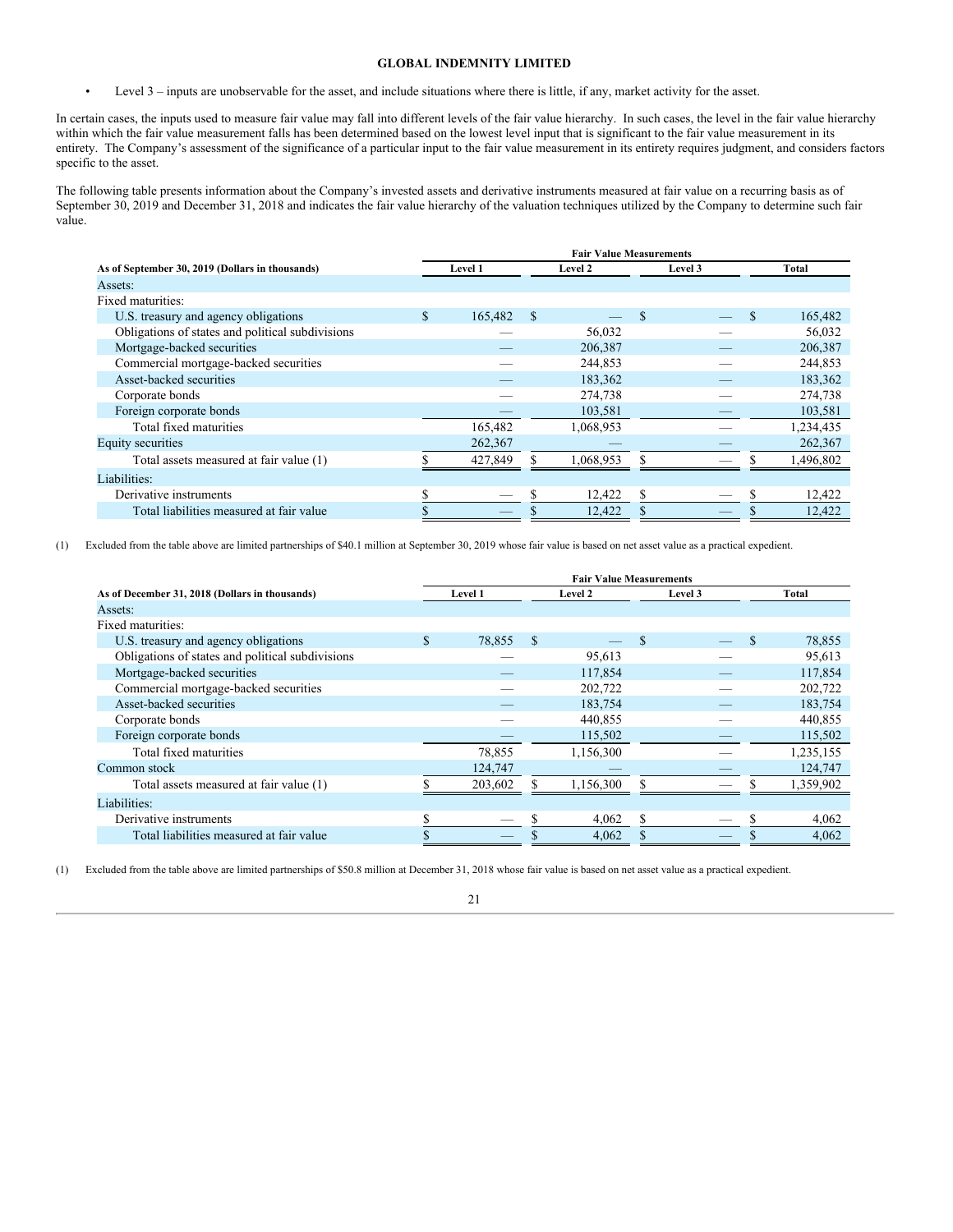- Level 3 – inputs are unobservable for the asset, and include situations where there is little, if any, market activity for the asset.

In certain cases, the inputs used to measure fair value may fall into different levels of the fair value hierarchy. In such cases, the level in the fair value hierarchy within which the fair value measurement falls has been determined based on the lowest level input that is significant to the fair value measurement in its entirety. The Company's assessment of the significance of a particular input to the fair value measurement in its entirety requires judgment, and considers factors specific to the asset.

The following table presents information about the Company's invested assets and derivative instruments measured at fair value on a recurring basis as of September 30, 2019 and December 31, 2018 and indicates the fair value hierarchy of the valuation techniques utilized by the Company to determine such fair value.

| | Fair Value Measurements | | | |
|---|---|---|---|---|
| **As of September 30, 2019 (Dollars in thousands)** | **Level 1** | **Level 2** | **Level 3** | **Total** |
| Assets: | | | | |
| Fixed maturities: | | | | |
| U.S. treasury and agency obligations | $ 165,482 | $ — | $ — | $ 165,482 |
| Obligations of states and political subdivisions | — | 56,032 | — | 56,032 |
| Mortgage-backed securities | — | 206,387 | — | 206,387 |
| Commercial mortgage-backed securities | — | 244,853 | — | 244,853 |
| Asset-backed securities | — | 183,362 | — | 183,362 |
| Corporate bonds | — | 274,738 | — | 274,738 |
| Foreign corporate bonds | — | 103,581 | — | 103,581 |
| Total fixed maturities | 165,482 | 1,068,953 | — | 1,234,435 |
| Equity securities | 262,367 | — | — | 262,367 |
| Total assets measured at fair value (1) | $ 427,849 | $ 1,068,953 | $ — | $ 1,496,802 |
| Liabilities: | | | | |
| Derivative instruments | $ — | $ 12,422 | $ — | $ 12,422 |
| Total liabilities measured at fair value | $ — | $ 12,422 | $ — | $ 12,422 |

(1) Excluded from the table above are limited partnerships of $40.1 million at September 30, 2019 whose fair value is based on net asset value as a practical expedient.

| | Fair Value Measurements | | | |
|---|---|---|---|---|
| **As of December 31, 2018 (Dollars in thousands)** | **Level 1** | **Level 2** | **Level 3** | **Total** |
| Assets: | | | | |
| Fixed maturities: | | | | |
| U.S. treasury and agency obligations | $ 78,855 | $ — | $ — | $ 78,855 |
| Obligations of states and political subdivisions | — | 95,613 | — | 95,613 |
| Mortgage-backed securities | — | 117,854 | — | 117,854 |
| Commercial mortgage-backed securities | — | 202,722 | — | 202,722 |
| Asset-backed securities | — | 183,754 | — | 183,754 |
| Corporate bonds | — | 440,855 | — | 440,855 |
| Foreign corporate bonds | — | 115,502 | — | 115,502 |
| Total fixed maturities | 78,855 | 1,156,300 | — | 1,235,155 |
| Common stock | 124,747 | — | — | 124,747 |
| Total assets measured at fair value (1) | $ 203,602 | $ 1,156,300 | $ — | $ 1,359,902 |
| Liabilities: | | | | |
| Derivative instruments | $ — | $ 4,062 | $ — | $ 4,062 |
| Total liabilities measured at fair value | $ — | $ 4,062 | $ — | $ 4,062 |

(1) Excluded from the table above are limited partnerships of $50.8 million at December 31, 2018 whose fair value is based on net asset value as a practical expedient.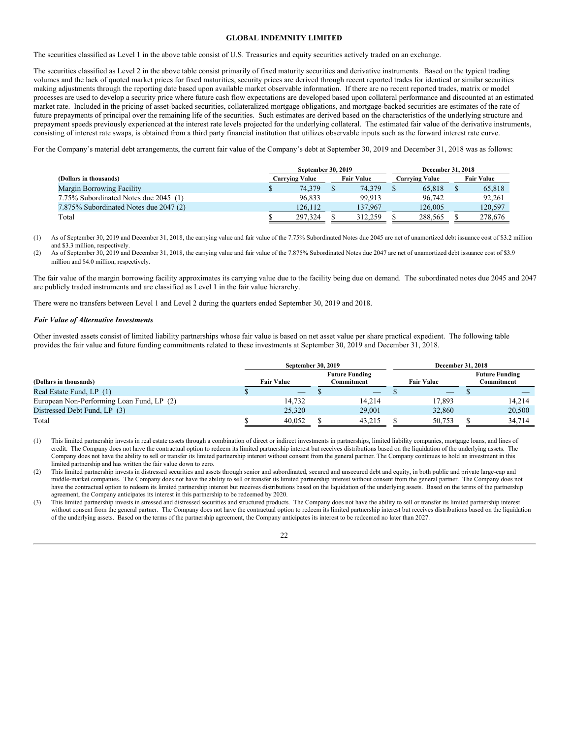The securities classified as Level 1 in the above table consist of U.S. Treasuries and equity securities actively traded on an exchange.

The securities classified as Level 2 in the above table consist primarily of fixed maturity securities and derivative instruments. Based on the typical trading volumes and the lack of quoted market prices for fixed maturities, security prices are derived through recent reported trades for identical or similar securities making adjustments through the reporting date based upon available market observable information. If there are no recent reported trades, matrix or model processes are used to develop a security price where future cash flow expectations are developed based upon collateral performance and discounted at an estimated market rate. Included in the pricing of asset-backed securities, collateralized mortgage obligations, and mortgage-backed securities are estimates of the rate of future prepayments of principal over the remaining life of the securities. Such estimates are derived based on the characteristics of the underlying structure and prepayment speeds previously experienced at the interest rate levels projected for the underlying collateral. The estimated fair value of the derivative instruments, consisting of interest rate swaps, is obtained from a third party financial institution that utilizes observable inputs such as the forward interest rate curve.

For the Company's material debt arrangements, the current fair value of the Company's debt at September 30, 2019 and December 31, 2018 was as follows:

| (Dollars in thousands) | September 30, 2019 | | December 31, 2018 | |
|---|---|---|---|---|
| | Carrying Value | Fair Value | Carrying Value | Fair Value |
| Margin Borrowing Facility | $ 74,379 | $ 74,379 | $ 65,818 | $ 65,818 |
| 7.75% Subordinated Notes due 2045 (1) | 96,833 | 99,913 | 96,742 | 92,261 |
| 7.875% Subordinated Notes due 2047 (2) | 126,112 | 137,967 | 126,005 | 120,597 |
| Total | $ 297,324 | $ 312,259 | $ 288,565 | $ 278,676 |

(1) As of September 30, 2019 and December 31, 2018, the carrying value and fair value of the 7.75% Subordinated Notes due 2045 are net of unamortized debt issuance cost of $3.2 million and $3.3 million, respectively.

(2) As of September 30, 2019 and December 31, 2018, the carrying value and fair value of the 7.875% Subordinated Notes due 2047 are net of unamortized debt issuance cost of $3.9 million and $4.0 million, respectively.

The fair value of the margin borrowing facility approximates its carrying value due to the facility being due on demand. The subordinated notes due 2045 and 2047 are publicly traded instruments and are classified as Level 1 in the fair value hierarchy.

There were no transfers between Level 1 and Level 2 during the quarters ended September 30, 2019 and 2018.

***Fair Value of Alternative Investments***

Other invested assets consist of limited liability partnerships whose fair value is based on net asset value per share practical expedient. The following table provides the fair value and future funding commitments related to these investments at September 30, 2019 and December 31, 2018.

| (Dollars in thousands) | September 30, 2019 | | December 31, 2018 | |
|---|---|---|---|---|
| | Fair Value | Future Funding Commitment | Fair Value | Future Funding Commitment |
| Real Estate Fund, LP (1) | $ — | $ — | $ — | $ — |
| European Non-Performing Loan Fund, LP (2) | 14,732 | 14,214 | 17,893 | 14,214 |
| Distressed Debt Fund, LP (3) | 25,320 | 29,001 | 32,860 | 20,500 |
| Total | $ 40,052 | $ 43,215 | $ 50,753 | $ 34,714 |

(1) This limited partnership invests in real estate assets through a combination of direct or indirect investments in partnerships, limited liability companies, mortgage loans, and lines of credit. The Company does not have the contractual option to redeem its limited partnership interest but receives distributions based on the liquidation of the underlying assets. The Company does not have the ability to sell or transfer its limited partnership interest without consent from the general partner. The Company continues to hold an investment in this limited partnership and has written the fair value down to zero.

(2) This limited partnership invests in distressed securities and assets through senior and subordinated, secured and unsecured debt and equity, in both public and private large-cap and middle-market companies. The Company does not have the ability to sell or transfer its limited partnership interest without consent from the general partner. The Company does not have the contractual option to redeem its limited partnership interest but receives distributions based on the liquidation of the underlying assets. Based on the terms of the partnership agreement, the Company anticipates its interest in this partnership to be redeemed by 2020.

(3) This limited partnership invests in stressed and distressed securities and structured products. The Company does not have the ability to sell or transfer its limited partnership interest without consent from the general partner. The Company does not have the contractual option to redeem its limited partnership interest but receives distributions based on the liquidation of the underlying assets. Based on the terms of the partnership agreement, the Company anticipates its interest to be redeemed no later than 2027.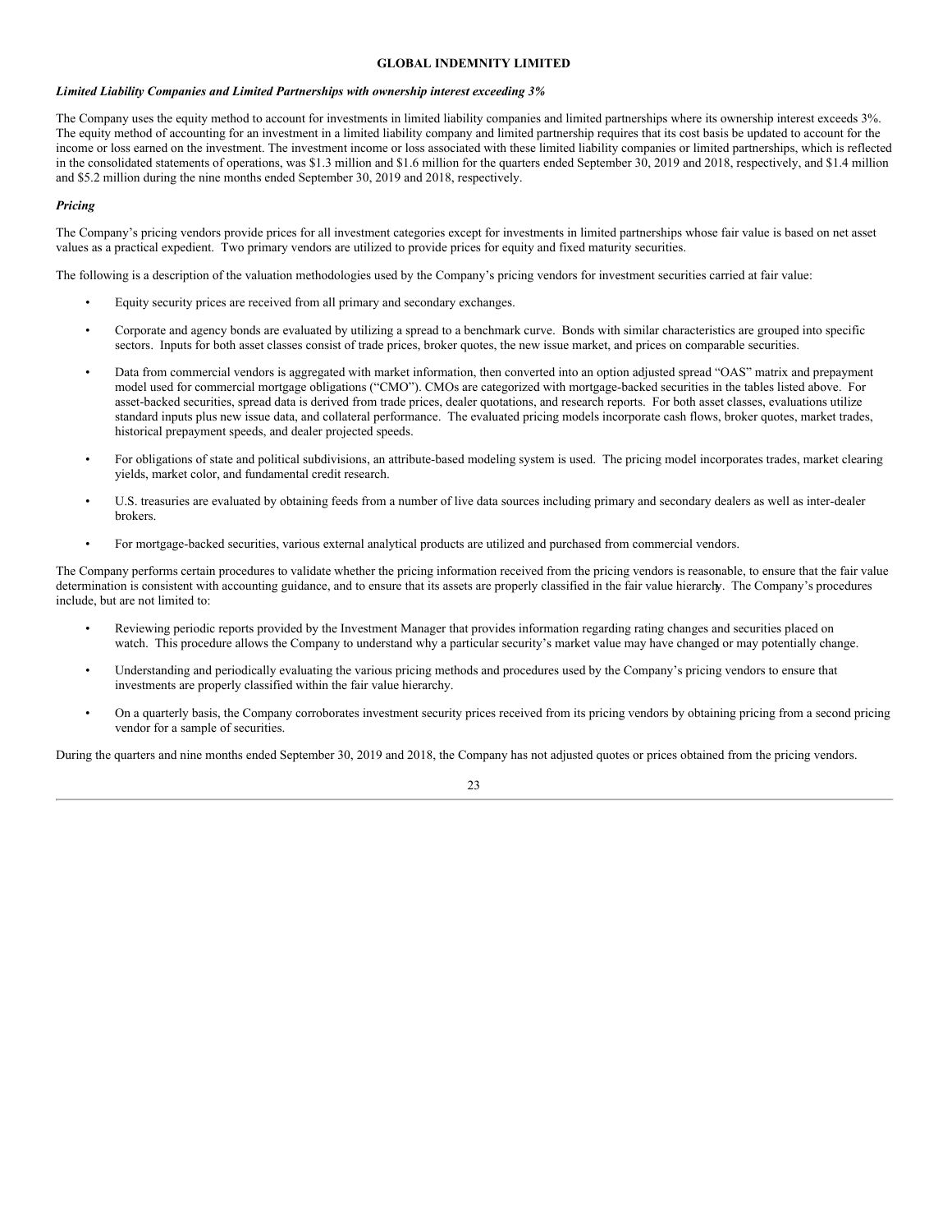*Limited Liability Companies and Limited Partnerships with ownership interest exceeding 3%*

The Company uses the equity method to account for investments in limited liability companies and limited partnerships where its ownership interest exceeds 3%. The equity method of accounting for an investment in a limited liability company and limited partnership requires that its cost basis be updated to account for the income or loss earned on the investment. The investment income or loss associated with these limited liability companies or limited partnerships, which is reflected in the consolidated statements of operations, was $1.3 million and $1.6 million for the quarters ended September 30, 2019 and 2018, respectively, and $1.4 million and $5.2 million during the nine months ended September 30, 2019 and 2018, respectively.

***Pricing***

The Company's pricing vendors provide prices for all investment categories except for investments in limited partnerships whose fair value is based on net asset values as a practical expedient. Two primary vendors are utilized to provide prices for equity and fixed maturity securities.

The following is a description of the valuation methodologies used by the Company's pricing vendors for investment securities carried at fair value:

- Equity security prices are received from all primary and secondary exchanges.
- Corporate and agency bonds are evaluated by utilizing a spread to a benchmark curve. Bonds with similar characteristics are grouped into specific sectors. Inputs for both asset classes consist of trade prices, broker quotes, the new issue market, and prices on comparable securities.
- Data from commercial vendors is aggregated with market information, then converted into an option adjusted spread "OAS" matrix and prepayment model used for commercial mortgage obligations ("CMO"). CMOs are categorized with mortgage-backed securities in the tables listed above. For asset-backed securities, spread data is derived from trade prices, dealer quotations, and research reports. For both asset classes, evaluations utilize standard inputs plus new issue data, and collateral performance. The evaluated pricing models incorporate cash flows, broker quotes, market trades, historical prepayment speeds, and dealer projected speeds.
- For obligations of state and political subdivisions, an attribute-based modeling system is used. The pricing model incorporates trades, market clearing yields, market color, and fundamental credit research.
- U.S. treasuries are evaluated by obtaining feeds from a number of live data sources including primary and secondary dealers as well as inter-dealer brokers.
- For mortgage-backed securities, various external analytical products are utilized and purchased from commercial vendors.

The Company performs certain procedures to validate whether the pricing information received from the pricing vendors is reasonable, to ensure that the fair value determination is consistent with accounting guidance, and to ensure that its assets are properly classified in the fair value hierarchy. The Company's procedures include, but are not limited to:

- Reviewing periodic reports provided by the Investment Manager that provides information regarding rating changes and securities placed on watch. This procedure allows the Company to understand why a particular security's market value may have changed or may potentially change.
- Understanding and periodically evaluating the various pricing methods and procedures used by the Company's pricing vendors to ensure that investments are properly classified within the fair value hierarchy.
- On a quarterly basis, the Company corroborates investment security prices received from its pricing vendors by obtaining pricing from a second pricing vendor for a sample of securities.

During the quarters and nine months ended September 30, 2019 and 2018, the Company has not adjusted quotes or prices obtained from the pricing vendors.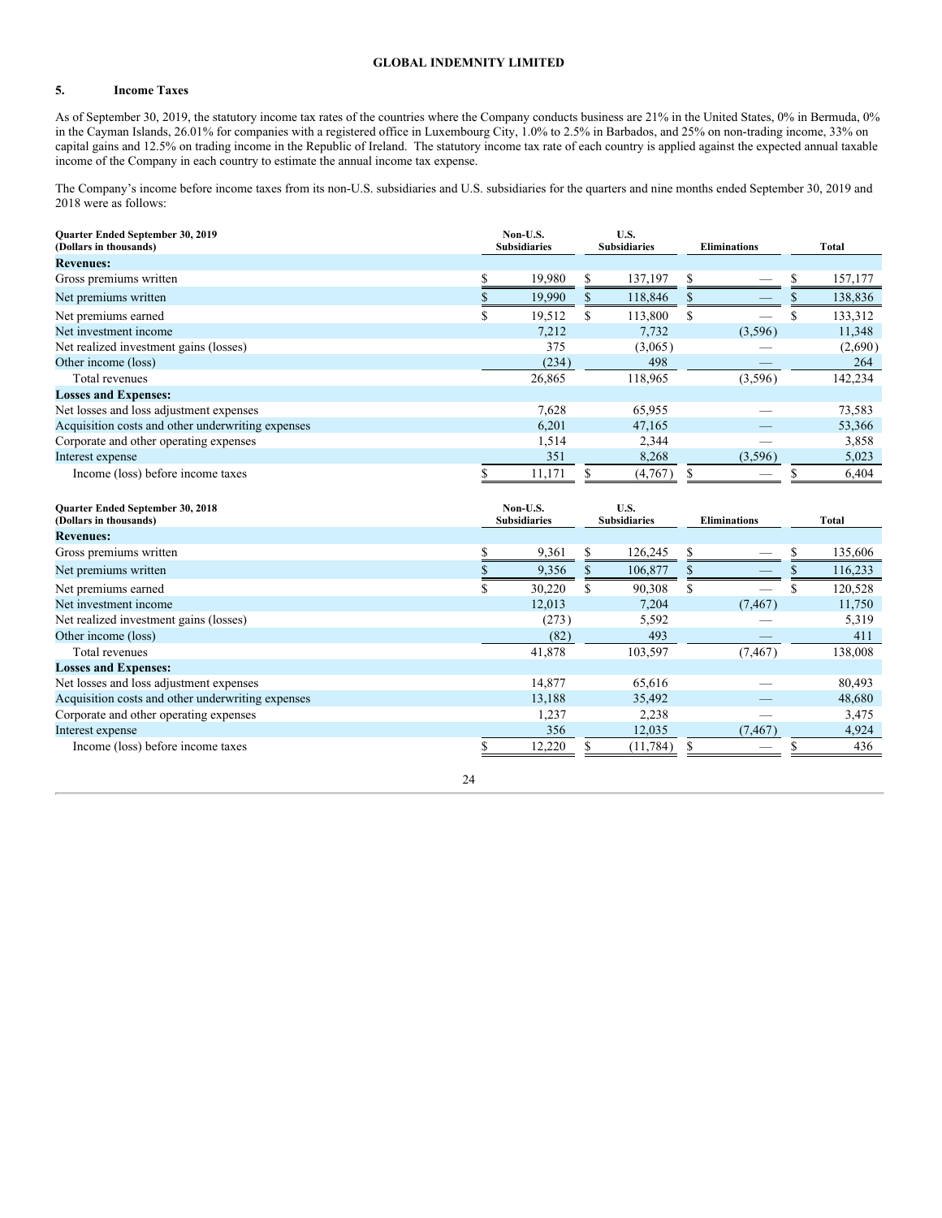## 5. Income Taxes

As of September 30, 2019, the statutory income tax rates of the countries where the Company conducts business are 21% in the United States, 0% in Bermuda, 0% in the Cayman Islands, 26.01% for companies with a registered office in Luxembourg City, 1.0% to 2.5% in Barbados, and 25% on non-trading income, 33% on capital gains and 12.5% on trading income in the Republic of Ireland. The statutory income tax rate of each country is applied against the expected annual taxable income of the Company in each country to estimate the annual income tax expense.

The Company's income before income taxes from its non-U.S. subsidiaries and U.S. subsidiaries for the quarters and nine months ended September 30, 2019 and 2018 were as follows:

| Quarter Ended September 30, 2019 (Dollars in thousands) | Non-U.S. Subsidiaries | U.S. Subsidiaries | Eliminations | Total |
|---|---|---|---|---|
| **Revenues:** | | | | |
| Gross premiums written | $ 19,980 | $ 137,197 | $ — | $ 157,177 |
| Net premiums written | $ 19,990 | $ 118,846 | $ — | $ 138,836 |
| Net premiums earned | $ 19,512 | $ 113,800 | $ — | $ 133,312 |
| Net investment income | 7,212 | 7,732 | (3,596) | 11,348 |
| Net realized investment gains (losses) | 375 | (3,065) | — | (2,690) |
| Other income (loss) | (234) | 498 | — | 264 |
| Total revenues | 26,865 | 118,965 | (3,596) | 142,234 |
| **Losses and Expenses:** | | | | |
| Net losses and loss adjustment expenses | 7,628 | 65,955 | — | 73,583 |
| Acquisition costs and other underwriting expenses | 6,201 | 47,165 | — | 53,366 |
| Corporate and other operating expenses | 1,514 | 2,344 | — | 3,858 |
| Interest expense | 351 | 8,268 | (3,596) | 5,023 |
| Income (loss) before income taxes | $ 11,171 | $ (4,767) | $ — | $ 6,404 |

| Quarter Ended September 30, 2018 (Dollars in thousands) | Non-U.S. Subsidiaries | U.S. Subsidiaries | Eliminations | Total |
|---|---|---|---|---|
| **Revenues:** | | | | |
| Gross premiums written | $ 9,361 | $ 126,245 | $ — | $ 135,606 |
| Net premiums written | $ 9,356 | $ 106,877 | $ — | $ 116,233 |
| Net premiums earned | $ 30,220 | $ 90,308 | $ — | $ 120,528 |
| Net investment income | 12,013 | 7,204 | (7,467) | 11,750 |
| Net realized investment gains (losses) | (273) | 5,592 | — | 5,319 |
| Other income (loss) | (82) | 493 | — | 411 |
| Total revenues | 41,878 | 103,597 | (7,467) | 138,008 |
| **Losses and Expenses:** | | | | |
| Net losses and loss adjustment expenses | 14,877 | 65,616 | — | 80,493 |
| Acquisition costs and other underwriting expenses | 13,188 | 35,492 | — | 48,680 |
| Corporate and other operating expenses | 1,237 | 2,238 | — | 3,475 |
| Interest expense | 356 | 12,035 | (7,467) | 4,924 |
| Income (loss) before income taxes | $ 12,220 | $ (11,784) | $ — | $ 436 |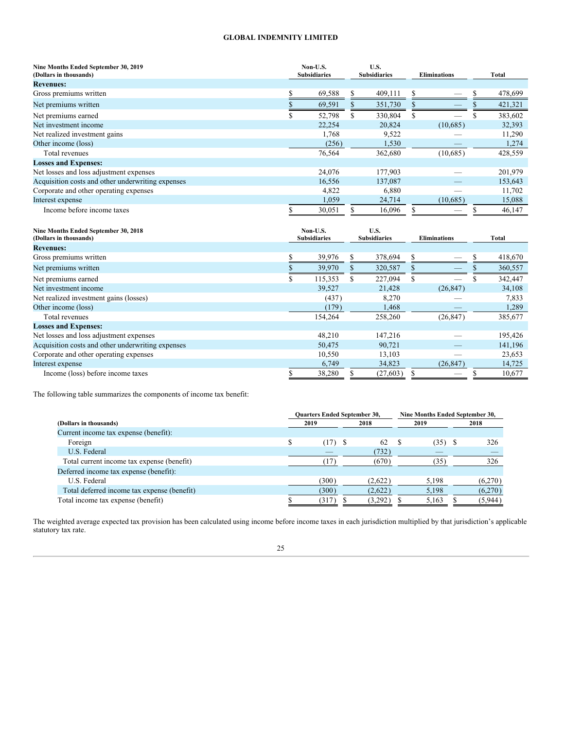| Nine Months Ended September 30, 2019 (Dollars in thousands) | Non-U.S. Subsidiaries | U.S. Subsidiaries | Eliminations | Total |
|---|---|---|---|---|
| **Revenues:** | | | | |
| Gross premiums written | $ 69,588 | $ 409,111 | $ — | $ 478,699 |
| Net premiums written | $ 69,591 | $ 351,730 | $ — | $ 421,321 |
| Net premiums earned | $ 52,798 | $ 330,804 | $ — | $ 383,602 |
| Net investment income | 22,254 | 20,824 | (10,685) | 32,393 |
| Net realized investment gains | 1,768 | 9,522 | — | 11,290 |
| Other income (loss) | (256) | 1,530 | — | 1,274 |
| Total revenues | 76,564 | 362,680 | (10,685) | 428,559 |
| **Losses and Expenses:** | | | | |
| Net losses and loss adjustment expenses | 24,076 | 177,903 | — | 201,979 |
| Acquisition costs and other underwriting expenses | 16,556 | 137,087 | — | 153,643 |
| Corporate and other operating expenses | 4,822 | 6,880 | — | 11,702 |
| Interest expense | 1,059 | 24,714 | (10,685) | 15,088 |
| Income before income taxes | $ 30,051 | $ 16,096 | $ — | $ 46,147 |

| Nine Months Ended September 30, 2018 (Dollars in thousands) | Non-U.S. Subsidiaries | U.S. Subsidiaries | Eliminations | Total |
|---|---|---|---|---|
| **Revenues:** | | | | |
| Gross premiums written | $ 39,976 | $ 378,694 | $ — | $ 418,670 |
| Net premiums written | $ 39,970 | $ 320,587 | $ — | $ 360,557 |
| Net premiums earned | $ 115,353 | $ 227,094 | $ — | $ 342,447 |
| Net investment income | 39,527 | 21,428 | (26,847) | 34,108 |
| Net realized investment gains (losses) | (437) | 8,270 | — | 7,833 |
| Other income (loss) | (179) | 1,468 | — | 1,289 |
| Total revenues | 154,264 | 258,260 | (26,847) | 385,677 |
| **Losses and Expenses:** | | | | |
| Net losses and loss adjustment expenses | 48,210 | 147,216 | — | 195,426 |
| Acquisition costs and other underwriting expenses | 50,475 | 90,721 | — | 141,196 |
| Corporate and other operating expenses | 10,550 | 13,103 | — | 23,653 |
| Interest expense | 6,749 | 34,823 | (26,847) | 14,725 |
| Income (loss) before income taxes | $ 38,280 | $ (27,603) | $ — | $ 10,677 |

The following table summarizes the components of income tax benefit:

| | Quarters Ended September 30, | | Nine Months Ended September 30, | |
|---|---|---|---|---|
| (Dollars in thousands) | 2019 | 2018 | 2019 | 2018 |
| Current income tax expense (benefit): | | | | |
| Foreign | $ (17) | $ 62 | $ (35) | $ 326 |
| U.S. Federal | — | (732) | — | — |
| Total current income tax expense (benefit) | (17) | (670) | (35) | 326 |
| Deferred income tax expense (benefit): | | | | |
| U.S. Federal | (300) | (2,622) | 5,198 | (6,270) |
| Total deferred income tax expense (benefit) | (300) | (2,622) | 5,198 | (6,270) |
| Total income tax expense (benefit) | $ (317) | $ (3,292) | $ 5,163 | $ (5,944) |

The weighted average expected tax provision has been calculated using income before income taxes in each jurisdiction multiplied by that jurisdiction's applicable statutory tax rate.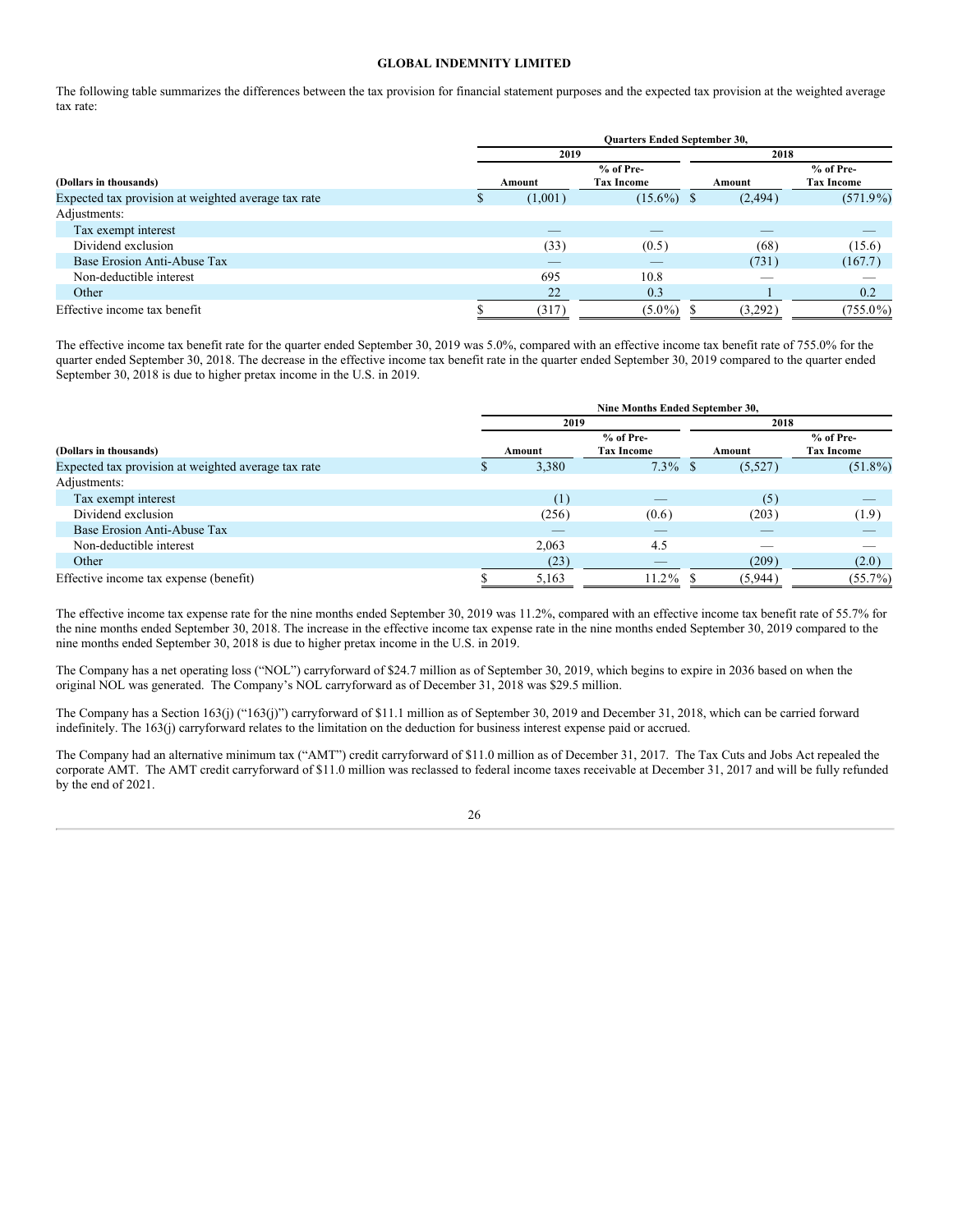The following table summarizes the differences between the tax provision for financial statement purposes and the expected tax provision at the weighted average tax rate:

| | Quarters Ended September 30, | | | |
|---|---|---|---|---|
| | 2019 | | 2018 | |
| (Dollars in thousands) | Amount | % of Pre-Tax Income | Amount | % of Pre-Tax Income |
| Expected tax provision at weighted average tax rate | $ (1,001) | (15.6%) | $ (2,494) | (571.9%) |
| Adjustments: | | | | |
| Tax exempt interest | — | — | — | — |
| Dividend exclusion | (33) | (0.5) | (68) | (15.6) |
| Base Erosion Anti-Abuse Tax | — | — | (731) | (167.7) |
| Non-deductible interest | 695 | 10.8 | — | — |
| Other | 22 | 0.3 | 1 | 0.2 |
| Effective income tax benefit | $ (317) | (5.0%) | $ (3,292) | (755.0%) |

The effective income tax benefit rate for the quarter ended September 30, 2019 was 5.0%, compared with an effective income tax benefit rate of 755.0% for the quarter ended September 30, 2018. The decrease in the effective income tax benefit rate in the quarter ended September 30, 2019 compared to the quarter ended September 30, 2018 is due to higher pretax income in the U.S. in 2019.

| | Nine Months Ended September 30, | | | |
|---|---|---|---|---|
| | 2019 | | 2018 | |
| (Dollars in thousands) | Amount | % of Pre-Tax Income | Amount | % of Pre-Tax Income |
| Expected tax provision at weighted average tax rate | $ 3,380 | 7.3% | $ (5,527) | (51.8%) |
| Adjustments: | | | | |
| Tax exempt interest | (1) | — | (5) | — |
| Dividend exclusion | (256) | (0.6) | (203) | (1.9) |
| Base Erosion Anti-Abuse Tax | — | — | — | — |
| Non-deductible interest | 2,063 | 4.5 | — | — |
| Other | (23) | — | (209) | (2.0) |
| Effective income tax expense (benefit) | $ 5,163 | 11.2% | $ (5,944) | (55.7%) |

The effective income tax expense rate for the nine months ended September 30, 2019 was 11.2%, compared with an effective income tax benefit rate of 55.7% for the nine months ended September 30, 2018. The increase in the effective income tax expense rate in the nine months ended September 30, 2019 compared to the nine months ended September 30, 2018 is due to higher pretax income in the U.S. in 2019.

The Company has a net operating loss ("NOL") carryforward of $24.7 million as of September 30, 2019, which begins to expire in 2036 based on when the original NOL was generated. The Company's NOL carryforward as of December 31, 2018 was $29.5 million.

The Company has a Section 163(j) ("163(j)") carryforward of $11.1 million as of September 30, 2019 and December 31, 2018, which can be carried forward indefinitely. The 163(j) carryforward relates to the limitation on the deduction for business interest expense paid or accrued.

The Company had an alternative minimum tax ("AMT") credit carryforward of $11.0 million as of December 31, 2017. The Tax Cuts and Jobs Act repealed the corporate AMT. The AMT credit carryforward of $11.0 million was reclassed to federal income taxes receivable at December 31, 2017 and will be fully refunded by the end of 2021.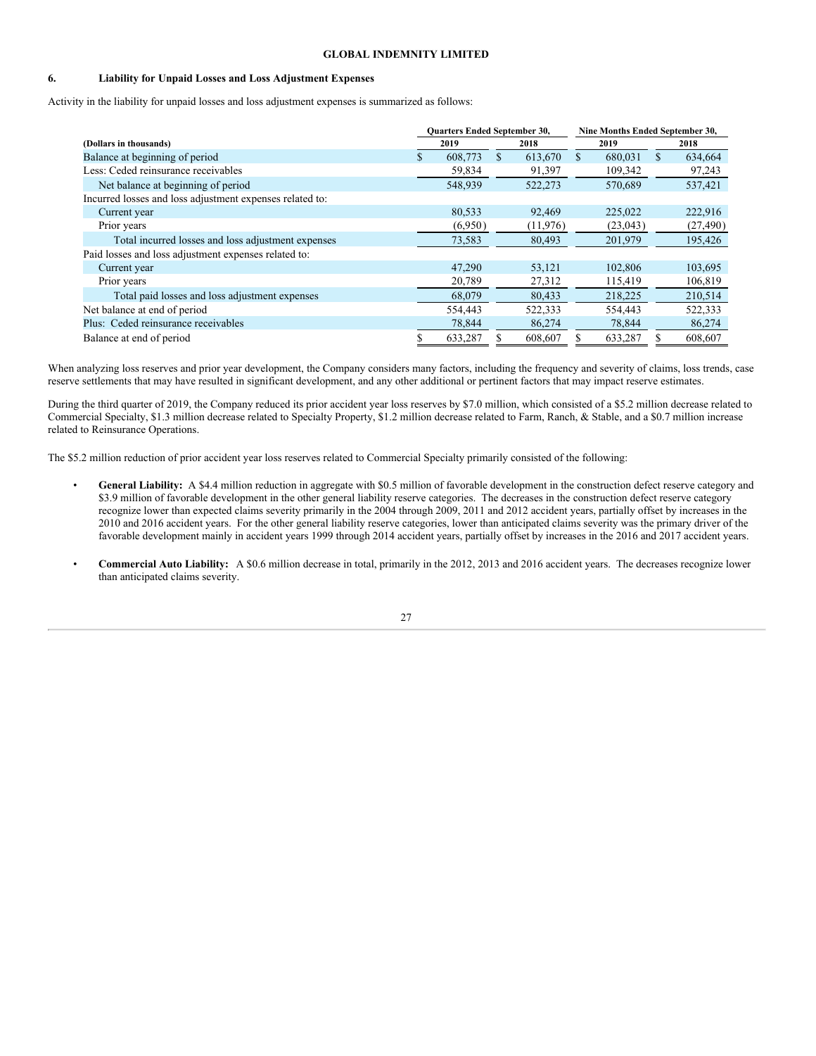**GLOBAL INDEMNITY LIMITED**

## 6. Liability for Unpaid Losses and Loss Adjustment Expenses

Activity in the liability for unpaid losses and loss adjustment expenses is summarized as follows:

| (Dollars in thousands) | Quarters Ended September 30, 2019 | Quarters Ended September 30, 2018 | Nine Months Ended September 30, 2019 | Nine Months Ended September 30, 2018 |
|---|---|---|---|---|
| Balance at beginning of period | $ 608,773 | $ 613,670 | $ 680,031 | $ 634,664 |
| Less: Ceded reinsurance receivables | 59,834 | 91,397 | 109,342 | 97,243 |
| Net balance at beginning of period | 548,939 | 522,273 | 570,689 | 537,421 |
| Incurred losses and loss adjustment expenses related to: | | | | |
| Current year | 80,533 | 92,469 | 225,022 | 222,916 |
| Prior years | (6,950) | (11,976) | (23,043) | (27,490) |
| Total incurred losses and loss adjustment expenses | 73,583 | 80,493 | 201,979 | 195,426 |
| Paid losses and loss adjustment expenses related to: | | | | |
| Current year | 47,290 | 53,121 | 102,806 | 103,695 |
| Prior years | 20,789 | 27,312 | 115,419 | 106,819 |
| Total paid losses and loss adjustment expenses | 68,079 | 80,433 | 218,225 | 210,514 |
| Net balance at end of period | 554,443 | 522,333 | 554,443 | 522,333 |
| Plus: Ceded reinsurance receivables | 78,844 | 86,274 | 78,844 | 86,274 |
| Balance at end of period | $ 633,287 | $ 608,607 | $ 633,287 | $ 608,607 |

When analyzing loss reserves and prior year development, the Company considers many factors, including the frequency and severity of claims, loss trends, case reserve settlements that may have resulted in significant development, and any other additional or pertinent factors that may impact reserve estimates.

During the third quarter of 2019, the Company reduced its prior accident year loss reserves by $7.0 million, which consisted of a $5.2 million decrease related to Commercial Specialty, $1.3 million decrease related to Specialty Property, $1.2 million decrease related to Farm, Ranch, & Stable, and a $0.7 million increase related to Reinsurance Operations.

The $5.2 million reduction of prior accident year loss reserves related to Commercial Specialty primarily consisted of the following:

- **General Liability:** A $4.4 million reduction in aggregate with $0.5 million of favorable development in the construction defect reserve category and $3.9 million of favorable development in the other general liability reserve categories. The decreases in the construction defect reserve category recognize lower than expected claims severity primarily in the 2004 through 2009, 2011 and 2012 accident years, partially offset by increases in the 2010 and 2016 accident years. For the other general liability reserve categories, lower than anticipated claims severity was the primary driver of the favorable development mainly in accident years 1999 through 2014 accident years, partially offset by increases in the 2016 and 2017 accident years.

- **Commercial Auto Liability:** A $0.6 million decrease in total, primarily in the 2012, 2013 and 2016 accident years. The decreases recognize lower than anticipated claims severity.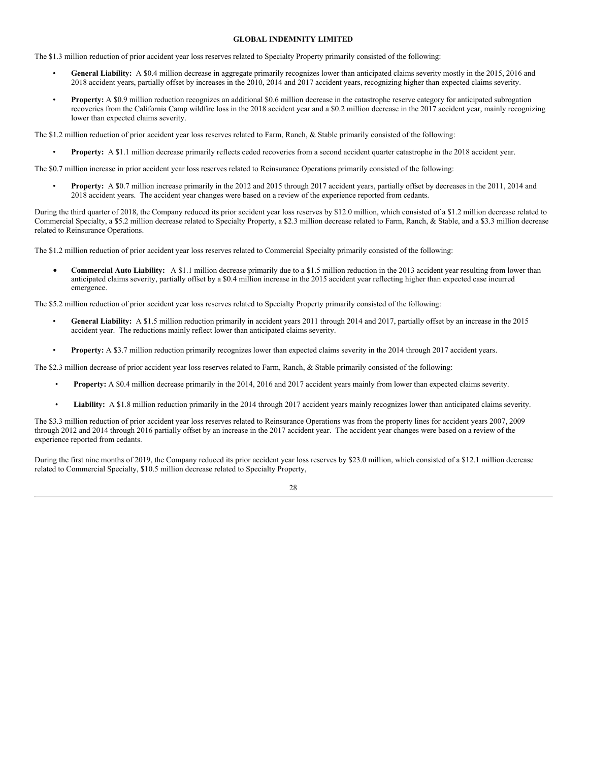The $1.3 million reduction of prior accident year loss reserves related to Specialty Property primarily consisted of the following:

- **General Liability:** A $0.4 million decrease in aggregate primarily recognizes lower than anticipated claims severity mostly in the 2015, 2016 and 2018 accident years, partially offset by increases in the 2010, 2014 and 2017 accident years, recognizing higher than expected claims severity.
- **Property:** A $0.9 million reduction recognizes an additional $0.6 million decrease in the catastrophe reserve category for anticipated subrogation recoveries from the California Camp wildfire loss in the 2018 accident year and a $0.2 million decrease in the 2017 accident year, mainly recognizing lower than expected claims severity.

The $1.2 million reduction of prior accident year loss reserves related to Farm, Ranch, & Stable primarily consisted of the following:

- **Property:** A $1.1 million decrease primarily reflects ceded recoveries from a second accident quarter catastrophe in the 2018 accident year.

The $0.7 million increase in prior accident year loss reserves related to Reinsurance Operations primarily consisted of the following:

- **Property:** A $0.7 million increase primarily in the 2012 and 2015 through 2017 accident years, partially offset by decreases in the 2011, 2014 and 2018 accident years. The accident year changes were based on a review of the experience reported from cedants.

During the third quarter of 2018, the Company reduced its prior accident year loss reserves by $12.0 million, which consisted of a $1.2 million decrease related to Commercial Specialty, a $5.2 million decrease related to Specialty Property, a $2.3 million decrease related to Farm, Ranch, & Stable, and a $3.3 million decrease related to Reinsurance Operations.

The $1.2 million reduction of prior accident year loss reserves related to Commercial Specialty primarily consisted of the following:

- **Commercial Auto Liability:** A $1.1 million decrease primarily due to a $1.5 million reduction in the 2013 accident year resulting from lower than anticipated claims severity, partially offset by a $0.4 million increase in the 2015 accident year reflecting higher than expected case incurred emergence.

The $5.2 million reduction of prior accident year loss reserves related to Specialty Property primarily consisted of the following:

- **General Liability:** A $1.5 million reduction primarily in accident years 2011 through 2014 and 2017, partially offset by an increase in the 2015 accident year. The reductions mainly reflect lower than anticipated claims severity.
- **Property:** A $3.7 million reduction primarily recognizes lower than expected claims severity in the 2014 through 2017 accident years.

The $2.3 million decrease of prior accident year loss reserves related to Farm, Ranch, & Stable primarily consisted of the following:

- **Property:** A $0.4 million decrease primarily in the 2014, 2016 and 2017 accident years mainly from lower than expected claims severity.
- **Liability:** A $1.8 million reduction primarily in the 2014 through 2017 accident years mainly recognizes lower than anticipated claims severity.

The $3.3 million reduction of prior accident year loss reserves related to Reinsurance Operations was from the property lines for accident years 2007, 2009 through 2012 and 2014 through 2016 partially offset by an increase in the 2017 accident year. The accident year changes were based on a review of the experience reported from cedants.

During the first nine months of 2019, the Company reduced its prior accident year loss reserves by $23.0 million, which consisted of a $12.1 million decrease related to Commercial Specialty, $10.5 million decrease related to Specialty Property,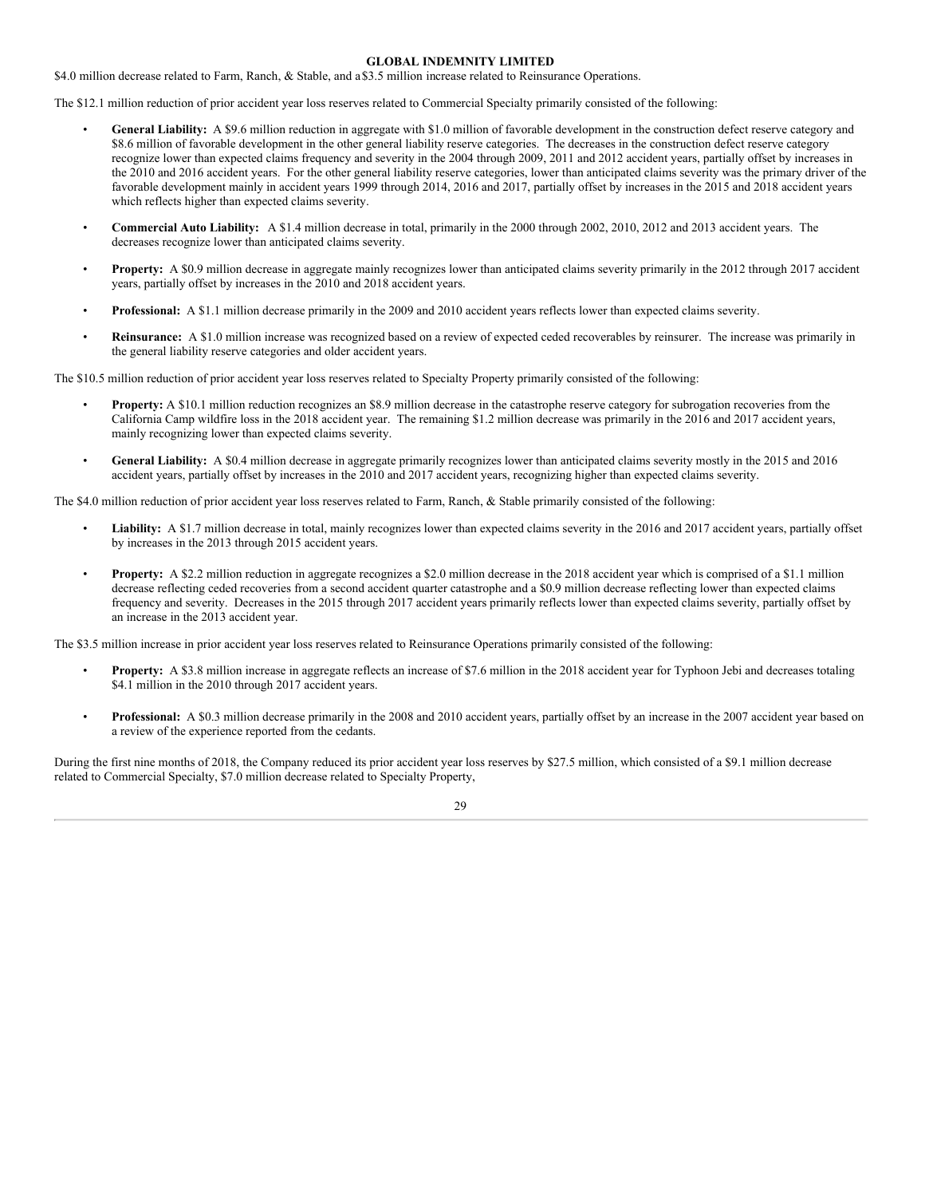$4.0 million decrease related to Farm, Ranch, & Stable, and a $3.5 million increase related to Reinsurance Operations.

The $12.1 million reduction of prior accident year loss reserves related to Commercial Specialty primarily consisted of the following:

- **General Liability:** A $9.6 million reduction in aggregate with $1.0 million of favorable development in the construction defect reserve category and $8.6 million of favorable development in the other general liability reserve categories. The decreases in the construction defect reserve category recognize lower than expected claims frequency and severity in the 2004 through 2009, 2011 and 2012 accident years, partially offset by increases in the 2010 and 2016 accident years. For the other general liability reserve categories, lower than anticipated claims severity was the primary driver of the favorable development mainly in accident years 1999 through 2014, 2016 and 2017, partially offset by increases in the 2015 and 2018 accident years which reflects higher than expected claims severity.
- **Commercial Auto Liability:** A $1.4 million decrease in total, primarily in the 2000 through 2002, 2010, 2012 and 2013 accident years. The decreases recognize lower than anticipated claims severity.
- **Property:** A $0.9 million decrease in aggregate mainly recognizes lower than anticipated claims severity primarily in the 2012 through 2017 accident years, partially offset by increases in the 2010 and 2018 accident years.
- **Professional:** A $1.1 million decrease primarily in the 2009 and 2010 accident years reflects lower than expected claims severity.
- **Reinsurance:** A $1.0 million increase was recognized based on a review of expected ceded recoverables by reinsurer. The increase was primarily in the general liability reserve categories and older accident years.

The $10.5 million reduction of prior accident year loss reserves related to Specialty Property primarily consisted of the following:

- **Property:** A $10.1 million reduction recognizes an $8.9 million decrease in the catastrophe reserve category for subrogation recoveries from the California Camp wildfire loss in the 2018 accident year. The remaining $1.2 million decrease was primarily in the 2016 and 2017 accident years, mainly recognizing lower than expected claims severity.
- **General Liability:** A $0.4 million decrease in aggregate primarily recognizes lower than anticipated claims severity mostly in the 2015 and 2016 accident years, partially offset by increases in the 2010 and 2017 accident years, recognizing higher than expected claims severity.

The $4.0 million reduction of prior accident year loss reserves related to Farm, Ranch, & Stable primarily consisted of the following:

- **Liability:** A $1.7 million decrease in total, mainly recognizes lower than expected claims severity in the 2016 and 2017 accident years, partially offset by increases in the 2013 through 2015 accident years.
- **Property:** A $2.2 million reduction in aggregate recognizes a $2.0 million decrease in the 2018 accident year which is comprised of a $1.1 million decrease reflecting ceded recoveries from a second accident quarter catastrophe and a $0.9 million decrease reflecting lower than expected claims frequency and severity. Decreases in the 2015 through 2017 accident years primarily reflects lower than expected claims severity, partially offset by an increase in the 2013 accident year.

The $3.5 million increase in prior accident year loss reserves related to Reinsurance Operations primarily consisted of the following:

- **Property:** A $3.8 million increase in aggregate reflects an increase of $7.6 million in the 2018 accident year for Typhoon Jebi and decreases totaling $4.1 million in the 2010 through 2017 accident years.
- **Professional:** A $0.3 million decrease primarily in the 2008 and 2010 accident years, partially offset by an increase in the 2007 accident year based on a review of the experience reported from the cedants.

During the first nine months of 2018, the Company reduced its prior accident year loss reserves by $27.5 million, which consisted of a $9.1 million decrease related to Commercial Specialty, $7.0 million decrease related to Specialty Property,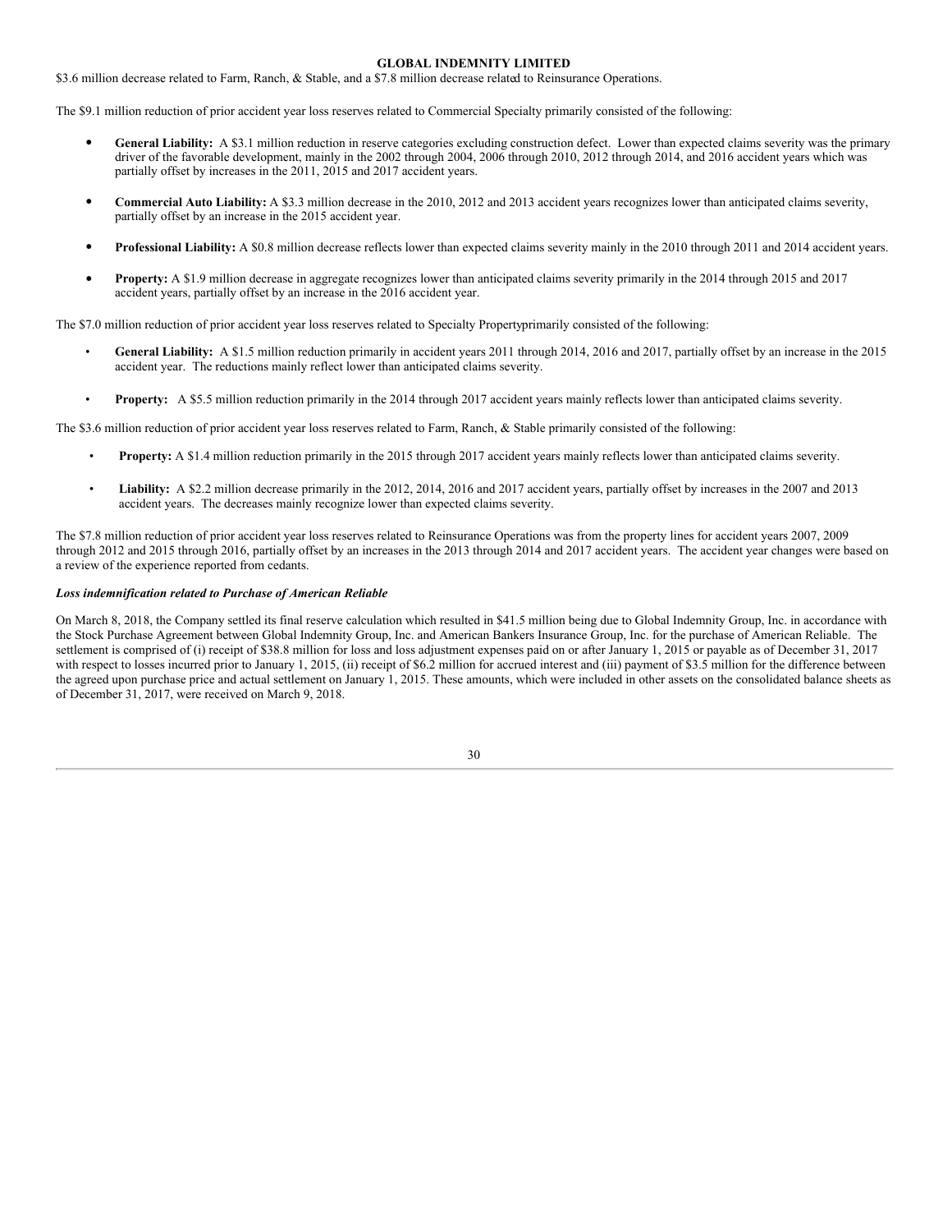$3.6 million decrease related to Farm, Ranch, & Stable, and a $7.8 million decrease related to Reinsurance Operations.

The $9.1 million reduction of prior accident year loss reserves related to Commercial Specialty primarily consisted of the following:

- **General Liability:** A $3.1 million reduction in reserve categories excluding construction defect. Lower than expected claims severity was the primary driver of the favorable development, mainly in the 2002 through 2004, 2006 through 2010, 2012 through 2014, and 2016 accident years which was partially offset by increases in the 2011, 2015 and 2017 accident years.
- **Commercial Auto Liability:** A $3.3 million decrease in the 2010, 2012 and 2013 accident years recognizes lower than anticipated claims severity, partially offset by an increase in the 2015 accident year.
- **Professional Liability:** A $0.8 million decrease reflects lower than expected claims severity mainly in the 2010 through 2011 and 2014 accident years.
- **Property:** A $1.9 million decrease in aggregate recognizes lower than anticipated claims severity primarily in the 2014 through 2015 and 2017 accident years, partially offset by an increase in the 2016 accident year.

The $7.0 million reduction of prior accident year loss reserves related to Specialty Propertyprimarily consisted of the following:

- **General Liability:** A $1.5 million reduction primarily in accident years 2011 through 2014, 2016 and 2017, partially offset by an increase in the 2015 accident year. The reductions mainly reflect lower than anticipated claims severity.
- **Property:** A $5.5 million reduction primarily in the 2014 through 2017 accident years mainly reflects lower than anticipated claims severity.

The $3.6 million reduction of prior accident year loss reserves related to Farm, Ranch, & Stable primarily consisted of the following:

- **Property:** A $1.4 million reduction primarily in the 2015 through 2017 accident years mainly reflects lower than anticipated claims severity.
- **Liability:** A $2.2 million decrease primarily in the 2012, 2014, 2016 and 2017 accident years, partially offset by increases in the 2007 and 2013 accident years. The decreases mainly recognize lower than expected claims severity.

The $7.8 million reduction of prior accident year loss reserves related to Reinsurance Operations was from the property lines for accident years 2007, 2009 through 2012 and 2015 through 2016, partially offset by an increases in the 2013 through 2014 and 2017 accident years. The accident year changes were based on a review of the experience reported from cedants.

***Loss indemnification related to Purchase of American Reliable***

On March 8, 2018, the Company settled its final reserve calculation which resulted in $41.5 million being due to Global Indemnity Group, Inc. in accordance with the Stock Purchase Agreement between Global Indemnity Group, Inc. and American Bankers Insurance Group, Inc. for the purchase of American Reliable. The settlement is comprised of (i) receipt of $38.8 million for loss and loss adjustment expenses paid on or after January 1, 2015 or payable as of December 31, 2017 with respect to losses incurred prior to January 1, 2015, (ii) receipt of $6.2 million for accrued interest and (iii) payment of $3.5 million for the difference between the agreed upon purchase price and actual settlement on January 1, 2015. These amounts, which were included in other assets on the consolidated balance sheets as of December 31, 2017, were received on March 9, 2018.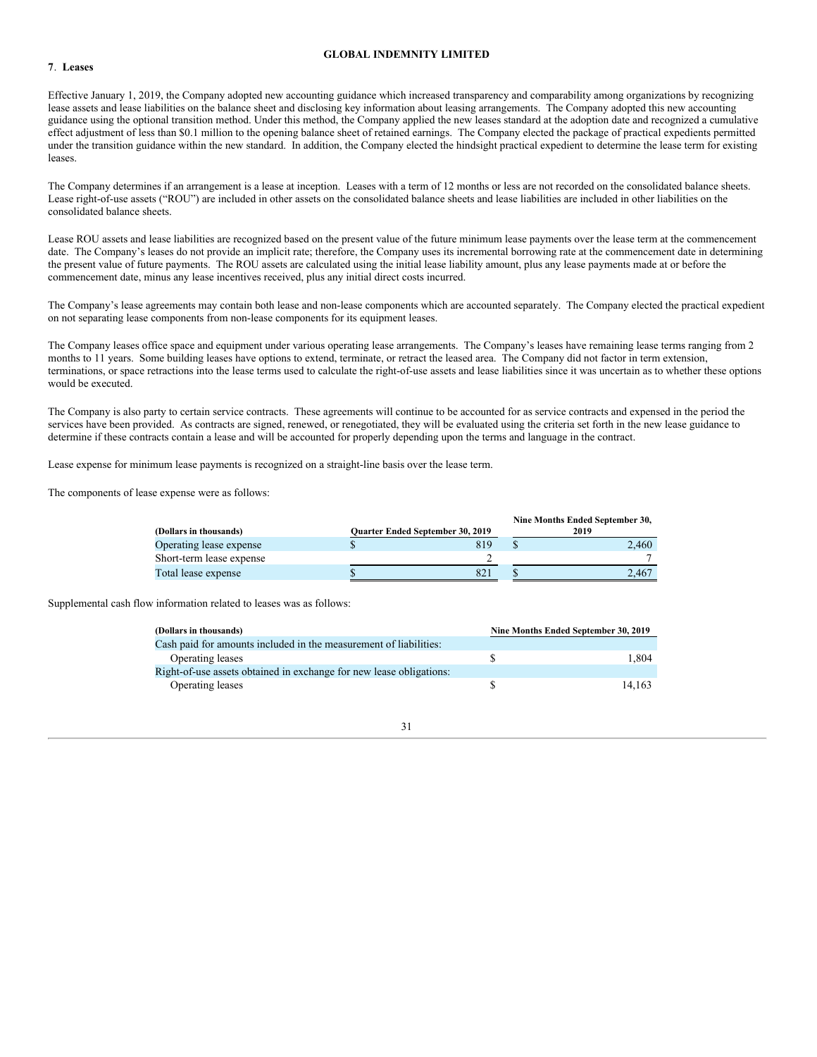## 7. Leases

Effective January 1, 2019, the Company adopted new accounting guidance which increased transparency and comparability among organizations by recognizing lease assets and lease liabilities on the balance sheet and disclosing key information about leasing arrangements. The Company adopted this new accounting guidance using the optional transition method. Under this method, the Company applied the new leases standard at the adoption date and recognized a cumulative effect adjustment of less than $0.1 million to the opening balance sheet of retained earnings. The Company elected the package of practical expedients permitted under the transition guidance within the new standard. In addition, the Company elected the hindsight practical expedient to determine the lease term for existing leases.

The Company determines if an arrangement is a lease at inception. Leases with a term of 12 months or less are not recorded on the consolidated balance sheets. Lease right-of-use assets ("ROU") are included in other assets on the consolidated balance sheets and lease liabilities are included in other liabilities on the consolidated balance sheets.

Lease ROU assets and lease liabilities are recognized based on the present value of the future minimum lease payments over the lease term at the commencement date. The Company's leases do not provide an implicit rate; therefore, the Company uses its incremental borrowing rate at the commencement date in determining the present value of future payments. The ROU assets are calculated using the initial lease liability amount, plus any lease payments made at or before the commencement date, minus any lease incentives received, plus any initial direct costs incurred.

The Company's lease agreements may contain both lease and non-lease components which are accounted separately. The Company elected the practical expedient on not separating lease components from non-lease components for its equipment leases.

The Company leases office space and equipment under various operating lease arrangements. The Company's leases have remaining lease terms ranging from 2 months to 11 years. Some building leases have options to extend, terminate, or retract the leased area. The Company did not factor in term extension, terminations, or space retractions into the lease terms used to calculate the right-of-use assets and lease liabilities since it was uncertain as to whether these options would be executed.

The Company is also party to certain service contracts. These agreements will continue to be accounted for as service contracts and expensed in the period the services have been provided. As contracts are signed, renewed, or renegotiated, they will be evaluated using the criteria set forth in the new lease guidance to determine if these contracts contain a lease and will be accounted for properly depending upon the terms and language in the contract.

Lease expense for minimum lease payments is recognized on a straight-line basis over the lease term.

The components of lease expense were as follows:

| (Dollars in thousands) | Quarter Ended September 30, 2019 | Nine Months Ended September 30, 2019 |
|---|---|---|
| Operating lease expense | $ 819 | $ 2,460 |
| Short-term lease expense | 2 | 7 |
| Total lease expense | $ 821 | $ 2,467 |

Supplemental cash flow information related to leases was as follows:

| (Dollars in thousands) | Nine Months Ended September 30, 2019 |
|---|---|
| Cash paid for amounts included in the measurement of liabilities: | |
| Operating leases | $ 1,804 |
| Right-of-use assets obtained in exchange for new lease obligations: | |
| Operating leases | $ 14,163 |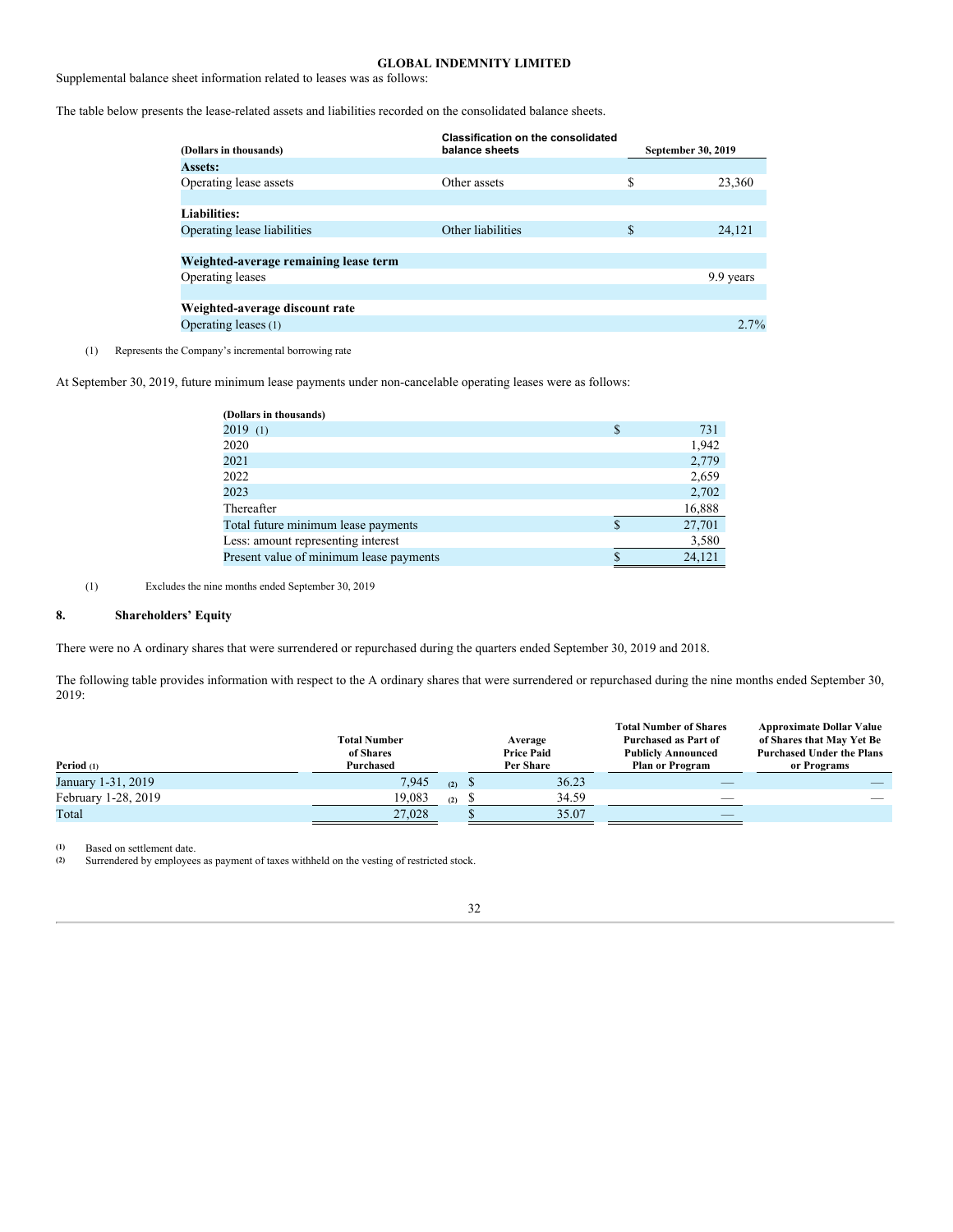**GLOBAL INDEMNITY LIMITED**

Supplemental balance sheet information related to leases was as follows:

The table below presents the lease-related assets and liabilities recorded on the consolidated balance sheets.

| (Dollars in thousands) | Classification on the consolidated balance sheets | September 30, 2019 |
|---|---|---|
| **Assets:** | | |
| Operating lease assets | Other assets | $ 23,360 |
| **Liabilities:** | | |
| Operating lease liabilities | Other liabilities | $ 24,121 |
| **Weighted-average remaining lease term** | | |
| Operating leases | | 9.9 years |
| **Weighted-average discount rate** | | |
| Operating leases (1) | | 2.7% |

(1) Represents the Company's incremental borrowing rate

At September 30, 2019, future minimum lease payments under non-cancelable operating leases were as follows:

| (Dollars in thousands) | |
|---|---|
| 2019 (1) | $ 731 |
| 2020 | 1,942 |
| 2021 | 2,779 |
| 2022 | 2,659 |
| 2023 | 2,702 |
| Thereafter | 16,888 |
| Total future minimum lease payments | $ 27,701 |
| Less: amount representing interest | 3,580 |
| Present value of minimum lease payments | $ 24,121 |

(1) Excludes the nine months ended September 30, 2019

## 8. Shareholders' Equity

There were no A ordinary shares that were surrendered or repurchased during the quarters ended September 30, 2019 and 2018.

The following table provides information with respect to the A ordinary shares that were surrendered or repurchased during the nine months ended September 30, 2019:

| Period (1) | Total Number of Shares Purchased | Average Price Paid Per Share | Total Number of Shares Purchased as Part of Publicly Announced Plan or Program | Approximate Dollar Value of Shares that May Yet Be Purchased Under the Plans or Programs |
|---|---|---|---|---|
| January 1-31, 2019 | 7,945 (2) | $ 36.23 | — | — |
| February 1-28, 2019 | 19,083 (2) | $ 34.59 | — | — |
| Total | 27,028 | $ 35.07 | — | |

(1) Based on settlement date.
(2) Surrendered by employees as payment of taxes withheld on the vesting of restricted stock.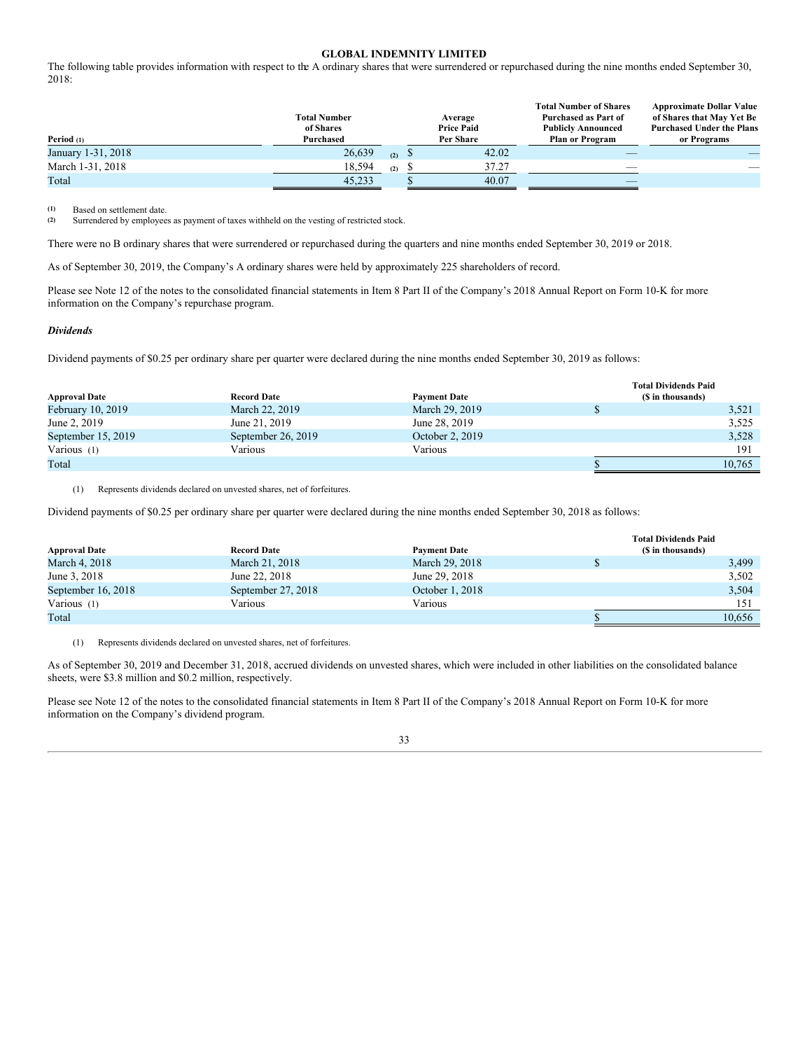**GLOBAL INDEMNITY LIMITED**

The following table provides information with respect to the A ordinary shares that were surrendered or repurchased during the nine months ended September 30, 2018:

| Period (1) | Total Number of Shares Purchased | Average Price Paid Per Share | Total Number of Shares Purchased as Part of Publicly Announced Plan or Program | Approximate Dollar Value of Shares that May Yet Be Purchased Under the Plans or Programs |
|---|---|---|---|---|
| January 1-31, 2018 | 26,639 (2) | $ 42.02 | — | — |
| March 1-31, 2018 | 18,594 (2) | $ 37.27 | — | — |
| Total | 45,233 | $ 40.07 | — | |

(1) Based on settlement date.
(2) Surrendered by employees as payment of taxes withheld on the vesting of restricted stock.

There were no B ordinary shares that were surrendered or repurchased during the quarters and nine months ended September 30, 2019 or 2018.

As of September 30, 2019, the Company's A ordinary shares were held by approximately 225 shareholders of record.

Please see Note 12 of the notes to the consolidated financial statements in Item 8 Part II of the Company's 2018 Annual Report on Form 10-K for more information on the Company's repurchase program.

***Dividends***

Dividend payments of $0.25 per ordinary share per quarter were declared during the nine months ended September 30, 2019 as follows:

| Approval Date | Record Date | Payment Date | Total Dividends Paid ($ in thousands) |
|---|---|---|---|
| February 10, 2019 | March 22, 2019 | March 29, 2019 | $ 3,521 |
| June 2, 2019 | June 21, 2019 | June 28, 2019 | 3,525 |
| September 15, 2019 | September 26, 2019 | October 2, 2019 | 3,528 |
| Various (1) | Various | Various | 191 |
| Total | | | $ 10,765 |

(1) Represents dividends declared on unvested shares, net of forfeitures.

Dividend payments of $0.25 per ordinary share per quarter were declared during the nine months ended September 30, 2018 as follows:

| Approval Date | Record Date | Payment Date | Total Dividends Paid ($ in thousands) |
|---|---|---|---|
| March 4, 2018 | March 21, 2018 | March 29, 2018 | $ 3,499 |
| June 3, 2018 | June 22, 2018 | June 29, 2018 | 3,502 |
| September 16, 2018 | September 27, 2018 | October 1, 2018 | 3,504 |
| Various (1) | Various | Various | 151 |
| Total | | | $ 10,656 |

(1) Represents dividends declared on unvested shares, net of forfeitures.

As of September 30, 2019 and December 31, 2018, accrued dividends on unvested shares, which were included in other liabilities on the consolidated balance sheets, were $3.8 million and $0.2 million, respectively.

Please see Note 12 of the notes to the consolidated financial statements in Item 8 Part II of the Company's 2018 Annual Report on Form 10-K for more information on the Company's dividend program.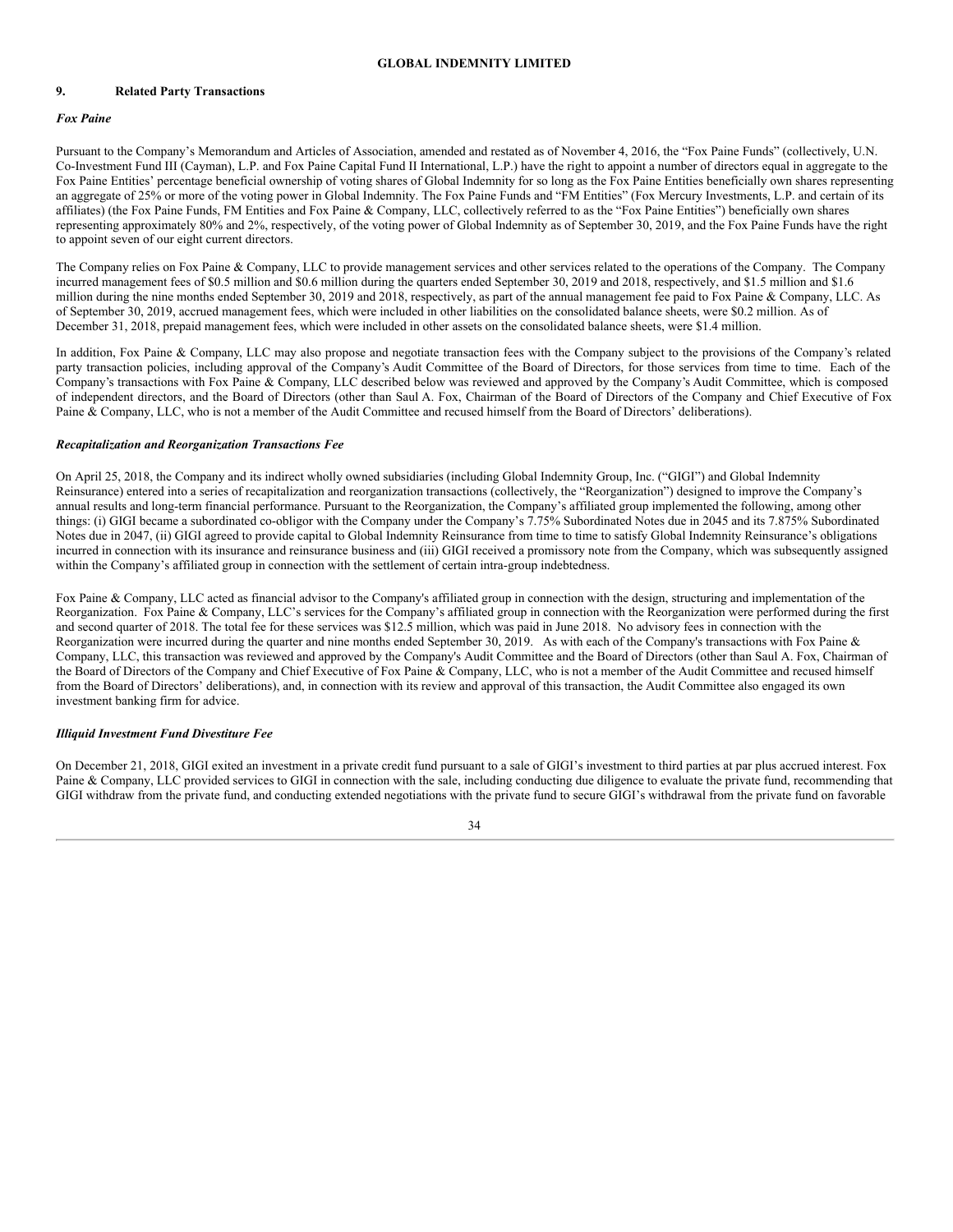## 9. Related Party Transactions

### *Fox Paine*

Pursuant to the Company's Memorandum and Articles of Association, amended and restated as of November 4, 2016, the "Fox Paine Funds" (collectively, U.N. Co-Investment Fund III (Cayman), L.P. and Fox Paine Capital Fund II International, L.P.) have the right to appoint a number of directors equal in aggregate to the Fox Paine Entities' percentage beneficial ownership of voting shares of Global Indemnity for so long as the Fox Paine Entities beneficially own shares representing an aggregate of 25% or more of the voting power in Global Indemnity. The Fox Paine Funds and "FM Entities" (Fox Mercury Investments, L.P. and certain of its affiliates) (the Fox Paine Funds, FM Entities and Fox Paine & Company, LLC, collectively referred to as the "Fox Paine Entities") beneficially own shares representing approximately 80% and 2%, respectively, of the voting power of Global Indemnity as of September 30, 2019, and the Fox Paine Funds have the right to appoint seven of our eight current directors.

The Company relies on Fox Paine & Company, LLC to provide management services and other services related to the operations of the Company. The Company incurred management fees of $0.5 million and $0.6 million during the quarters ended September 30, 2019 and 2018, respectively, and $1.5 million and $1.6 million during the nine months ended September 30, 2019 and 2018, respectively, as part of the annual management fee paid to Fox Paine & Company, LLC. As of September 30, 2019, accrued management fees, which were included in other liabilities on the consolidated balance sheets, were $0.2 million. As of December 31, 2018, prepaid management fees, which were included in other assets on the consolidated balance sheets, were $1.4 million.

In addition, Fox Paine & Company, LLC may also propose and negotiate transaction fees with the Company subject to the provisions of the Company's related party transaction policies, including approval of the Company's Audit Committee of the Board of Directors, for those services from time to time. Each of the Company's transactions with Fox Paine & Company, LLC described below was reviewed and approved by the Company's Audit Committee, which is composed of independent directors, and the Board of Directors (other than Saul A. Fox, Chairman of the Board of Directors of the Company and Chief Executive of Fox Paine & Company, LLC, who is not a member of the Audit Committee and recused himself from the Board of Directors' deliberations).

### *Recapitalization and Reorganization Transactions Fee*

On April 25, 2018, the Company and its indirect wholly owned subsidiaries (including Global Indemnity Group, Inc. ("GIGI") and Global Indemnity Reinsurance) entered into a series of recapitalization and reorganization transactions (collectively, the "Reorganization") designed to improve the Company's annual results and long-term financial performance. Pursuant to the Reorganization, the Company's affiliated group implemented the following, among other things: (i) GIGI became a subordinated co-obligor with the Company under the Company's 7.75% Subordinated Notes due in 2045 and its 7.875% Subordinated Notes due in 2047, (ii) GIGI agreed to provide capital to Global Indemnity Reinsurance from time to time to satisfy Global Indemnity Reinsurance's obligations incurred in connection with its insurance and reinsurance business and (iii) GIGI received a promissory note from the Company, which was subsequently assigned within the Company's affiliated group in connection with the settlement of certain intra-group indebtedness.

Fox Paine & Company, LLC acted as financial advisor to the Company's affiliated group in connection with the design, structuring and implementation of the Reorganization. Fox Paine & Company, LLC's services for the Company's affiliated group in connection with the Reorganization were performed during the first and second quarter of 2018. The total fee for these services was $12.5 million, which was paid in June 2018. No advisory fees in connection with the Reorganization were incurred during the quarter and nine months ended September 30, 2019. As with each of the Company's transactions with Fox Paine & Company, LLC, this transaction was reviewed and approved by the Company's Audit Committee and the Board of Directors (other than Saul A. Fox, Chairman of the Board of Directors of the Company and Chief Executive of Fox Paine & Company, LLC, who is not a member of the Audit Committee and recused himself from the Board of Directors' deliberations), and, in connection with its review and approval of this transaction, the Audit Committee also engaged its own investment banking firm for advice.

### *Illiquid Investment Fund Divestiture Fee*

On December 21, 2018, GIGI exited an investment in a private credit fund pursuant to a sale of GIGI's investment to third parties at par plus accrued interest. Fox Paine & Company, LLC provided services to GIGI in connection with the sale, including conducting due diligence to evaluate the private fund, recommending that GIGI withdraw from the private fund, and conducting extended negotiations with the private fund to secure GIGI's withdrawal from the private fund on favorable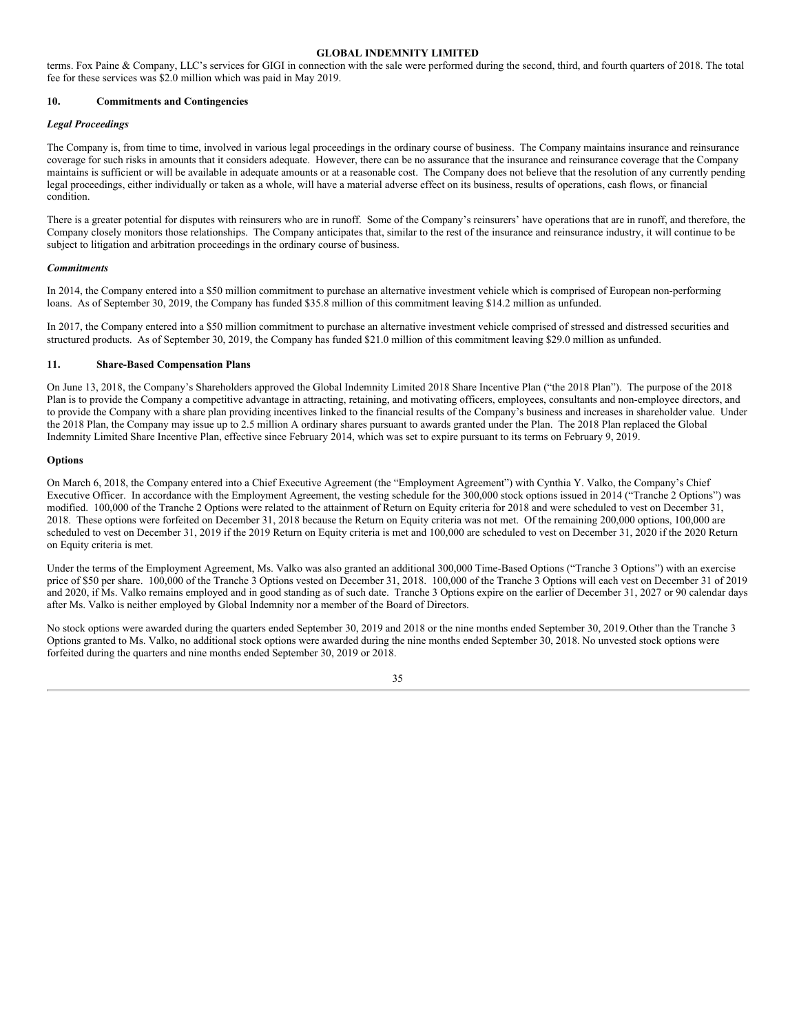terms. Fox Paine & Company, LLC's services for GIGI in connection with the sale were performed during the second, third, and fourth quarters of 2018. The total fee for these services was $2.0 million which was paid in May 2019.

## 10. Commitments and Contingencies

### *Legal Proceedings*

The Company is, from time to time, involved in various legal proceedings in the ordinary course of business. The Company maintains insurance and reinsurance coverage for such risks in amounts that it considers adequate. However, there can be no assurance that the insurance and reinsurance coverage that the Company maintains is sufficient or will be available in adequate amounts or at a reasonable cost. The Company does not believe that the resolution of any currently pending legal proceedings, either individually or taken as a whole, will have a material adverse effect on its business, results of operations, cash flows, or financial condition.

There is a greater potential for disputes with reinsurers who are in runoff. Some of the Company's reinsurers' have operations that are in runoff, and therefore, the Company closely monitors those relationships. The Company anticipates that, similar to the rest of the insurance and reinsurance industry, it will continue to be subject to litigation and arbitration proceedings in the ordinary course of business.

### *Commitments*

In 2014, the Company entered into a $50 million commitment to purchase an alternative investment vehicle which is comprised of European non-performing loans. As of September 30, 2019, the Company has funded $35.8 million of this commitment leaving $14.2 million as unfunded.

In 2017, the Company entered into a $50 million commitment to purchase an alternative investment vehicle comprised of stressed and distressed securities and structured products. As of September 30, 2019, the Company has funded $21.0 million of this commitment leaving $29.0 million as unfunded.

## 11. Share-Based Compensation Plans

On June 13, 2018, the Company's Shareholders approved the Global Indemnity Limited 2018 Share Incentive Plan ("the 2018 Plan"). The purpose of the 2018 Plan is to provide the Company a competitive advantage in attracting, retaining, and motivating officers, employees, consultants and non-employee directors, and to provide the Company with a share plan providing incentives linked to the financial results of the Company's business and increases in shareholder value. Under the 2018 Plan, the Company may issue up to 2.5 million A ordinary shares pursuant to awards granted under the Plan. The 2018 Plan replaced the Global Indemnity Limited Share Incentive Plan, effective since February 2014, which was set to expire pursuant to its terms on February 9, 2019.

### **Options**

On March 6, 2018, the Company entered into a Chief Executive Agreement (the "Employment Agreement") with Cynthia Y. Valko, the Company's Chief Executive Officer. In accordance with the Employment Agreement, the vesting schedule for the 300,000 stock options issued in 2014 ("Tranche 2 Options") was modified. 100,000 of the Tranche 2 Options were related to the attainment of Return on Equity criteria for 2018 and were scheduled to vest on December 31, 2018. These options were forfeited on December 31, 2018 because the Return on Equity criteria was not met. Of the remaining 200,000 options, 100,000 are scheduled to vest on December 31, 2019 if the 2019 Return on Equity criteria is met and 100,000 are scheduled to vest on December 31, 2020 if the 2020 Return on Equity criteria is met.

Under the terms of the Employment Agreement, Ms. Valko was also granted an additional 300,000 Time-Based Options ("Tranche 3 Options") with an exercise price of $50 per share. 100,000 of the Tranche 3 Options vested on December 31, 2018. 100,000 of the Tranche 3 Options will each vest on December 31 of 2019 and 2020, if Ms. Valko remains employed and in good standing as of such date. Tranche 3 Options expire on the earlier of December 31, 2027 or 90 calendar days after Ms. Valko is neither employed by Global Indemnity nor a member of the Board of Directors.

No stock options were awarded during the quarters ended September 30, 2019 and 2018 or the nine months ended September 30, 2019. Other than the Tranche 3 Options granted to Ms. Valko, no additional stock options were awarded during the nine months ended September 30, 2018. No unvested stock options were forfeited during the quarters and nine months ended September 30, 2019 or 2018.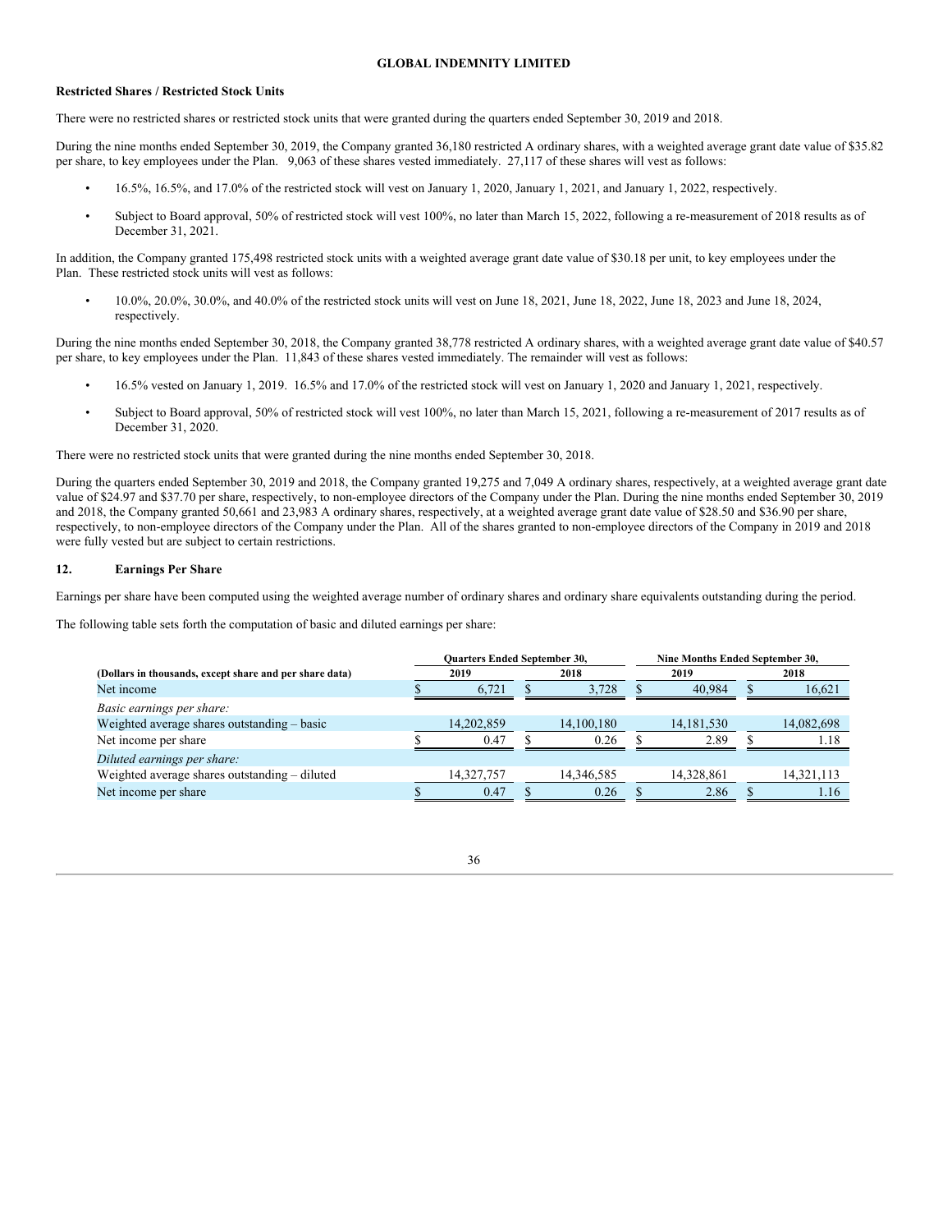**Restricted Shares / Restricted Stock Units**

There were no restricted shares or restricted stock units that were granted during the quarters ended September 30, 2019 and 2018.

During the nine months ended September 30, 2019, the Company granted 36,180 restricted A ordinary shares, with a weighted average grant date value of $35.82 per share, to key employees under the Plan. 9,063 of these shares vested immediately. 27,117 of these shares will vest as follows:

- 16.5%, 16.5%, and 17.0% of the restricted stock will vest on January 1, 2020, January 1, 2021, and January 1, 2022, respectively.
- Subject to Board approval, 50% of restricted stock will vest 100%, no later than March 15, 2022, following a re-measurement of 2018 results as of December 31, 2021.

In addition, the Company granted 175,498 restricted stock units with a weighted average grant date value of $30.18 per unit, to key employees under the Plan. These restricted stock units will vest as follows:

- 10.0%, 20.0%, 30.0%, and 40.0% of the restricted stock units will vest on June 18, 2021, June 18, 2022, June 18, 2023 and June 18, 2024, respectively.

During the nine months ended September 30, 2018, the Company granted 38,778 restricted A ordinary shares, with a weighted average grant date value of $40.57 per share, to key employees under the Plan. 11,843 of these shares vested immediately. The remainder will vest as follows:

- 16.5% vested on January 1, 2019. 16.5% and 17.0% of the restricted stock will vest on January 1, 2020 and January 1, 2021, respectively.
- Subject to Board approval, 50% of restricted stock will vest 100%, no later than March 15, 2021, following a re-measurement of 2017 results as of December 31, 2020.

There were no restricted stock units that were granted during the nine months ended September 30, 2018.

During the quarters ended September 30, 2019 and 2018, the Company granted 19,275 and 7,049 A ordinary shares, respectively, at a weighted average grant date value of $24.97 and $37.70 per share, respectively, to non-employee directors of the Company under the Plan. During the nine months ended September 30, 2019 and 2018, the Company granted 50,661 and 23,983 A ordinary shares, respectively, at a weighted average grant date value of $28.50 and $36.90 per share, respectively, to non-employee directors of the Company under the Plan. All of the shares granted to non-employee directors of the Company in 2019 and 2018 were fully vested but are subject to certain restrictions.

## 12. Earnings Per Share

Earnings per share have been computed using the weighted average number of ordinary shares and ordinary share equivalents outstanding during the period.

The following table sets forth the computation of basic and diluted earnings per share:

| (Dollars in thousands, except share and per share data) | Quarters Ended September 30, 2019 | Quarters Ended September 30, 2018 | Nine Months Ended September 30, 2019 | Nine Months Ended September 30, 2018 |
|---|---|---|---|---|
| Net income | $ 6,721 | $ 3,728 | $ 40,984 | $ 16,621 |
| *Basic earnings per share:* | | | | |
| Weighted average shares outstanding – basic | 14,202,859 | 14,100,180 | 14,181,530 | 14,082,698 |
| Net income per share | $ 0.47 | $ 0.26 | $ 2.89 | $ 1.18 |
| *Diluted earnings per share:* | | | | |
| Weighted average shares outstanding – diluted | 14,327,757 | 14,346,585 | 14,328,861 | 14,321,113 |
| Net income per share | $ 0.47 | $ 0.26 | $ 2.86 | $ 1.16 |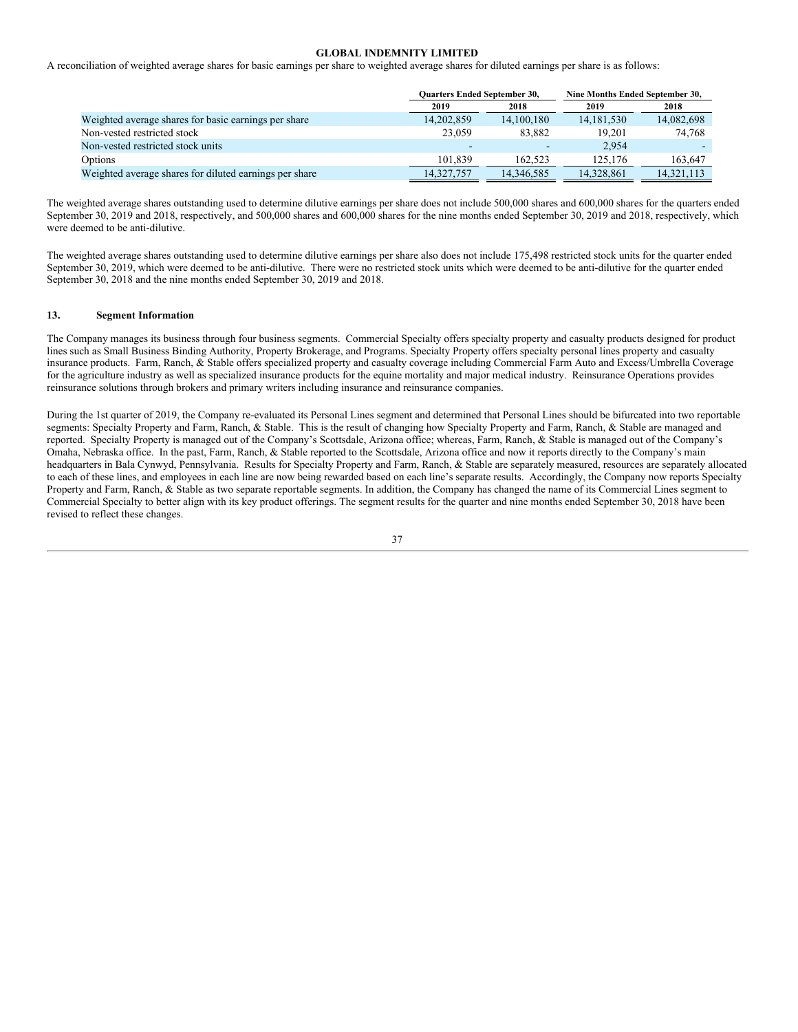**GLOBAL INDEMNITY LIMITED**

A reconciliation of weighted average shares for basic earnings per share to weighted average shares for diluted earnings per share is as follows:

| | Quarters Ended September 30, | | Nine Months Ended September 30, | |
|---|---|---|---|---|
| | 2019 | 2018 | 2019 | 2018 |
| Weighted average shares for basic earnings per share | 14,202,859 | 14,100,180 | 14,181,530 | 14,082,698 |
| Non-vested restricted stock | 23,059 | 83,882 | 19,201 | 74,768 |
| Non-vested restricted stock units | - | - | 2,954 | - |
| Options | 101,839 | 162,523 | 125,176 | 163,647 |
| Weighted average shares for diluted earnings per share | 14,327,757 | 14,346,585 | 14,328,861 | 14,321,113 |

The weighted average shares outstanding used to determine dilutive earnings per share does not include 500,000 shares and 600,000 shares for the quarters ended September 30, 2019 and 2018, respectively, and 500,000 shares and 600,000 shares for the nine months ended September 30, 2019 and 2018, respectively, which were deemed to be anti-dilutive.

The weighted average shares outstanding used to determine dilutive earnings per share also does not include 175,498 restricted stock units for the quarter ended September 30, 2019, which were deemed to be anti-dilutive. There were no restricted stock units which were deemed to be anti-dilutive for the quarter ended September 30, 2018 and the nine months ended September 30, 2019 and 2018.

## 13. Segment Information

The Company manages its business through four business segments. Commercial Specialty offers specialty property and casualty products designed for product lines such as Small Business Binding Authority, Property Brokerage, and Programs. Specialty Property offers specialty personal lines property and casualty insurance products. Farm, Ranch, & Stable offers specialized property and casualty coverage including Commercial Farm Auto and Excess/Umbrella Coverage for the agriculture industry as well as specialized insurance products for the equine mortality and major medical industry. Reinsurance Operations provides reinsurance solutions through brokers and primary writers including insurance and reinsurance companies.

During the 1st quarter of 2019, the Company re-evaluated its Personal Lines segment and determined that Personal Lines should be bifurcated into two reportable segments: Specialty Property and Farm, Ranch, & Stable. This is the result of changing how Specialty Property and Farm, Ranch, & Stable are managed and reported. Specialty Property is managed out of the Company's Scottsdale, Arizona office; whereas, Farm, Ranch, & Stable is managed out of the Company's Omaha, Nebraska office. In the past, Farm, Ranch, & Stable reported to the Scottsdale, Arizona office and now it reports directly to the Company's main headquarters in Bala Cynwyd, Pennsylvania. Results for Specialty Property and Farm, Ranch, & Stable are separately measured, resources are separately allocated to each of these lines, and employees in each line are now being rewarded based on each line's separate results. Accordingly, the Company now reports Specialty Property and Farm, Ranch, & Stable as two separate reportable segments. In addition, the Company has changed the name of its Commercial Lines segment to Commercial Specialty to better align with its key product offerings. The segment results for the quarter and nine months ended September 30, 2018 have been revised to reflect these changes.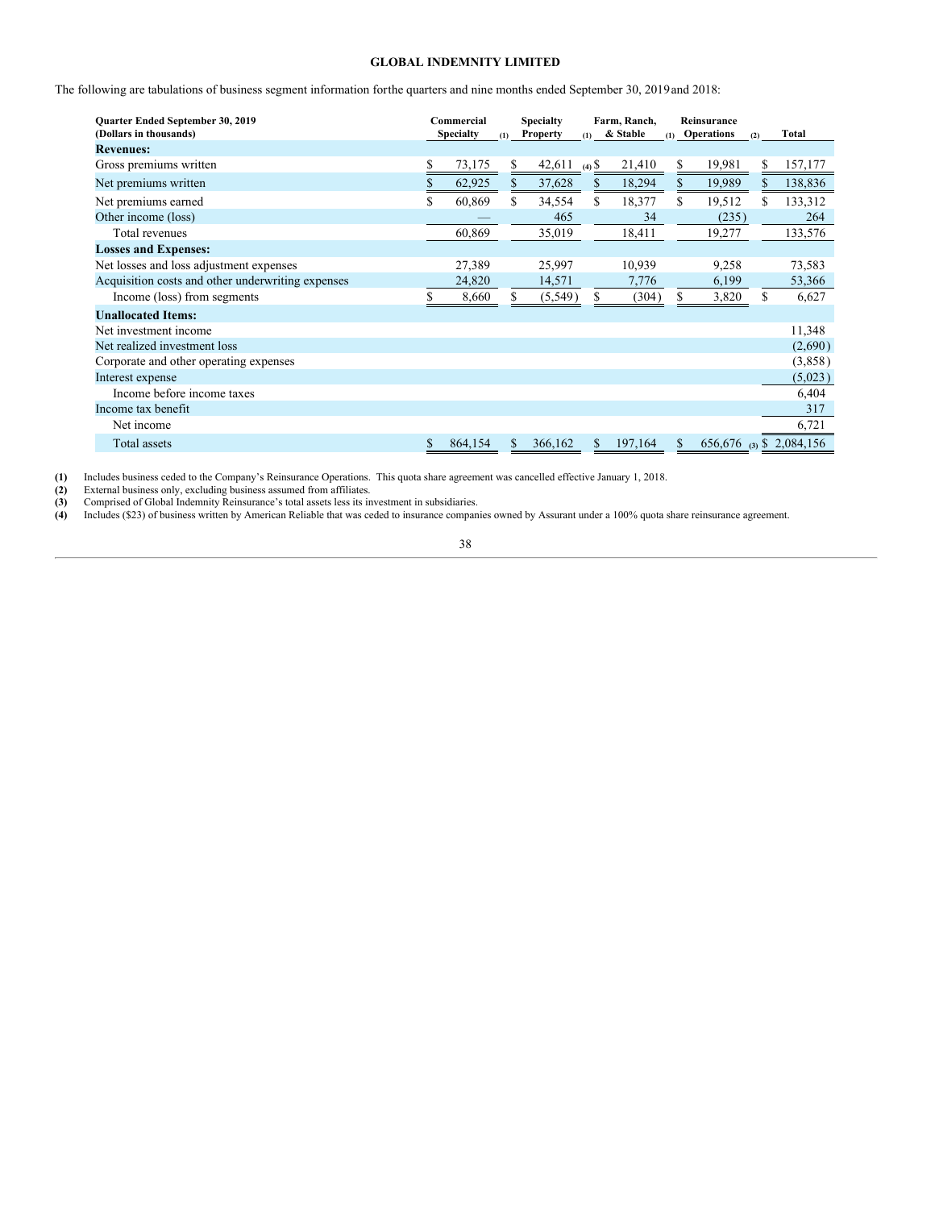**GLOBAL INDEMNITY LIMITED**

The following are tabulations of business segment information forthe quarters and nine months ended September 30, 2019and 2018:

| Quarter Ended September 30, 2019 (Dollars in thousands) | Commercial Specialty (1) | Specialty Property (1) | Farm, Ranch, & Stable (1) | Reinsurance Operations (2) | Total |
|---|---|---|---|---|---|
| **Revenues:** | | | | | |
| Gross premiums written | $ 73,175 | $ 42,611 (4) | $ 21,410 | $ 19,981 | $ 157,177 |
| Net premiums written | $ 62,925 | $ 37,628 | $ 18,294 | $ 19,989 | $ 138,836 |
| Net premiums earned | $ 60,869 | $ 34,554 | $ 18,377 | $ 19,512 | $ 133,312 |
| Other income (loss) | — | 465 | 34 | (235) | 264 |
| Total revenues | 60,869 | 35,019 | 18,411 | 19,277 | 133,576 |
| **Losses and Expenses:** | | | | | |
| Net losses and loss adjustment expenses | 27,389 | 25,997 | 10,939 | 9,258 | 73,583 |
| Acquisition costs and other underwriting expenses | 24,820 | 14,571 | 7,776 | 6,199 | 53,366 |
| Income (loss) from segments | $ 8,660 | $ (5,549) | $ (304) | $ 3,820 | $ 6,627 |
| **Unallocated Items:** | | | | | |
| Net investment income | | | | | 11,348 |
| Net realized investment loss | | | | | (2,690) |
| Corporate and other operating expenses | | | | | (3,858) |
| Interest expense | | | | | (5,023) |
| Income before income taxes | | | | | 6,404 |
| Income tax benefit | | | | | 317 |
| Net income | | | | | 6,721 |
| Total assets | $ 864,154 | $ 366,162 | $ 197,164 | $ 656,676 (3) | $ 2,084,156 |

**(1)** Includes business ceded to the Company's Reinsurance Operations. This quota share agreement was cancelled effective January 1, 2018.
**(2)** External business only, excluding business assumed from affiliates.
**(3)** Comprised of Global Indemnity Reinsurance's total assets less its investment in subsidiaries.
**(4)** Includes ($23) of business written by American Reliable that was ceded to insurance companies owned by Assurant under a 100% quota share reinsurance agreement.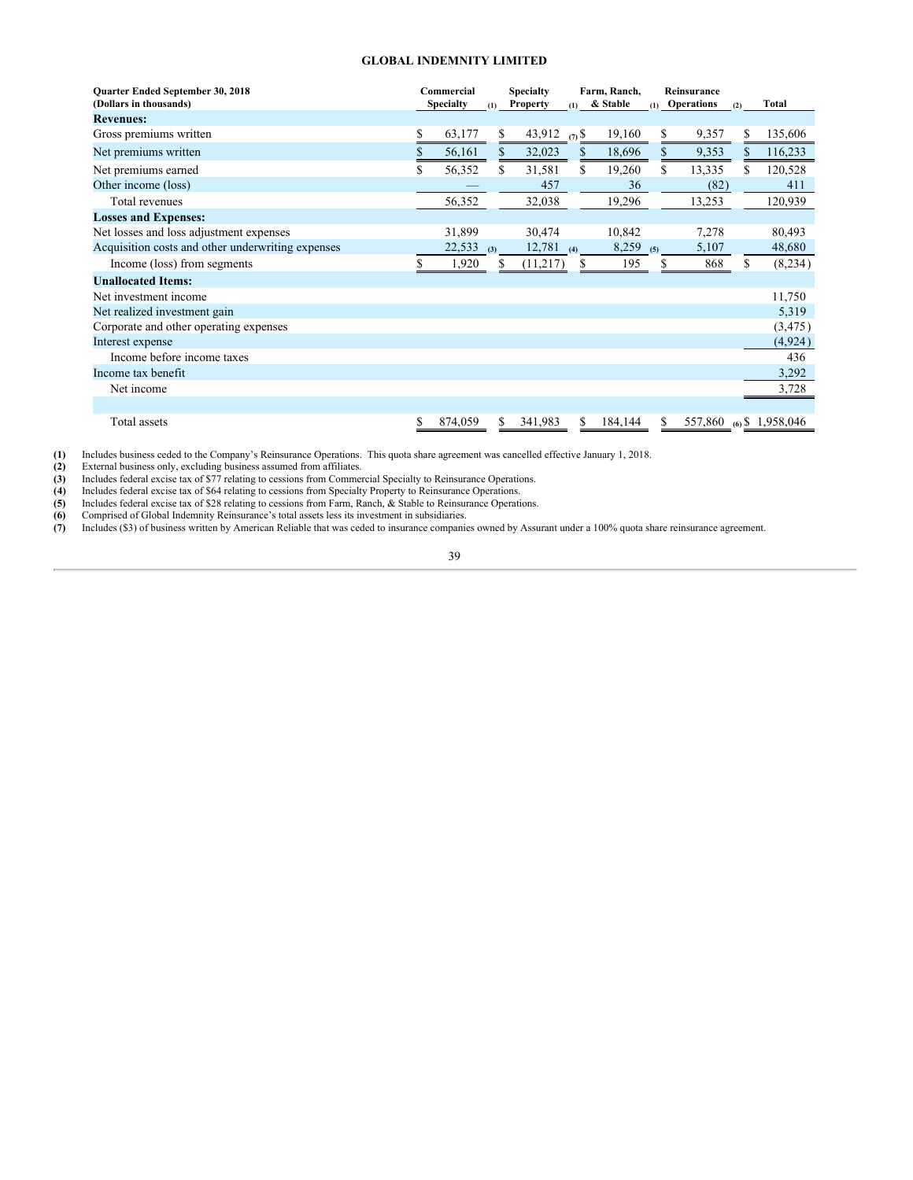**GLOBAL INDEMNITY LIMITED**

| Quarter Ended September 30, 2018 (Dollars in thousands) | Commercial Specialty (1) | Specialty Property (1) | Farm, Ranch, & Stable (1) | Reinsurance Operations (2) | Total |
|---|---|---|---|---|---|
| **Revenues:** | | | | | |
| Gross premiums written | $ 63,177 | $ 43,912 (7) | $ 19,160 | $ 9,357 | $ 135,606 |
| Net premiums written | $ 56,161 | $ 32,023 | $ 18,696 | $ 9,353 | $ 116,233 |
| Net premiums earned | $ 56,352 | $ 31,581 | $ 19,260 | $ 13,335 | $ 120,528 |
| Other income (loss) | — | 457 | 36 | (82) | 411 |
| Total revenues | 56,352 | 32,038 | 19,296 | 13,253 | 120,939 |
| **Losses and Expenses:** | | | | | |
| Net losses and loss adjustment expenses | 31,899 | 30,474 | 10,842 | 7,278 | 80,493 |
| Acquisition costs and other underwriting expenses | 22,533 (3) | 12,781 (4) | 8,259 (5) | 5,107 | 48,680 |
| Income (loss) from segments | $ 1,920 | $ (11,217) | $ 195 | $ 868 | $ (8,234) |
| **Unallocated Items:** | | | | | |
| Net investment income | | | | | 11,750 |
| Net realized investment gain | | | | | 5,319 |
| Corporate and other operating expenses | | | | | (3,475) |
| Interest expense | | | | | (4,924) |
| Income before income taxes | | | | | 436 |
| Income tax benefit | | | | | 3,292 |
| Net income | | | | | 3,728 |
| | | | | | |
| Total assets | $ 874,059 | $ 341,983 | $ 184,144 | $ 557,860 (6) | $ 1,958,046 |

(1) Includes business ceded to the Company's Reinsurance Operations. This quota share agreement was cancelled effective January 1, 2018.
(2) External business only, excluding business assumed from affiliates.
(3) Includes federal excise tax of $77 relating to cessions from Commercial Specialty to Reinsurance Operations.
(4) Includes federal excise tax of $64 relating to cessions from Specialty Property to Reinsurance Operations.
(5) Includes federal excise tax of $28 relating to cessions from Farm, Ranch, & Stable to Reinsurance Operations.
(6) Comprised of Global Indemnity Reinsurance's total assets less its investment in subsidiaries.
(7) Includes ($3) of business written by American Reliable that was ceded to insurance companies owned by Assurant under a 100% quota share reinsurance agreement.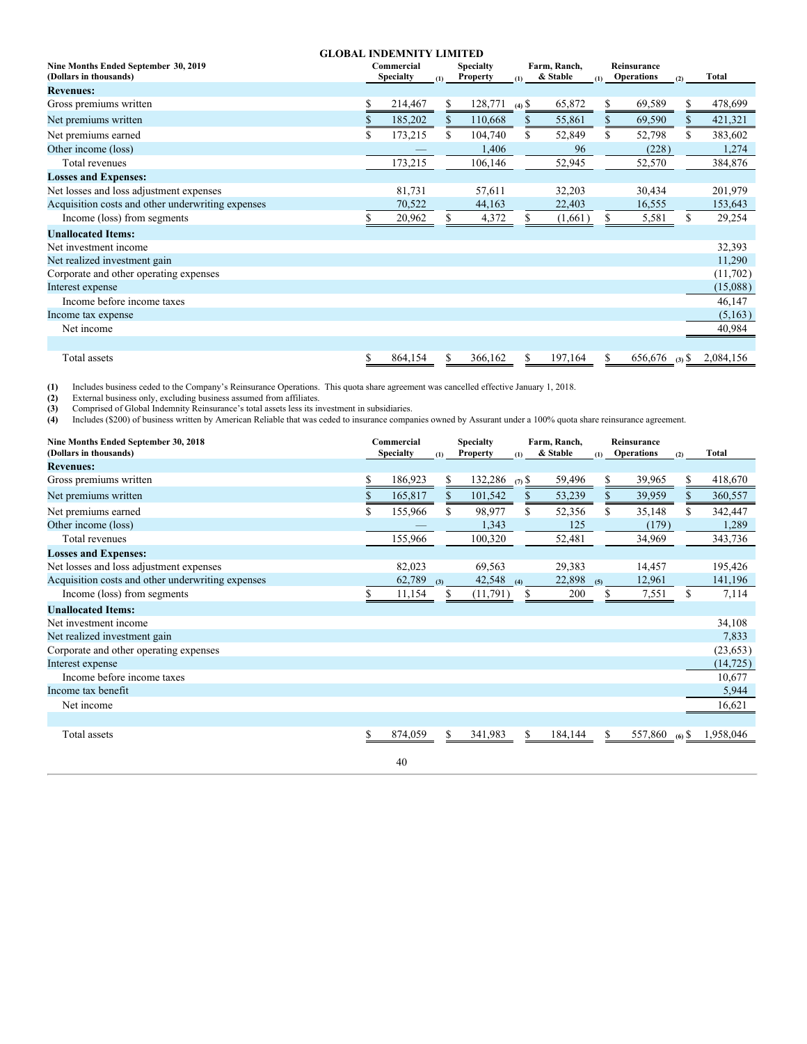**GLOBAL INDEMNITY LIMITED**

| Nine Months Ended September 30, 2019 (Dollars in thousands) | Commercial Specialty (1) | Specialty Property (1) | Farm, Ranch, & Stable (1) | Reinsurance Operations (2) | Total |
|---|---|---|---|---|---|
| **Revenues:** | | | | | |
| Gross premiums written | $ 214,467 | $ 128,771 (4) | $ 65,872 | $ 69,589 | $ 478,699 |
| Net premiums written | $ 185,202 | $ 110,668 | $ 55,861 | $ 69,590 | $ 421,321 |
| Net premiums earned | $ 173,215 | $ 104,740 | $ 52,849 | $ 52,798 | $ 383,602 |
| Other income (loss) | — | 1,406 | 96 | (228) | 1,274 |
| Total revenues | 173,215 | 106,146 | 52,945 | 52,570 | 384,876 |
| **Losses and Expenses:** | | | | | |
| Net losses and loss adjustment expenses | 81,731 | 57,611 | 32,203 | 30,434 | 201,979 |
| Acquisition costs and other underwriting expenses | 70,522 | 44,163 | 22,403 | 16,555 | 153,643 |
| Income (loss) from segments | $ 20,962 | $ 4,372 | $ (1,661) | $ 5,581 | $ 29,254 |
| **Unallocated Items:** | | | | | |
| Net investment income | | | | | 32,393 |
| Net realized investment gain | | | | | 11,290 |
| Corporate and other operating expenses | | | | | (11,702) |
| Interest expense | | | | | (15,088) |
| Income before income taxes | | | | | 46,147 |
| Income tax expense | | | | | (5,163) |
| Net income | | | | | 40,984 |
| | | | | | |
| Total assets | $ 864,154 | $ 366,162 | $ 197,164 | $ 656,676 (3) | $ 2,084,156 |

(1) Includes business ceded to the Company's Reinsurance Operations. This quota share agreement was cancelled effective January 1, 2018.
(2) External business only, excluding business assumed from affiliates.
(3) Comprised of Global Indemnity Reinsurance's total assets less its investment in subsidiaries.
(4) Includes ($200) of business written by American Reliable that was ceded to insurance companies owned by Assurant under a 100% quota share reinsurance agreement.

| Nine Months Ended September 30, 2018 (Dollars in thousands) | Commercial Specialty (1) | Specialty Property (1) | Farm, Ranch, & Stable (1) | Reinsurance Operations (2) | Total |
|---|---|---|---|---|---|
| **Revenues:** | | | | | |
| Gross premiums written | $ 186,923 | $ 132,286 (7) | $ 59,496 | $ 39,965 | $ 418,670 |
| Net premiums written | $ 165,817 | $ 101,542 | $ 53,239 | $ 39,959 | $ 360,557 |
| Net premiums earned | $ 155,966 | $ 98,977 | $ 52,356 | $ 35,148 | $ 342,447 |
| Other income (loss) | — | 1,343 | 125 | (179) | 1,289 |
| Total revenues | 155,966 | 100,320 | 52,481 | 34,969 | 343,736 |
| **Losses and Expenses:** | | | | | |
| Net losses and loss adjustment expenses | 82,023 | 69,563 | 29,383 | 14,457 | 195,426 |
| Acquisition costs and other underwriting expenses | 62,789 (3) | 42,548 (4) | 22,898 (5) | 12,961 | 141,196 |
| Income (loss) from segments | $ 11,154 | $ (11,791) | $ 200 | $ 7,551 | $ 7,114 |
| **Unallocated Items:** | | | | | |
| Net investment income | | | | | 34,108 |
| Net realized investment gain | | | | | 7,833 |
| Corporate and other operating expenses | | | | | (23,653) |
| Interest expense | | | | | (14,725) |
| Income before income taxes | | | | | 10,677 |
| Income tax benefit | | | | | 5,944 |
| Net income | | | | | 16,621 |
| | | | | | |
| Total assets | $ 874,059 | $ 341,983 | $ 184,144 | $ 557,860 (6) | $ 1,958,046 |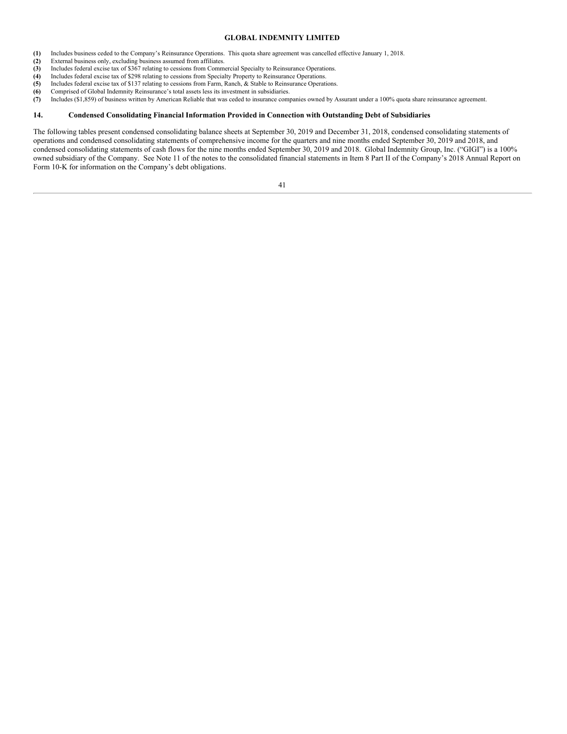**(1)** Includes business ceded to the Company's Reinsurance Operations. This quota share agreement was cancelled effective January 1, 2018.
**(2)** External business only, excluding business assumed from affiliates.
**(3)** Includes federal excise tax of $367 relating to cessions from Commercial Specialty to Reinsurance Operations.
**(4)** Includes federal excise tax of $298 relating to cessions from Specialty Property to Reinsurance Operations.
**(5)** Includes federal excise tax of $137 relating to cessions from Farm, Ranch, & Stable to Reinsurance Operations.
**(6)** Comprised of Global Indemnity Reinsurance's total assets less its investment in subsidiaries.
**(7)** Includes ($1,859) of business written by American Reliable that was ceded to insurance companies owned by Assurant under a 100% quota share reinsurance agreement.

## 14. Condensed Consolidating Financial Information Provided in Connection with Outstanding Debt of Subsidiaries

The following tables present condensed consolidating balance sheets at September 30, 2019 and December 31, 2018, condensed consolidating statements of operations and condensed consolidating statements of comprehensive income for the quarters and nine months ended September 30, 2019 and 2018, and condensed consolidating statements of cash flows for the nine months ended September 30, 2019 and 2018. Global Indemnity Group, Inc. ("GIGI") is a 100% owned subsidiary of the Company. See Note 11 of the notes to the consolidated financial statements in Item 8 Part II of the Company's 2018 Annual Report on Form 10-K for information on the Company's debt obligations.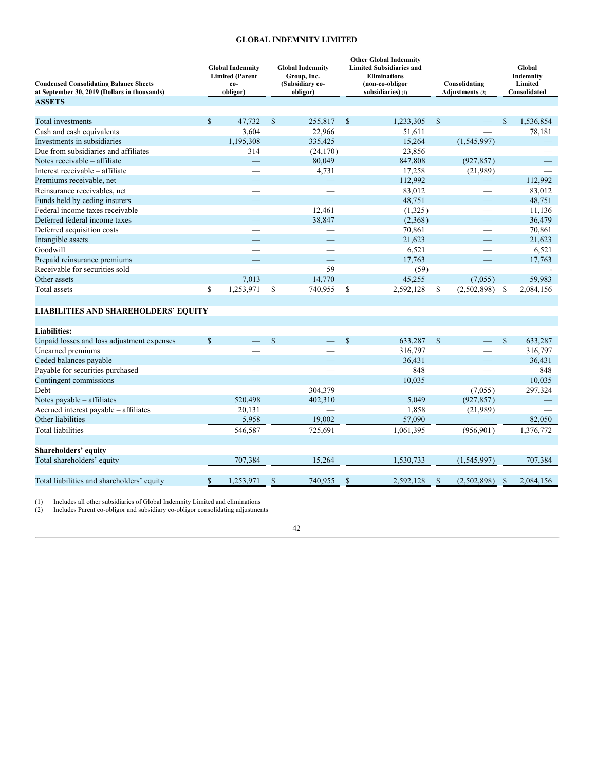## GLOBAL INDEMNITY LIMITED

| Condensed Consolidating Balance Sheets at September 30, 2019 (Dollars in thousands) | Global Indemnity Limited (Parent co-obligor) | Global Indemnity Group, Inc. (Subsidiary co-obligor) | Other Global Indemnity Limited Subsidiaries and Eliminations (non-co-obligor subsidiaries) (1) | Consolidating Adjustments (2) | Global Indemnity Limited Consolidated |
|---|---|---|---|---|---|
| **ASSETS** | | | | | |
| Total investments | $ 47,732 | $ 255,817 | $ 1,233,305 | $ — | $ 1,536,854 |
| Cash and cash equivalents | 3,604 | 22,966 | 51,611 | — | 78,181 |
| Investments in subsidiaries | 1,195,308 | 335,425 | 15,264 | (1,545,997) | — |
| Due from subsidiaries and affiliates | 314 | (24,170) | 23,856 | — | — |
| Notes receivable – affiliate | — | 80,049 | 847,808 | (927,857) | — |
| Interest receivable – affiliate | — | 4,731 | 17,258 | (21,989) | — |
| Premiums receivable, net | — | — | 112,992 | — | 112,992 |
| Reinsurance receivables, net | — | — | 83,012 | — | 83,012 |
| Funds held by ceding insurers | — | — | 48,751 | — | 48,751 |
| Federal income taxes receivable | — | 12,461 | (1,325) | — | 11,136 |
| Deferred federal income taxes | — | 38,847 | (2,368) | — | 36,479 |
| Deferred acquisition costs | — | — | 70,861 | — | 70,861 |
| Intangible assets | — | — | 21,623 | — | 21,623 |
| Goodwill | — | — | 6,521 | — | 6,521 |
| Prepaid reinsurance premiums | — | — | 17,763 | — | 17,763 |
| Receivable for securities sold | — | 59 | (59) | — | - |
| Other assets | 7,013 | 14,770 | 45,255 | (7,055) | 59,983 |
| Total assets | $ 1,253,971 | $ 740,955 | $ 2,592,128 | $ (2,502,898) | $ 2,084,156 |
| **LIABILITIES AND SHAREHOLDERS' EQUITY** | | | | | |
| **Liabilities:** | | | | | |
| Unpaid losses and loss adjustment expenses | $ — | $ — | $ 633,287 | $ — | $ 633,287 |
| Unearned premiums | — | — | 316,797 | — | 316,797 |
| Ceded balances payable | — | — | 36,431 | — | 36,431 |
| Payable for securities purchased | — | — | 848 | — | 848 |
| Contingent commissions | — | — | 10,035 | — | 10,035 |
| Debt | — | 304,379 | — | (7,055) | 297,324 |
| Notes payable – affiliates | 520,498 | 402,310 | 5,049 | (927,857) | — |
| Accrued interest payable – affiliates | 20,131 | — | 1,858 | (21,989) | — |
| Other liabilities | 5,958 | 19,002 | 57,090 | — | 82,050 |
| Total liabilities | 546,587 | 725,691 | 1,061,395 | (956,901) | 1,376,772 |
| **Shareholders' equity** | | | | | |
| Total shareholders' equity | 707,384 | 15,264 | 1,530,733 | (1,545,997) | 707,384 |
| Total liabilities and shareholders' equity | $ 1,253,971 | $ 740,955 | $ 2,592,128 | $ (2,502,898) | $ 2,084,156 |

(1) Includes all other subsidiaries of Global Indemnity Limited and eliminations
(2) Includes Parent co-obligor and subsidiary co-obligor consolidating adjustments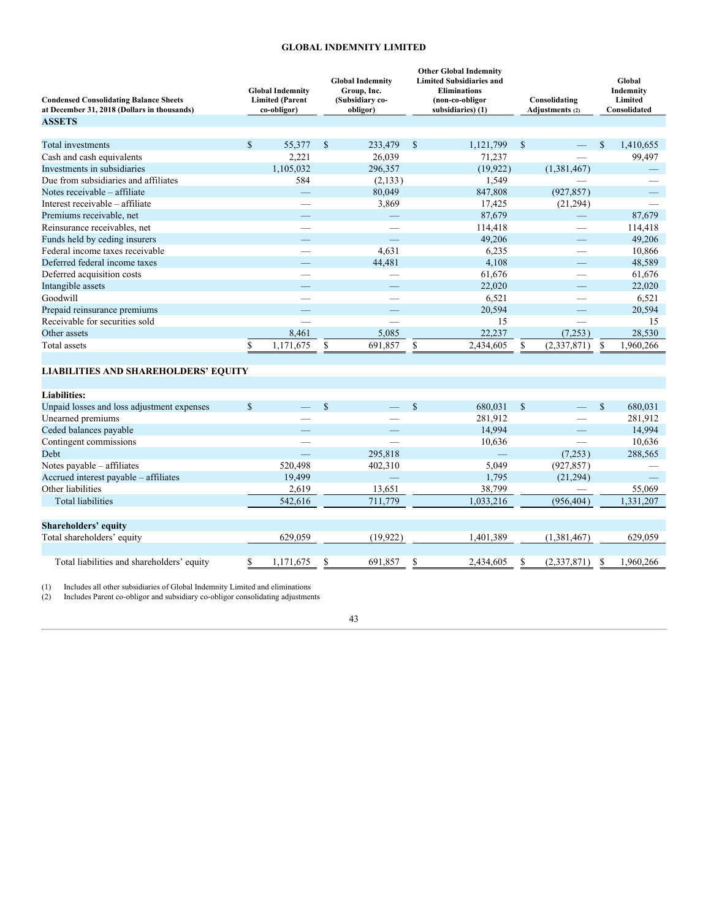**GLOBAL INDEMNITY LIMITED**

| Condensed Consolidating Balance Sheets at December 31, 2018 (Dollars in thousands) | Global Indemnity Limited (Parent co-obligor) | Global Indemnity Group, Inc. (Subsidiary co-obligor) | Other Global Indemnity Limited Subsidiaries and Eliminations (non-co-obligor subsidiaries) (1) | Consolidating Adjustments (2) | Global Indemnity Limited Consolidated |
|---|---|---|---|---|---|
| **ASSETS** | | | | | |
| Total investments | $ 55,377 | $ 233,479 | $ 1,121,799 | $ — | $ 1,410,655 |
| Cash and cash equivalents | 2,221 | 26,039 | 71,237 | — | 99,497 |
| Investments in subsidiaries | 1,105,032 | 296,357 | (19,922) | (1,381,467) | — |
| Due from subsidiaries and affiliates | 584 | (2,133) | 1,549 | — | — |
| Notes receivable – affiliate | — | 80,049 | 847,808 | (927,857) | — |
| Interest receivable – affiliate | — | 3,869 | 17,425 | (21,294) | — |
| Premiums receivable, net | — | — | 87,679 | — | 87,679 |
| Reinsurance receivables, net | — | — | 114,418 | — | 114,418 |
| Funds held by ceding insurers | — | — | 49,206 | — | 49,206 |
| Federal income taxes receivable | — | 4,631 | 6,235 | — | 10,866 |
| Deferred federal income taxes | — | 44,481 | 4,108 | — | 48,589 |
| Deferred acquisition costs | — | — | 61,676 | — | 61,676 |
| Intangible assets | — | — | 22,020 | — | 22,020 |
| Goodwill | — | — | 6,521 | — | 6,521 |
| Prepaid reinsurance premiums | — | — | 20,594 | — | 20,594 |
| Receivable for securities sold | — | — | 15 | — | 15 |
| Other assets | 8,461 | 5,085 | 22,237 | (7,253) | 28,530 |
| Total assets | $ 1,171,675 | $ 691,857 | $ 2,434,605 | $ (2,337,871) | $ 1,960,266 |
| **LIABILITIES AND SHAREHOLDERS' EQUITY** | | | | | |
| **Liabilities:** | | | | | |
| Unpaid losses and loss adjustment expenses | $ — | $ — | $ 680,031 | $ — | $ 680,031 |
| Unearned premiums | — | — | 281,912 | — | 281,912 |
| Ceded balances payable | — | — | 14,994 | — | 14,994 |
| Contingent commissions | — | — | 10,636 | — | 10,636 |
| Debt | — | 295,818 | — | (7,253) | 288,565 |
| Notes payable – affiliates | 520,498 | 402,310 | 5,049 | (927,857) | — |
| Accrued interest payable – affiliates | 19,499 | — | 1,795 | (21,294) | — |
| Other liabilities | 2,619 | 13,651 | 38,799 | — | 55,069 |
| Total liabilities | 542,616 | 711,779 | 1,033,216 | (956,404) | 1,331,207 |
| **Shareholders' equity** | | | | | |
| Total shareholders' equity | 629,059 | (19,922) | 1,401,389 | (1,381,467) | 629,059 |
| Total liabilities and shareholders' equity | $ 1,171,675 | $ 691,857 | $ 2,434,605 | $ (2,337,871) | $ 1,960,266 |

(1) Includes all other subsidiaries of Global Indemnity Limited and eliminations
(2) Includes Parent co-obligor and subsidiary co-obligor consolidating adjustments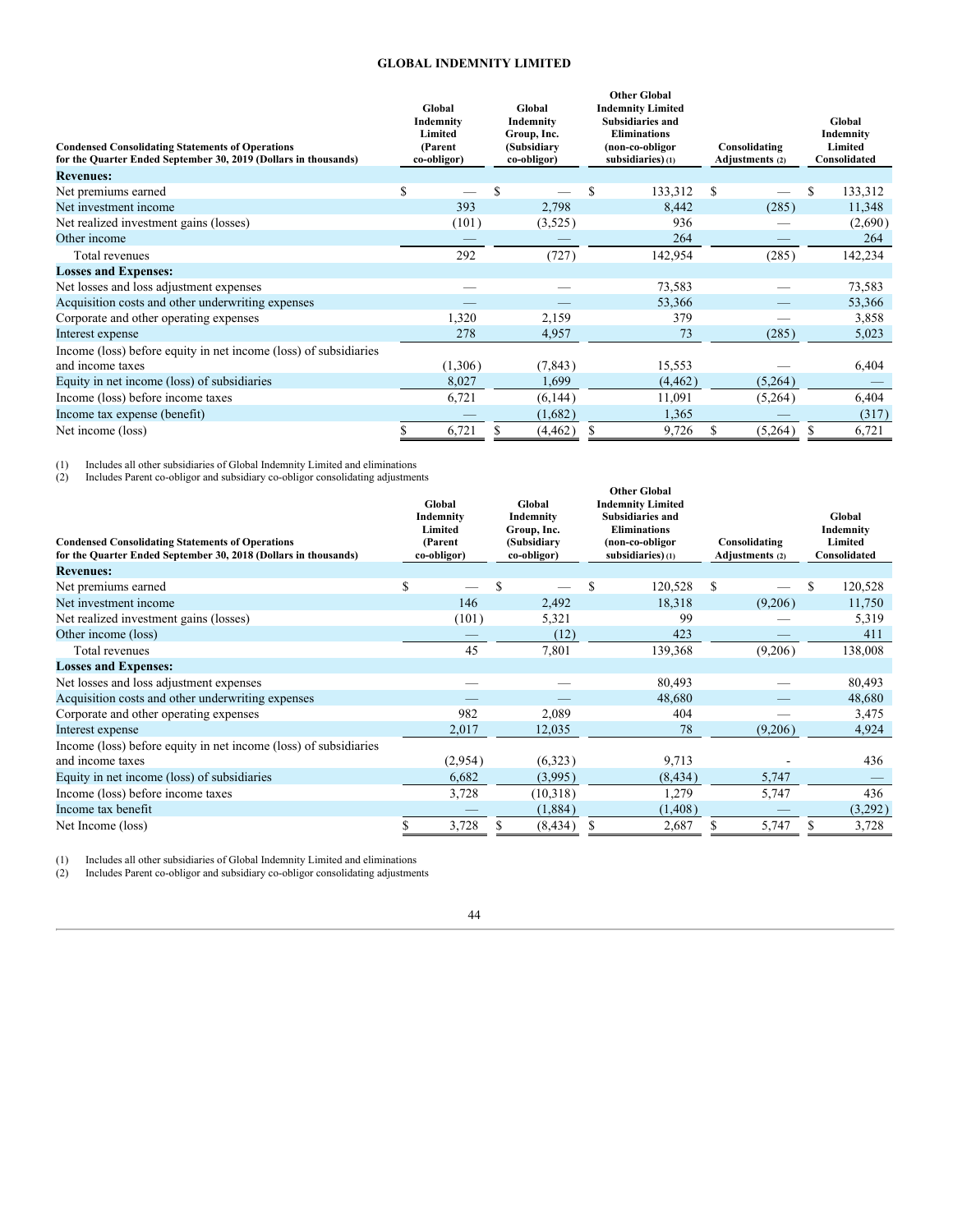**GLOBAL INDEMNITY LIMITED**

| Condensed Consolidating Statements of Operations for the Quarter Ended September 30, 2019 (Dollars in thousands) | Global Indemnity Limited (Parent co-obligor) | Global Indemnity Group, Inc. (Subsidiary co-obligor) | Other Global Indemnity Limited Subsidiaries and Eliminations (non-co-obligor subsidiaries) (1) | Consolidating Adjustments (2) | Global Indemnity Limited Consolidated |
|---|---|---|---|---|---|
| **Revenues:** | | | | | |
| Net premiums earned | $ — | $ — | $ 133,312 | $ — | $ 133,312 |
| Net investment income | 393 | 2,798 | 8,442 | (285) | 11,348 |
| Net realized investment gains (losses) | (101) | (3,525) | 936 | — | (2,690) |
| Other income | — | — | 264 | — | 264 |
| Total revenues | 292 | (727) | 142,954 | (285) | 142,234 |
| **Losses and Expenses:** | | | | | |
| Net losses and loss adjustment expenses | — | — | 73,583 | — | 73,583 |
| Acquisition costs and other underwriting expenses | — | — | 53,366 | — | 53,366 |
| Corporate and other operating expenses | 1,320 | 2,159 | 379 | — | 3,858 |
| Interest expense | 278 | 4,957 | 73 | (285) | 5,023 |
| Income (loss) before equity in net income (loss) of subsidiaries and income taxes | (1,306) | (7,843) | 15,553 | — | 6,404 |
| Equity in net income (loss) of subsidiaries | 8,027 | 1,699 | (4,462) | (5,264) | — |
| Income (loss) before income taxes | 6,721 | (6,144) | 11,091 | (5,264) | 6,404 |
| Income tax expense (benefit) | — | (1,682) | 1,365 | — | (317) |
| Net income (loss) | $ 6,721 | $ (4,462) | $ 9,726 | $ (5,264) | $ 6,721 |

(1) Includes all other subsidiaries of Global Indemnity Limited and eliminations
(2) Includes Parent co-obligor and subsidiary co-obligor consolidating adjustments

| Condensed Consolidating Statements of Operations for the Quarter Ended September 30, 2018 (Dollars in thousands) | Global Indemnity Limited (Parent co-obligor) | Global Indemnity Group, Inc. (Subsidiary co-obligor) | Other Global Indemnity Limited Subsidiaries and Eliminations (non-co-obligor subsidiaries) (1) | Consolidating Adjustments (2) | Global Indemnity Limited Consolidated |
|---|---|---|---|---|---|
| **Revenues:** | | | | | |
| Net premiums earned | $ — | $ — | $ 120,528 | $ — | $ 120,528 |
| Net investment income | 146 | 2,492 | 18,318 | (9,206) | 11,750 |
| Net realized investment gains (losses) | (101) | 5,321 | 99 | — | 5,319 |
| Other income (loss) | — | (12) | 423 | — | 411 |
| Total revenues | 45 | 7,801 | 139,368 | (9,206) | 138,008 |
| **Losses and Expenses:** | | | | | |
| Net losses and loss adjustment expenses | — | — | 80,493 | — | 80,493 |
| Acquisition costs and other underwriting expenses | — | — | 48,680 | — | 48,680 |
| Corporate and other operating expenses | 982 | 2,089 | 404 | — | 3,475 |
| Interest expense | 2,017 | 12,035 | 78 | (9,206) | 4,924 |
| Income (loss) before equity in net income (loss) of subsidiaries and income taxes | (2,954) | (6,323) | 9,713 | - | 436 |
| Equity in net income (loss) of subsidiaries | 6,682 | (3,995) | (8,434) | 5,747 | — |
| Income (loss) before income taxes | 3,728 | (10,318) | 1,279 | 5,747 | 436 |
| Income tax benefit | — | (1,884) | (1,408) | — | (3,292) |
| Net Income (loss) | $ 3,728 | $ (8,434) | $ 2,687 | $ 5,747 | $ 3,728 |

(1) Includes all other subsidiaries of Global Indemnity Limited and eliminations
(2) Includes Parent co-obligor and subsidiary co-obligor consolidating adjustments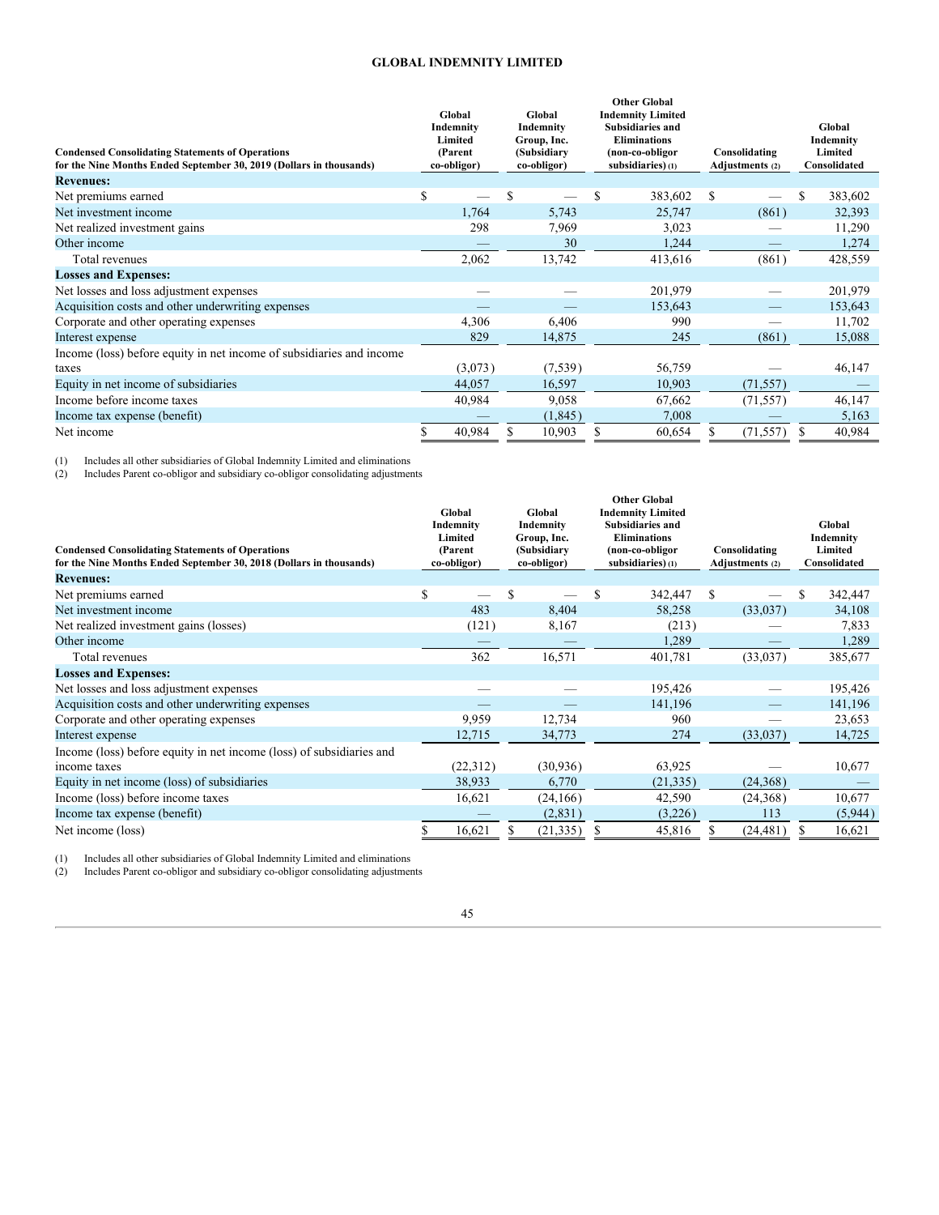**GLOBAL INDEMNITY LIMITED**

| Condensed Consolidating Statements of Operations for the Nine Months Ended September 30, 2019 (Dollars in thousands) | Global Indemnity Limited (Parent co-obligor) | Global Indemnity Group, Inc. (Subsidiary co-obligor) | Other Global Indemnity Limited Subsidiaries and Eliminations (non-co-obligor subsidiaries) (1) | Consolidating Adjustments (2) | Global Indemnity Limited Consolidated |
|---|---|---|---|---|---|
| **Revenues:** | | | | | |
| Net premiums earned | $ — | $ — | $ 383,602 | $ — | $ 383,602 |
| Net investment income | 1,764 | 5,743 | 25,747 | (861) | 32,393 |
| Net realized investment gains | 298 | 7,969 | 3,023 | — | 11,290 |
| Other income | — | 30 | 1,244 | — | 1,274 |
| Total revenues | 2,062 | 13,742 | 413,616 | (861) | 428,559 |
| **Losses and Expenses:** | | | | | |
| Net losses and loss adjustment expenses | — | — | 201,979 | — | 201,979 |
| Acquisition costs and other underwriting expenses | — | — | 153,643 | — | 153,643 |
| Corporate and other operating expenses | 4,306 | 6,406 | 990 | — | 11,702 |
| Interest expense | 829 | 14,875 | 245 | (861) | 15,088 |
| Income (loss) before equity in net income of subsidiaries and income taxes | (3,073) | (7,539) | 56,759 | — | 46,147 |
| Equity in net income of subsidiaries | 44,057 | 16,597 | 10,903 | (71,557) | — |
| Income before income taxes | 40,984 | 9,058 | 67,662 | (71,557) | 46,147 |
| Income tax expense (benefit) | — | (1,845) | 7,008 | — | 5,163 |
| Net income | $ 40,984 | $ 10,903 | $ 60,654 | $ (71,557) | $ 40,984 |

(1) Includes all other subsidiaries of Global Indemnity Limited and eliminations
(2) Includes Parent co-obligor and subsidiary co-obligor consolidating adjustments

| Condensed Consolidating Statements of Operations for the Nine Months Ended September 30, 2018 (Dollars in thousands) | Global Indemnity Limited (Parent co-obligor) | Global Indemnity Group, Inc. (Subsidiary co-obligor) | Other Global Indemnity Limited Subsidiaries and Eliminations (non-co-obligor subsidiaries) (1) | Consolidating Adjustments (2) | Global Indemnity Limited Consolidated |
|---|---|---|---|---|---|
| **Revenues:** | | | | | |
| Net premiums earned | $ — | $ — | $ 342,447 | $ — | $ 342,447 |
| Net investment income | 483 | 8,404 | 58,258 | (33,037) | 34,108 |
| Net realized investment gains (losses) | (121) | 8,167 | (213) | — | 7,833 |
| Other income | — | — | 1,289 | — | 1,289 |
| Total revenues | 362 | 16,571 | 401,781 | (33,037) | 385,677 |
| **Losses and Expenses:** | | | | | |
| Net losses and loss adjustment expenses | — | — | 195,426 | — | 195,426 |
| Acquisition costs and other underwriting expenses | — | — | 141,196 | — | 141,196 |
| Corporate and other operating expenses | 9,959 | 12,734 | 960 | — | 23,653 |
| Interest expense | 12,715 | 34,773 | 274 | (33,037) | 14,725 |
| Income (loss) before equity in net income (loss) of subsidiaries and income taxes | (22,312) | (30,936) | 63,925 | — | 10,677 |
| Equity in net income (loss) of subsidiaries | 38,933 | 6,770 | (21,335) | (24,368) | — |
| Income (loss) before income taxes | 16,621 | (24,166) | 42,590 | (24,368) | 10,677 |
| Income tax expense (benefit) | — | (2,831) | (3,226) | 113 | (5,944) |
| Net income (loss) | $ 16,621 | $ (21,335) | $ 45,816 | $ (24,481) | $ 16,621 |

(1) Includes all other subsidiaries of Global Indemnity Limited and eliminations
(2) Includes Parent co-obligor and subsidiary co-obligor consolidating adjustments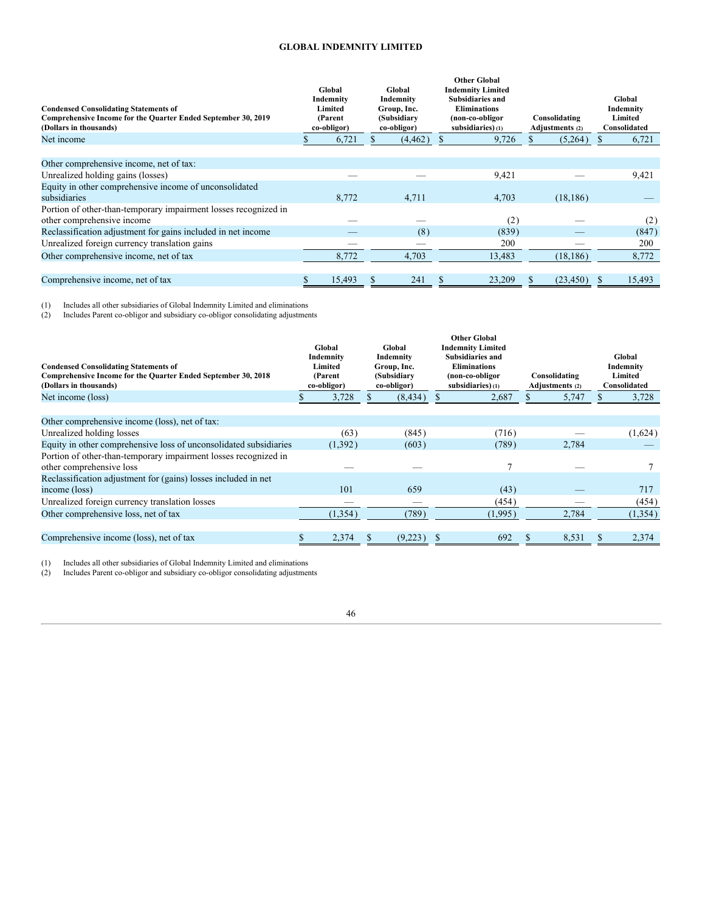## GLOBAL INDEMNITY LIMITED

| Condensed Consolidating Statements of Comprehensive Income for the Quarter Ended September 30, 2019 (Dollars in thousands) | Global Indemnity Limited (Parent co-obligor) | Global Indemnity Group, Inc. (Subsidiary co-obligor) | Other Global Indemnity Limited Subsidiaries and Eliminations (non-co-obligor subsidiaries) (1) | Consolidating Adjustments (2) | Global Indemnity Limited Consolidated |
|---|---|---|---|---|---|
| Net income | $ 6,721 | $ (4,462) | $ 9,726 | $ (5,264) | $ 6,721 |
| | | | | | |
| Other comprehensive income, net of tax: | | | | | |
| Unrealized holding gains (losses) | — | — | 9,421 | — | 9,421 |
| Equity in other comprehensive income of unconsolidated subsidiaries | 8,772 | 4,711 | 4,703 | (18,186) | — |
| Portion of other-than-temporary impairment losses recognized in other comprehensive income | — | — | (2) | — | (2) |
| Reclassification adjustment for gains included in net income | — | (8) | (839) | — | (847) |
| Unrealized foreign currency translation gains | — | — | 200 | — | 200 |
| Other comprehensive income, net of tax | 8,772 | 4,703 | 13,483 | (18,186) | 8,772 |
| | | | | | |
| Comprehensive income, net of tax | $ 15,493 | $ 241 | $ 23,209 | $ (23,450) | $ 15,493 |

(1) Includes all other subsidiaries of Global Indemnity Limited and eliminations
(2) Includes Parent co-obligor and subsidiary co-obligor consolidating adjustments

| Condensed Consolidating Statements of Comprehensive Income for the Quarter Ended September 30, 2018 (Dollars in thousands) | Global Indemnity Limited (Parent co-obligor) | Global Indemnity Group, Inc. (Subsidiary co-obligor) | Other Global Indemnity Limited Subsidiaries and Eliminations (non-co-obligor subsidiaries) (1) | Consolidating Adjustments (2) | Global Indemnity Limited Consolidated |
|---|---|---|---|---|---|
| Net income (loss) | $ 3,728 | $ (8,434) | $ 2,687 | $ 5,747 | $ 3,728 |
| | | | | | |
| Other comprehensive income (loss), net of tax: | | | | | |
| Unrealized holding losses | (63) | (845) | (716) | — | (1,624) |
| Equity in other comprehensive loss of unconsolidated subsidiaries | (1,392) | (603) | (789) | 2,784 | — |
| Portion of other-than-temporary impairment losses recognized in other comprehensive loss | — | — | 7 | — | 7 |
| Reclassification adjustment for (gains) losses included in net income (loss) | 101 | 659 | (43) | — | 717 |
| Unrealized foreign currency translation losses | — | — | (454) | — | (454) |
| Other comprehensive loss, net of tax | (1,354) | (789) | (1,995) | 2,784 | (1,354) |
| | | | | | |
| Comprehensive income (loss), net of tax | $ 2,374 | $ (9,223) | $ 692 | $ 8,531 | $ 2,374 |

(1) Includes all other subsidiaries of Global Indemnity Limited and eliminations
(2) Includes Parent co-obligor and subsidiary co-obligor consolidating adjustments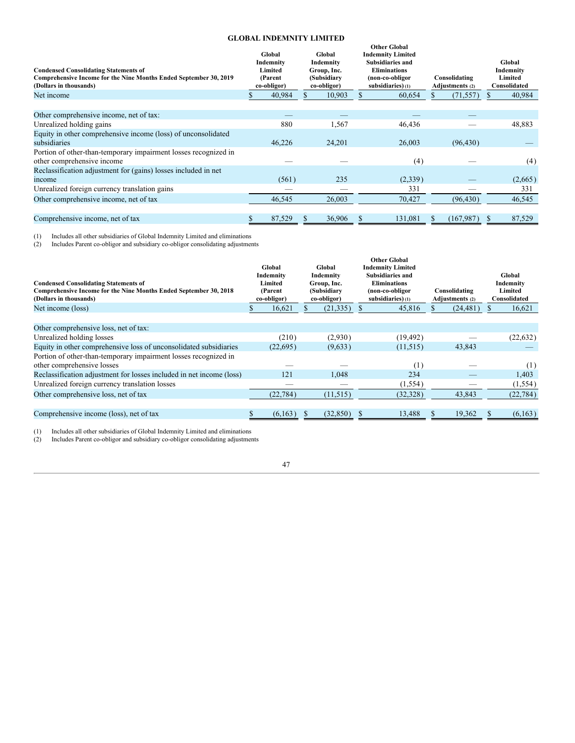## GLOBAL INDEMNITY LIMITED

| Condensed Consolidating Statements of Comprehensive Income for the Nine Months Ended September 30, 2019 (Dollars in thousands) | Global Indemnity Limited (Parent co-obligor) | Global Indemnity Group, Inc. (Subsidiary co-obligor) | Other Global Indemnity Limited Subsidiaries and Eliminations (non-co-obligor subsidiaries) (1) | Consolidating Adjustments (2) | Global Indemnity Limited Consolidated |
|---|---|---|---|---|---|
| Net income | $ 40,984 | $ 10,903 | $ 60,654 | $ (71,557) | $ 40,984 |
| | | | | | |
| Other comprehensive income, net of tax: | — | — | — | — | |
| Unrealized holding gains | 880 | 1,567 | 46,436 | — | 48,883 |
| Equity in other comprehensive income (loss) of unconsolidated subsidiaries | 46,226 | 24,201 | 26,003 | (96,430) | — |
| Portion of other-than-temporary impairment losses recognized in other comprehensive income | — | — | (4) | — | (4) |
| Reclassification adjustment for (gains) losses included in net income | (561) | 235 | (2,339) | — | (2,665) |
| Unrealized foreign currency translation gains | — | — | 331 | — | 331 |
| Other comprehensive income, net of tax | 46,545 | 26,003 | 70,427 | (96,430) | 46,545 |
| | | | | | |
| Comprehensive income, net of tax | $ 87,529 | $ 36,906 | $ 131,081 | $ (167,987) | $ 87,529 |

(1) Includes all other subsidiaries of Global Indemnity Limited and eliminations
(2) Includes Parent co-obligor and subsidiary co-obligor consolidating adjustments

| Condensed Consolidating Statements of Comprehensive Income for the Nine Months Ended September 30, 2018 (Dollars in thousands) | Global Indemnity Limited (Parent co-obligor) | Global Indemnity Group, Inc. (Subsidiary co-obligor) | Other Global Indemnity Limited Subsidiaries and Eliminations (non-co-obligor subsidiaries) (1) | Consolidating Adjustments (2) | Global Indemnity Limited Consolidated |
|---|---|---|---|---|---|
| Net income (loss) | $ 16,621 | $ (21,335) | $ 45,816 | $ (24,481) | $ 16,621 |
| | | | | | |
| Other comprehensive loss, net of tax: | | | | | |
| Unrealized holding losses | (210) | (2,930) | (19,492) | — | (22,632) |
| Equity in other comprehensive loss of unconsolidated subsidiaries | (22,695) | (9,633) | (11,515) | 43,843 | — |
| Portion of other-than-temporary impairment losses recognized in other comprehensive losses | — | — | (1) | — | (1) |
| Reclassification adjustment for losses included in net income (loss) | 121 | 1,048 | 234 | — | 1,403 |
| Unrealized foreign currency translation losses | — | — | (1,554) | — | (1,554) |
| Other comprehensive loss, net of tax | (22,784) | (11,515) | (32,328) | 43,843 | (22,784) |
| | | | | | |
| Comprehensive income (loss), net of tax | $ (6,163) | $ (32,850) | $ 13,488 | $ 19,362 | $ (6,163) |

(1) Includes all other subsidiaries of Global Indemnity Limited and eliminations
(2) Includes Parent co-obligor and subsidiary co-obligor consolidating adjustments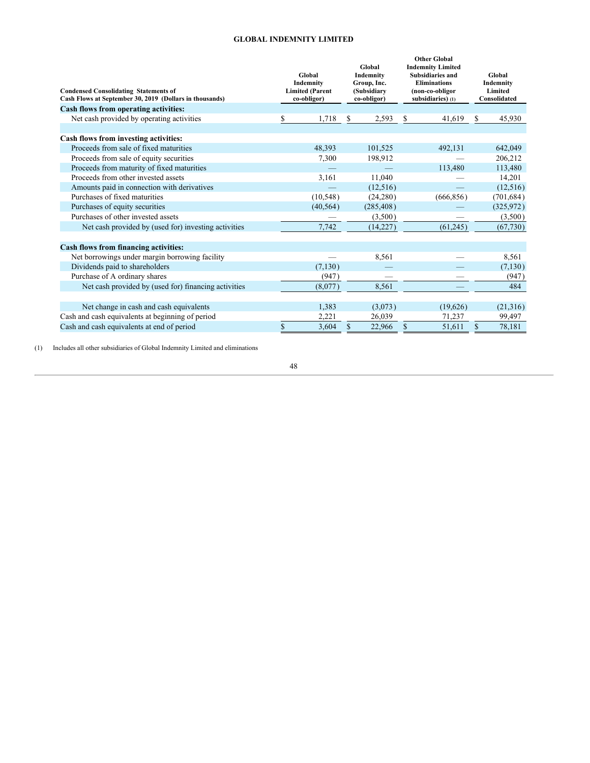**GLOBAL INDEMNITY LIMITED**

| Condensed Consolidating Statements of Cash Flows at September 30, 2019 (Dollars in thousands) | Global Indemnity Limited (Parent co-obligor) | Global Indemnity Group, Inc. (Subsidiary co-obligor) | Other Global Indemnity Limited Subsidiaries and Eliminations (non-co-obligor subsidiaries) (1) | Global Indemnity Limited Consolidated |
|---|---|---|---|---|
| **Cash flows from operating activities:** | | | | |
| Net cash provided by operating activities | $ 1,718 | $ 2,593 | $ 41,619 | $ 45,930 |
| | | | | |
| **Cash flows from investing activities:** | | | | |
| Proceeds from sale of fixed maturities | 48,393 | 101,525 | 492,131 | 642,049 |
| Proceeds from sale of equity securities | 7,300 | 198,912 | — | 206,212 |
| Proceeds from maturity of fixed maturities | — | — | 113,480 | 113,480 |
| Proceeds from other invested assets | 3,161 | 11,040 | — | 14,201 |
| Amounts paid in connection with derivatives | — | (12,516) | — | (12,516) |
| Purchases of fixed maturities | (10,548) | (24,280) | (666,856) | (701,684) |
| Purchases of equity securities | (40,564) | (285,408) | — | (325,972) |
| Purchases of other invested assets | — | (3,500) | — | (3,500) |
| Net cash provided by (used for) investing activities | 7,742 | (14,227) | (61,245) | (67,730) |
| | | | | |
| **Cash flows from financing activities:** | | | | |
| Net borrowings under margin borrowing facility | — | 8,561 | — | 8,561 |
| Dividends paid to shareholders | (7,130) | — | — | (7,130) |
| Purchase of A ordinary shares | (947) | — | — | (947) |
| Net cash provided by (used for) financing activities | (8,077) | 8,561 | — | 484 |
| | | | | |
| Net change in cash and cash equivalents | 1,383 | (3,073) | (19,626) | (21,316) |
| Cash and cash equivalents at beginning of period | 2,221 | 26,039 | 71,237 | 99,497 |
| Cash and cash equivalents at end of period | $ 3,604 | $ 22,966 | $ 51,611 | $ 78,181 |

(1) Includes all other subsidiaries of Global Indemnity Limited and eliminations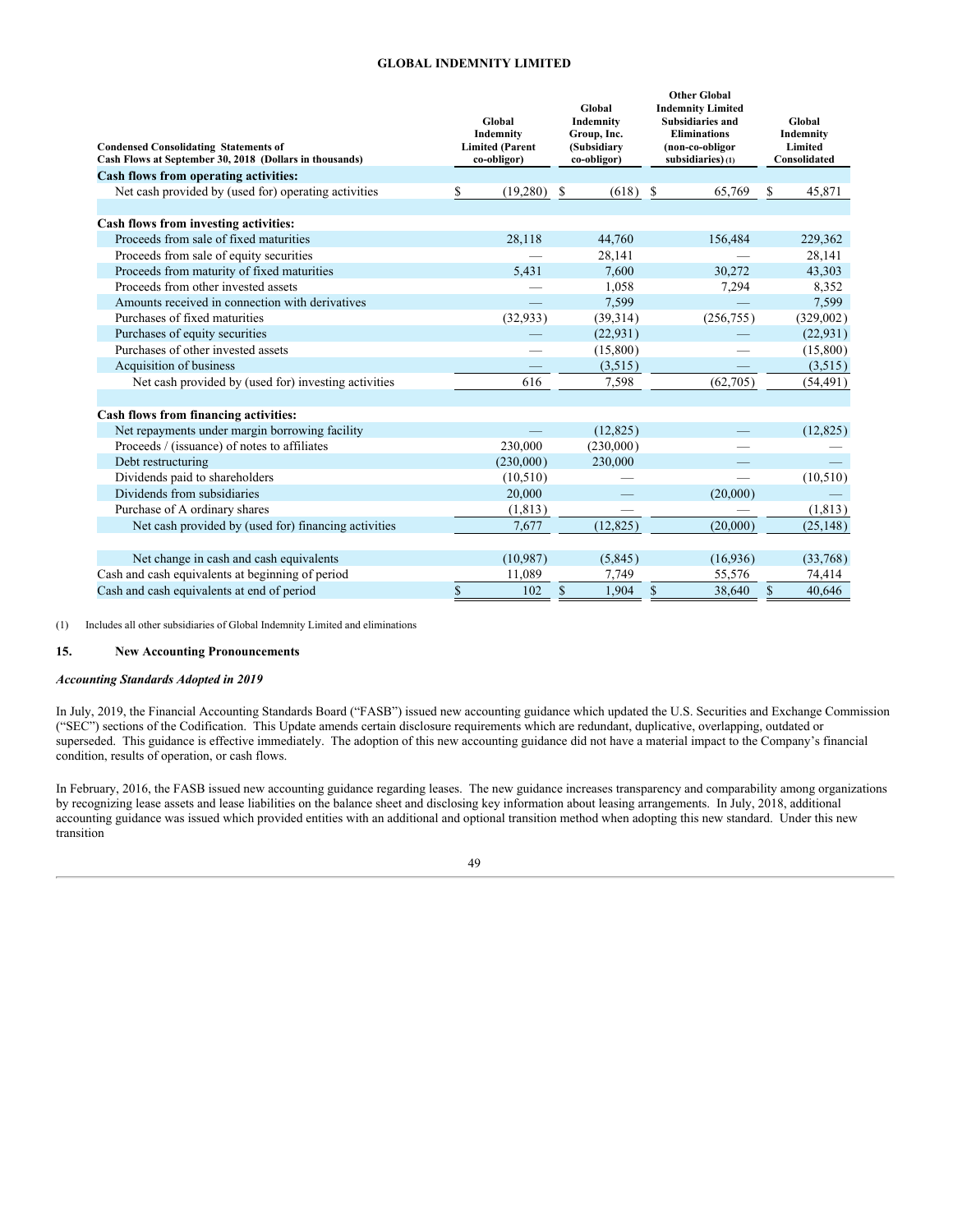**GLOBAL INDEMNITY LIMITED**

| Condensed Consolidating Statements of Cash Flows at September 30, 2018 (Dollars in thousands) | Global Indemnity Limited (Parent co-obligor) | Global Indemnity Group, Inc. (Subsidiary co-obligor) | Other Global Indemnity Limited Subsidiaries and Eliminations (non-co-obligor subsidiaries) (1) | Global Indemnity Limited Consolidated |
|---|---|---|---|---|
| **Cash flows from operating activities:** | | | | |
| Net cash provided by (used for) operating activities | $ (19,280) | $ (618) | $ 65,769 | $ 45,871 |
| | | | | |
| **Cash flows from investing activities:** | | | | |
| Proceeds from sale of fixed maturities | 28,118 | 44,760 | 156,484 | 229,362 |
| Proceeds from sale of equity securities | — | 28,141 | — | 28,141 |
| Proceeds from maturity of fixed maturities | 5,431 | 7,600 | 30,272 | 43,303 |
| Proceeds from other invested assets | — | 1,058 | 7,294 | 8,352 |
| Amounts received in connection with derivatives | — | 7,599 | — | 7,599 |
| Purchases of fixed maturities | (32,933) | (39,314) | (256,755) | (329,002) |
| Purchases of equity securities | — | (22,931) | — | (22,931) |
| Purchases of other invested assets | — | (15,800) | — | (15,800) |
| Acquisition of business | — | (3,515) | — | (3,515) |
| Net cash provided by (used for) investing activities | 616 | 7,598 | (62,705) | (54,491) |
| | | | | |
| **Cash flows from financing activities:** | | | | |
| Net repayments under margin borrowing facility | — | (12,825) | — | (12,825) |
| Proceeds / (issuance) of notes to affiliates | 230,000 | (230,000) | — | — |
| Debt restructuring | (230,000) | 230,000 | — | — |
| Dividends paid to shareholders | (10,510) | — | — | (10,510) |
| Dividends from subsidiaries | 20,000 | — | (20,000) | — |
| Purchase of A ordinary shares | (1,813) | — | — | (1,813) |
| Net cash provided by (used for) financing activities | 7,677 | (12,825) | (20,000) | (25,148) |
| | | | | |
| Net change in cash and cash equivalents | (10,987) | (5,845) | (16,936) | (33,768) |
| Cash and cash equivalents at beginning of period | 11,089 | 7,749 | 55,576 | 74,414 |
| Cash and cash equivalents at end of period | $ 102 | $ 1,904 | $ 38,640 | $ 40,646 |

(1) Includes all other subsidiaries of Global Indemnity Limited and eliminations

## 15. New Accounting Pronouncements

***Accounting Standards Adopted in 2019***

In July, 2019, the Financial Accounting Standards Board ("FASB") issued new accounting guidance which updated the U.S. Securities and Exchange Commission ("SEC") sections of the Codification. This Update amends certain disclosure requirements which are redundant, duplicative, overlapping, outdated or superseded. This guidance is effective immediately. The adoption of this new accounting guidance did not have a material impact to the Company's financial condition, results of operation, or cash flows.

In February, 2016, the FASB issued new accounting guidance regarding leases. The new guidance increases transparency and comparability among organizations by recognizing lease assets and lease liabilities on the balance sheet and disclosing key information about leasing arrangements. In July, 2018, additional accounting guidance was issued which provided entities with an additional and optional transition method when adopting this new standard. Under this new transition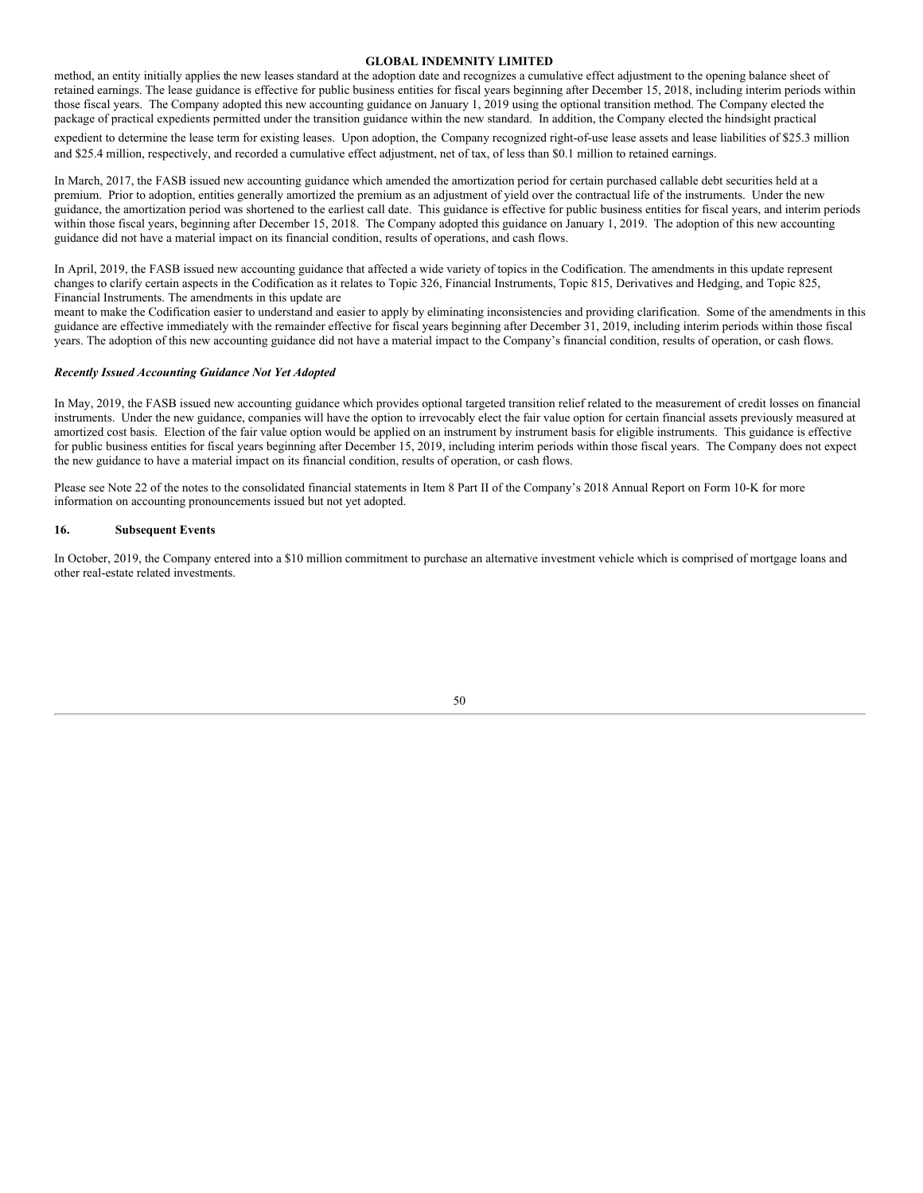method, an entity initially applies the new leases standard at the adoption date and recognizes a cumulative effect adjustment to the opening balance sheet of retained earnings. The lease guidance is effective for public business entities for fiscal years beginning after December 15, 2018, including interim periods within those fiscal years. The Company adopted this new accounting guidance on January 1, 2019 using the optional transition method. The Company elected the package of practical expedients permitted under the transition guidance within the new standard. In addition, the Company elected the hindsight practical expedient to determine the lease term for existing leases. Upon adoption, the Company recognized right-of-use lease assets and lease liabilities of $25.3 million and $25.4 million, respectively, and recorded a cumulative effect adjustment, net of tax, of less than $0.1 million to retained earnings.

In March, 2017, the FASB issued new accounting guidance which amended the amortization period for certain purchased callable debt securities held at a premium. Prior to adoption, entities generally amortized the premium as an adjustment of yield over the contractual life of the instruments. Under the new guidance, the amortization period was shortened to the earliest call date. This guidance is effective for public business entities for fiscal years, and interim periods within those fiscal years, beginning after December 15, 2018. The Company adopted this guidance on January 1, 2019. The adoption of this new accounting guidance did not have a material impact on its financial condition, results of operations, and cash flows.

In April, 2019, the FASB issued new accounting guidance that affected a wide variety of topics in the Codification. The amendments in this update represent changes to clarify certain aspects in the Codification as it relates to Topic 326, Financial Instruments, Topic 815, Derivatives and Hedging, and Topic 825, Financial Instruments. The amendments in this update are meant to make the Codification easier to understand and easier to apply by eliminating inconsistencies and providing clarification. Some of the amendments in this guidance are effective immediately with the remainder effective for fiscal years beginning after December 31, 2019, including interim periods within those fiscal years. The adoption of this new accounting guidance did not have a material impact to the Company's financial condition, results of operation, or cash flows.

***Recently Issued Accounting Guidance Not Yet Adopted***

In May, 2019, the FASB issued new accounting guidance which provides optional targeted transition relief related to the measurement of credit losses on financial instruments. Under the new guidance, companies will have the option to irrevocably elect the fair value option for certain financial assets previously measured at amortized cost basis. Election of the fair value option would be applied on an instrument by instrument basis for eligible instruments. This guidance is effective for public business entities for fiscal years beginning after December 15, 2019, including interim periods within those fiscal years. The Company does not expect the new guidance to have a material impact on its financial condition, results of operation, or cash flows.

Please see Note 22 of the notes to the consolidated financial statements in Item 8 Part II of the Company's 2018 Annual Report on Form 10-K for more information on accounting pronouncements issued but not yet adopted.

## 16. Subsequent Events

In October, 2019, the Company entered into a $10 million commitment to purchase an alternative investment vehicle which is comprised of mortgage loans and other real-estate related investments.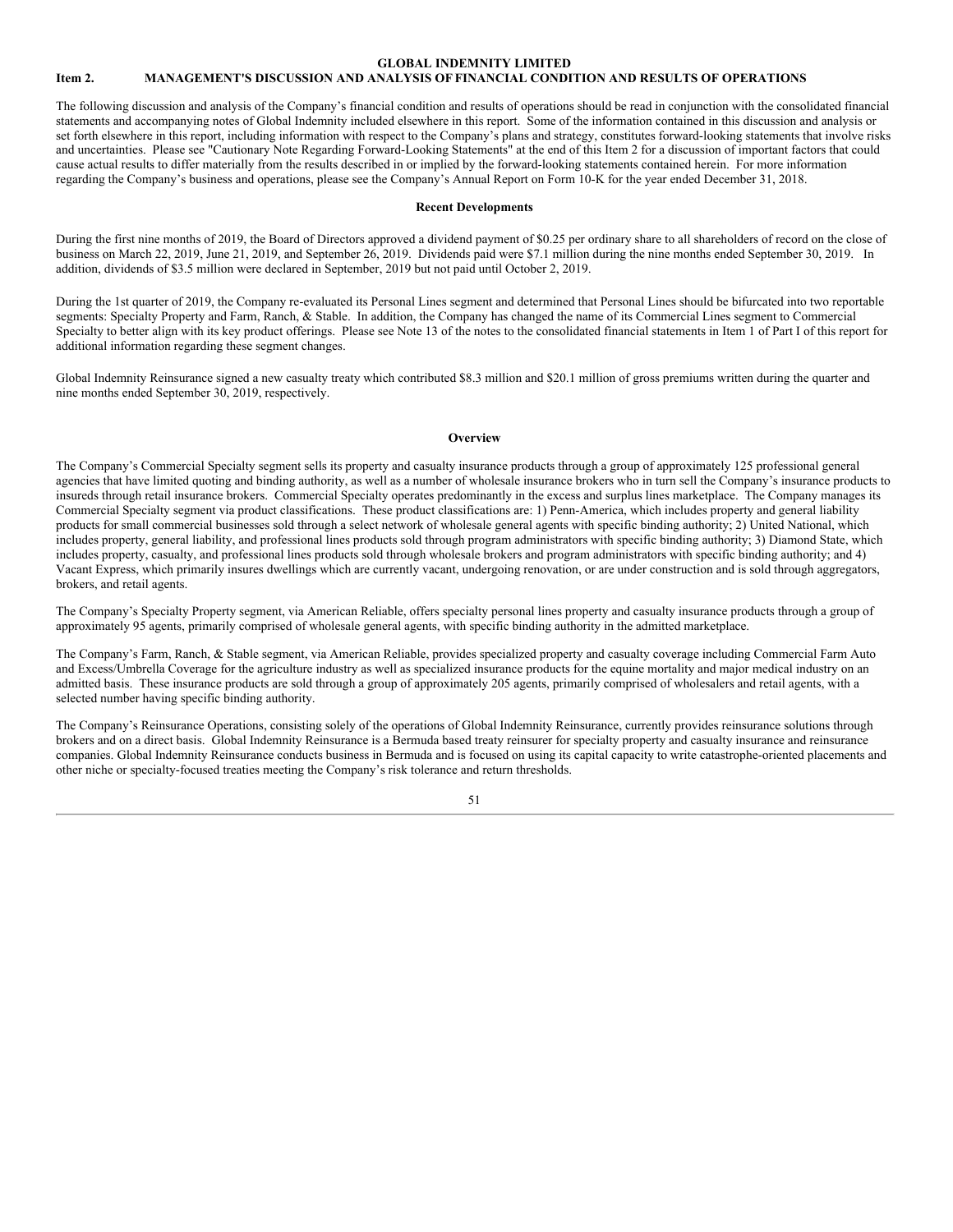**GLOBAL INDEMNITY LIMITED**

## Item 2. MANAGEMENT'S DISCUSSION AND ANALYSIS OF FINANCIAL CONDITION AND RESULTS OF OPERATIONS

The following discussion and analysis of the Company's financial condition and results of operations should be read in conjunction with the consolidated financial statements and accompanying notes of Global Indemnity included elsewhere in this report. Some of the information contained in this discussion and analysis or set forth elsewhere in this report, including information with respect to the Company's plans and strategy, constitutes forward-looking statements that involve risks and uncertainties. Please see "Cautionary Note Regarding Forward-Looking Statements" at the end of this Item 2 for a discussion of important factors that could cause actual results to differ materially from the results described in or implied by the forward-looking statements contained herein. For more information regarding the Company's business and operations, please see the Company's Annual Report on Form 10-K for the year ended December 31, 2018.

### Recent Developments

During the first nine months of 2019, the Board of Directors approved a dividend payment of $0.25 per ordinary share to all shareholders of record on the close of business on March 22, 2019, June 21, 2019, and September 26, 2019. Dividends paid were $7.1 million during the nine months ended September 30, 2019. In addition, dividends of $3.5 million were declared in September, 2019 but not paid until October 2, 2019.

During the 1st quarter of 2019, the Company re-evaluated its Personal Lines segment and determined that Personal Lines should be bifurcated into two reportable segments: Specialty Property and Farm, Ranch, & Stable. In addition, the Company has changed the name of its Commercial Lines segment to Commercial Specialty to better align with its key product offerings. Please see Note 13 of the notes to the consolidated financial statements in Item 1 of Part I of this report for additional information regarding these segment changes.

Global Indemnity Reinsurance signed a new casualty treaty which contributed $8.3 million and $20.1 million of gross premiums written during the quarter and nine months ended September 30, 2019, respectively.

### Overview

The Company's Commercial Specialty segment sells its property and casualty insurance products through a group of approximately 125 professional general agencies that have limited quoting and binding authority, as well as a number of wholesale insurance brokers who in turn sell the Company's insurance products to insureds through retail insurance brokers. Commercial Specialty operates predominantly in the excess and surplus lines marketplace. The Company manages its Commercial Specialty segment via product classifications. These product classifications are: 1) Penn-America, which includes property and general liability products for small commercial businesses sold through a select network of wholesale general agents with specific binding authority; 2) United National, which includes property, general liability, and professional lines products sold through program administrators with specific binding authority; 3) Diamond State, which includes property, casualty, and professional lines products sold through wholesale brokers and program administrators with specific binding authority; and 4) Vacant Express, which primarily insures dwellings which are currently vacant, undergoing renovation, or are under construction and is sold through aggregators, brokers, and retail agents.

The Company's Specialty Property segment, via American Reliable, offers specialty personal lines property and casualty insurance products through a group of approximately 95 agents, primarily comprised of wholesale general agents, with specific binding authority in the admitted marketplace.

The Company's Farm, Ranch, & Stable segment, via American Reliable, provides specialized property and casualty coverage including Commercial Farm Auto and Excess/Umbrella Coverage for the agriculture industry as well as specialized insurance products for the equine mortality and major medical industry on an admitted basis. These insurance products are sold through a group of approximately 205 agents, primarily comprised of wholesalers and retail agents, with a selected number having specific binding authority.

The Company's Reinsurance Operations, consisting solely of the operations of Global Indemnity Reinsurance, currently provides reinsurance solutions through brokers and on a direct basis. Global Indemnity Reinsurance is a Bermuda based treaty reinsurer for specialty property and casualty insurance and reinsurance companies. Global Indemnity Reinsurance conducts business in Bermuda and is focused on using its capital capacity to write catastrophe-oriented placements and other niche or specialty-focused treaties meeting the Company's risk tolerance and return thresholds.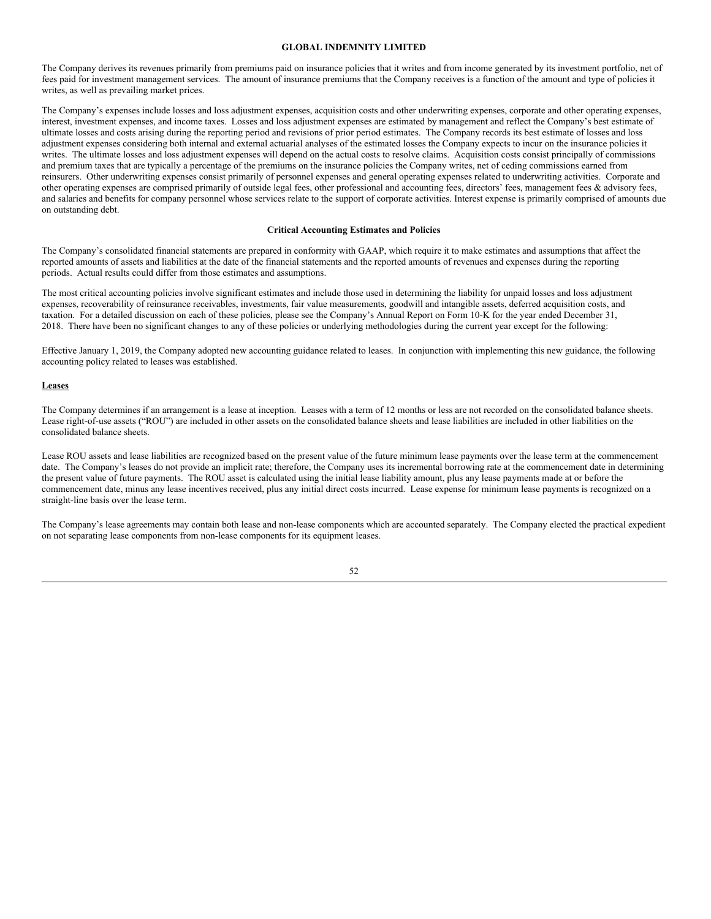The Company derives its revenues primarily from premiums paid on insurance policies that it writes and from income generated by its investment portfolio, net of fees paid for investment management services. The amount of insurance premiums that the Company receives is a function of the amount and type of policies it writes, as well as prevailing market prices.

The Company's expenses include losses and loss adjustment expenses, acquisition costs and other underwriting expenses, corporate and other operating expenses, interest, investment expenses, and income taxes. Losses and loss adjustment expenses are estimated by management and reflect the Company's best estimate of ultimate losses and costs arising during the reporting period and revisions of prior period estimates. The Company records its best estimate of losses and loss adjustment expenses considering both internal and external actuarial analyses of the estimated losses the Company expects to incur on the insurance policies it writes. The ultimate losses and loss adjustment expenses will depend on the actual costs to resolve claims. Acquisition costs consist principally of commissions and premium taxes that are typically a percentage of the premiums on the insurance policies the Company writes, net of ceding commissions earned from reinsurers. Other underwriting expenses consist primarily of personnel expenses and general operating expenses related to underwriting activities. Corporate and other operating expenses are comprised primarily of outside legal fees, other professional and accounting fees, directors' fees, management fees & advisory fees, and salaries and benefits for company personnel whose services relate to the support of corporate activities. Interest expense is primarily comprised of amounts due on outstanding debt.

## Critical Accounting Estimates and Policies

The Company's consolidated financial statements are prepared in conformity with GAAP, which require it to make estimates and assumptions that affect the reported amounts of assets and liabilities at the date of the financial statements and the reported amounts of revenues and expenses during the reporting periods. Actual results could differ from those estimates and assumptions.

The most critical accounting policies involve significant estimates and include those used in determining the liability for unpaid losses and loss adjustment expenses, recoverability of reinsurance receivables, investments, fair value measurements, goodwill and intangible assets, deferred acquisition costs, and taxation. For a detailed discussion on each of these policies, please see the Company's Annual Report on Form 10-K for the year ended December 31, 2018. There have been no significant changes to any of these policies or underlying methodologies during the current year except for the following:

Effective January 1, 2019, the Company adopted new accounting guidance related to leases. In conjunction with implementing this new guidance, the following accounting policy related to leases was established.

### Leases

The Company determines if an arrangement is a lease at inception. Leases with a term of 12 months or less are not recorded on the consolidated balance sheets. Lease right-of-use assets ("ROU") are included in other assets on the consolidated balance sheets and lease liabilities are included in other liabilities on the consolidated balance sheets.

Lease ROU assets and lease liabilities are recognized based on the present value of the future minimum lease payments over the lease term at the commencement date. The Company's leases do not provide an implicit rate; therefore, the Company uses its incremental borrowing rate at the commencement date in determining the present value of future payments. The ROU asset is calculated using the initial lease liability amount, plus any lease payments made at or before the commencement date, minus any lease incentives received, plus any initial direct costs incurred. Lease expense for minimum lease payments is recognized on a straight-line basis over the lease term.

The Company's lease agreements may contain both lease and non-lease components which are accounted separately. The Company elected the practical expedient on not separating lease components from non-lease components for its equipment leases.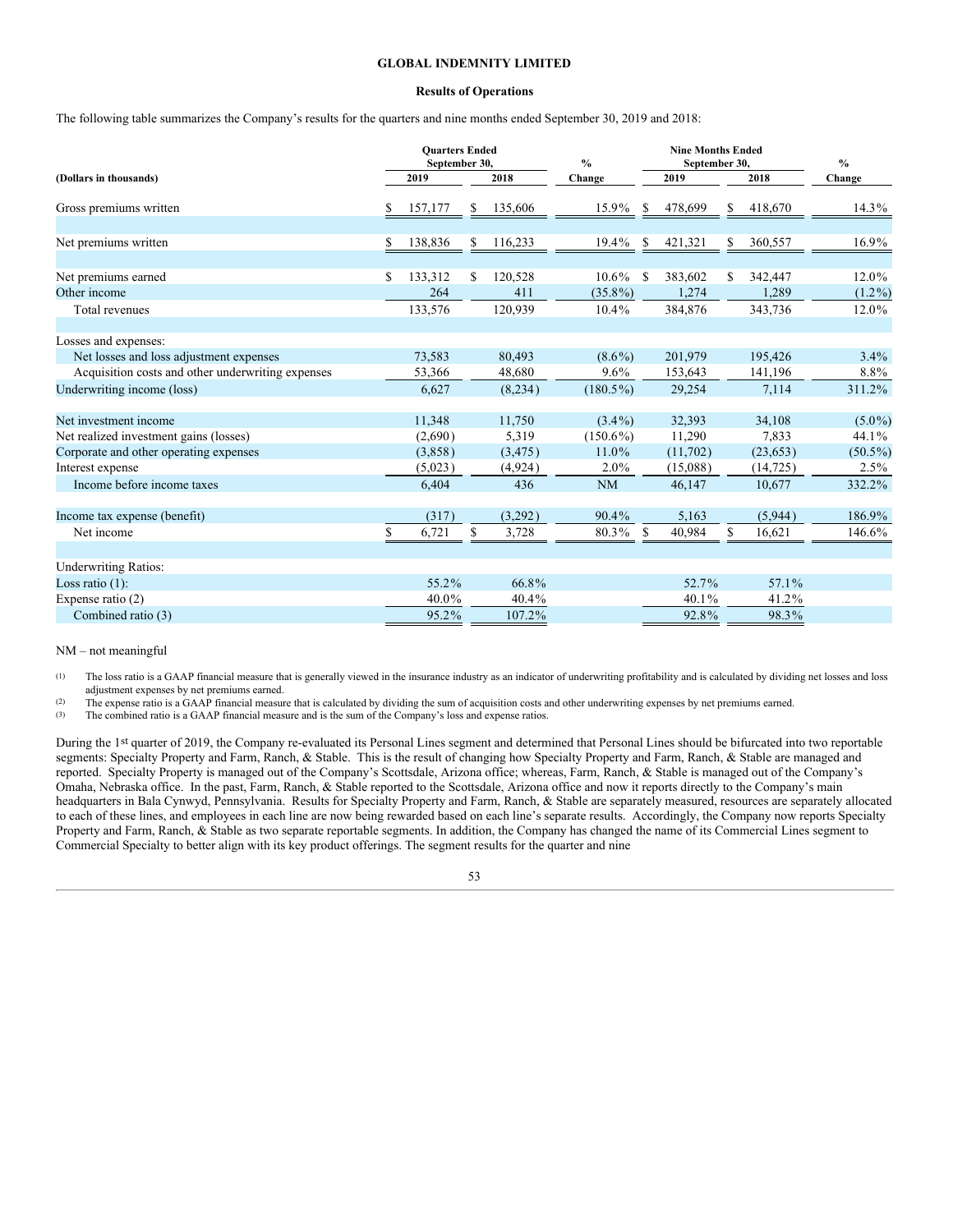**GLOBAL INDEMNITY LIMITED**

**Results of Operations**

The following table summarizes the Company's results for the quarters and nine months ended September 30, 2019 and 2018:

| (Dollars in thousands) | Quarters Ended September 30, 2019 | Quarters Ended September 30, 2018 | % Change | Nine Months Ended September 30, 2019 | Nine Months Ended September 30, 2018 | % Change |
|---|---|---|---|---|---|---|
| Gross premiums written | $ 157,177 | $ 135,606 | 15.9% | $ 478,699 | $ 418,670 | 14.3% |
| Net premiums written | $ 138,836 | $ 116,233 | 19.4% | $ 421,321 | $ 360,557 | 16.9% |
| Net premiums earned | $ 133,312 | $ 120,528 | 10.6% | $ 383,602 | $ 342,447 | 12.0% |
| Other income | 264 | 411 | (35.8%) | 1,274 | 1,289 | (1.2%) |
| Total revenues | 133,576 | 120,939 | 10.4% | 384,876 | 343,736 | 12.0% |
| Losses and expenses: | | | | | | |
| Net losses and loss adjustment expenses | 73,583 | 80,493 | (8.6%) | 201,979 | 195,426 | 3.4% |
| Acquisition costs and other underwriting expenses | 53,366 | 48,680 | 9.6% | 153,643 | 141,196 | 8.8% |
| Underwriting income (loss) | 6,627 | (8,234) | (180.5%) | 29,254 | 7,114 | 311.2% |
| Net investment income | 11,348 | 11,750 | (3.4%) | 32,393 | 34,108 | (5.0%) |
| Net realized investment gains (losses) | (2,690) | 5,319 | (150.6%) | 11,290 | 7,833 | 44.1% |
| Corporate and other operating expenses | (3,858) | (3,475) | 11.0% | (11,702) | (23,653) | (50.5%) |
| Interest expense | (5,023) | (4,924) | 2.0% | (15,088) | (14,725) | 2.5% |
| Income before income taxes | 6,404 | 436 | NM | 46,147 | 10,677 | 332.2% |
| Income tax expense (benefit) | (317) | (3,292) | 90.4% | 5,163 | (5,944) | 186.9% |
| Net income | $ 6,721 | $ 3,728 | 80.3% | $ 40,984 | $ 16,621 | 146.6% |
| Underwriting Ratios: | | | | | | |
| Loss ratio (1): | 55.2% | 66.8% | | 52.7% | 57.1% | |
| Expense ratio (2) | 40.0% | 40.4% | | 40.1% | 41.2% | |
| Combined ratio (3) | 95.2% | 107.2% | | 92.8% | 98.3% | |

NM – not meaningful

(1) The loss ratio is a GAAP financial measure that is generally viewed in the insurance industry as an indicator of underwriting profitability and is calculated by dividing net losses and loss adjustment expenses by net premiums earned.

(2) The expense ratio is a GAAP financial measure that is calculated by dividing the sum of acquisition costs and other underwriting expenses by net premiums earned.

(3) The combined ratio is a GAAP financial measure and is the sum of the Company's loss and expense ratios.

During the 1st quarter of 2019, the Company re-evaluated its Personal Lines segment and determined that Personal Lines should be bifurcated into two reportable segments: Specialty Property and Farm, Ranch, & Stable. This is the result of changing how Specialty Property and Farm, Ranch, & Stable are managed and reported. Specialty Property is managed out of the Company's Scottsdale, Arizona office; whereas, Farm, Ranch, & Stable is managed out of the Company's Omaha, Nebraska office. In the past, Farm, Ranch, & Stable reported to the Scottsdale, Arizona office and now it reports directly to the Company's main headquarters in Bala Cynwyd, Pennsylvania. Results for Specialty Property and Farm, Ranch, & Stable are separately measured, resources are separately allocated to each of these lines, and employees in each line are now being rewarded based on each line's separate results. Accordingly, the Company now reports Specialty Property and Farm, Ranch, & Stable as two separate reportable segments. In addition, the Company has changed the name of its Commercial Lines segment to Commercial Specialty to better align with its key product offerings. The segment results for the quarter and nine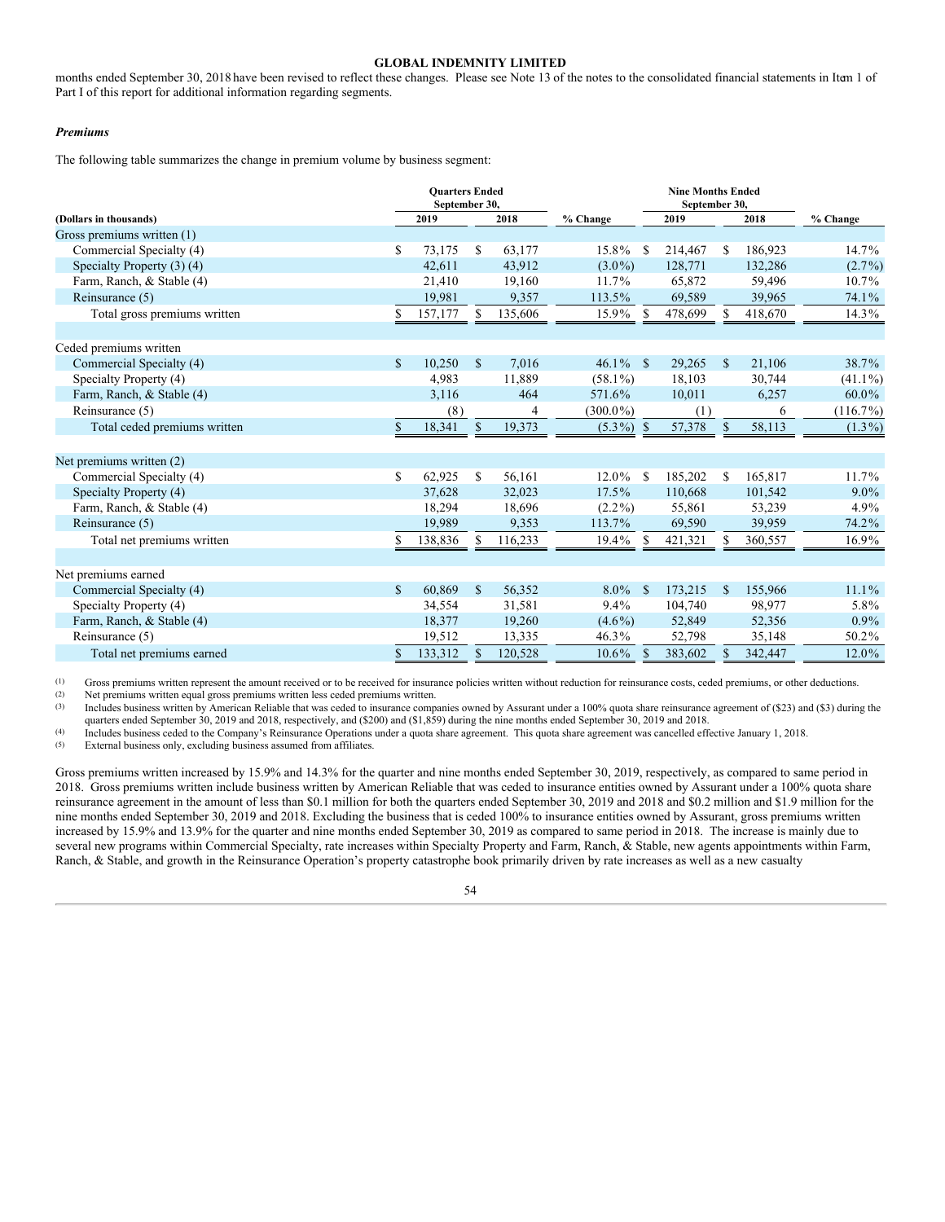months ended September 30, 2018 have been revised to reflect these changes. Please see Note 13 of the notes to the consolidated financial statements in Item 1 of Part I of this report for additional information regarding segments.

### *Premiums*

The following table summarizes the change in premium volume by business segment:

| (Dollars in thousands) | Quarters Ended September 30, 2019 | Quarters Ended September 30, 2018 | % Change | Nine Months Ended September 30, 2019 | Nine Months Ended September 30, 2018 | % Change |
|---|---|---|---|---|---|---|
| Gross premiums written (1) | | | | | | |
| Commercial Specialty (4) | $ 73,175 | $ 63,177 | 15.8% | $ 214,467 | $ 186,923 | 14.7% |
| Specialty Property (3) (4) | 42,611 | 43,912 | (3.0%) | 128,771 | 132,286 | (2.7%) |
| Farm, Ranch, & Stable (4) | 21,410 | 19,160 | 11.7% | 65,872 | 59,496 | 10.7% |
| Reinsurance (5) | 19,981 | 9,357 | 113.5% | 69,589 | 39,965 | 74.1% |
| Total gross premiums written | $ 157,177 | $ 135,606 | 15.9% | $ 478,699 | $ 418,670 | 14.3% |
| | | | | | | |
| Ceded premiums written | | | | | | |
| Commercial Specialty (4) | $ 10,250 | $ 7,016 | 46.1% | $ 29,265 | $ 21,106 | 38.7% |
| Specialty Property (4) | 4,983 | 11,889 | (58.1%) | 18,103 | 30,744 | (41.1%) |
| Farm, Ranch, & Stable (4) | 3,116 | 464 | 571.6% | 10,011 | 6,257 | 60.0% |
| Reinsurance (5) | (8) | 4 | (300.0%) | (1) | 6 | (116.7%) |
| Total ceded premiums written | $ 18,341 | $ 19,373 | (5.3%) | $ 57,378 | $ 58,113 | (1.3%) |
| | | | | | | |
| Net premiums written (2) | | | | | | |
| Commercial Specialty (4) | $ 62,925 | $ 56,161 | 12.0% | $ 185,202 | $ 165,817 | 11.7% |
| Specialty Property (4) | 37,628 | 32,023 | 17.5% | 110,668 | 101,542 | 9.0% |
| Farm, Ranch, & Stable (4) | 18,294 | 18,696 | (2.2%) | 55,861 | 53,239 | 4.9% |
| Reinsurance (5) | 19,989 | 9,353 | 113.7% | 69,590 | 39,959 | 74.2% |
| Total net premiums written | $ 138,836 | $ 116,233 | 19.4% | $ 421,321 | $ 360,557 | 16.9% |
| | | | | | | |
| Net premiums earned | | | | | | |
| Commercial Specialty (4) | $ 60,869 | $ 56,352 | 8.0% | $ 173,215 | $ 155,966 | 11.1% |
| Specialty Property (4) | 34,554 | 31,581 | 9.4% | 104,740 | 98,977 | 5.8% |
| Farm, Ranch, & Stable (4) | 18,377 | 19,260 | (4.6%) | 52,849 | 52,356 | 0.9% |
| Reinsurance (5) | 19,512 | 13,335 | 46.3% | 52,798 | 35,148 | 50.2% |
| Total net premiums earned | $ 133,312 | $ 120,528 | 10.6% | $ 383,602 | $ 342,447 | 12.0% |

(1) Gross premiums written represent the amount received or to be received for insurance policies written without reduction for reinsurance costs, ceded premiums, or other deductions.
(2) Net premiums written equal gross premiums written less ceded premiums written.
(3) Includes business written by American Reliable that was ceded to insurance companies owned by Assurant under a 100% quota share reinsurance agreement of ($23) and ($3) during the quarters ended September 30, 2019 and 2018, respectively, and ($200) and ($1,859) during the nine months ended September 30, 2019 and 2018.
(4) Includes business ceded to the Company's Reinsurance Operations under a quota share agreement. This quota share agreement was cancelled effective January 1, 2018.
(5) External business only, excluding business assumed from affiliates.

Gross premiums written increased by 15.9% and 14.3% for the quarter and nine months ended September 30, 2019, respectively, as compared to same period in 2018. Gross premiums written include business written by American Reliable that was ceded to insurance entities owned by Assurant under a 100% quota share reinsurance agreement in the amount of less than $0.1 million for both the quarters ended September 30, 2019 and 2018 and $0.2 million and $1.9 million for the nine months ended September 30, 2019 and 2018. Excluding the business that is ceded 100% to insurance entities owned by Assurant, gross premiums written increased by 15.9% and 13.9% for the quarter and nine months ended September 30, 2019 as compared to same period in 2018. The increase is mainly due to several new programs within Commercial Specialty, rate increases within Specialty Property and Farm, Ranch, & Stable, new agents appointments within Farm, Ranch, & Stable, and growth in the Reinsurance Operation's property catastrophe book primarily driven by rate increases as well as a new casualty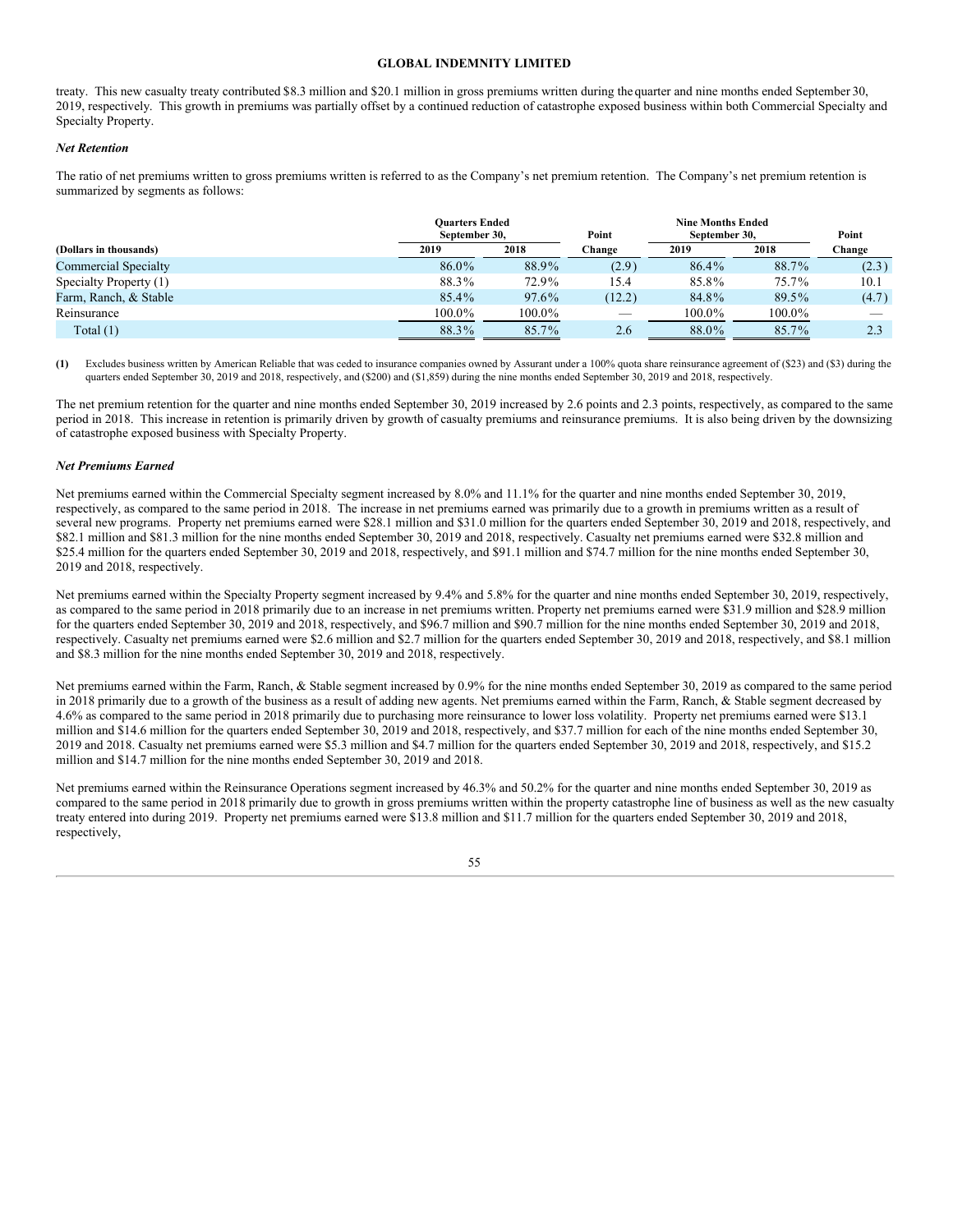treaty. This new casualty treaty contributed $8.3 million and $20.1 million in gross premiums written during the quarter and nine months ended September 30, 2019, respectively. This growth in premiums was partially offset by a continued reduction of catastrophe exposed business within both Commercial Specialty and Specialty Property.

***Net Retention***

The ratio of net premiums written to gross premiums written is referred to as the Company's net premium retention. The Company's net premium retention is summarized by segments as follows:

| (Dollars in thousands) | Quarters Ended September 30, | | Point | Nine Months Ended September 30, | | Point |
|---|---|---|---|---|---|---|
| | 2019 | 2018 | Change | 2019 | 2018 | Change |
| Commercial Specialty | 86.0% | 88.9% | (2.9) | 86.4% | 88.7% | (2.3) |
| Specialty Property (1) | 88.3% | 72.9% | 15.4 | 85.8% | 75.7% | 10.1 |
| Farm, Ranch, & Stable | 85.4% | 97.6% | (12.2) | 84.8% | 89.5% | (4.7) |
| Reinsurance | 100.0% | 100.0% | — | 100.0% | 100.0% | — |
| Total (1) | 88.3% | 85.7% | 2.6 | 88.0% | 85.7% | 2.3 |

**(1)** Excludes business written by American Reliable that was ceded to insurance companies owned by Assurant under a 100% quota share reinsurance agreement of ($23) and ($3) during the quarters ended September 30, 2019 and 2018, respectively, and ($200) and ($1,859) during the nine months ended September 30, 2019 and 2018, respectively.

The net premium retention for the quarter and nine months ended September 30, 2019 increased by 2.6 points and 2.3 points, respectively, as compared to the same period in 2018. This increase in retention is primarily driven by growth of casualty premiums and reinsurance premiums. It is also being driven by the downsizing of catastrophe exposed business with Specialty Property.

***Net Premiums Earned***

Net premiums earned within the Commercial Specialty segment increased by 8.0% and 11.1% for the quarter and nine months ended September 30, 2019, respectively, as compared to the same period in 2018. The increase in net premiums earned was primarily due to a growth in premiums written as a result of several new programs. Property net premiums earned were $28.1 million and $31.0 million for the quarters ended September 30, 2019 and 2018, respectively, and $82.1 million and $81.3 million for the nine months ended September 30, 2019 and 2018, respectively. Casualty net premiums earned were $32.8 million and $25.4 million for the quarters ended September 30, 2019 and 2018, respectively, and $91.1 million and $74.7 million for the nine months ended September 30, 2019 and 2018, respectively.

Net premiums earned within the Specialty Property segment increased by 9.4% and 5.8% for the quarter and nine months ended September 30, 2019, respectively, as compared to the same period in 2018 primarily due to an increase in net premiums written. Property net premiums earned were $31.9 million and $28.9 million for the quarters ended September 30, 2019 and 2018, respectively, and $96.7 million and $90.7 million for the nine months ended September 30, 2019 and 2018, respectively. Casualty net premiums earned were $2.6 million and $2.7 million for the quarters ended September 30, 2019 and 2018, respectively, and $8.1 million and $8.3 million for the nine months ended September 30, 2019 and 2018, respectively.

Net premiums earned within the Farm, Ranch, & Stable segment increased by 0.9% for the nine months ended September 30, 2019 as compared to the same period in 2018 primarily due to a growth of the business as a result of adding new agents. Net premiums earned within the Farm, Ranch, & Stable segment decreased by 4.6% as compared to the same period in 2018 primarily due to purchasing more reinsurance to lower loss volatility. Property net premiums earned were $13.1 million and $14.6 million for the quarters ended September 30, 2019 and 2018, respectively, and $37.7 million for each of the nine months ended September 30, 2019 and 2018. Casualty net premiums earned were $5.3 million and $4.7 million for the quarters ended September 30, 2019 and 2018, respectively, and $15.2 million and $14.7 million for the nine months ended September 30, 2019 and 2018.

Net premiums earned within the Reinsurance Operations segment increased by 46.3% and 50.2% for the quarter and nine months ended September 30, 2019 as compared to the same period in 2018 primarily due to growth in gross premiums written within the property catastrophe line of business as well as the new casualty treaty entered into during 2019. Property net premiums earned were $13.8 million and $11.7 million for the quarters ended September 30, 2019 and 2018, respectively,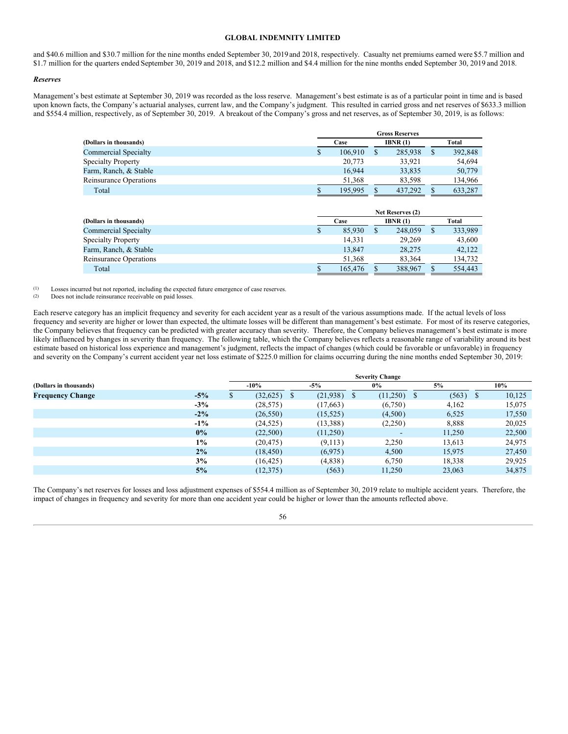and $40.6 million and $30.7 million for the nine months ended September 30, 2019 and 2018, respectively. Casualty net premiums earned were $5.7 million and $1.7 million for the quarters ended September 30, 2019 and 2018, and $12.2 million and $4.4 million for the nine months ended September 30, 2019 and 2018.

### *Reserves*

Management's best estimate at September 30, 2019 was recorded as the loss reserve. Management's best estimate is as of a particular point in time and is based upon known facts, the Company's actuarial analyses, current law, and the Company's judgment. This resulted in carried gross and net reserves of $633.3 million and $554.4 million, respectively, as of September 30, 2019. A breakout of the Company's gross and net reserves, as of September 30, 2019, is as follows:

| | Gross Reserves | | |
|---|---|---|---|
| **(Dollars in thousands)** | **Case** | **IBNR (1)** | **Total** |
| Commercial Specialty | $ 106,910 | $ 285,938 | $ 392,848 |
| Specialty Property | 20,773 | 33,921 | 54,694 |
| Farm, Ranch, & Stable | 16,944 | 33,835 | 50,779 |
| Reinsurance Operations | 51,368 | 83,598 | 134,966 |
| Total | $ 195,995 | $ 437,292 | $ 633,287 |

| | Net Reserves (2) | | |
|---|---|---|---|
| **(Dollars in thousands)** | **Case** | **IBNR (1)** | **Total** |
| Commercial Specialty | $ 85,930 | $ 248,059 | $ 333,989 |
| Specialty Property | 14,331 | 29,269 | 43,600 |
| Farm, Ranch, & Stable | 13,847 | 28,275 | 42,122 |
| Reinsurance Operations | 51,368 | 83,364 | 134,732 |
| Total | $ 165,476 | $ 388,967 | $ 554,443 |

(1) Losses incurred but not reported, including the expected future emergence of case reserves.
(2) Does not include reinsurance receivable on paid losses.

Each reserve category has an implicit frequency and severity for each accident year as a result of the various assumptions made. If the actual levels of loss frequency and severity are higher or lower than expected, the ultimate losses will be different than management's best estimate. For most of its reserve categories, the Company believes that frequency can be predicted with greater accuracy than severity. Therefore, the Company believes management's best estimate is more likely influenced by changes in severity than frequency. The following table, which the Company believes reflects a reasonable range of variability around its best estimate based on historical loss experience and management's judgment, reflects the impact of changes (which could be favorable or unfavorable) in frequency and severity on the Company's current accident year net loss estimate of $225.0 million for claims occurring during the nine months ended September 30, 2019:

| | | Severity Change | | | | |
|---|---|---|---|---|---|---|
| **(Dollars in thousands)** | | **-10%** | **-5%** | **0%** | **5%** | **10%** |
| **Frequency Change** | **-5%** | $ (32,625) | $ (21,938) | $ (11,250) | $ (563) | $ 10,125 |
| | **-3%** | (28,575) | (17,663) | (6,750) | 4,162 | 15,075 |
| | **-2%** | (26,550) | (15,525) | (4,500) | 6,525 | 17,550 |
| | **-1%** | (24,525) | (13,388) | (2,250) | 8,888 | 20,025 |
| | **0%** | (22,500) | (11,250) | - | 11,250 | 22,500 |
| | **1%** | (20,475) | (9,113) | 2,250 | 13,613 | 24,975 |
| | **2%** | (18,450) | (6,975) | 4,500 | 15,975 | 27,450 |
| | **3%** | (16,425) | (4,838) | 6,750 | 18,338 | 29,925 |
| | **5%** | (12,375) | (563) | 11,250 | 23,063 | 34,875 |

The Company's net reserves for losses and loss adjustment expenses of $554.4 million as of September 30, 2019 relate to multiple accident years. Therefore, the impact of changes in frequency and severity for more than one accident year could be higher or lower than the amounts reflected above.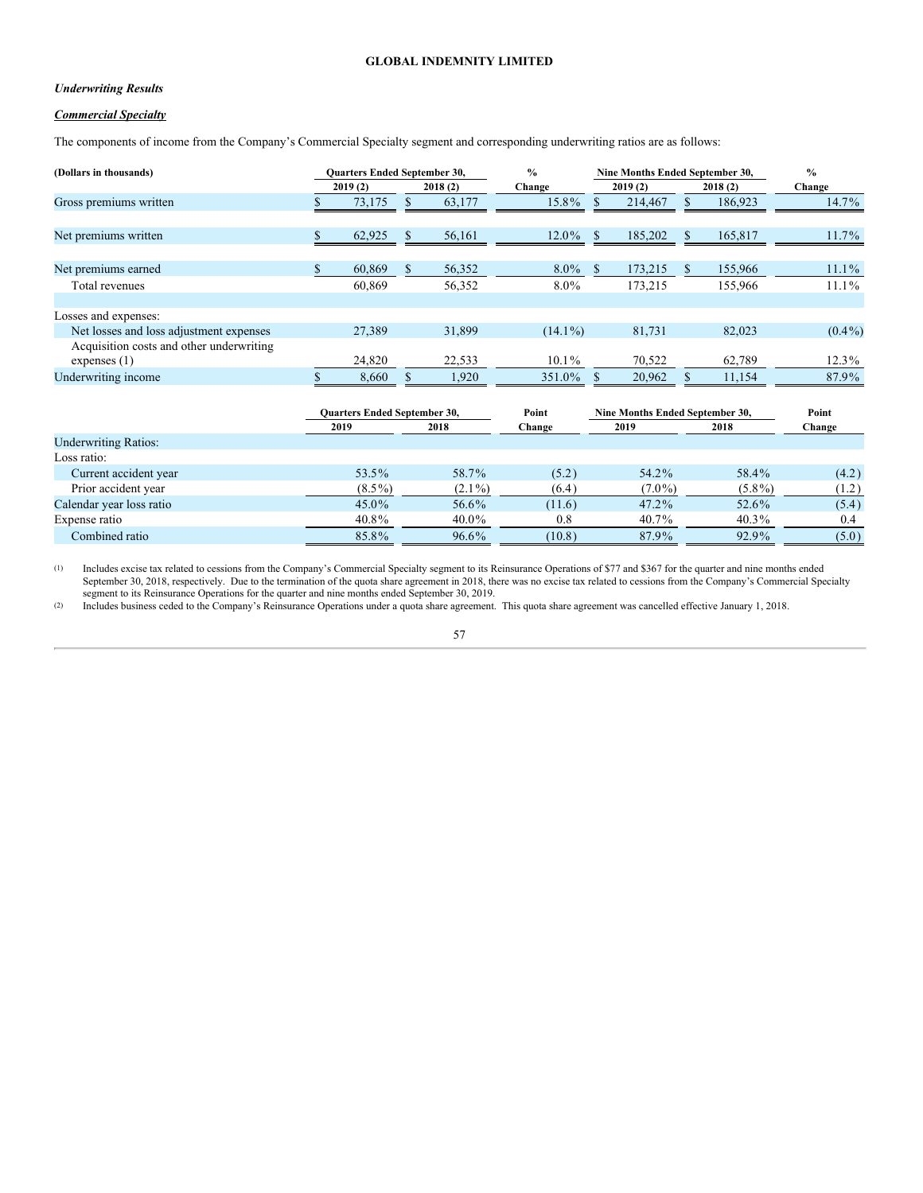**GLOBAL INDEMNITY LIMITED**

***Underwriting Results***

***Commercial Specialty***

The components of income from the Company's Commercial Specialty segment and corresponding underwriting ratios are as follows:

| (Dollars in thousands) | Quarters Ended September 30, | | % | Nine Months Ended September 30, | | % |
|---|---|---|---|---|---|---|
| | 2019 (2) | 2018 (2) | Change | 2019 (2) | 2018 (2) | Change |
| Gross premiums written | $ 73,175 | $ 63,177 | 15.8% | $ 214,467 | $ 186,923 | 14.7% |
| Net premiums written | $ 62,925 | $ 56,161 | 12.0% | $ 185,202 | $ 165,817 | 11.7% |
| Net premiums earned | $ 60,869 | $ 56,352 | 8.0% | $ 173,215 | $ 155,966 | 11.1% |
| Total revenues | 60,869 | 56,352 | 8.0% | 173,215 | 155,966 | 11.1% |
| Losses and expenses: | | | | | | |
| Net losses and loss adjustment expenses | 27,389 | 31,899 | (14.1%) | 81,731 | 82,023 | (0.4%) |
| Acquisition costs and other underwriting expenses (1) | 24,820 | 22,533 | 10.1% | 70,522 | 62,789 | 12.3% |
| Underwriting income | $ 8,660 | $ 1,920 | 351.0% | $ 20,962 | $ 11,154 | 87.9% |

| | Quarters Ended September 30, | | Point | Nine Months Ended September 30, | | Point |
|---|---|---|---|---|---|---|
| | 2019 | 2018 | Change | 2019 | 2018 | Change |
| Underwriting Ratios: | | | | | | |
| Loss ratio: | | | | | | |
| Current accident year | 53.5% | 58.7% | (5.2) | 54.2% | 58.4% | (4.2) |
| Prior accident year | (8.5%) | (2.1%) | (6.4) | (7.0%) | (5.8%) | (1.2) |
| Calendar year loss ratio | 45.0% | 56.6% | (11.6) | 47.2% | 52.6% | (5.4) |
| Expense ratio | 40.8% | 40.0% | 0.8 | 40.7% | 40.3% | 0.4 |
| Combined ratio | 85.8% | 96.6% | (10.8) | 87.9% | 92.9% | (5.0) |

(1) Includes excise tax related to cessions from the Company's Commercial Specialty segment to its Reinsurance Operations of $77 and $367 for the quarter and nine months ended September 30, 2018, respectively. Due to the termination of the quota share agreement in 2018, there was no excise tax related to cessions from the Company's Commercial Specialty segment to its Reinsurance Operations for the quarter and nine months ended September 30, 2019.

(2) Includes business ceded to the Company's Reinsurance Operations under a quota share agreement. This quota share agreement was cancelled effective January 1, 2018.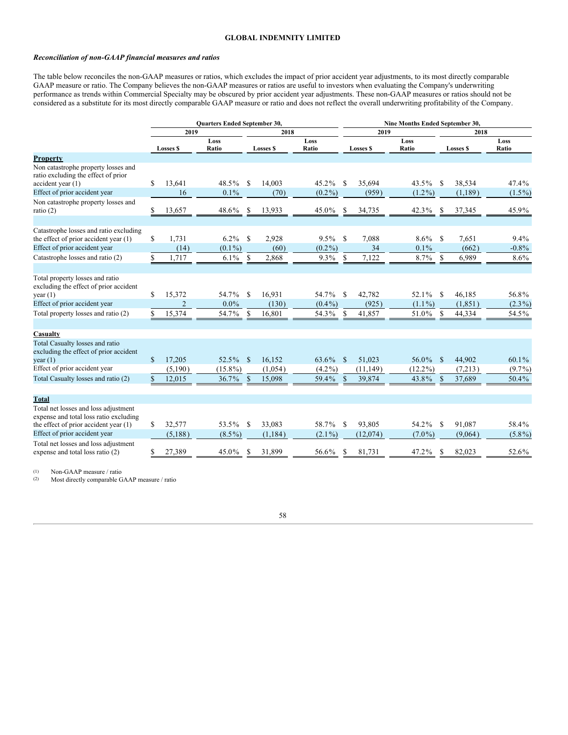*Reconciliation of non-GAAP financial measures and ratios*

The table below reconciles the non-GAAP measures or ratios, which excludes the impact of prior accident year adjustments, to its most directly comparable GAAP measure or ratio. The Company believes the non-GAAP measures or ratios are useful to investors when evaluating the Company's underwriting performance as trends within Commercial Specialty may be obscured by prior accident year adjustments. These non-GAAP measures or ratios should not be considered as a substitute for its most directly comparable GAAP measure or ratio and does not reflect the overall underwriting profitability of the Company.

| | Quarters Ended September 30, | | | | Nine Months Ended September 30, | | | |
|---|---|---|---|---|---|---|---|---|
| | 2019 | | 2018 | | 2019 | | 2018 | |
| | Losses $ | Loss Ratio | Losses $ | Loss Ratio | Losses $ | Loss Ratio | Losses $ | Loss Ratio |
| **Property** | | | | | | | | |
| Non catastrophe property losses and ratio excluding the effect of prior accident year (1) | $ 13,641 | 48.5% | $ 14,003 | 45.2% | $ 35,694 | 43.5% | $ 38,534 | 47.4% |
| Effect of prior accident year | 16 | 0.1% | (70) | (0.2%) | (959) | (1.2%) | (1,189) | (1.5%) |
| Non catastrophe property losses and ratio (2) | $ 13,657 | 48.6% | $ 13,933 | 45.0% | $ 34,735 | 42.3% | $ 37,345 | 45.9% |
| | | | | | | | | |
| Catastrophe losses and ratio excluding the effect of prior accident year (1) | $ 1,731 | 6.2% | $ 2,928 | 9.5% | $ 7,088 | 8.6% | $ 7,651 | 9.4% |
| Effect of prior accident year | (14) | (0.1%) | (60) | (0.2%) | 34 | 0.1% | (662) | -0.8% |
| Catastrophe losses and ratio (2) | $ 1,717 | 6.1% | $ 2,868 | 9.3% | $ 7,122 | 8.7% | $ 6,989 | 8.6% |
| | | | | | | | | |
| Total property losses and ratio excluding the effect of prior accident year (1) | $ 15,372 | 54.7% | $ 16,931 | 54.7% | $ 42,782 | 52.1% | $ 46,185 | 56.8% |
| Effect of prior accident year | 2 | 0.0% | (130) | (0.4%) | (925) | (1.1%) | (1,851) | (2.3%) |
| Total property losses and ratio (2) | $ 15,374 | 54.7% | $ 16,801 | 54.3% | $ 41,857 | 51.0% | $ 44,334 | 54.5% |
| | | | | | | | | |
| **Casualty** | | | | | | | | |
| Total Casualty losses and ratio excluding the effect of prior accident year (1) | $ 17,205 | 52.5% | $ 16,152 | 63.6% | $ 51,023 | 56.0% | $ 44,902 | 60.1% |
| Effect of prior accident year | (5,190) | (15.8%) | (1,054) | (4.2%) | (11,149) | (12.2%) | (7,213) | (9.7%) |
| Total Casualty losses and ratio (2) | $ 12,015 | 36.7% | $ 15,098 | 59.4% | $ 39,874 | 43.8% | $ 37,689 | 50.4% |
| | | | | | | | | |
| **Total** | | | | | | | | |
| Total net losses and loss adjustment expense and total loss ratio excluding the effect of prior accident year (1) | $ 32,577 | 53.5% | $ 33,083 | 58.7% | $ 93,805 | 54.2% | $ 91,087 | 58.4% |
| Effect of prior accident year | (5,188) | (8.5%) | (1,184) | (2.1%) | (12,074) | (7.0%) | (9,064) | (5.8%) |
| Total net losses and loss adjustment expense and total loss ratio (2) | $ 27,389 | 45.0% | $ 31,899 | 56.6% | $ 81,731 | 47.2% | $ 82,023 | 52.6% |

(1) Non-GAAP measure / ratio

(2) Most directly comparable GAAP measure / ratio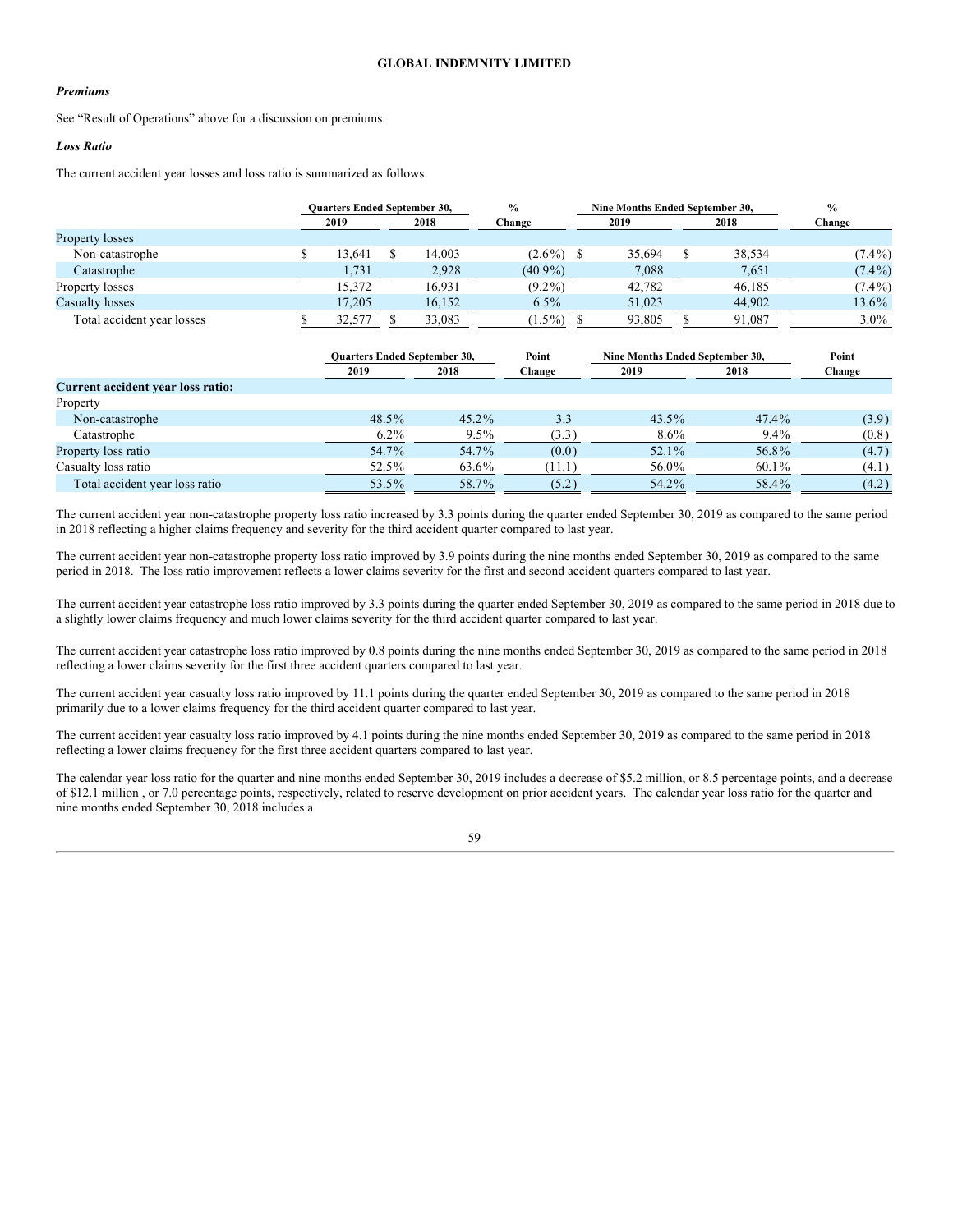*Premiums*

See "Result of Operations" above for a discussion on premiums.

*Loss Ratio*

The current accident year losses and loss ratio is summarized as follows:

| | Quarters Ended September 30, | | % | Nine Months Ended September 30, | | % |
|---|---|---|---|---|---|---|
| | 2019 | 2018 | Change | 2019 | 2018 | Change |
| Property losses | | | | | | |
| Non-catastrophe | $ 13,641 | $ 14,003 | (2.6%) | $ 35,694 | $ 38,534 | (7.4%) |
| Catastrophe | 1,731 | 2,928 | (40.9%) | 7,088 | 7,651 | (7.4%) |
| Property losses | 15,372 | 16,931 | (9.2%) | 42,782 | 46,185 | (7.4%) |
| Casualty losses | 17,205 | 16,152 | 6.5% | 51,023 | 44,902 | 13.6% |
| Total accident year losses | $ 32,577 | $ 33,083 | (1.5%) | $ 93,805 | $ 91,087 | 3.0% |

| | Quarters Ended September 30, | | Point | Nine Months Ended September 30, | | Point |
|---|---|---|---|---|---|---|
| | 2019 | 2018 | Change | 2019 | 2018 | Change |
| **Current accident year loss ratio:** | | | | | | |
| Property | | | | | | |
| Non-catastrophe | 48.5% | 45.2% | 3.3 | 43.5% | 47.4% | (3.9) |
| Catastrophe | 6.2% | 9.5% | (3.3) | 8.6% | 9.4% | (0.8) |
| Property loss ratio | 54.7% | 54.7% | (0.0) | 52.1% | 56.8% | (4.7) |
| Casualty loss ratio | 52.5% | 63.6% | (11.1) | 56.0% | 60.1% | (4.1) |
| Total accident year loss ratio | 53.5% | 58.7% | (5.2) | 54.2% | 58.4% | (4.2) |

The current accident year non-catastrophe property loss ratio increased by 3.3 points during the quarter ended September 30, 2019 as compared to the same period in 2018 reflecting a higher claims frequency and severity for the third accident quarter compared to last year.

The current accident year non-catastrophe property loss ratio improved by 3.9 points during the nine months ended September 30, 2019 as compared to the same period in 2018. The loss ratio improvement reflects a lower claims severity for the first and second accident quarters compared to last year.

The current accident year catastrophe loss ratio improved by 3.3 points during the quarter ended September 30, 2019 as compared to the same period in 2018 due to a slightly lower claims frequency and much lower claims severity for the third accident quarter compared to last year.

The current accident year catastrophe loss ratio improved by 0.8 points during the nine months ended September 30, 2019 as compared to the same period in 2018 reflecting a lower claims severity for the first three accident quarters compared to last year.

The current accident year casualty loss ratio improved by 11.1 points during the quarter ended September 30, 2019 as compared to the same period in 2018 primarily due to a lower claims frequency for the third accident quarter compared to last year.

The current accident year casualty loss ratio improved by 4.1 points during the nine months ended September 30, 2019 as compared to the same period in 2018 reflecting a lower claims frequency for the first three accident quarters compared to last year.

The calendar year loss ratio for the quarter and nine months ended September 30, 2019 includes a decrease of $5.2 million, or 8.5 percentage points, and a decrease of $12.1 million , or 7.0 percentage points, respectively, related to reserve development on prior accident years. The calendar year loss ratio for the quarter and nine months ended September 30, 2018 includes a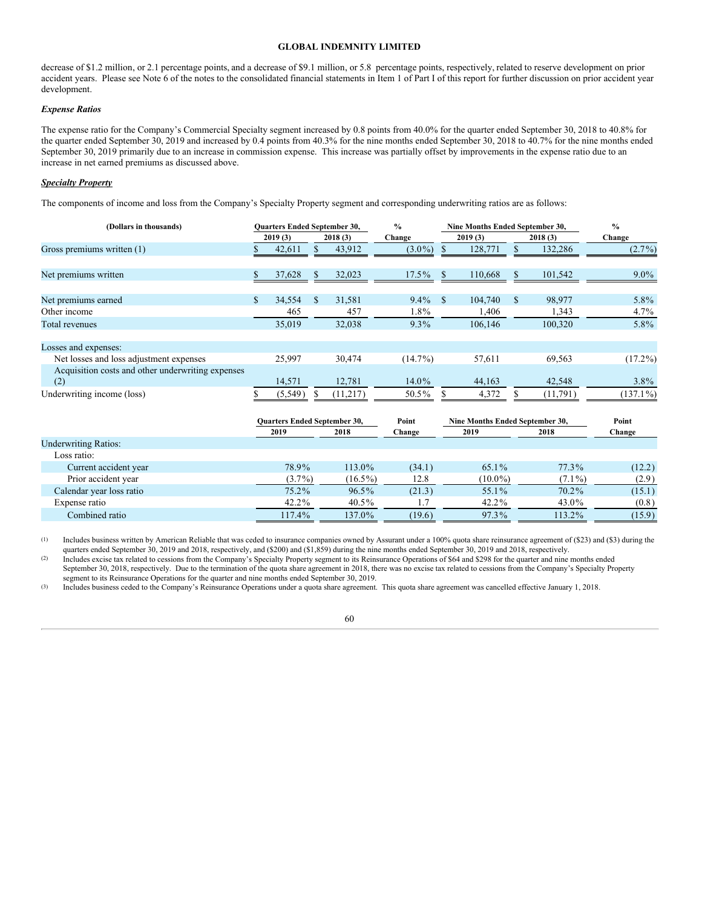decrease of $1.2 million, or 2.1 percentage points, and a decrease of $9.1 million, or 5.8 percentage points, respectively, related to reserve development on prior accident years. Please see Note 6 of the notes to the consolidated financial statements in Item 1 of Part I of this report for further discussion on prior accident year development.

***Expense Ratios***

The expense ratio for the Company's Commercial Specialty segment increased by 0.8 points from 40.0% for the quarter ended September 30, 2018 to 40.8% for the quarter ended September 30, 2019 and increased by 0.4 points from 40.3% for the nine months ended September 30, 2018 to 40.7% for the nine months ended September 30, 2019 primarily due to an increase in commission expense. This increase was partially offset by improvements in the expense ratio due to an increase in net earned premiums as discussed above.

***Specialty Property***

The components of income and loss from the Company's Specialty Property segment and corresponding underwriting ratios are as follows:

| (Dollars in thousands) | Quarters Ended September 30, | | % | Nine Months Ended September 30, | | % |
|---|---|---|---|---|---|---|
| | 2019 (3) | 2018 (3) | Change | 2019 (3) | 2018 (3) | Change |
| Gross premiums written (1) | $ 42,611 | $ 43,912 | (3.0%) | $ 128,771 | $ 132,286 | (2.7%) |
| Net premiums written | $ 37,628 | $ 32,023 | 17.5% | $ 110,668 | $ 101,542 | 9.0% |
| Net premiums earned | $ 34,554 | $ 31,581 | 9.4% | $ 104,740 | $ 98,977 | 5.8% |
| Other income | 465 | 457 | 1.8% | 1,406 | 1,343 | 4.7% |
| Total revenues | 35,019 | 32,038 | 9.3% | 106,146 | 100,320 | 5.8% |
| Losses and expenses: | | | | | | |
| Net losses and loss adjustment expenses | 25,997 | 30,474 | (14.7%) | 57,611 | 69,563 | (17.2%) |
| Acquisition costs and other underwriting expenses (2) | 14,571 | 12,781 | 14.0% | 44,163 | 42,548 | 3.8% |
| Underwriting income (loss) | $ (5,549) | $ (11,217) | 50.5% | $ 4,372 | $ (11,791) | (137.1%) |

| | Quarters Ended September 30, | | Point | Nine Months Ended September 30, | | Point |
|---|---|---|---|---|---|---|
| | 2019 | 2018 | Change | 2019 | 2018 | Change |
| Underwriting Ratios: | | | | | | |
| Loss ratio: | | | | | | |
| Current accident year | 78.9% | 113.0% | (34.1) | 65.1% | 77.3% | (12.2) |
| Prior accident year | (3.7%) | (16.5%) | 12.8 | (10.0%) | (7.1%) | (2.9) |
| Calendar year loss ratio | 75.2% | 96.5% | (21.3) | 55.1% | 70.2% | (15.1) |
| Expense ratio | 42.2% | 40.5% | 1.7 | 42.2% | 43.0% | (0.8) |
| Combined ratio | 117.4% | 137.0% | (19.6) | 97.3% | 113.2% | (15.9) |

(1) Includes business written by American Reliable that was ceded to insurance companies owned by Assurant under a 100% quota share reinsurance agreement of ($23) and ($3) during the quarters ended September 30, 2019 and 2018, respectively, and ($200) and ($1,859) during the nine months ended September 30, 2019 and 2018, respectively.

(2) Includes excise tax related to cessions from the Company's Specialty Property segment to its Reinsurance Operations of $64 and $298 for the quarter and nine months ended September 30, 2018, respectively. Due to the termination of the quota share agreement in 2018, there was no excise tax related to cessions from the Company's Specialty Property segment to its Reinsurance Operations for the quarter and nine months ended September 30, 2019.

(3) Includes business ceded to the Company's Reinsurance Operations under a quota share agreement. This quota share agreement was cancelled effective January 1, 2018.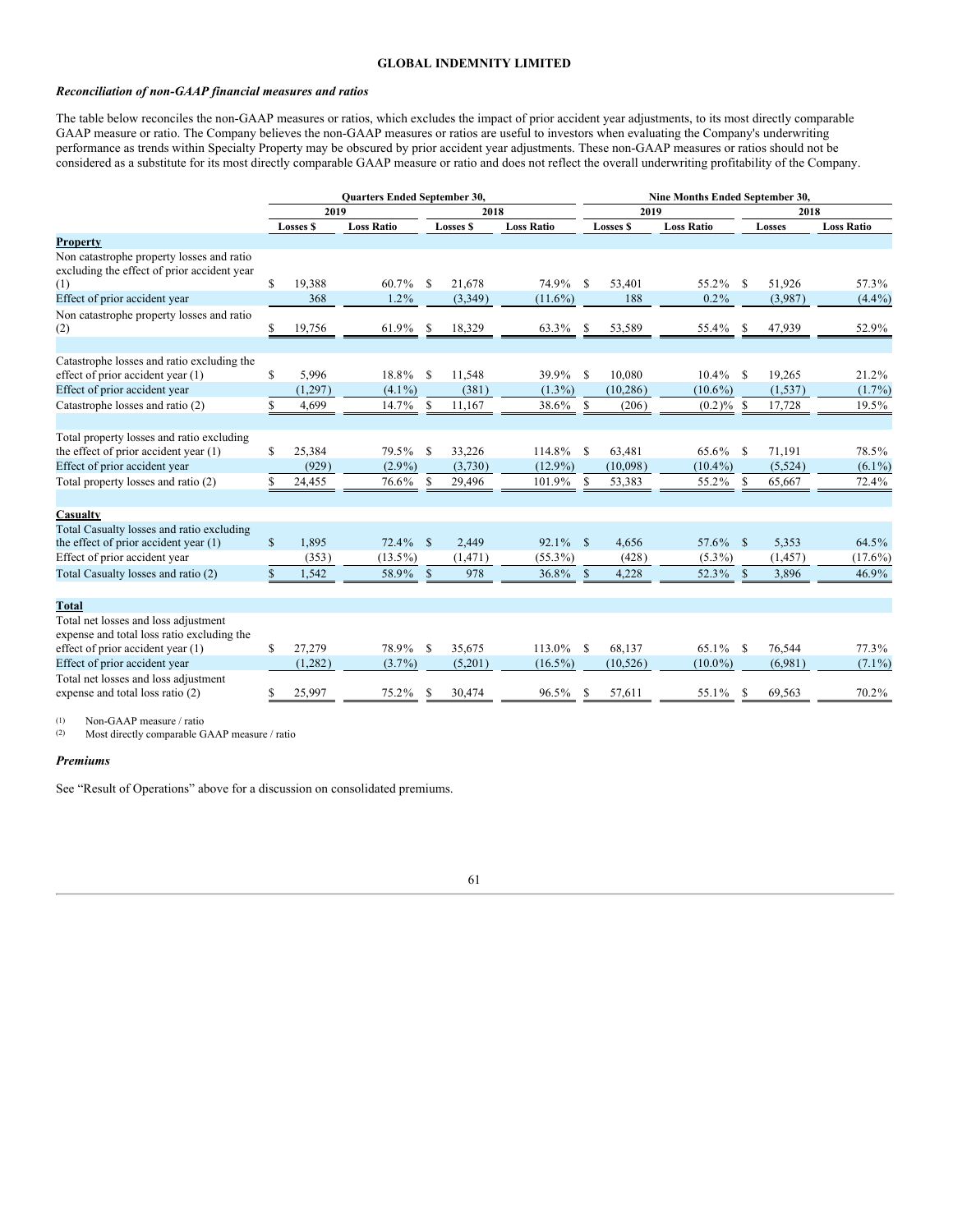### *Reconciliation of non-GAAP financial measures and ratios*

The table below reconciles the non-GAAP measures or ratios, which excludes the impact of prior accident year adjustments, to its most directly comparable GAAP measure or ratio. The Company believes the non-GAAP measures or ratios are useful to investors when evaluating the Company's underwriting performance as trends within Specialty Property may be obscured by prior accident year adjustments. These non-GAAP measures or ratios should not be considered as a substitute for its most directly comparable GAAP measure or ratio and does not reflect the overall underwriting profitability of the Company.

| | Quarters Ended September 30, | | | | Nine Months Ended September 30, | | | |
|---|---|---|---|---|---|---|---|---|
| | 2019 | | 2018 | | 2019 | | 2018 | |
| | Losses $ | Loss Ratio | Losses $ | Loss Ratio | Losses $ | Loss Ratio | Losses | Loss Ratio |
| **Property** | | | | | | | | |
| Non catastrophe property losses and ratio excluding the effect of prior accident year (1) | $ 19,388 | 60.7% | $ 21,678 | 74.9% | $ 53,401 | 55.2% | $ 51,926 | 57.3% |
| Effect of prior accident year | 368 | 1.2% | (3,349) | (11.6%) | 188 | 0.2% | (3,987) | (4.4%) |
| Non catastrophe property losses and ratio (2) | $ 19,756 | 61.9% | $ 18,329 | 63.3% | $ 53,589 | 55.4% | $ 47,939 | 52.9% |
| | | | | | | | | |
| Catastrophe losses and ratio excluding the effect of prior accident year (1) | $ 5,996 | 18.8% | $ 11,548 | 39.9% | $ 10,080 | 10.4% | $ 19,265 | 21.2% |
| Effect of prior accident year | (1,297) | (4.1%) | (381) | (1.3%) | (10,286) | (10.6%) | (1,537) | (1.7%) |
| Catastrophe losses and ratio (2) | $ 4,699 | 14.7% | $ 11,167 | 38.6% | $ (206) | (0.2)% | $ 17,728 | 19.5% |
| | | | | | | | | |
| Total property losses and ratio excluding the effect of prior accident year (1) | $ 25,384 | 79.5% | $ 33,226 | 114.8% | $ 63,481 | 65.6% | $ 71,191 | 78.5% |
| Effect of prior accident year | (929) | (2.9%) | (3,730) | (12.9%) | (10,098) | (10.4%) | (5,524) | (6.1%) |
| Total property losses and ratio (2) | $ 24,455 | 76.6% | $ 29,496 | 101.9% | $ 53,383 | 55.2% | $ 65,667 | 72.4% |
| | | | | | | | | |
| **Casualty** | | | | | | | | |
| Total Casualty losses and ratio excluding the effect of prior accident year (1) | $ 1,895 | 72.4% | $ 2,449 | 92.1% | $ 4,656 | 57.6% | $ 5,353 | 64.5% |
| Effect of prior accident year | (353) | (13.5%) | (1,471) | (55.3%) | (428) | (5.3%) | (1,457) | (17.6%) |
| Total Casualty losses and ratio (2) | $ 1,542 | 58.9% | $ 978 | 36.8% | $ 4,228 | 52.3% | $ 3,896 | 46.9% |
| | | | | | | | | |
| **Total** | | | | | | | | |
| Total net losses and loss adjustment expense and total loss ratio excluding the effect of prior accident year (1) | $ 27,279 | 78.9% | $ 35,675 | 113.0% | $ 68,137 | 65.1% | $ 76,544 | 77.3% |
| Effect of prior accident year | (1,282) | (3.7%) | (5,201) | (16.5%) | (10,526) | (10.0%) | (6,981) | (7.1%) |
| Total net losses and loss adjustment expense and total loss ratio (2) | $ 25,997 | 75.2% | $ 30,474 | 96.5% | $ 57,611 | 55.1% | $ 69,563 | 70.2% |

(1) Non-GAAP measure / ratio
(2) Most directly comparable GAAP measure / ratio

### *Premiums*

See "Result of Operations" above for a discussion on consolidated premiums.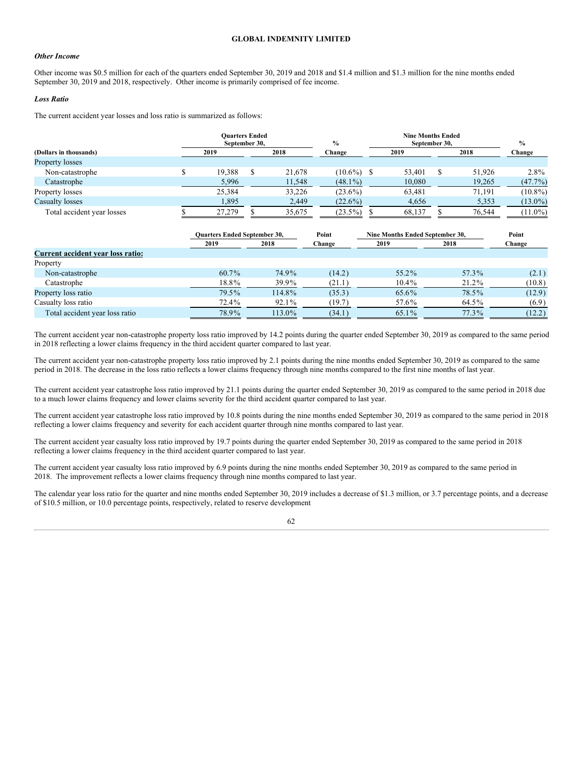### *Other Income*

Other income was $0.5 million for each of the quarters ended September 30, 2019 and 2018 and $1.4 million and $1.3 million for the nine months ended September 30, 2019 and 2018, respectively. Other income is primarily comprised of fee income.

### *Loss Ratio*

The current accident year losses and loss ratio is summarized as follows:

| (Dollars in thousands) | Quarters Ended September 30, 2019 | Quarters Ended September 30, 2018 | % Change | Nine Months Ended September 30, 2019 | Nine Months Ended September 30, 2018 | % Change |
|---|---|---|---|---|---|---|
| Property losses | | | | | | |
| Non-catastrophe | $ 19,388 | $ 21,678 | (10.6%) | $ 53,401 | $ 51,926 | 2.8% |
| Catastrophe | 5,996 | 11,548 | (48.1%) | 10,080 | 19,265 | (47.7%) |
| Property losses | 25,384 | 33,226 | (23.6%) | 63,481 | 71,191 | (10.8%) |
| Casualty losses | 1,895 | 2,449 | (22.6%) | 4,656 | 5,353 | (13.0%) |
| Total accident year losses | $ 27,279 | $ 35,675 | (23.5%) | $ 68,137 | $ 76,544 | (11.0%) |

| | Quarters Ended September 30, 2019 | Quarters Ended September 30, 2018 | Point Change | Nine Months Ended September 30, 2019 | Nine Months Ended September 30, 2018 | Point Change |
|---|---|---|---|---|---|---|
| **Current accident year loss ratio:** | | | | | | |
| Property | | | | | | |
| Non-catastrophe | 60.7% | 74.9% | (14.2) | 55.2% | 57.3% | (2.1) |
| Catastrophe | 18.8% | 39.9% | (21.1) | 10.4% | 21.2% | (10.8) |
| Property loss ratio | 79.5% | 114.8% | (35.3) | 65.6% | 78.5% | (12.9) |
| Casualty loss ratio | 72.4% | 92.1% | (19.7) | 57.6% | 64.5% | (6.9) |
| Total accident year loss ratio | 78.9% | 113.0% | (34.1) | 65.1% | 77.3% | (12.2) |

The current accident year non-catastrophe property loss ratio improved by 14.2 points during the quarter ended September 30, 2019 as compared to the same period in 2018 reflecting a lower claims frequency in the third accident quarter compared to last year.

The current accident year non-catastrophe property loss ratio improved by 2.1 points during the nine months ended September 30, 2019 as compared to the same period in 2018. The decrease in the loss ratio reflects a lower claims frequency through nine months compared to the first nine months of last year.

The current accident year catastrophe loss ratio improved by 21.1 points during the quarter ended September 30, 2019 as compared to the same period in 2018 due to a much lower claims frequency and lower claims severity for the third accident quarter compared to last year.

The current accident year catastrophe loss ratio improved by 10.8 points during the nine months ended September 30, 2019 as compared to the same period in 2018 reflecting a lower claims frequency and severity for each accident quarter through nine months compared to last year.

The current accident year casualty loss ratio improved by 19.7 points during the quarter ended September 30, 2019 as compared to the same period in 2018 reflecting a lower claims frequency in the third accident quarter compared to last year.

The current accident year casualty loss ratio improved by 6.9 points during the nine months ended September 30, 2019 as compared to the same period in 2018. The improvement reflects a lower claims frequency through nine months compared to last year.

The calendar year loss ratio for the quarter and nine months ended September 30, 2019 includes a decrease of $1.3 million, or 3.7 percentage points, and a decrease of $10.5 million, or 10.0 percentage points, respectively, related to reserve development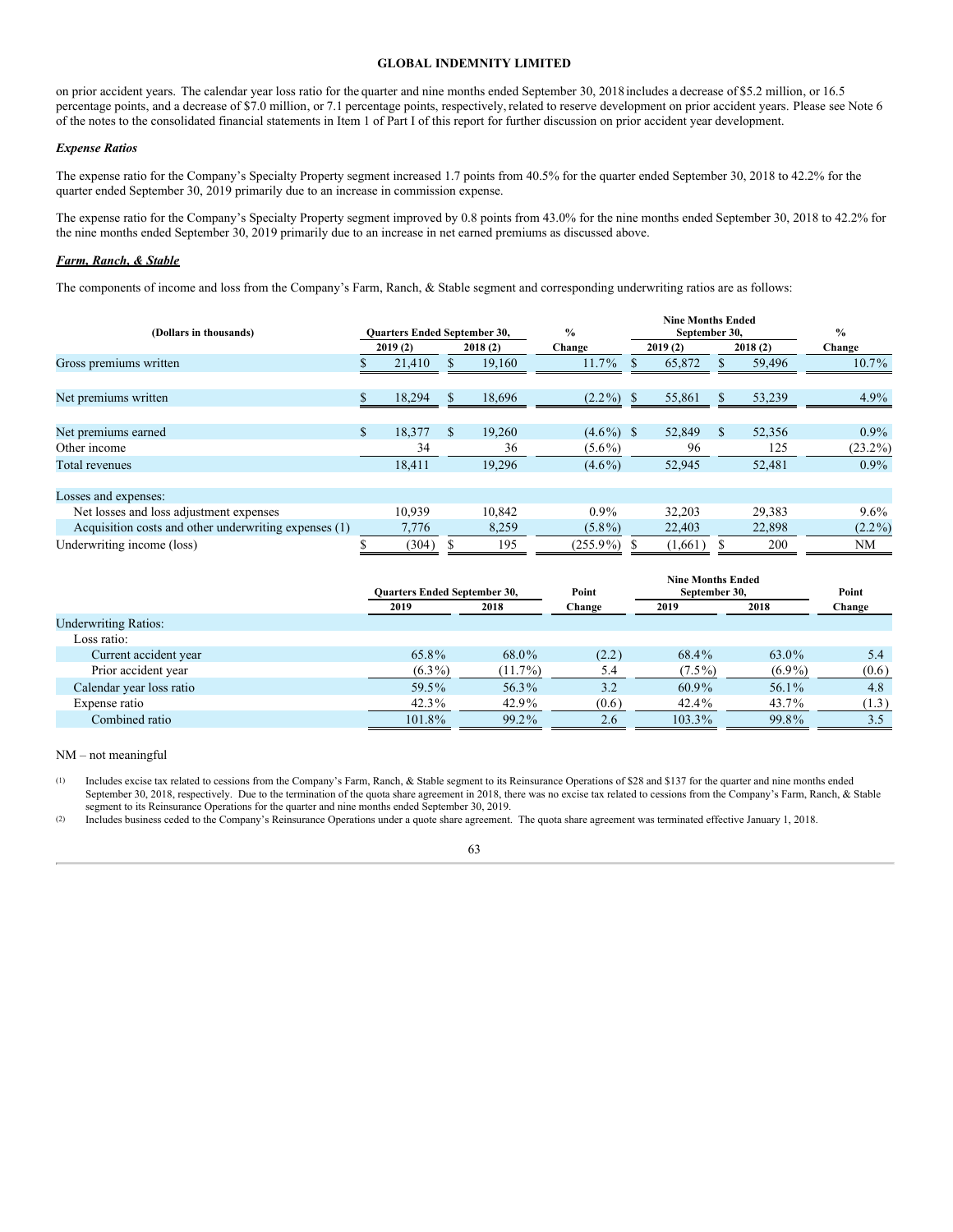on prior accident years. The calendar year loss ratio for the quarter and nine months ended September 30, 2018 includes a decrease of $5.2 million, or 16.5 percentage points, and a decrease of $7.0 million, or 7.1 percentage points, respectively, related to reserve development on prior accident years. Please see Note 6 of the notes to the consolidated financial statements in Item 1 of Part I of this report for further discussion on prior accident year development.

***Expense Ratios***

The expense ratio for the Company's Specialty Property segment increased 1.7 points from 40.5% for the quarter ended September 30, 2018 to 42.2% for the quarter ended September 30, 2019 primarily due to an increase in commission expense.

The expense ratio for the Company's Specialty Property segment improved by 0.8 points from 43.0% for the nine months ended September 30, 2018 to 42.2% for the nine months ended September 30, 2019 primarily due to an increase in net earned premiums as discussed above.

***Farm, Ranch, & Stable***

The components of income and loss from the Company's Farm, Ranch, & Stable segment and corresponding underwriting ratios are as follows:

| (Dollars in thousands) | Quarters Ended September 30, | | % | Nine Months Ended September 30, | | % |
|---|---|---|---|---|---|---|
| | 2019 (2) | 2018 (2) | Change | 2019 (2) | 2018 (2) | Change |
| Gross premiums written | $ 21,410 | $ 19,160 | 11.7% | $ 65,872 | $ 59,496 | 10.7% |
| Net premiums written | $ 18,294 | $ 18,696 | (2.2%) | $ 55,861 | $ 53,239 | 4.9% |
| Net premiums earned | $ 18,377 | $ 19,260 | (4.6%) | $ 52,849 | $ 52,356 | 0.9% |
| Other income | 34 | 36 | (5.6%) | 96 | 125 | (23.2%) |
| Total revenues | 18,411 | 19,296 | (4.6%) | 52,945 | 52,481 | 0.9% |
| Losses and expenses: | | | | | | |
| Net losses and loss adjustment expenses | 10,939 | 10,842 | 0.9% | 32,203 | 29,383 | 9.6% |
| Acquisition costs and other underwriting expenses (1) | 7,776 | 8,259 | (5.8%) | 22,403 | 22,898 | (2.2%) |
| Underwriting income (loss) | $ (304) | $ 195 | (255.9%) | $ (1,661) | $ 200 | NM |

| | Quarters Ended September 30, | | Point | Nine Months Ended September 30, | | Point |
|---|---|---|---|---|---|---|
| | 2019 | 2018 | Change | 2019 | 2018 | Change |
| Underwriting Ratios: | | | | | | |
| Loss ratio: | | | | | | |
| Current accident year | 65.8% | 68.0% | (2.2) | 68.4% | 63.0% | 5.4 |
| Prior accident year | (6.3%) | (11.7%) | 5.4 | (7.5%) | (6.9%) | (0.6) |
| Calendar year loss ratio | 59.5% | 56.3% | 3.2 | 60.9% | 56.1% | 4.8 |
| Expense ratio | 42.3% | 42.9% | (0.6) | 42.4% | 43.7% | (1.3) |
| Combined ratio | 101.8% | 99.2% | 2.6 | 103.3% | 99.8% | 3.5 |

NM – not meaningful

(1) Includes excise tax related to cessions from the Company's Farm, Ranch, & Stable segment to its Reinsurance Operations of $28 and $137 for the quarter and nine months ended September 30, 2018, respectively. Due to the termination of the quota share agreement in 2018, there was no excise tax related to cessions from the Company's Farm, Ranch, & Stable segment to its Reinsurance Operations for the quarter and nine months ended September 30, 2019.

(2) Includes business ceded to the Company's Reinsurance Operations under a quote share agreement. The quota share agreement was terminated effective January 1, 2018.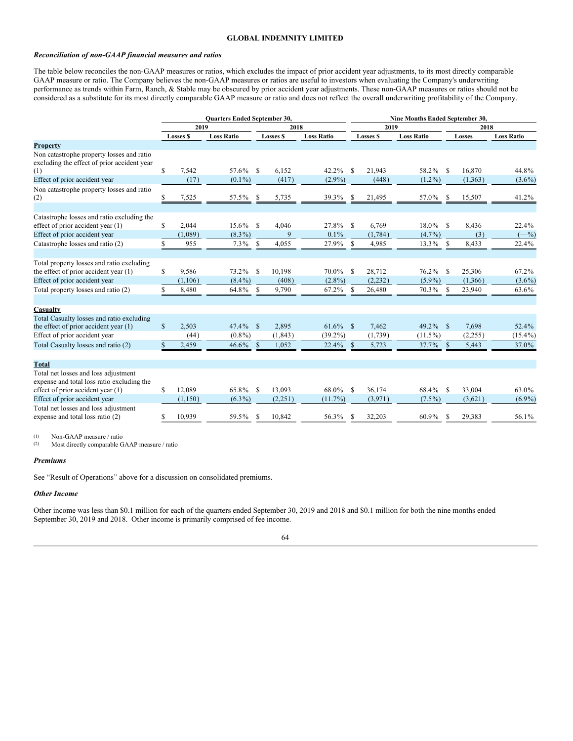## Reconciliation of non-GAAP financial measures and ratios

The table below reconciles the non-GAAP measures or ratios, which excludes the impact of prior accident year adjustments, to its most directly comparable GAAP measure or ratio. The Company believes the non-GAAP measures or ratios are useful to investors when evaluating the Company's underwriting performance as trends within Farm, Ranch, & Stable may be obscured by prior accident year adjustments. These non-GAAP measures or ratios should not be considered as a substitute for its most directly comparable GAAP measure or ratio and does not reflect the overall underwriting profitability of the Company.

| | Quarters Ended September 30, | | | | Nine Months Ended September 30, | | | |
|---|---|---|---|---|---|---|---|---|
| | 2019 | | 2018 | | 2019 | | 2018 | |
| | Losses $ | Loss Ratio | Losses $ | Loss Ratio | Losses $ | Loss Ratio | Losses | Loss Ratio |
| **Property** | | | | | | | | |
| Non catastrophe property losses and ratio excluding the effect of prior accident year (1) | $ 7,542 | 57.6% | $ 6,152 | 42.2% | $ 21,943 | 58.2% | $ 16,870 | 44.8% |
| Effect of prior accident year | (17) | (0.1%) | (417) | (2.9%) | (448) | (1.2%) | (1,363) | (3.6%) |
| Non catastrophe property losses and ratio (2) | $ 7,525 | 57.5% | $ 5,735 | 39.3% | $ 21,495 | 57.0% | $ 15,507 | 41.2% |
| | | | | | | | | |
| Catastrophe losses and ratio excluding the effect of prior accident year (1) | $ 2,044 | 15.6% | $ 4,046 | 27.8% | $ 6,769 | 18.0% | $ 8,436 | 22.4% |
| Effect of prior accident year | (1,089) | (8.3%) | 9 | 0.1% | (1,784) | (4.7%) | (3) | (—%) |
| Catastrophe losses and ratio (2) | $ 955 | 7.3% | $ 4,055 | 27.9% | $ 4,985 | 13.3% | $ 8,433 | 22.4% |
| | | | | | | | | |
| Total property losses and ratio excluding the effect of prior accident year (1) | $ 9,586 | 73.2% | $ 10,198 | 70.0% | $ 28,712 | 76.2% | $ 25,306 | 67.2% |
| Effect of prior accident year | (1,106) | (8.4%) | (408) | (2.8%) | (2,232) | (5.9%) | (1,366) | (3.6%) |
| Total property losses and ratio (2) | $ 8,480 | 64.8% | $ 9,790 | 67.2% | $ 26,480 | 70.3% | $ 23,940 | 63.6% |
| | | | | | | | | |
| **Casualty** | | | | | | | | |
| Total Casualty losses and ratio excluding the effect of prior accident year (1) | $ 2,503 | 47.4% | $ 2,895 | 61.6% | $ 7,462 | 49.2% | $ 7,698 | 52.4% |
| Effect of prior accident year | (44) | (0.8%) | (1,843) | (39.2%) | (1,739) | (11.5%) | (2,255) | (15.4%) |
| Total Casualty losses and ratio (2) | $ 2,459 | 46.6% | $ 1,052 | 22.4% | $ 5,723 | 37.7% | $ 5,443 | 37.0% |
| | | | | | | | | |
| **Total** | | | | | | | | |
| Total net losses and loss adjustment expense and total loss ratio excluding the effect of prior accident year (1) | $ 12,089 | 65.8% | $ 13,093 | 68.0% | $ 36,174 | 68.4% | $ 33,004 | 63.0% |
| Effect of prior accident year | (1,150) | (6.3%) | (2,251) | (11.7%) | (3,971) | (7.5%) | (3,621) | (6.9%) |
| Total net losses and loss adjustment expense and total loss ratio (2) | $ 10,939 | 59.5% | $ 10,842 | 56.3% | $ 32,203 | 60.9% | $ 29,383 | 56.1% |

(1) Non-GAAP measure / ratio
(2) Most directly comparable GAAP measure / ratio

### Premiums

See "Result of Operations" above for a discussion on consolidated premiums.

### Other Income

Other income was less than $0.1 million for each of the quarters ended September 30, 2019 and 2018 and $0.1 million for both the nine months ended September 30, 2019 and 2018. Other income is primarily comprised of fee income.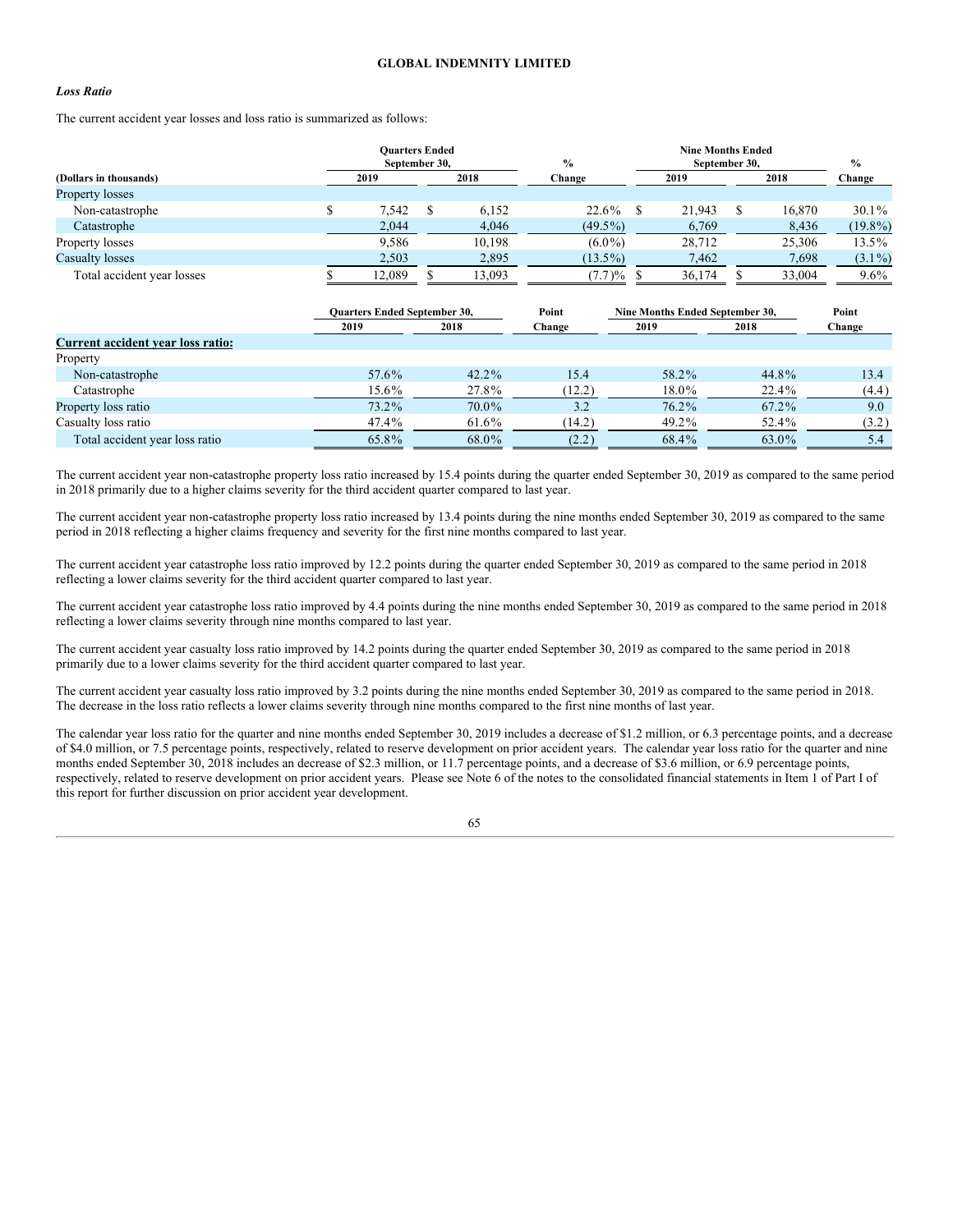### *Loss Ratio*

The current accident year losses and loss ratio is summarized as follows:

| (Dollars in thousands) | Quarters Ended September 30, 2019 | Quarters Ended September 30, 2018 | % Change | Nine Months Ended September 30, 2019 | Nine Months Ended September 30, 2018 | % Change |
|---|---|---|---|---|---|---|
| Property losses | | | | | | |
| Non-catastrophe | $ 7,542 | $ 6,152 | 22.6% | $ 21,943 | $ 16,870 | 30.1% |
| Catastrophe | 2,044 | 4,046 | (49.5%) | 6,769 | 8,436 | (19.8%) |
| Property losses | 9,586 | 10,198 | (6.0%) | 28,712 | 25,306 | 13.5% |
| Casualty losses | 2,503 | 2,895 | (13.5%) | 7,462 | 7,698 | (3.1%) |
| Total accident year losses | $ 12,089 | $ 13,093 | (7.7)% | $ 36,174 | $ 33,004 | 9.6% |

| | Quarters Ended September 30, 2019 | Quarters Ended September 30, 2018 | Point Change | Nine Months Ended September 30, 2019 | Nine Months Ended September 30, 2018 | Point Change |
|---|---|---|---|---|---|---|
| **Current accident year loss ratio:** | | | | | | |
| Property | | | | | | |
| Non-catastrophe | 57.6% | 42.2% | 15.4 | 58.2% | 44.8% | 13.4 |
| Catastrophe | 15.6% | 27.8% | (12.2) | 18.0% | 22.4% | (4.4) |
| Property loss ratio | 73.2% | 70.0% | 3.2 | 76.2% | 67.2% | 9.0 |
| Casualty loss ratio | 47.4% | 61.6% | (14.2) | 49.2% | 52.4% | (3.2) |
| Total accident year loss ratio | 65.8% | 68.0% | (2.2) | 68.4% | 63.0% | 5.4 |

The current accident year non-catastrophe property loss ratio increased by 15.4 points during the quarter ended September 30, 2019 as compared to the same period in 2018 primarily due to a higher claims severity for the third accident quarter compared to last year.

The current accident year non-catastrophe property loss ratio increased by 13.4 points during the nine months ended September 30, 2019 as compared to the same period in 2018 reflecting a higher claims frequency and severity for the first nine months compared to last year.

The current accident year catastrophe loss ratio improved by 12.2 points during the quarter ended September 30, 2019 as compared to the same period in 2018 reflecting a lower claims severity for the third accident quarter compared to last year.

The current accident year catastrophe loss ratio improved by 4.4 points during the nine months ended September 30, 2019 as compared to the same period in 2018 reflecting a lower claims severity through nine months compared to last year.

The current accident year casualty loss ratio improved by 14.2 points during the quarter ended September 30, 2019 as compared to the same period in 2018 primarily due to a lower claims severity for the third accident quarter compared to last year.

The current accident year casualty loss ratio improved by 3.2 points during the nine months ended September 30, 2019 as compared to the same period in 2018. The decrease in the loss ratio reflects a lower claims severity through nine months compared to the first nine months of last year.

The calendar year loss ratio for the quarter and nine months ended September 30, 2019 includes a decrease of $1.2 million, or 6.3 percentage points, and a decrease of $4.0 million, or 7.5 percentage points, respectively, related to reserve development on prior accident years. The calendar year loss ratio for the quarter and nine months ended September 30, 2018 includes an decrease of $2.3 million, or 11.7 percentage points, and a decrease of $3.6 million, or 6.9 percentage points, respectively, related to reserve development on prior accident years. Please see Note 6 of the notes to the consolidated financial statements in Item 1 of Part I of this report for further discussion on prior accident year development.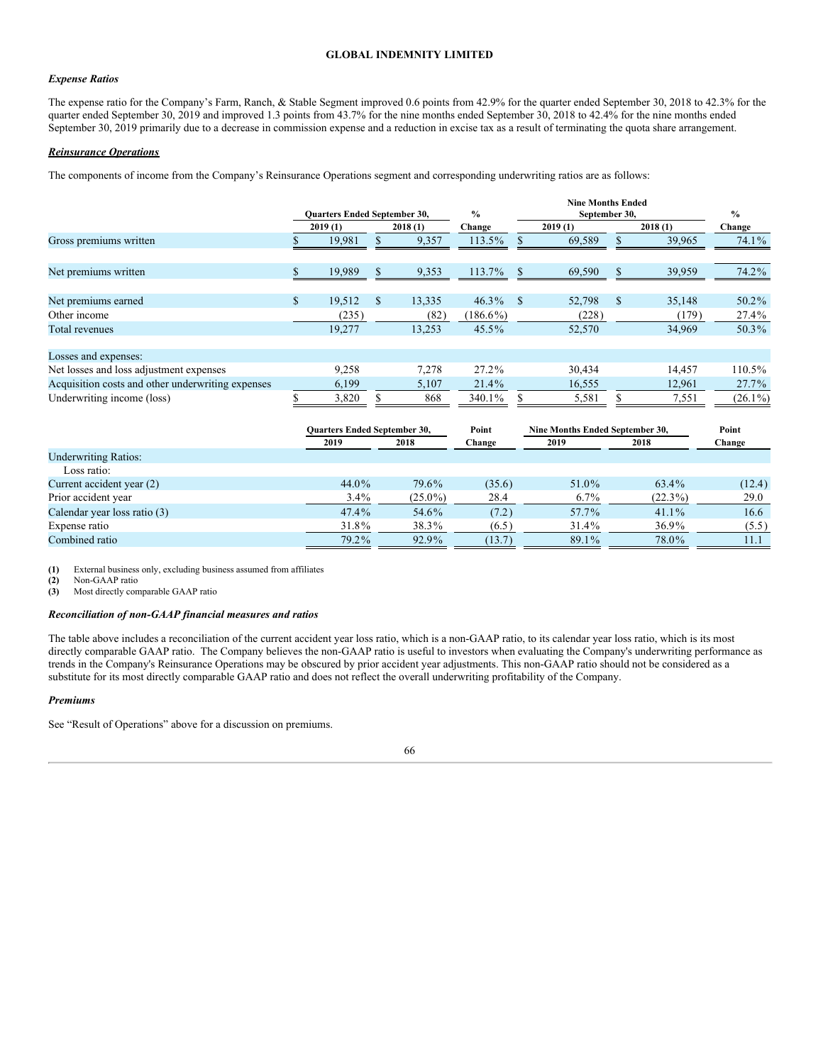**GLOBAL INDEMNITY LIMITED**

### *Expense Ratios*

The expense ratio for the Company's Farm, Ranch, & Stable Segment improved 0.6 points from 42.9% for the quarter ended September 30, 2018 to 42.3% for the quarter ended September 30, 2019 and improved 1.3 points from 43.7% for the nine months ended September 30, 2018 to 42.4% for the nine months ended September 30, 2019 primarily due to a decrease in commission expense and a reduction in excise tax as a result of terminating the quota share arrangement.

### ***Reinsurance Operations***

The components of income from the Company's Reinsurance Operations segment and corresponding underwriting ratios are as follows:

| | Quarters Ended September 30, | | % | Nine Months Ended September 30, | | % |
|---|---|---|---|---|---|---|
| | 2019 (1) | 2018 (1) | Change | 2019 (1) | 2018 (1) | Change |
| Gross premiums written | $ 19,981 | $ 9,357 | 113.5% | $ 69,589 | $ 39,965 | 74.1% |
| Net premiums written | $ 19,989 | $ 9,353 | 113.7% | $ 69,590 | $ 39,959 | 74.2% |
| Net premiums earned | $ 19,512 | $ 13,335 | 46.3% | $ 52,798 | $ 35,148 | 50.2% |
| Other income | (235) | (82) | (186.6%) | (228) | (179) | 27.4% |
| Total revenues | 19,277 | 13,253 | 45.5% | 52,570 | 34,969 | 50.3% |
| Losses and expenses: | | | | | | |
| Net losses and loss adjustment expenses | 9,258 | 7,278 | 27.2% | 30,434 | 14,457 | 110.5% |
| Acquisition costs and other underwriting expenses | 6,199 | 5,107 | 21.4% | 16,555 | 12,961 | 27.7% |
| Underwriting income (loss) | $ 3,820 | $ 868 | 340.1% | $ 5,581 | $ 7,551 | (26.1%) |

| | Quarters Ended September 30, | | Point | Nine Months Ended September 30, | | Point |
|---|---|---|---|---|---|---|
| | 2019 | 2018 | Change | 2019 | 2018 | Change |
| Underwriting Ratios: | | | | | | |
| Loss ratio: | | | | | | |
| Current accident year (2) | 44.0% | 79.6% | (35.6) | 51.0% | 63.4% | (12.4) |
| Prior accident year | 3.4% | (25.0%) | 28.4 | 6.7% | (22.3%) | 29.0 |
| Calendar year loss ratio (3) | 47.4% | 54.6% | (7.2) | 57.7% | 41.1% | 16.6 |
| Expense ratio | 31.8% | 38.3% | (6.5) | 31.4% | 36.9% | (5.5) |
| Combined ratio | 79.2% | 92.9% | (13.7) | 89.1% | 78.0% | 11.1 |

**(1)** External business only, excluding business assumed from affiliates
**(2)** Non-GAAP ratio
**(3)** Most directly comparable GAAP ratio

### *Reconciliation of non-GAAP financial measures and ratios*

The table above includes a reconciliation of the current accident year loss ratio, which is a non-GAAP ratio, to its calendar year loss ratio, which is its most directly comparable GAAP ratio. The Company believes the non-GAAP ratio is useful to investors when evaluating the Company's underwriting performance as trends in the Company's Reinsurance Operations may be obscured by prior accident year adjustments. This non-GAAP ratio should not be considered as a substitute for its most directly comparable GAAP ratio and does not reflect the overall underwriting profitability of the Company.

### *Premiums*

See "Result of Operations" above for a discussion on premiums.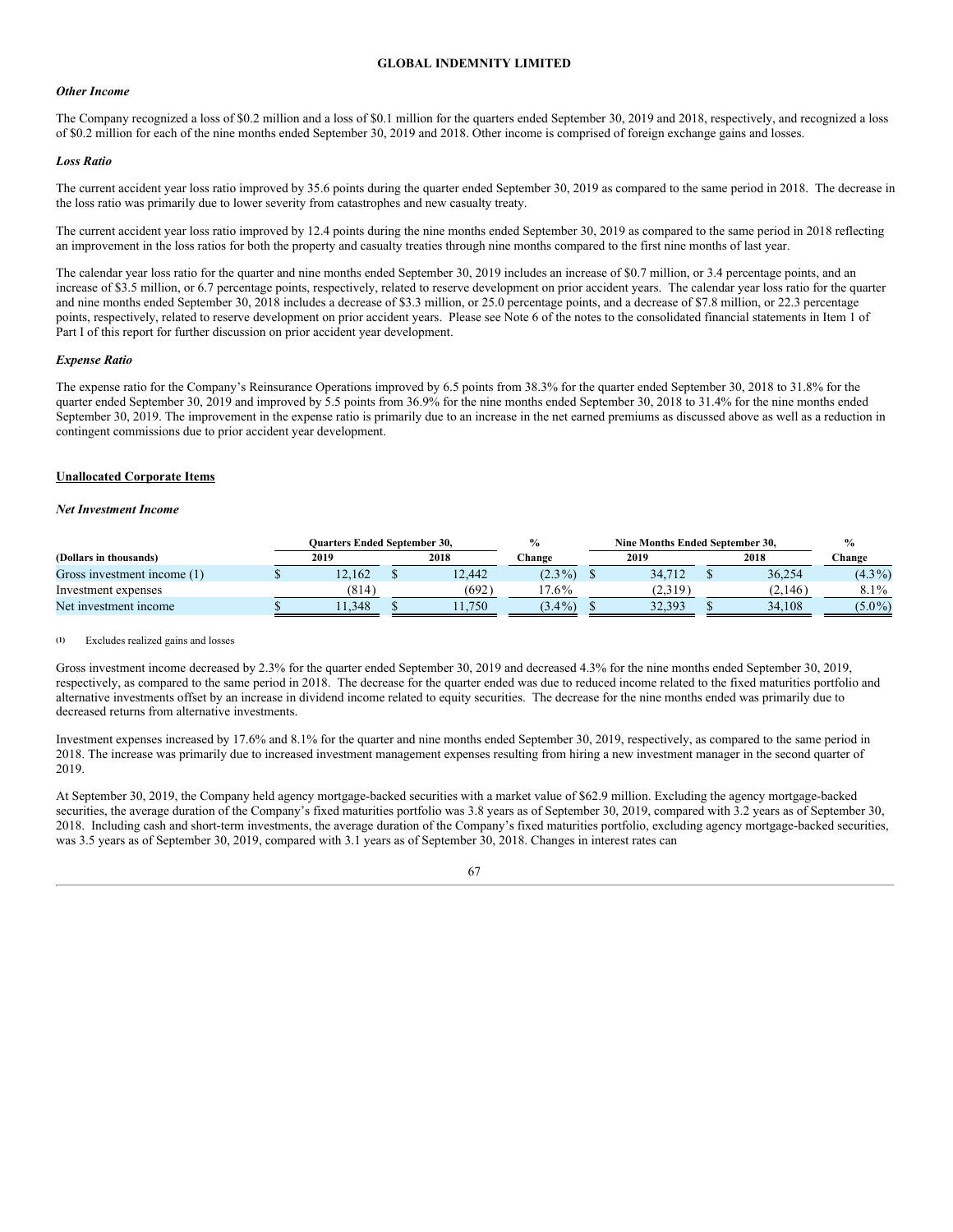### *Other Income*

The Company recognized a loss of $0.2 million and a loss of $0.1 million for the quarters ended September 30, 2019 and 2018, respectively, and recognized a loss of $0.2 million for each of the nine months ended September 30, 2019 and 2018. Other income is comprised of foreign exchange gains and losses.

### *Loss Ratio*

The current accident year loss ratio improved by 35.6 points during the quarter ended September 30, 2019 as compared to the same period in 2018. The decrease in the loss ratio was primarily due to lower severity from catastrophes and new casualty treaty.

The current accident year loss ratio improved by 12.4 points during the nine months ended September 30, 2019 as compared to the same period in 2018 reflecting an improvement in the loss ratios for both the property and casualty treaties through nine months compared to the first nine months of last year.

The calendar year loss ratio for the quarter and nine months ended September 30, 2019 includes an increase of $0.7 million, or 3.4 percentage points, and an increase of $3.5 million, or 6.7 percentage points, respectively, related to reserve development on prior accident years. The calendar year loss ratio for the quarter and nine months ended September 30, 2018 includes a decrease of $3.3 million, or 25.0 percentage points, and a decrease of $7.8 million, or 22.3 percentage points, respectively, related to reserve development on prior accident years. Please see Note 6 of the notes to the consolidated financial statements in Item 1 of Part I of this report for further discussion on prior accident year development.

### *Expense Ratio*

The expense ratio for the Company's Reinsurance Operations improved by 6.5 points from 38.3% for the quarter ended September 30, 2018 to 31.8% for the quarter ended September 30, 2019 and improved by 5.5 points from 36.9% for the nine months ended September 30, 2018 to 31.4% for the nine months ended September 30, 2019. The improvement in the expense ratio is primarily due to an increase in the net earned premiums as discussed above as well as a reduction in contingent commissions due to prior accident year development.

## Unallocated Corporate Items

### *Net Investment Income*

| | Quarters Ended September 30, | | % | Nine Months Ended September 30, | | % |
|---|---|---|---|---|---|---|
| (Dollars in thousands) | 2019 | 2018 | Change | 2019 | 2018 | Change |
| Gross investment income (1) | $ 12,162 | $ 12,442 | (2.3%) | $ 34,712 | $ 36,254 | (4.3%) |
| Investment expenses | (814) | (692) | 17.6% | (2,319) | (2,146) | 8.1% |
| Net investment income | $ 11,348 | $ 11,750 | (3.4%) | $ 32,393 | $ 34,108 | (5.0%) |

(1) Excludes realized gains and losses

Gross investment income decreased by 2.3% for the quarter ended September 30, 2019 and decreased 4.3% for the nine months ended September 30, 2019, respectively, as compared to the same period in 2018. The decrease for the quarter ended was due to reduced income related to the fixed maturities portfolio and alternative investments offset by an increase in dividend income related to equity securities. The decrease for the nine months ended was primarily due to decreased returns from alternative investments.

Investment expenses increased by 17.6% and 8.1% for the quarter and nine months ended September 30, 2019, respectively, as compared to the same period in 2018. The increase was primarily due to increased investment management expenses resulting from hiring a new investment manager in the second quarter of 2019.

At September 30, 2019, the Company held agency mortgage-backed securities with a market value of $62.9 million. Excluding the agency mortgage-backed securities, the average duration of the Company's fixed maturities portfolio was 3.8 years as of September 30, 2019, compared with 3.2 years as of September 30, 2018. Including cash and short-term investments, the average duration of the Company's fixed maturities portfolio, excluding agency mortgage-backed securities, was 3.5 years as of September 30, 2019, compared with 3.1 years as of September 30, 2018. Changes in interest rates can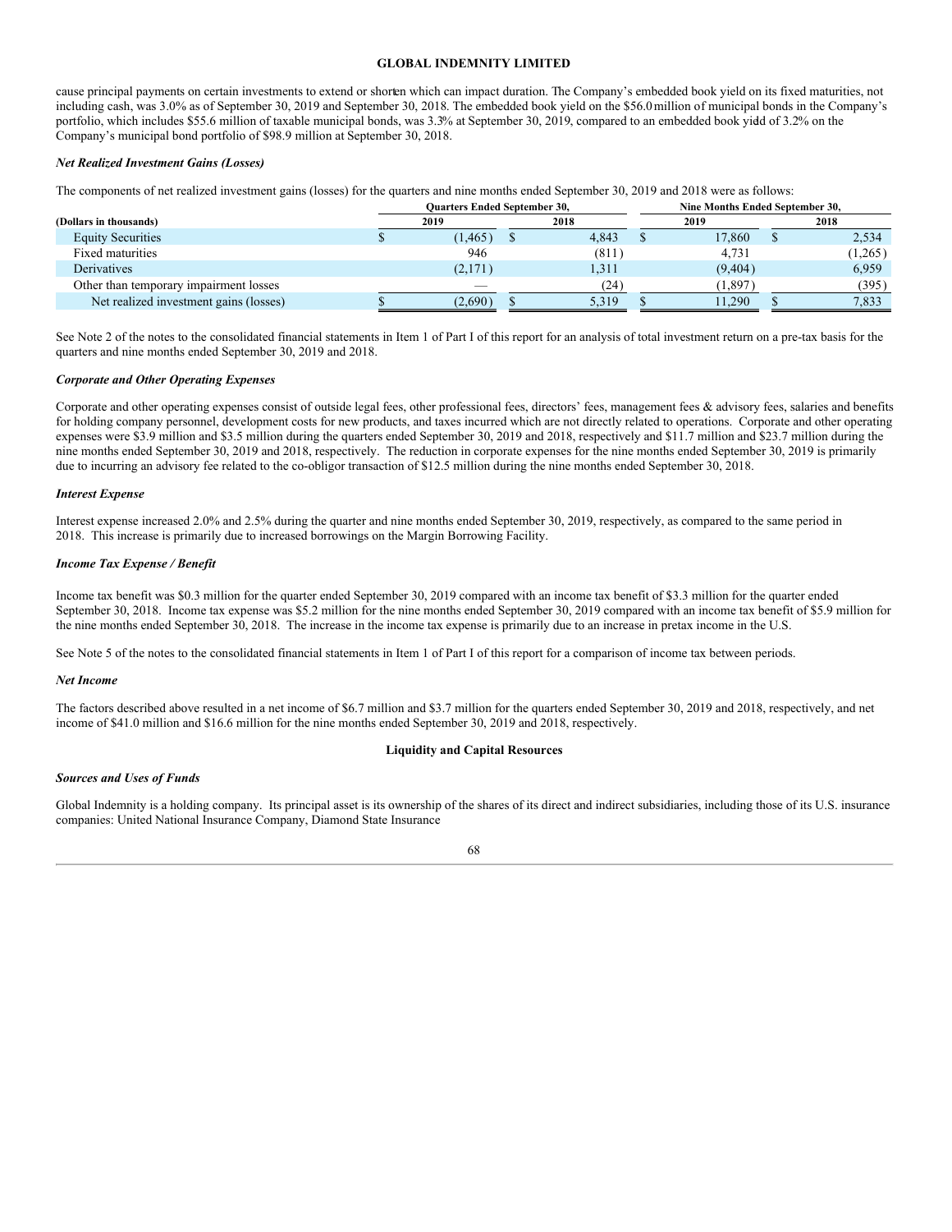cause principal payments on certain investments to extend or shorten which can impact duration. The Company's embedded book yield on its fixed maturities, not including cash, was 3.0% as of September 30, 2019 and September 30, 2018. The embedded book yield on the $56.0 million of municipal bonds in the Company's portfolio, which includes $55.6 million of taxable municipal bonds, was 3.3% at September 30, 2019, compared to an embedded book yield of 3.2% on the Company's municipal bond portfolio of $98.9 million at September 30, 2018.

***Net Realized Investment Gains (Losses)***

The components of net realized investment gains (losses) for the quarters and nine months ended September 30, 2019 and 2018 were as follows:

| | Quarters Ended September 30, | | Nine Months Ended September 30, | |
|---|---|---|---|---|
| **(Dollars in thousands)** | **2019** | **2018** | **2019** | **2018** |
| Equity Securities | $ (1,465) | $ 4,843 | $ 17,860 | $ 2,534 |
| Fixed maturities | 946 | (811) | 4,731 | (1,265) |
| Derivatives | (2,171) | 1,311 | (9,404) | 6,959 |
| Other than temporary impairment losses | — | (24) | (1,897) | (395) |
| Net realized investment gains (losses) | $ (2,690) | $ 5,319 | $ 11,290 | $ 7,833 |

See Note 2 of the notes to the consolidated financial statements in Item 1 of Part I of this report for an analysis of total investment return on a pre-tax basis for the quarters and nine months ended September 30, 2019 and 2018.

***Corporate and Other Operating Expenses***

Corporate and other operating expenses consist of outside legal fees, other professional fees, directors' fees, management fees & advisory fees, salaries and benefits for holding company personnel, development costs for new products, and taxes incurred which are not directly related to operations. Corporate and other operating expenses were $3.9 million and $3.5 million during the quarters ended September 30, 2019 and 2018, respectively and $11.7 million and $23.7 million during the nine months ended September 30, 2019 and 2018, respectively. The reduction in corporate expenses for the nine months ended September 30, 2019 is primarily due to incurring an advisory fee related to the co-obligor transaction of $12.5 million during the nine months ended September 30, 2018.

***Interest Expense***

Interest expense increased 2.0% and 2.5% during the quarter and nine months ended September 30, 2019, respectively, as compared to the same period in 2018. This increase is primarily due to increased borrowings on the Margin Borrowing Facility.

***Income Tax Expense / Benefit***

Income tax benefit was $0.3 million for the quarter ended September 30, 2019 compared with an income tax benefit of $3.3 million for the quarter ended September 30, 2018. Income tax expense was $5.2 million for the nine months ended September 30, 2019 compared with an income tax benefit of $5.9 million for the nine months ended September 30, 2018. The increase in the income tax expense is primarily due to an increase in pretax income in the U.S.

See Note 5 of the notes to the consolidated financial statements in Item 1 of Part I of this report for a comparison of income tax between periods.

***Net Income***

The factors described above resulted in a net income of $6.7 million and $3.7 million for the quarters ended September 30, 2019 and 2018, respectively, and net income of $41.0 million and $16.6 million for the nine months ended September 30, 2019 and 2018, respectively.

## Liquidity and Capital Resources

***Sources and Uses of Funds***

Global Indemnity is a holding company. Its principal asset is its ownership of the shares of its direct and indirect subsidiaries, including those of its U.S. insurance companies: United National Insurance Company, Diamond State Insurance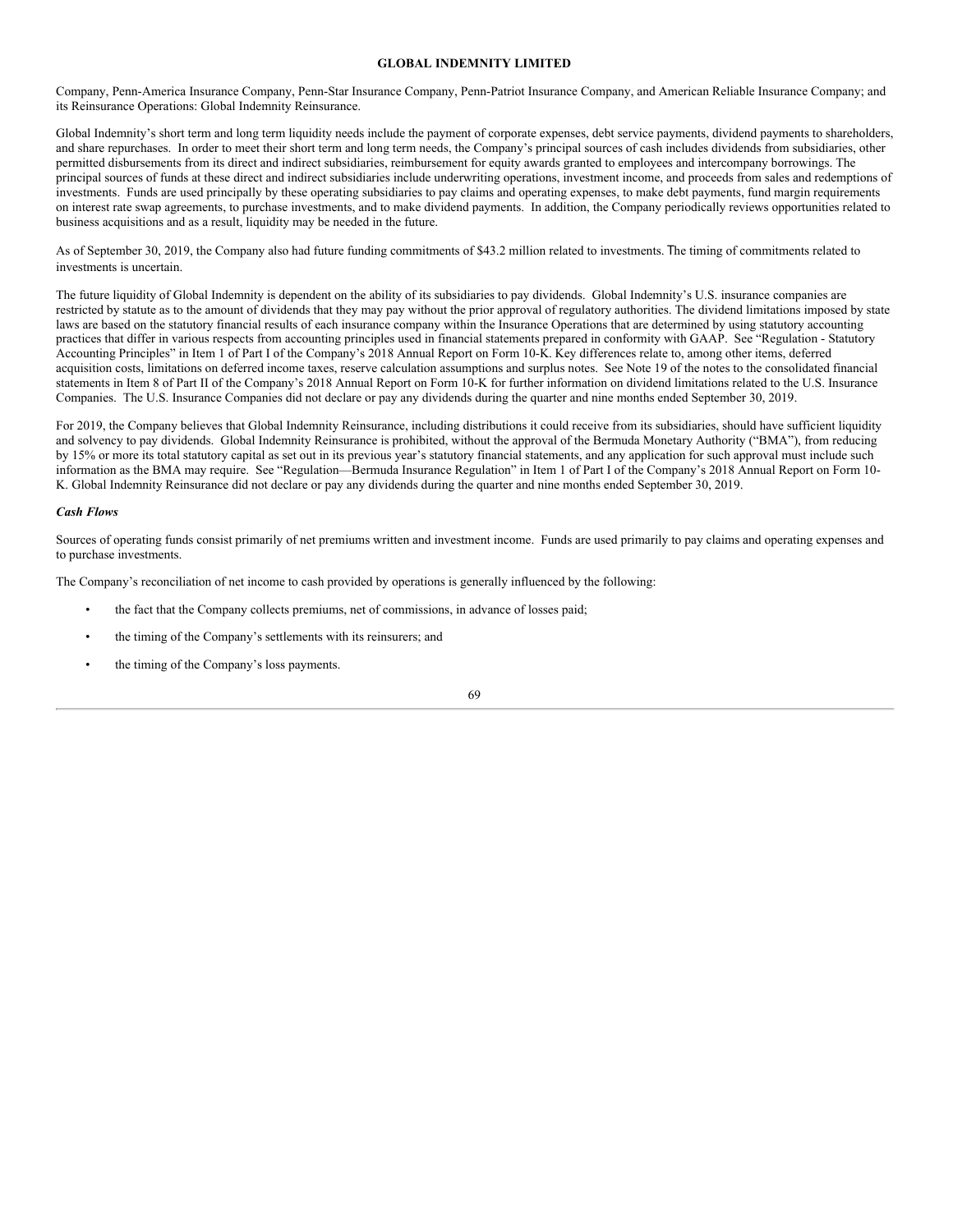Company, Penn-America Insurance Company, Penn-Star Insurance Company, Penn-Patriot Insurance Company, and American Reliable Insurance Company; and its Reinsurance Operations: Global Indemnity Reinsurance.

Global Indemnity's short term and long term liquidity needs include the payment of corporate expenses, debt service payments, dividend payments to shareholders, and share repurchases. In order to meet their short term and long term needs, the Company's principal sources of cash includes dividends from subsidiaries, other permitted disbursements from its direct and indirect subsidiaries, reimbursement for equity awards granted to employees and intercompany borrowings. The principal sources of funds at these direct and indirect subsidiaries include underwriting operations, investment income, and proceeds from sales and redemptions of investments. Funds are used principally by these operating subsidiaries to pay claims and operating expenses, to make debt payments, fund margin requirements on interest rate swap agreements, to purchase investments, and to make dividend payments. In addition, the Company periodically reviews opportunities related to business acquisitions and as a result, liquidity may be needed in the future.

As of September 30, 2019, the Company also had future funding commitments of $43.2 million related to investments. The timing of commitments related to investments is uncertain.

The future liquidity of Global Indemnity is dependent on the ability of its subsidiaries to pay dividends. Global Indemnity's U.S. insurance companies are restricted by statute as to the amount of dividends that they may pay without the prior approval of regulatory authorities. The dividend limitations imposed by state laws are based on the statutory financial results of each insurance company within the Insurance Operations that are determined by using statutory accounting practices that differ in various respects from accounting principles used in financial statements prepared in conformity with GAAP. See "Regulation - Statutory Accounting Principles" in Item 1 of Part I of the Company's 2018 Annual Report on Form 10-K. Key differences relate to, among other items, deferred acquisition costs, limitations on deferred income taxes, reserve calculation assumptions and surplus notes. See Note 19 of the notes to the consolidated financial statements in Item 8 of Part II of the Company's 2018 Annual Report on Form 10-K for further information on dividend limitations related to the U.S. Insurance Companies. The U.S. Insurance Companies did not declare or pay any dividends during the quarter and nine months ended September 30, 2019.

For 2019, the Company believes that Global Indemnity Reinsurance, including distributions it could receive from its subsidiaries, should have sufficient liquidity and solvency to pay dividends. Global Indemnity Reinsurance is prohibited, without the approval of the Bermuda Monetary Authority ("BMA"), from reducing by 15% or more its total statutory capital as set out in its previous year's statutory financial statements, and any application for such approval must include such information as the BMA may require. See "Regulation—Bermuda Insurance Regulation" in Item 1 of Part I of the Company's 2018 Annual Report on Form 10-K. Global Indemnity Reinsurance did not declare or pay any dividends during the quarter and nine months ended September 30, 2019.

***Cash Flows***

Sources of operating funds consist primarily of net premiums written and investment income. Funds are used primarily to pay claims and operating expenses and to purchase investments.

The Company's reconciliation of net income to cash provided by operations is generally influenced by the following:

- the fact that the Company collects premiums, net of commissions, in advance of losses paid;
- the timing of the Company's settlements with its reinsurers; and
- the timing of the Company's loss payments.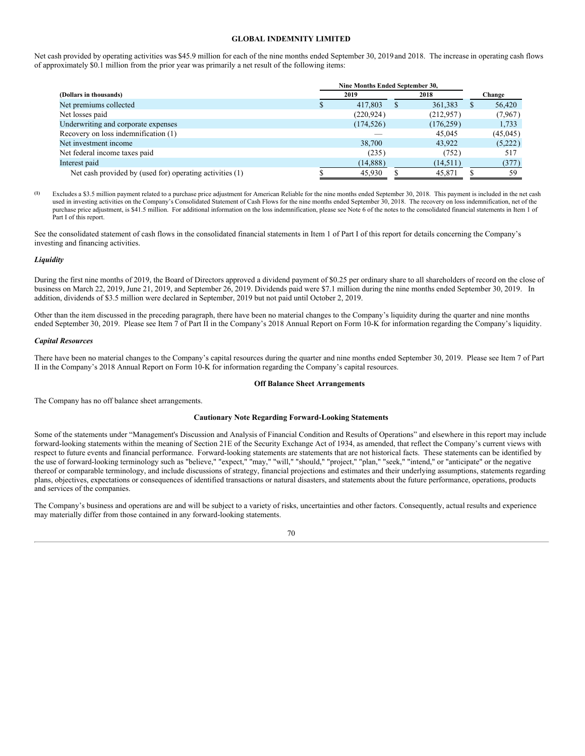Net cash provided by operating activities was $45.9 million for each of the nine months ended September 30, 2019 and 2018. The increase in operating cash flows of approximately $0.1 million from the prior year was primarily a net result of the following items:

| (Dollars in thousands) | Nine Months Ended September 30, 2019 | Nine Months Ended September 30, 2018 | Change |
|---|---|---|---|
| Net premiums collected | $ 417,803 | $ 361,383 | $ 56,420 |
| Net losses paid | (220,924) | (212,957) | (7,967) |
| Underwriting and corporate expenses | (174,526) | (176,259) | 1,733 |
| Recovery on loss indemnification (1) | — | 45,045 | (45,045) |
| Net investment income | 38,700 | 43,922 | (5,222) |
| Net federal income taxes paid | (235) | (752) | 517 |
| Interest paid | (14,888) | (14,511) | (377) |
| Net cash provided by (used for) operating activities (1) | $ 45,930 | $ 45,871 | $ 59 |

(1) Excludes a $3.5 million payment related to a purchase price adjustment for American Reliable for the nine months ended September 30, 2018. This payment is included in the net cash used in investing activities on the Company's Consolidated Statement of Cash Flows for the nine months ended September 30, 2018. The recovery on loss indemnification, net of the purchase price adjustment, is $41.5 million. For additional information on the loss indemnification, please see Note 6 of the notes to the consolidated financial statements in Item 1 of Part I of this report.

See the consolidated statement of cash flows in the consolidated financial statements in Item 1 of Part I of this report for details concerning the Company's investing and financing activities.

### *Liquidity*

During the first nine months of 2019, the Board of Directors approved a dividend payment of $0.25 per ordinary share to all shareholders of record on the close of business on March 22, 2019, June 21, 2019, and September 26, 2019. Dividends paid were $7.1 million during the nine months ended September 30, 2019. In addition, dividends of $3.5 million were declared in September, 2019 but not paid until October 2, 2019.

Other than the item discussed in the preceding paragraph, there have been no material changes to the Company's liquidity during the quarter and nine months ended September 30, 2019. Please see Item 7 of Part II in the Company's 2018 Annual Report on Form 10-K for information regarding the Company's liquidity.

### *Capital Resources*

There have been no material changes to the Company's capital resources during the quarter and nine months ended September 30, 2019. Please see Item 7 of Part II in the Company's 2018 Annual Report on Form 10-K for information regarding the Company's capital resources.

## Off Balance Sheet Arrangements

The Company has no off balance sheet arrangements.

## Cautionary Note Regarding Forward-Looking Statements

Some of the statements under "Management's Discussion and Analysis of Financial Condition and Results of Operations" and elsewhere in this report may include forward-looking statements within the meaning of Section 21E of the Security Exchange Act of 1934, as amended, that reflect the Company's current views with respect to future events and financial performance. Forward-looking statements are statements that are not historical facts. These statements can be identified by the use of forward-looking terminology such as "believe," "expect," "may," "will," "should," "project," "plan," "seek," "intend," or "anticipate" or the negative thereof or comparable terminology, and include discussions of strategy, financial projections and estimates and their underlying assumptions, statements regarding plans, objectives, expectations or consequences of identified transactions or natural disasters, and statements about the future performance, operations, products and services of the companies.

The Company's business and operations are and will be subject to a variety of risks, uncertainties and other factors. Consequently, actual results and experience may materially differ from those contained in any forward-looking statements.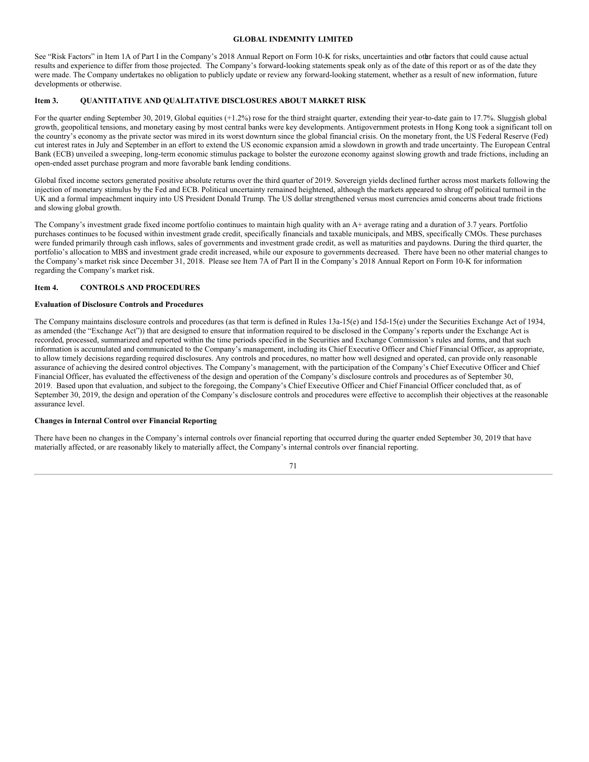See "Risk Factors" in Item 1A of Part I in the Company's 2018 Annual Report on Form 10-K for risks, uncertainties and other factors that could cause actual results and experience to differ from those projected. The Company's forward-looking statements speak only as of the date of this report or as of the date they were made. The Company undertakes no obligation to publicly update or review any forward-looking statement, whether as a result of new information, future developments or otherwise.

## Item 3. QUANTITATIVE AND QUALITATIVE DISCLOSURES ABOUT MARKET RISK

For the quarter ending September 30, 2019, Global equities (+1.2%) rose for the third straight quarter, extending their year-to-date gain to 17.7%. Sluggish global growth, geopolitical tensions, and monetary easing by most central banks were key developments. Antigovernment protests in Hong Kong took a significant toll on the country's economy as the private sector was mired in its worst downturn since the global financial crisis. On the monetary front, the US Federal Reserve (Fed) cut interest rates in July and September in an effort to extend the US economic expansion amid a slowdown in growth and trade uncertainty. The European Central Bank (ECB) unveiled a sweeping, long-term economic stimulus package to bolster the eurozone economy against slowing growth and trade frictions, including an open-ended asset purchase program and more favorable bank lending conditions.

Global fixed income sectors generated positive absolute returns over the third quarter of 2019. Sovereign yields declined further across most markets following the injection of monetary stimulus by the Fed and ECB. Political uncertainty remained heightened, although the markets appeared to shrug off political turmoil in the UK and a formal impeachment inquiry into US President Donald Trump. The US dollar strengthened versus most currencies amid concerns about trade frictions and slowing global growth.

The Company's investment grade fixed income portfolio continues to maintain high quality with an A+ average rating and a duration of 3.7 years. Portfolio purchases continues to be focused within investment grade credit, specifically financials and taxable municipals, and MBS, specifically CMOs. These purchases were funded primarily through cash inflows, sales of governments and investment grade credit, as well as maturities and paydowns. During the third quarter, the portfolio's allocation to MBS and investment grade credit increased, while our exposure to governments decreased. There have been no other material changes to the Company's market risk since December 31, 2018. Please see Item 7A of Part II in the Company's 2018 Annual Report on Form 10-K for information regarding the Company's market risk.

## Item 4. CONTROLS AND PROCEDURES

**Evaluation of Disclosure Controls and Procedures**

The Company maintains disclosure controls and procedures (as that term is defined in Rules 13a-15(e) and 15d-15(e) under the Securities Exchange Act of 1934, as amended (the "Exchange Act")) that are designed to ensure that information required to be disclosed in the Company's reports under the Exchange Act is recorded, processed, summarized and reported within the time periods specified in the Securities and Exchange Commission's rules and forms, and that such information is accumulated and communicated to the Company's management, including its Chief Executive Officer and Chief Financial Officer, as appropriate, to allow timely decisions regarding required disclosures. Any controls and procedures, no matter how well designed and operated, can provide only reasonable assurance of achieving the desired control objectives. The Company's management, with the participation of the Company's Chief Executive Officer and Chief Financial Officer, has evaluated the effectiveness of the design and operation of the Company's disclosure controls and procedures as of September 30, 2019. Based upon that evaluation, and subject to the foregoing, the Company's Chief Executive Officer and Chief Financial Officer concluded that, as of September 30, 2019, the design and operation of the Company's disclosure controls and procedures were effective to accomplish their objectives at the reasonable assurance level.

**Changes in Internal Control over Financial Reporting**

There have been no changes in the Company's internal controls over financial reporting that occurred during the quarter ended September 30, 2019 that have materially affected, or are reasonably likely to materially affect, the Company's internal controls over financial reporting.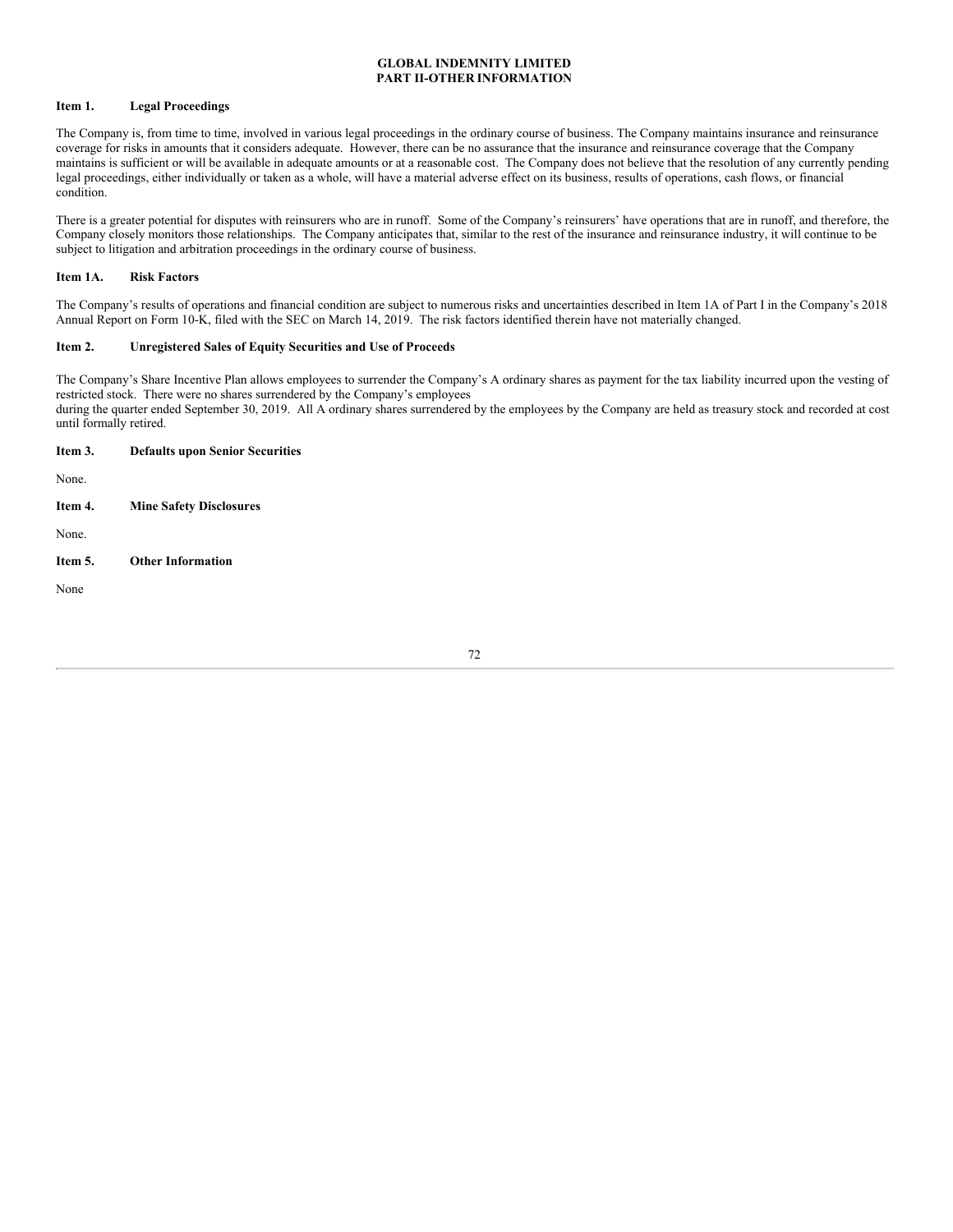**GLOBAL INDEMNITY LIMITED**
**PART II-OTHER INFORMATION**

**Item 1. Legal Proceedings**

The Company is, from time to time, involved in various legal proceedings in the ordinary course of business. The Company maintains insurance and reinsurance coverage for risks in amounts that it considers adequate. However, there can be no assurance that the insurance and reinsurance coverage that the Company maintains is sufficient or will be available in adequate amounts or at a reasonable cost. The Company does not believe that the resolution of any currently pending legal proceedings, either individually or taken as a whole, will have a material adverse effect on its business, results of operations, cash flows, or financial condition.

There is a greater potential for disputes with reinsurers who are in runoff. Some of the Company's reinsurers' have operations that are in runoff, and therefore, the Company closely monitors those relationships. The Company anticipates that, similar to the rest of the insurance and reinsurance industry, it will continue to be subject to litigation and arbitration proceedings in the ordinary course of business.

**Item 1A. Risk Factors**

The Company's results of operations and financial condition are subject to numerous risks and uncertainties described in Item 1A of Part I in the Company's 2018 Annual Report on Form 10-K, filed with the SEC on March 14, 2019. The risk factors identified therein have not materially changed.

**Item 2. Unregistered Sales of Equity Securities and Use of Proceeds**

The Company's Share Incentive Plan allows employees to surrender the Company's A ordinary shares as payment for the tax liability incurred upon the vesting of restricted stock. There were no shares surrendered by the Company's employees
during the quarter ended September 30, 2019. All A ordinary shares surrendered by the employees by the Company are held as treasury stock and recorded at cost until formally retired.

**Item 3. Defaults upon Senior Securities**

None.

**Item 4. Mine Safety Disclosures**

None.

**Item 5. Other Information**

None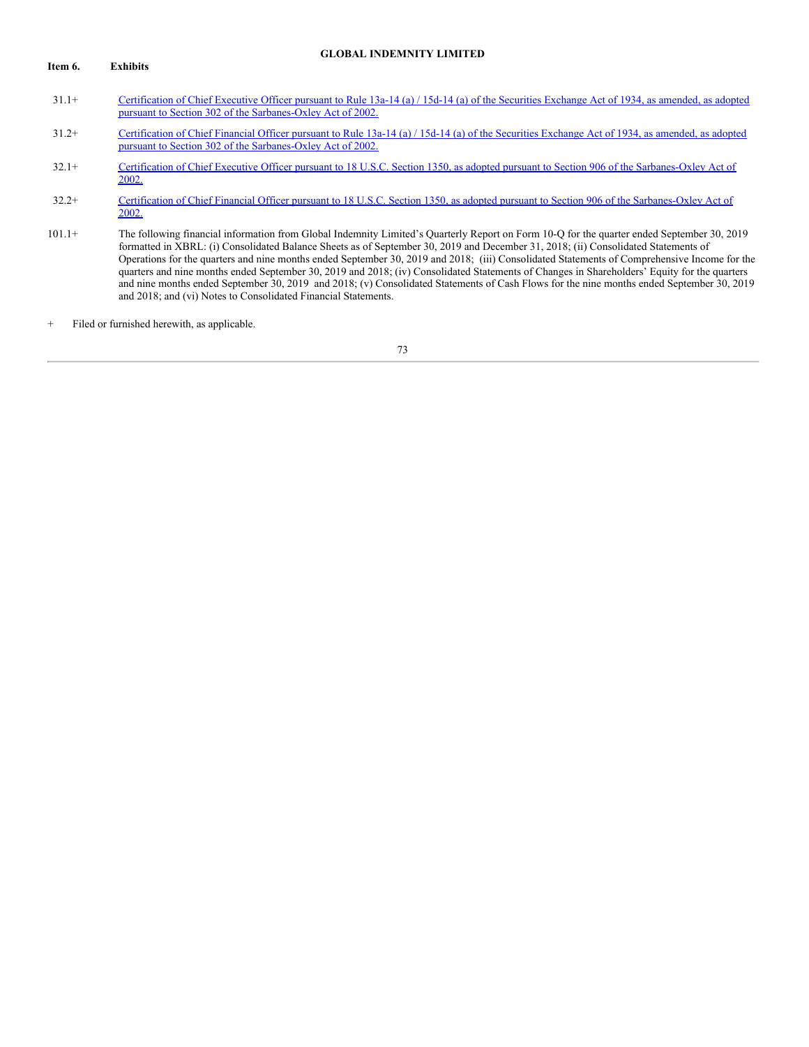**GLOBAL INDEMNITY LIMITED**

**Item 6. Exhibits**

| | |
|---|---|
| 31.1+ | Certification of Chief Executive Officer pursuant to Rule 13a-14 (a) / 15d-14 (a) of the Securities Exchange Act of 1934, as amended, as adopted pursuant to Section 302 of the Sarbanes-Oxley Act of 2002. |
| 31.2+ | Certification of Chief Financial Officer pursuant to Rule 13a-14 (a) / 15d-14 (a) of the Securities Exchange Act of 1934, as amended, as adopted pursuant to Section 302 of the Sarbanes-Oxley Act of 2002. |
| 32.1+ | Certification of Chief Executive Officer pursuant to 18 U.S.C. Section 1350, as adopted pursuant to Section 906 of the Sarbanes-Oxley Act of 2002. |
| 32.2+ | Certification of Chief Financial Officer pursuant to 18 U.S.C. Section 1350, as adopted pursuant to Section 906 of the Sarbanes-Oxley Act of 2002. |
| 101.1+ | The following financial information from Global Indemnity Limited's Quarterly Report on Form 10-Q for the quarter ended September 30, 2019 formatted in XBRL: (i) Consolidated Balance Sheets as of September 30, 2019 and December 31, 2018; (ii) Consolidated Statements of Operations for the quarters and nine months ended September 30, 2019 and 2018; (iii) Consolidated Statements of Comprehensive Income for the quarters and nine months ended September 30, 2019 and 2018; (iv) Consolidated Statements of Changes in Shareholders' Equity for the quarters and nine months ended September 30, 2019 and 2018; (v) Consolidated Statements of Cash Flows for the nine months ended September 30, 2019 and 2018; and (vi) Notes to Consolidated Financial Statements. |

+ Filed or furnished herewith, as applicable.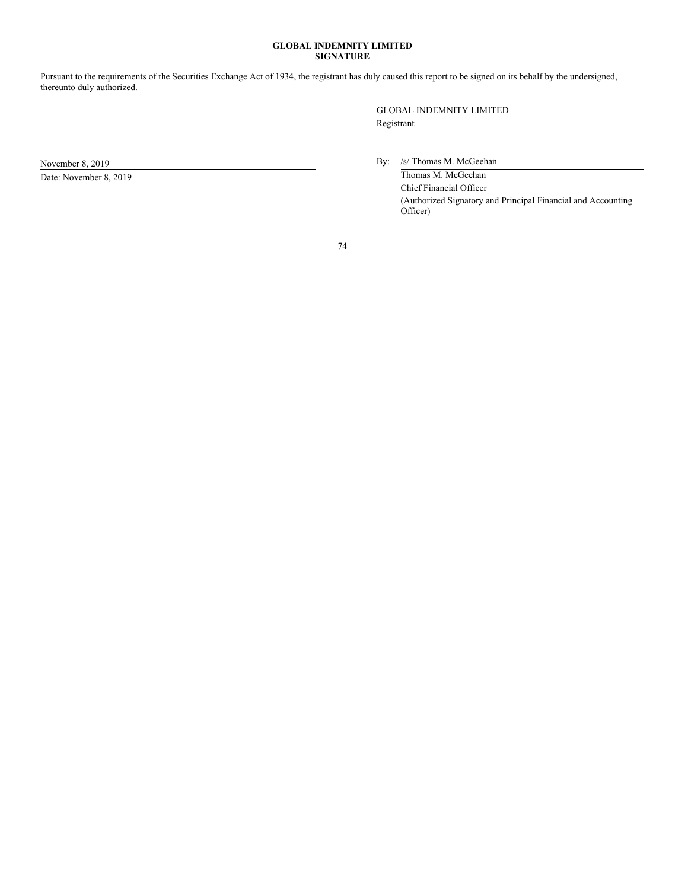**GLOBAL INDEMNITY LIMITED**
**SIGNATURE**

Pursuant to the requirements of the Securities Exchange Act of 1934, the registrant has duly caused this report to be signed on its behalf by the undersigned, thereunto duly authorized.

GLOBAL INDEMNITY LIMITED
Registrant

November 8, 2019

Date: November 8, 2019

By: /s/ Thomas M. McGeehan
Thomas M. McGeehan
Chief Financial Officer
(Authorized Signatory and Principal Financial and Accounting Officer)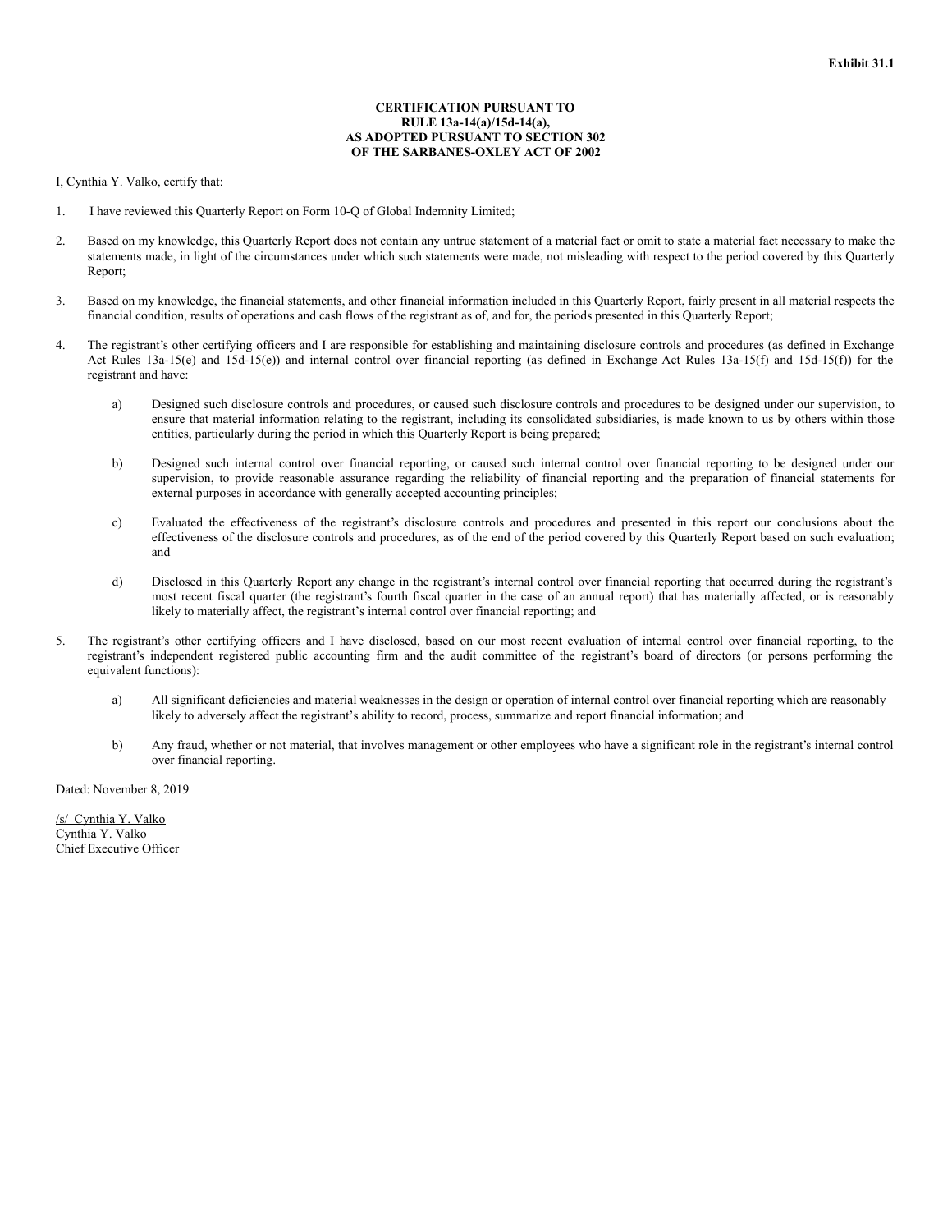**Exhibit 31.1**

**CERTIFICATION PURSUANT TO RULE 13a-14(a)/15d-14(a), AS ADOPTED PURSUANT TO SECTION 302 OF THE SARBANES-OXLEY ACT OF 2002**

I, Cynthia Y. Valko, certify that:

1. I have reviewed this Quarterly Report on Form 10-Q of Global Indemnity Limited;

2. Based on my knowledge, this Quarterly Report does not contain any untrue statement of a material fact or omit to state a material fact necessary to make the statements made, in light of the circumstances under which such statements were made, not misleading with respect to the period covered by this Quarterly Report;

3. Based on my knowledge, the financial statements, and other financial information included in this Quarterly Report, fairly present in all material respects the financial condition, results of operations and cash flows of the registrant as of, and for, the periods presented in this Quarterly Report;

4. The registrant's other certifying officers and I are responsible for establishing and maintaining disclosure controls and procedures (as defined in Exchange Act Rules 13a-15(e) and 15d-15(e)) and internal control over financial reporting (as defined in Exchange Act Rules 13a-15(f) and 15d-15(f)) for the registrant and have:

   a) Designed such disclosure controls and procedures, or caused such disclosure controls and procedures to be designed under our supervision, to ensure that material information relating to the registrant, including its consolidated subsidiaries, is made known to us by others within those entities, particularly during the period in which this Quarterly Report is being prepared;

   b) Designed such internal control over financial reporting, or caused such internal control over financial reporting to be designed under our supervision, to provide reasonable assurance regarding the reliability of financial reporting and the preparation of financial statements for external purposes in accordance with generally accepted accounting principles;

   c) Evaluated the effectiveness of the registrant's disclosure controls and procedures and presented in this report our conclusions about the effectiveness of the disclosure controls and procedures, as of the end of the period covered by this Quarterly Report based on such evaluation; and

   d) Disclosed in this Quarterly Report any change in the registrant's internal control over financial reporting that occurred during the registrant's most recent fiscal quarter (the registrant's fourth fiscal quarter in the case of an annual report) that has materially affected, or is reasonably likely to materially affect, the registrant's internal control over financial reporting; and

5. The registrant's other certifying officers and I have disclosed, based on our most recent evaluation of internal control over financial reporting, to the registrant's independent registered public accounting firm and the audit committee of the registrant's board of directors (or persons performing the equivalent functions):

   a) All significant deficiencies and material weaknesses in the design or operation of internal control over financial reporting which are reasonably likely to adversely affect the registrant's ability to record, process, summarize and report financial information; and

   b) Any fraud, whether or not material, that involves management or other employees who have a significant role in the registrant's internal control over financial reporting.

Dated: November 8, 2019

/s/ Cynthia Y. Valko
Cynthia Y. Valko
Chief Executive Officer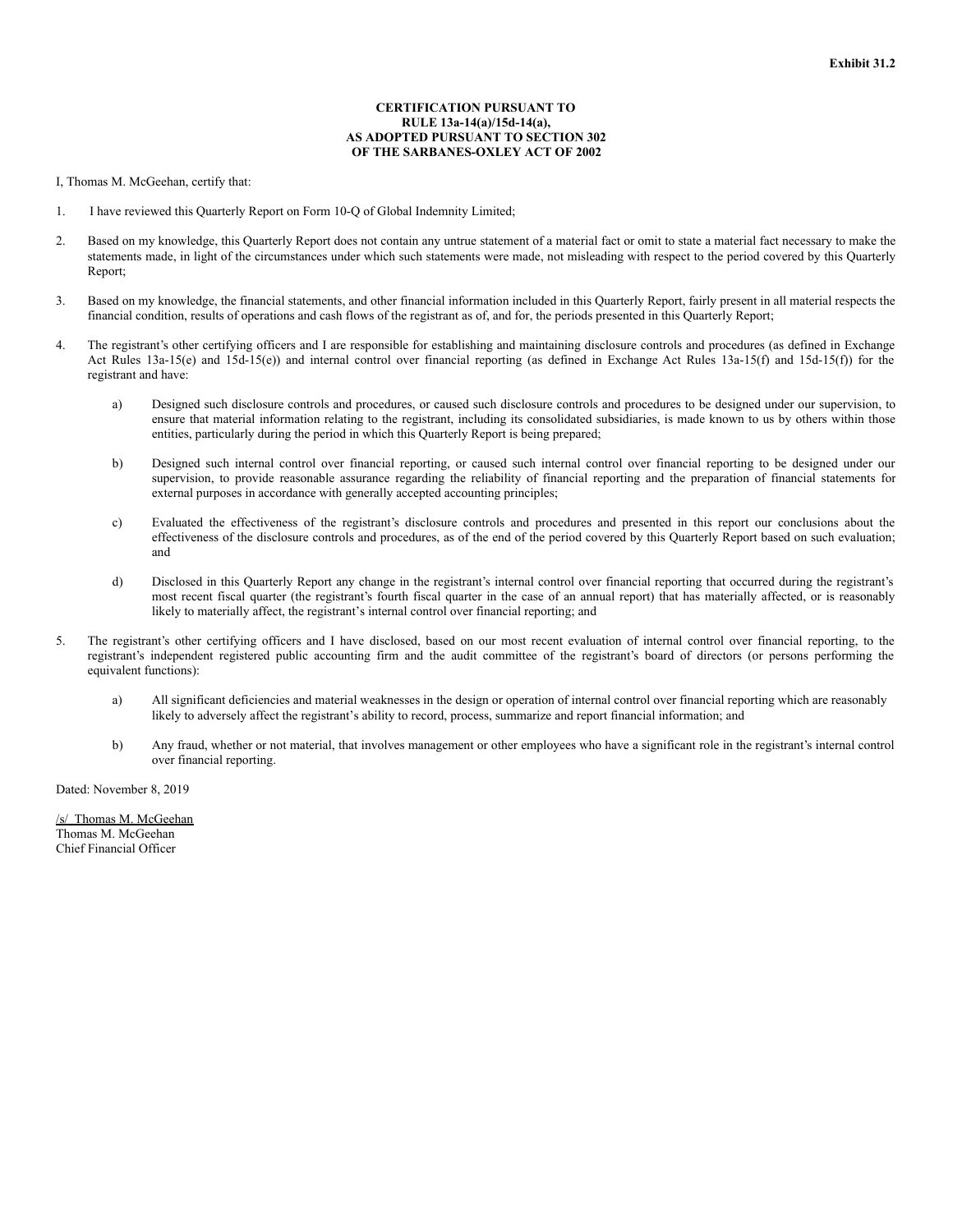**Exhibit 31.2**

**CERTIFICATION PURSUANT TO**
**RULE 13a-14(a)/15d-14(a),**
**AS ADOPTED PURSUANT TO SECTION 302**
**OF THE SARBANES-OXLEY ACT OF 2002**

I, Thomas M. McGeehan, certify that:

1. I have reviewed this Quarterly Report on Form 10-Q of Global Indemnity Limited;

2. Based on my knowledge, this Quarterly Report does not contain any untrue statement of a material fact or omit to state a material fact necessary to make the statements made, in light of the circumstances under which such statements were made, not misleading with respect to the period covered by this Quarterly Report;

3. Based on my knowledge, the financial statements, and other financial information included in this Quarterly Report, fairly present in all material respects the financial condition, results of operations and cash flows of the registrant as of, and for, the periods presented in this Quarterly Report;

4. The registrant's other certifying officers and I are responsible for establishing and maintaining disclosure controls and procedures (as defined in Exchange Act Rules 13a-15(e) and 15d-15(e)) and internal control over financial reporting (as defined in Exchange Act Rules 13a-15(f) and 15d-15(f)) for the registrant and have:

    a) Designed such disclosure controls and procedures, or caused such disclosure controls and procedures to be designed under our supervision, to ensure that material information relating to the registrant, including its consolidated subsidiaries, is made known to us by others within those entities, particularly during the period in which this Quarterly Report is being prepared;

    b) Designed such internal control over financial reporting, or caused such internal control over financial reporting to be designed under our supervision, to provide reasonable assurance regarding the reliability of financial reporting and the preparation of financial statements for external purposes in accordance with generally accepted accounting principles;

    c) Evaluated the effectiveness of the registrant's disclosure controls and procedures and presented in this report our conclusions about the effectiveness of the disclosure controls and procedures, as of the end of the period covered by this Quarterly Report based on such evaluation; and

    d) Disclosed in this Quarterly Report any change in the registrant's internal control over financial reporting that occurred during the registrant's most recent fiscal quarter (the registrant's fourth fiscal quarter in the case of an annual report) that has materially affected, or is reasonably likely to materially affect, the registrant's internal control over financial reporting; and

5. The registrant's other certifying officers and I have disclosed, based on our most recent evaluation of internal control over financial reporting, to the registrant's independent registered public accounting firm and the audit committee of the registrant's board of directors (or persons performing the equivalent functions):

    a) All significant deficiencies and material weaknesses in the design or operation of internal control over financial reporting which are reasonably likely to adversely affect the registrant's ability to record, process, summarize and report financial information; and

    b) Any fraud, whether or not material, that involves management or other employees who have a significant role in the registrant's internal control over financial reporting.

Dated: November 8, 2019

/s/ Thomas M. McGeehan
Thomas M. McGeehan
Chief Financial Officer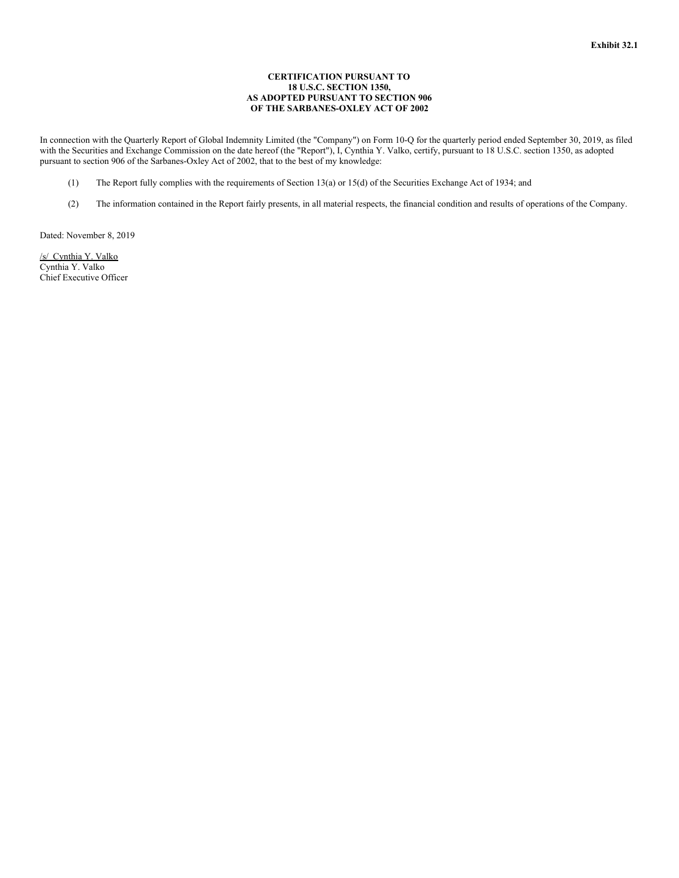**Exhibit 32.1**

**CERTIFICATION PURSUANT TO
18 U.S.C. SECTION 1350,
AS ADOPTED PURSUANT TO SECTION 906
OF THE SARBANES-OXLEY ACT OF 2002**

In connection with the Quarterly Report of Global Indemnity Limited (the "Company") on Form 10-Q for the quarterly period ended September 30, 2019, as filed with the Securities and Exchange Commission on the date hereof (the "Report"), I, Cynthia Y. Valko, certify, pursuant to 18 U.S.C. section 1350, as adopted pursuant to section 906 of the Sarbanes-Oxley Act of 2002, that to the best of my knowledge:

(1) The Report fully complies with the requirements of Section 13(a) or 15(d) of the Securities Exchange Act of 1934; and

(2) The information contained in the Report fairly presents, in all material respects, the financial condition and results of operations of the Company.

Dated: November 8, 2019

/s/ Cynthia Y. Valko
Cynthia Y. Valko
Chief Executive Officer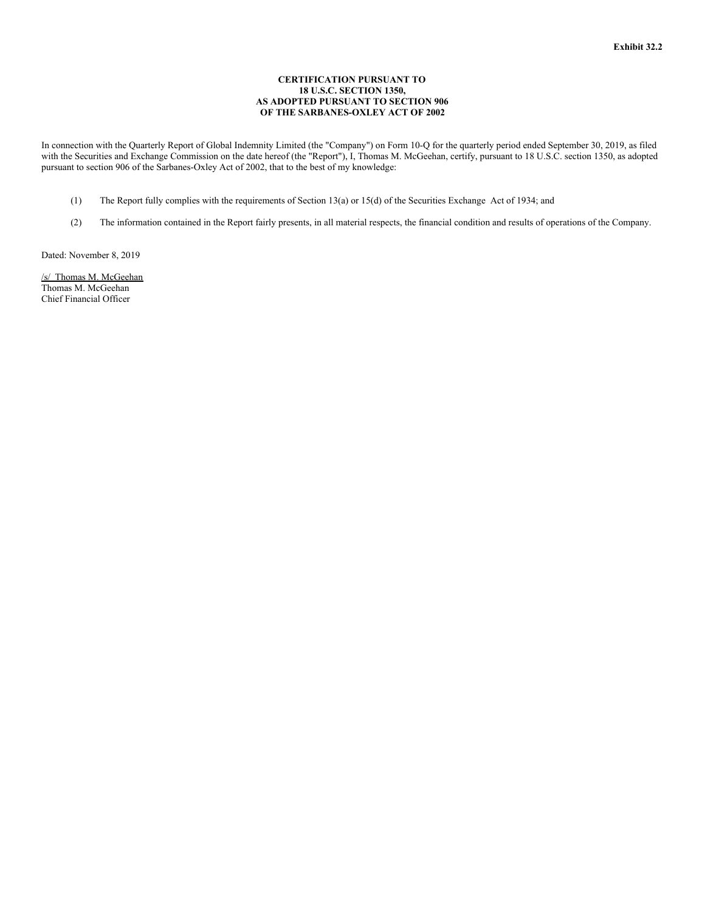**Exhibit 32.2**

**CERTIFICATION PURSUANT TO**
**18 U.S.C. SECTION 1350,**
**AS ADOPTED PURSUANT TO SECTION 906**
**OF THE SARBANES-OXLEY ACT OF 2002**

In connection with the Quarterly Report of Global Indemnity Limited (the "Company") on Form 10-Q for the quarterly period ended September 30, 2019, as filed with the Securities and Exchange Commission on the date hereof (the "Report"), I, Thomas M. McGeehan, certify, pursuant to 18 U.S.C. section 1350, as adopted pursuant to section 906 of the Sarbanes-Oxley Act of 2002, that to the best of my knowledge:

(1) The Report fully complies with the requirements of Section 13(a) or 15(d) of the Securities Exchange Act of 1934; and

(2) The information contained in the Report fairly presents, in all material respects, the financial condition and results of operations of the Company.

Dated: November 8, 2019

/s/ Thomas M. McGeehan
Thomas M. McGeehan
Chief Financial Officer